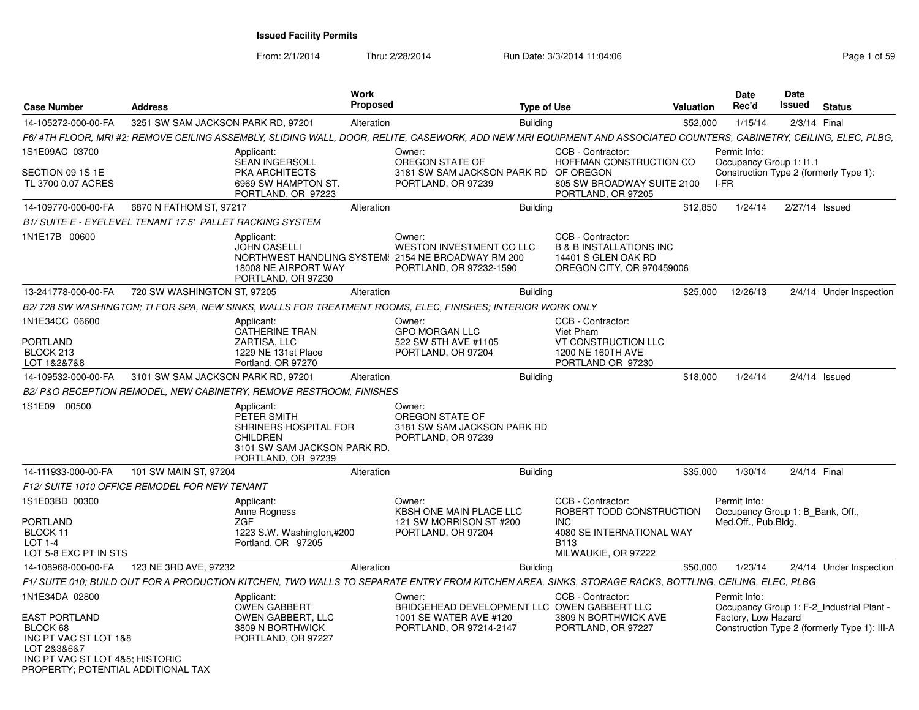# Issued Facility Permits

From: 2/1/2014 Thru: 2/28/2014 Run Date: 3/3/2014 11:04:06

| Case Number | Address | Work Proposed | Type of Use | Valuation | Date Rec'd | Date Issued | Status |
|---|---|---|---|---|---|---|---|
| 14-105272-000-00-FA | 3251 SW SAM JACKSON PARK RD, 97201 | Alteration | Building | $52,000 | 1/15/14 | 2/3/14 | Final |

*F6/ 4TH FLOOR, MRI #2; REMOVE CEILING ASSEMBLY, SLIDING WALL, DOOR, RELITE, CASEWORK, ADD NEW MRI EQUIPMENT AND ASSOCIATED COUNTERS, CABINETRY, CEILING, ELEC, PLBG,*

1S1E09AC 03700
SECTION 09 1S 1E
TL 3700 0.07 ACRES

Applicant: SEAN INGERSOLL, PKA ARCHITECTS, 6969 SW HAMPTON ST., PORTLAND, OR 97223

Owner: OREGON STATE OF, 3181 SW SAM JACKSON PARK RD, PORTLAND, OR 97239

CCB - Contractor: HOFFMAN CONSTRUCTION CO OF OREGON, 805 SW BROADWAY SUITE 2100, PORTLAND, OR 97205

Permit Info: Occupancy Group 1: I1.1; Construction Type 2 (formerly Type 1): I-FR

| Case Number | Address | Work Proposed | Type of Use | Valuation | Date Rec'd | Date Issued | Status |
|---|---|---|---|---|---|---|---|
| 14-109770-000-00-FA | 6870 N FATHOM ST, 97217 | Alteration | Building | $12,850 | 1/24/14 | 2/27/14 | Issued |

*B1/ SUITE E - EYELEVEL TENANT 17.5' PALLET RACKING SYSTEM*

1N1E17B 00600

Applicant: JOHN CASELLI, NORTHWEST HANDLING SYSTEMS, 18008 NE AIRPORT WAY, PORTLAND, OR 97230

Owner: WESTON INVESTMENT CO LLC, 2154 NE BROADWAY RM 200, PORTLAND, OR 97232-1590

CCB - Contractor: B & B INSTALLATIONS INC, 14401 S GLEN OAK RD, OREGON CITY, OR 970459006

| Case Number | Address | Work Proposed | Type of Use | Valuation | Date Rec'd | Date Issued | Status |
|---|---|---|---|---|---|---|---|
| 13-241778-000-00-FA | 720 SW WASHINGTON ST, 97205 | Alteration | Building | $25,000 | 12/26/13 | 2/4/14 | Under Inspection |

*B2/ 728 SW WASHINGTON; TI FOR SPA, NEW SINKS, WALLS FOR TREATMENT ROOMS, ELEC, FINISHES; INTERIOR WORK ONLY*

1N1E34CC 06600
PORTLAND
BLOCK 213
LOT 1&2&7&8

Applicant: CATHERINE TRAN, ZARTISA, LLC, 1229 NE 131st Place, Portland, OR 97270

Owner: GPO MORGAN LLC, 522 SW 5TH AVE #1105, PORTLAND, OR 97204

CCB - Contractor: Viet Pham, VT CONSTRUCTION LLC, 1200 NE 160TH AVE, PORTLAND OR 97230

| Case Number | Address | Work Proposed | Type of Use | Valuation | Date Rec'd | Date Issued | Status |
|---|---|---|---|---|---|---|---|
| 14-109532-000-00-FA | 3101 SW SAM JACKSON PARK RD, 97201 | Alteration | Building | $18,000 | 1/24/14 | 2/4/14 | Issued |

*B2/ P&O RECEPTION REMODEL, NEW CABINETRY, REMOVE RESTROOM, FINISHES*

1S1E09 00500

Applicant: PETER SMITH, SHRINERS HOSPITAL FOR CHILDREN, 3101 SW SAM JACKSON PARK RD., PORTLAND, OR 97239

Owner: OREGON STATE OF, 3181 SW SAM JACKSON PARK RD, PORTLAND, OR 97239

| Case Number | Address | Work Proposed | Type of Use | Valuation | Date Rec'd | Date Issued | Status |
|---|---|---|---|---|---|---|---|
| 14-111933-000-00-FA | 101 SW MAIN ST, 97204 | Alteration | Building | $35,000 | 1/30/14 | 2/4/14 | Final |

*F12/ SUITE 1010 OFFICE REMODEL FOR NEW TENANT*

1S1E03BD 00300
PORTLAND
BLOCK 11
LOT 1-4
LOT 5-8 EXC PT IN STS

Applicant: Anne Rogness, ZGF, 1223 S.W. Washington,#200, Portland, OR 97205

Owner: KBSH ONE MAIN PLACE LLC, 121 SW MORRISON ST #200, PORTLAND, OR 97204

CCB - Contractor: ROBERT TODD CONSTRUCTION INC, 4080 SE INTERNATIONAL WAY B113, MILWAUKIE, OR 97222

Permit Info: Occupancy Group 1: B_Bank, Off., Med.Off., Pub.Bldg.

| Case Number | Address | Work Proposed | Type of Use | Valuation | Date Rec'd | Date Issued | Status |
|---|---|---|---|---|---|---|---|
| 14-108968-000-00-FA | 123 NE 3RD AVE, 97232 | Alteration | Building | $50,000 | 1/23/14 | 2/4/14 | Under Inspection |

*F1/ SUITE 010; BUILD OUT FOR A PRODUCTION KITCHEN, TWO WALLS TO SEPARATE ENTRY FROM KITCHEN AREA, SINKS, STORAGE RACKS, BOTTLING, CEILING, ELEC, PLBG*

1N1E34DA 02800
EAST PORTLAND
BLOCK 68
INC PT VAC ST LOT 1&8
LOT 2&3&6&7
INC PT VAC ST LOT 4&5; HISTORIC PROPERTY; POTENTIAL ADDITIONAL TAX

Applicant: OWEN GABBERT, OWEN GABBERT, LLC, 3809 N BORTHWICK, PORTLAND, OR 97227

Owner: BRIDGEHEAD DEVELOPMENT LLC, 1001 SE WATER AVE #120, PORTLAND, OR 97214-2147

CCB - Contractor: OWEN GABBERT LLC, 3809 N BORTHWICK AVE, PORTLAND, OR 97227

Permit Info: Occupancy Group 1: F-2_Industrial Plant - Factory, Low Hazard; Construction Type 2 (formerly Type 1): III-A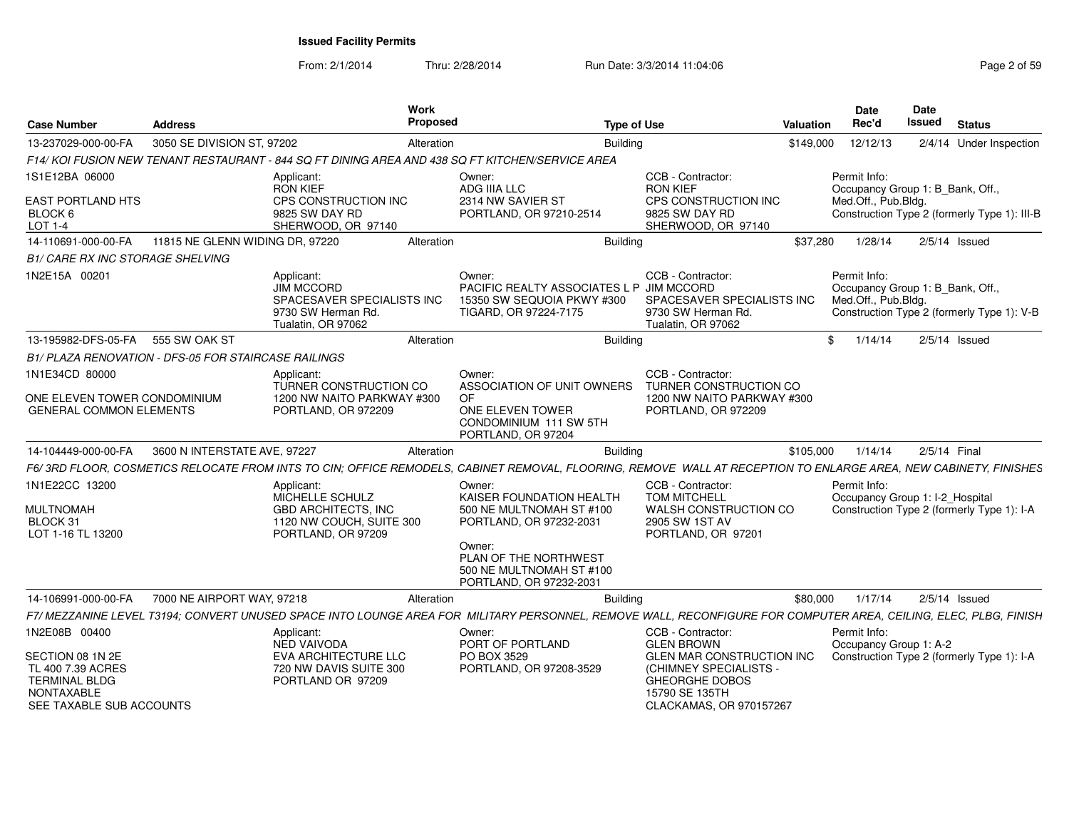**Issued Facility Permits**

From: 2/1/2014 Thru: 2/28/2014 Run Date: 3/3/2014 11:04:06

| Case Number | Address | Work Proposed | Type of Use | Valuation | Date Rec'd | Date Issued | Status |
|---|---|---|---|---|---|---|---|
| 13-237029-000-00-FA | 3050 SE DIVISION ST, 97202 | Alteration | Building | $149,000 | 12/12/13 | 2/4/14 | Under Inspection |

*F14/ KOI FUSION NEW TENANT RESTAURANT - 844 SQ FT DINING AREA AND 438 SQ FT KITCHEN/SERVICE AREA*

1S1E12BA 06000
EAST PORTLAND HTS
BLOCK 6
LOT 1-4

Applicant: RON KIEF, CPS CONSTRUCTION INC, 9825 SW DAY RD, SHERWOOD, OR 97140

Owner: ADG IIIA LLC, 2314 NW SAVIER ST, PORTLAND, OR 97210-2514

CCB - Contractor: RON KIEF, CPS CONSTRUCTION INC, 9825 SW DAY RD, SHERWOOD, OR 97140

Permit Info: Occupancy Group 1: B_Bank, Off., Med.Off., Pub.Bldg. Construction Type 2 (formerly Type 1): III-B

| Case Number | Address | Work Proposed | Type of Use | Valuation | Date Rec'd | Date Issued | Status |
|---|---|---|---|---|---|---|---|
| 14-110691-000-00-FA | 11815 NE GLENN WIDING DR, 97220 | Alteration | Building | $37,280 | 1/28/14 | 2/5/14 | Issued |

*B1/ CARE RX INC STORAGE SHELVING*

1N2E15A 00201

Applicant: JIM MCCORD, SPACESAVER SPECIALISTS INC, 9730 SW Herman Rd., Tualatin, OR 97062

Owner: PACIFIC REALTY ASSOCIATES L P, 15350 SW SEQUOIA PKWY #300, TIGARD, OR 97224-7175

CCB - Contractor: JIM MCCORD, SPACESAVER SPECIALISTS INC, 9730 SW Herman Rd., Tualatin, OR 97062

Permit Info: Occupancy Group 1: B_Bank, Off., Med.Off., Pub.Bldg. Construction Type 2 (formerly Type 1): V-B

| Case Number | Address | Work Proposed | Type of Use | Valuation | Date Rec'd | Date Issued | Status |
|---|---|---|---|---|---|---|---|
| 13-195982-DFS-05-FA | 555 SW OAK ST | Alteration | Building | $ | 1/14/14 | 2/5/14 | Issued |

*B1/ PLAZA RENOVATION - DFS-05 FOR STAIRCASE RAILINGS*

1N1E34CD 80000
ONE ELEVEN TOWER CONDOMINIUM
GENERAL COMMON ELEMENTS

Applicant: TURNER CONSTRUCTION CO, 1200 NW NAITO PARKWAY #300, PORTLAND, OR 972209

Owner: ASSOCIATION OF UNIT OWNERS OF ONE ELEVEN TOWER CONDOMINIUM 111 SW 5TH, PORTLAND, OR 97204

CCB - Contractor: TURNER CONSTRUCTION CO, 1200 NW NAITO PARKWAY #300, PORTLAND, OR 972209

| Case Number | Address | Work Proposed | Type of Use | Valuation | Date Rec'd | Date Issued | Status |
|---|---|---|---|---|---|---|---|
| 14-104449-000-00-FA | 3600 N INTERSTATE AVE, 97227 | Alteration | Building | $105,000 | 1/14/14 | 2/5/14 | Final |

*F6/ 3RD FLOOR, COSMETICS RELOCATE FROM INTS TO CIN; OFFICE REMODELS, CABINET REMOVAL, FLOORING, REMOVE WALL AT RECEPTION TO ENLARGE AREA, NEW CABINETY, FINISHES*

1N1E22CC 13200
MULTNOMAH
BLOCK 31
LOT 1-16 TL 13200

Applicant: MICHELLE SCHULZ, GBD ARCHITECTS, INC, 1120 NW COUCH, SUITE 300, PORTLAND, OR 97209

Owner: KAISER FOUNDATION HEALTH, 500 NE MULTNOMAH ST #100, PORTLAND, OR 97232-2031

Owner: PLAN OF THE NORTHWEST, 500 NE MULTNOMAH ST #100, PORTLAND, OR 97232-2031

CCB - Contractor: TOM MITCHELL, WALSH CONSTRUCTION CO, 2905 SW 1ST AV, PORTLAND, OR 97201

Permit Info: Occupancy Group 1: I-2_Hospital. Construction Type 2 (formerly Type 1): I-A

| Case Number | Address | Work Proposed | Type of Use | Valuation | Date Rec'd | Date Issued | Status |
|---|---|---|---|---|---|---|---|
| 14-106991-000-00-FA | 7000 NE AIRPORT WAY, 97218 | Alteration | Building | $80,000 | 1/17/14 | 2/5/14 | Issued |

*F7/ MEZZANINE LEVEL T3194; CONVERT UNUSED SPACE INTO LOUNGE AREA FOR MILITARY PERSONNEL, REMOVE WALL, RECONFIGURE FOR COMPUTER AREA, CEILING, ELEC, PLBG, FINISH*

1N2E08B 00400
SECTION 08 1N 2E
TL 400 7.39 ACRES
TERMINAL BLDG
NONTAXABLE
SEE TAXABLE SUB ACCOUNTS

Applicant: NED VAIVODA, EVA ARCHITECTURE LLC, 720 NW DAVIS SUITE 300, PORTLAND OR 97209

Owner: PORT OF PORTLAND, PO BOX 3529, PORTLAND, OR 97208-3529

CCB - Contractor: GLEN BROWN, GLEN MAR CONSTRUCTION INC (CHIMNEY SPECIALISTS - GHEORGHE DOBOS, 15790 SE 135TH, CLACKAMAS, OR 970157267

Permit Info: Occupancy Group 1: A-2. Construction Type 2 (formerly Type 1): I-A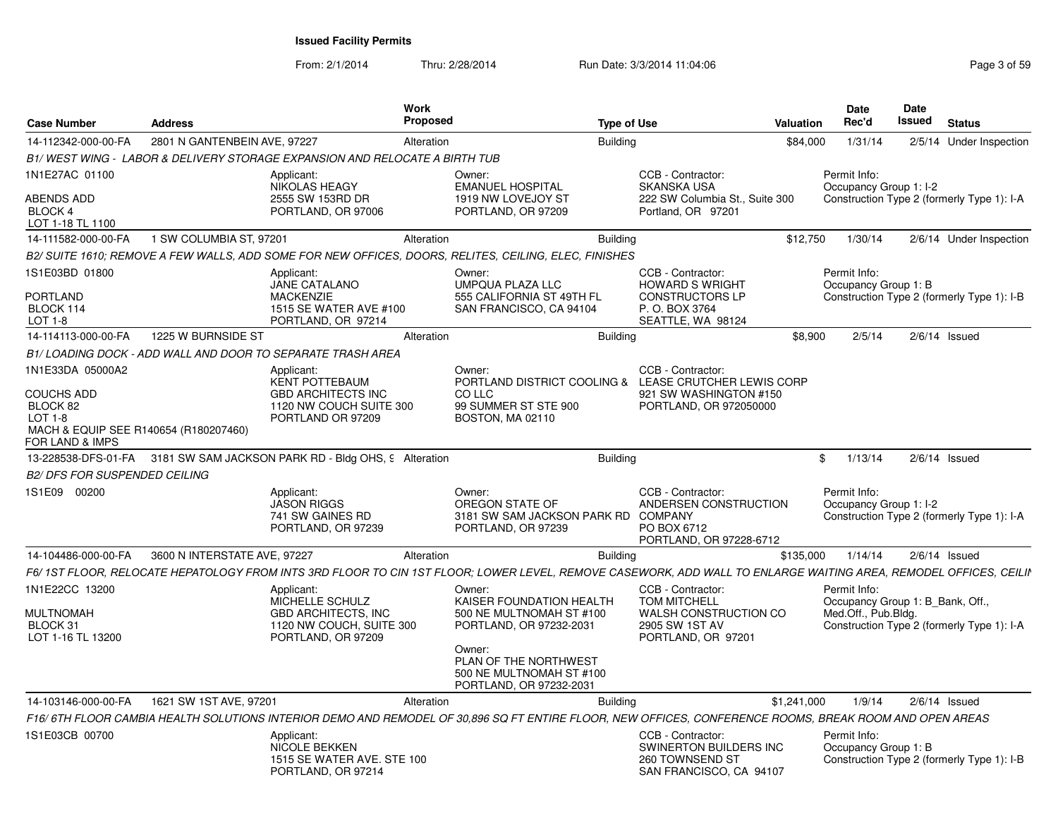**Issued Facility Permits**

From: 2/1/2014 Thru: 2/28/2014 Run Date: 3/3/2014 11:04:06

| Case Number | Address | Work Proposed | Type of Use | Valuation | Date Rec'd | Date Issued | Status |
|---|---|---|---|---|---|---|---|
| 14-112342-000-00-FA | 2801 N GANTENBEIN AVE, 97227 | Alteration | Building | $84,000 | 1/31/14 | 2/5/14 | Under Inspection |

*B1/ WEST WING - LABOR & DELIVERY STORAGE EXPANSION AND RELOCATE A BIRTH TUB*

1N1E27AC 01100
ABENDS ADD
BLOCK 4
LOT 1-18 TL 1100

Applicant: NIKOLAS HEAGY, 2555 SW 153RD DR, PORTLAND, OR 97006
Owner: EMANUEL HOSPITAL, 1919 NW LOVEJOY ST, PORTLAND, OR 97209
CCB - Contractor: SKANSKA USA, 222 SW Columbia St., Suite 300, Portland, OR 97201
Permit Info: Occupancy Group 1: I-2; Construction Type 2 (formerly Type 1): I-A

| Case Number | Address | Work Proposed | Type of Use | Valuation | Date Rec'd | Date Issued | Status |
|---|---|---|---|---|---|---|---|
| 14-111582-000-00-FA | 1 SW COLUMBIA ST, 97201 | Alteration | Building | $12,750 | 1/30/14 | 2/6/14 | Under Inspection |

*B2/ SUITE 1610; REMOVE A FEW WALLS, ADD SOME FOR NEW OFFICES, DOORS, RELITES, CEILING, ELEC, FINISHES*

1S1E03BD 01800
PORTLAND
BLOCK 114
LOT 1-8

Applicant: JANE CATALANO, MACKENZIE, 1515 SE WATER AVE #100, PORTLAND, OR 97214
Owner: UMPQUA PLAZA LLC, 555 CALIFORNIA ST 49TH FL, SAN FRANCISCO, CA 94104
CCB - Contractor: HOWARD S WRIGHT CONSTRUCTORS LP, P. O. BOX 3764, SEATTLE, WA 98124
Permit Info: Occupancy Group 1: B; Construction Type 2 (formerly Type 1): I-B

| Case Number | Address | Work Proposed | Type of Use | Valuation | Date Rec'd | Date Issued | Status |
|---|---|---|---|---|---|---|---|
| 14-114113-000-00-FA | 1225 W BURNSIDE ST | Alteration | Building | $8,900 | 2/5/14 | 2/6/14 | Issued |

*B1/ LOADING DOCK - ADD WALL AND DOOR TO SEPARATE TRASH AREA*

1N1E33DA 05000A2
COUCHS ADD
BLOCK 82
LOT 1-8
MACH & EQUIP SEE R140654 (R180207460) FOR LAND & IMPS

Applicant: KENT POTTEBAUM, GBD ARCHITECTS INC, 1120 NW COUCH SUITE 300, PORTLAND OR 97209
Owner: PORTLAND DISTRICT COOLING & CO LLC, 99 SUMMER ST STE 900, BOSTON, MA 02110
CCB - Contractor: LEASE CRUTCHER LEWIS CORP, 921 SW WASHINGTON #150, PORTLAND, OR 972050000

| Case Number | Address | Work Proposed | Type of Use | Valuation | Date Rec'd | Date Issued | Status |
|---|---|---|---|---|---|---|---|
| 13-228538-DFS-01-FA | 3181 SW SAM JACKSON PARK RD - Bldg OHS, 9 | Alteration | Building | $ | 1/13/14 | 2/6/14 | Issued |

*B2/ DFS FOR SUSPENDED CEILING*

1S1E09 00200

Applicant: JASON RIGGS, 741 SW GAINES RD, PORTLAND, OR 97239
Owner: OREGON STATE OF, 3181 SW SAM JACKSON PARK RD, PORTLAND, OR 97239
CCB - Contractor: ANDERSEN CONSTRUCTION COMPANY, PO BOX 6712, PORTLAND, OR 97228-6712
Permit Info: Occupancy Group 1: I-2; Construction Type 2 (formerly Type 1): I-A

| Case Number | Address | Work Proposed | Type of Use | Valuation | Date Rec'd | Date Issued | Status |
|---|---|---|---|---|---|---|---|
| 14-104486-000-00-FA | 3600 N INTERSTATE AVE, 97227 | Alteration | Building | $135,000 | 1/14/14 | 2/6/14 | Issued |

*F6/ 1ST FLOOR, RELOCATE HEPATOLOGY FROM INTS 3RD FLOOR TO CIN 1ST FLOOR; LOWER LEVEL, REMOVE CASEWORK, ADD WALL TO ENLARGE WAITING AREA, REMODEL OFFICES, CEILIN*

1N1E22CC 13200
MULTNOMAH
BLOCK 31
LOT 1-16 TL 13200

Applicant: MICHELLE SCHULZ, GBD ARCHITECTS, INC, 1120 NW COUCH, SUITE 300, PORTLAND, OR 97209
Owner: KAISER FOUNDATION HEALTH, 500 NE MULTNOMAH ST #100, PORTLAND, OR 97232-2031
Owner: PLAN OF THE NORTHWEST, 500 NE MULTNOMAH ST #100, PORTLAND, OR 97232-2031
CCB - Contractor: TOM MITCHELL, WALSH CONSTRUCTION CO, 2905 SW 1ST AV, PORTLAND, OR 97201
Permit Info: Occupancy Group 1: B_Bank, Off., Med.Off., Pub.Bldg.; Construction Type 2 (formerly Type 1): I-A

| Case Number | Address | Work Proposed | Type of Use | Valuation | Date Rec'd | Date Issued | Status |
|---|---|---|---|---|---|---|---|
| 14-103146-000-00-FA | 1621 SW 1ST AVE, 97201 | Alteration | Building | $1,241,000 | 1/9/14 | 2/6/14 | Issued |

*F16/ 6TH FLOOR CAMBIA HEALTH SOLUTIONS INTERIOR DEMO AND REMODEL OF 30,896 SQ FT ENTIRE FLOOR, NEW OFFICES, CONFERENCE ROOMS, BREAK ROOM AND OPEN AREAS*

1S1E03CB 00700

Applicant: NICOLE BEKKEN, 1515 SE WATER AVE. STE 100, PORTLAND, OR 97214
CCB - Contractor: SWINERTON BUILDERS INC, 260 TOWNSEND ST, SAN FRANCISCO, CA 94107
Permit Info: Occupancy Group 1: B; Construction Type 2 (formerly Type 1): I-B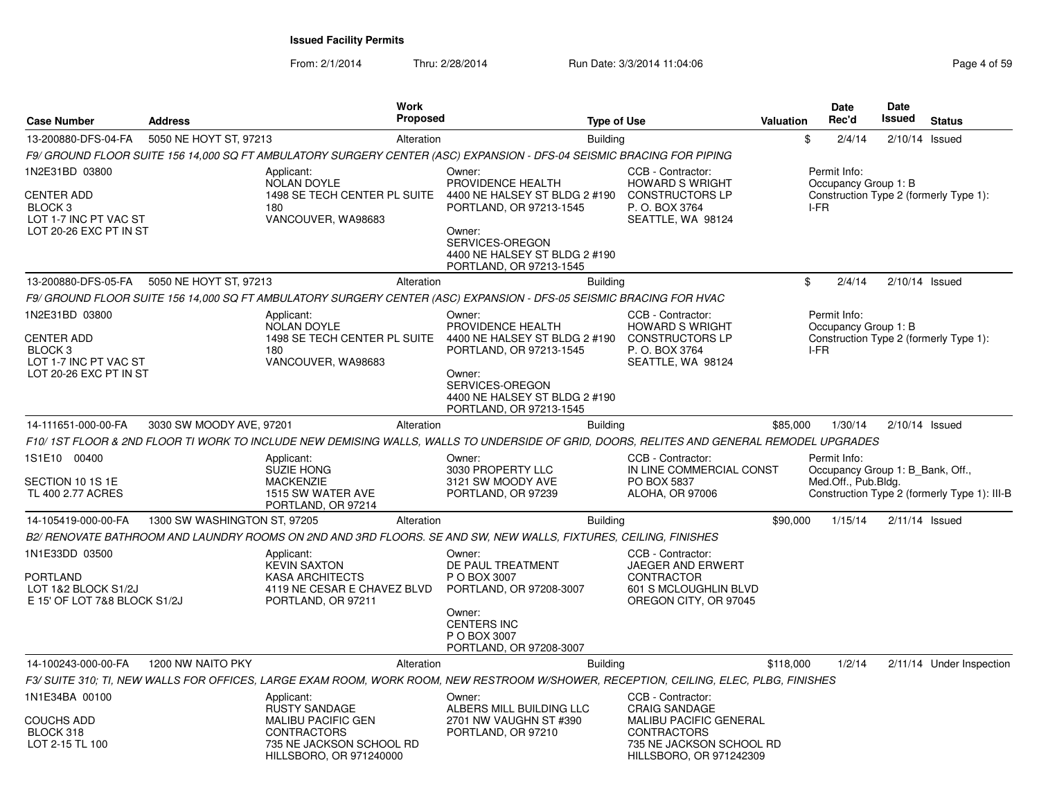# Issued Facility Permits

From: 2/1/2014 Thru: 2/28/2014 Run Date: 3/3/2014 11:04:06

| Case Number | Address | Work Proposed | Type of Use | Valuation | Date Rec'd | Date Issued | Status |
|---|---|---|---|---|---|---|---|
| 13-200880-DFS-04-FA | 5050 NE HOYT ST, 97213 | Alteration | Building | $ | 2/4/14 | 2/10/14 | Issued |

*F9/ GROUND FLOOR SUITE 156 14,000 SQ FT AMBULATORY SURGERY CENTER (ASC) EXPANSION - DFS-04 SEISMIC BRACING FOR PIPING*

1N2E31BD 03800
CENTER ADD
BLOCK 3
LOT 1-7 INC PT VAC ST
LOT 20-26 EXC PT IN ST

Applicant:
NOLAN DOYLE
1498 SE TECH CENTER PL SUITE 180
VANCOUVER, WA98683

Owner:
PROVIDENCE HEALTH
4400 NE HALSEY ST BLDG 2 #190
PORTLAND, OR 97213-1545

Owner:
SERVICES-OREGON
4400 NE HALSEY ST BLDG 2 #190
PORTLAND, OR 97213-1545

CCB - Contractor:
HOWARD S WRIGHT
CONSTRUCTORS LP
P. O. BOX 3764
SEATTLE, WA 98124

Permit Info:
Occupancy Group 1: B
Construction Type 2 (formerly Type 1): I-FR

---

| Case Number | Address | Work Proposed | Type of Use | Valuation | Date Rec'd | Date Issued | Status |
|---|---|---|---|---|---|---|---|
| 13-200880-DFS-05-FA | 5050 NE HOYT ST, 97213 | Alteration | Building | $ | 2/4/14 | 2/10/14 | Issued |

*F9/ GROUND FLOOR SUITE 156 14,000 SQ FT AMBULATORY SURGERY CENTER (ASC) EXPANSION - DFS-05 SEISMIC BRACING FOR HVAC*

1N2E31BD 03800
CENTER ADD
BLOCK 3
LOT 1-7 INC PT VAC ST
LOT 20-26 EXC PT IN ST

Applicant:
NOLAN DOYLE
1498 SE TECH CENTER PL SUITE 180
VANCOUVER, WA98683

Owner:
PROVIDENCE HEALTH
4400 NE HALSEY ST BLDG 2 #190
PORTLAND, OR 97213-1545

Owner:
SERVICES-OREGON
4400 NE HALSEY ST BLDG 2 #190
PORTLAND, OR 97213-1545

CCB - Contractor:
HOWARD S WRIGHT
CONSTRUCTORS LP
P. O. BOX 3764
SEATTLE, WA 98124

Permit Info:
Occupancy Group 1: B
Construction Type 2 (formerly Type 1): I-FR

---

| Case Number | Address | Work Proposed | Type of Use | Valuation | Date Rec'd | Date Issued | Status |
|---|---|---|---|---|---|---|---|
| 14-111651-000-00-FA | 3030 SW MOODY AVE, 97201 | Alteration | Building | $85,000 | 1/30/14 | 2/10/14 | Issued |

*F10/ 1ST FLOOR & 2ND FLOOR TI WORK TO INCLUDE NEW DEMISING WALLS, WALLS TO UNDERSIDE OF GRID, DOORS, RELITES AND GENERAL REMODEL UPGRADES*

1S1E10 00400
SECTION 10 1S 1E
TL 400 2.77 ACRES

Applicant:
SUZIE HONG
MACKENZIE
1515 SW WATER AVE
PORTLAND, OR 97214

Owner:
3030 PROPERTY LLC
3121 SW MOODY AVE
PORTLAND, OR 97239

CCB - Contractor:
IN LINE COMMERCIAL CONST
PO BOX 5837
ALOHA, OR 97006

Permit Info:
Occupancy Group 1: B_Bank, Off., Med.Off., Pub.Bldg.
Construction Type 2 (formerly Type 1): III-B

---

| Case Number | Address | Work Proposed | Type of Use | Valuation | Date Rec'd | Date Issued | Status |
|---|---|---|---|---|---|---|---|
| 14-105419-000-00-FA | 1300 SW WASHINGTON ST, 97205 | Alteration | Building | $90,000 | 1/15/14 | 2/11/14 | Issued |

*B2/ RENOVATE BATHROOM AND LAUNDRY ROOMS ON 2ND AND 3RD FLOORS. SE AND SW, NEW WALLS, FIXTURES, CEILING, FINISHES*

1N1E33DD 03500
PORTLAND
LOT 1&2 BLOCK S1/2J
E 15' OF LOT 7&8 BLOCK S1/2J

Applicant:
KEVIN SAXTON
KASA ARCHITECTS
4119 NE CESAR E CHAVEZ BLVD
PORTLAND, OR 97211

Owner:
DE PAUL TREATMENT
P O BOX 3007
PORTLAND, OR 97208-3007

Owner:
CENTERS INC
P O BOX 3007
PORTLAND, OR 97208-3007

CCB - Contractor:
JAEGER AND ERWERT
CONTRACTOR
601 S MCLOUGHLIN BLVD
OREGON CITY, OR 97045

---

| Case Number | Address | Work Proposed | Type of Use | Valuation | Date Rec'd | Date Issued | Status |
|---|---|---|---|---|---|---|---|
| 14-100243-000-00-FA | 1200 NW NAITO PKY | Alteration | Building | $118,000 | 1/2/14 | 2/11/14 | Under Inspection |

*F3/ SUITE 310; TI, NEW WALLS FOR OFFICES, LARGE EXAM ROOM, WORK ROOM, NEW RESTROOM W/SHOWER, RECEPTION, CEILING, ELEC, PLBG, FINISHES*

1N1E34BA 00100
COUCHS ADD
BLOCK 318
LOT 2-15 TL 100

Applicant:
RUSTY SANDAGE
MALIBU PACIFIC GEN
CONTRACTORS
735 NE JACKSON SCHOOL RD
HILLSBORO, OR 971240000

Owner:
ALBERS MILL BUILDING LLC
2701 NW VAUGHN ST #390
PORTLAND, OR 97210

CCB - Contractor:
CRAIG SANDAGE
MALIBU PACIFIC GENERAL
CONTRACTORS
735 NE JACKSON SCHOOL RD
HILLSBORO, OR 971242309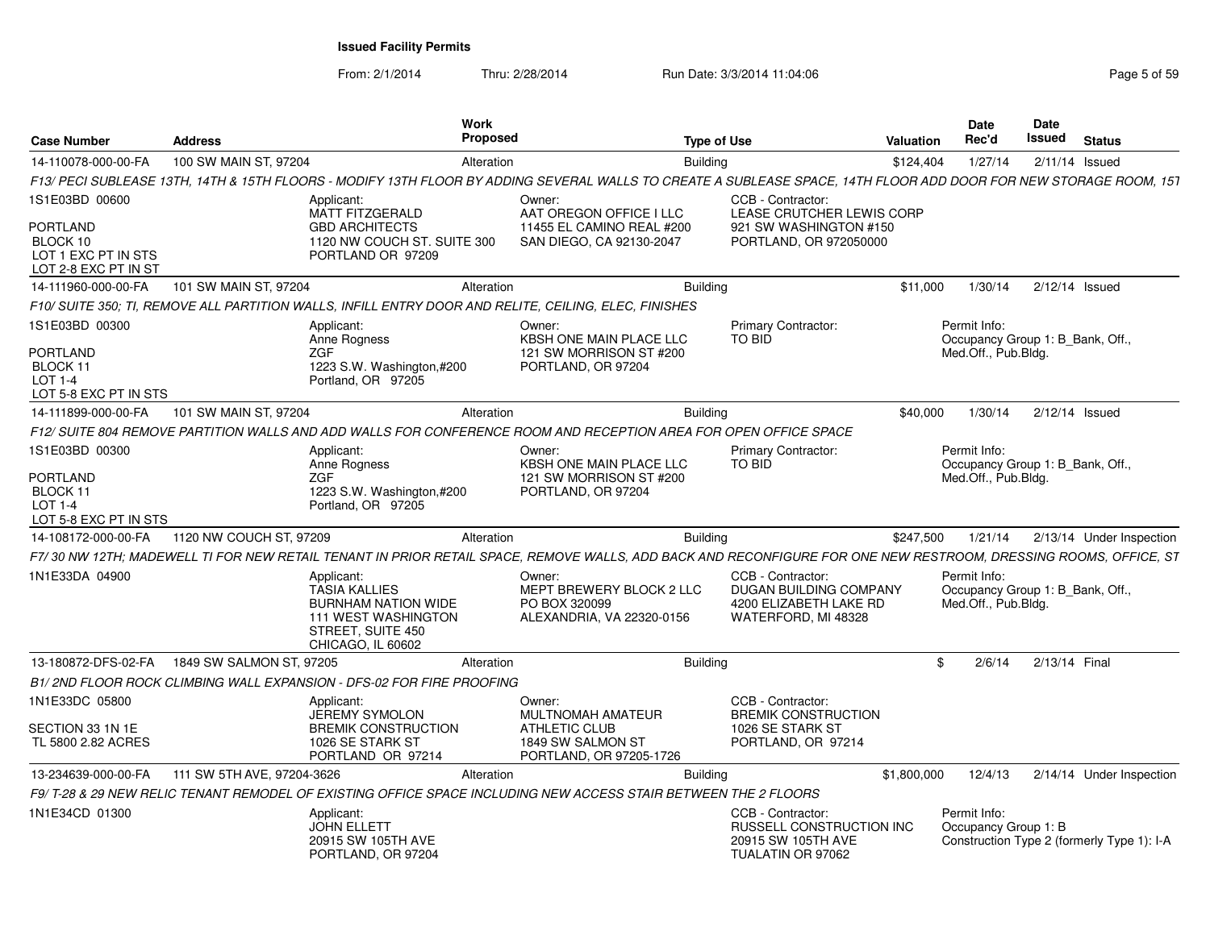**Issued Facility Permits**

From: 2/1/2014 Thru: 2/28/2014 Run Date: 3/3/2014 11:04:06

| Case Number | Address | Work Proposed | Type of Use | Valuation | Date Rec'd | Date Issued | Status |
|---|---|---|---|---|---|---|---|
| 14-110078-000-00-FA | 100 SW MAIN ST, 97204 | Alteration | Building | $124,404 | 1/27/14 | 2/11/14 | Issued |

F13/ PECI SUBLEASE 13TH, 14TH & 15TH FLOORS - MODIFY 13TH FLOOR BY ADDING SEVERAL WALLS TO CREATE A SUBLEASE SPACE, 14TH FLOOR ADD DOOR FOR NEW STORAGE ROOM, 15T

1S1E03BD 00600

PORTLAND
BLOCK 10
LOT 1 EXC PT IN STS
LOT 2-8 EXC PT IN ST

Applicant:
MATT FITZGERALD
GBD ARCHITECTS
1120 NW COUCH ST. SUITE 300
PORTLAND OR 97209

Owner:
AAT OREGON OFFICE I LLC
11455 EL CAMINO REAL #200
SAN DIEGO, CA 92130-2047

CCB - Contractor:
LEASE CRUTCHER LEWIS CORP
921 SW WASHINGTON #150
PORTLAND, OR 972050000

| Case Number | Address | Work Proposed | Type of Use | Valuation | Date Rec'd | Date Issued | Status |
|---|---|---|---|---|---|---|---|
| 14-111960-000-00-FA | 101 SW MAIN ST, 97204 | Alteration | Building | $11,000 | 1/30/14 | 2/12/14 | Issued |

F10/ SUITE 350; TI, REMOVE ALL PARTITION WALLS, INFILL ENTRY DOOR AND RELITE, CEILING, ELEC, FINISHES

1S1E03BD 00300

PORTLAND
BLOCK 11
LOT 1-4
LOT 5-8 EXC PT IN STS

Applicant:
Anne Rogness
ZGF
1223 S.W. Washington,#200
Portland, OR 97205

Owner:
KBSH ONE MAIN PLACE LLC
121 SW MORRISON ST #200
PORTLAND, OR 97204

Primary Contractor:
TO BID

Permit Info:
Occupancy Group 1: B_Bank, Off., Med.Off., Pub.Bldg.

| Case Number | Address | Work Proposed | Type of Use | Valuation | Date Rec'd | Date Issued | Status |
|---|---|---|---|---|---|---|---|
| 14-111899-000-00-FA | 101 SW MAIN ST, 97204 | Alteration | Building | $40,000 | 1/30/14 | 2/12/14 | Issued |

F12/ SUITE 804 REMOVE PARTITION WALLS AND ADD WALLS FOR CONFERENCE ROOM AND RECEPTION AREA FOR OPEN OFFICE SPACE

1S1E03BD 00300

PORTLAND
BLOCK 11
LOT 1-4
LOT 5-8 EXC PT IN STS

Applicant:
Anne Rogness
ZGF
1223 S.W. Washington,#200
Portland, OR 97205

Owner:
KBSH ONE MAIN PLACE LLC
121 SW MORRISON ST #200
PORTLAND, OR 97204

Primary Contractor:
TO BID

Permit Info:
Occupancy Group 1: B_Bank, Off., Med.Off., Pub.Bldg.

| Case Number | Address | Work Proposed | Type of Use | Valuation | Date Rec'd | Date Issued | Status |
|---|---|---|---|---|---|---|---|
| 14-108172-000-00-FA | 1120 NW COUCH ST, 97209 | Alteration | Building | $247,500 | 1/21/14 | 2/13/14 | Under Inspection |

F7/ 30 NW 12TH; MADEWELL TI FOR NEW RETAIL TENANT IN PRIOR RETAIL SPACE, REMOVE WALLS, ADD BACK AND RECONFIGURE FOR ONE NEW RESTROOM, DRESSING ROOMS, OFFICE, ST

1N1E33DA 04900

Applicant:
TASIA KALLIES
BURNHAM NATION WIDE
111 WEST WASHINGTON STREET, SUITE 450
CHICAGO, IL 60602

Owner:
MEPT BREWERY BLOCK 2 LLC
PO BOX 320099
ALEXANDRIA, VA 22320-0156

CCB - Contractor:
DUGAN BUILDING COMPANY
4200 ELIZABETH LAKE RD
WATERFORD, MI 48328

Permit Info:
Occupancy Group 1: B_Bank, Off., Med.Off., Pub.Bldg.

| Case Number | Address | Work Proposed | Type of Use | Valuation | Date Rec'd | Date Issued | Status |
|---|---|---|---|---|---|---|---|
| 13-180872-DFS-02-FA | 1849 SW SALMON ST, 97205 | Alteration | Building | $ | 2/6/14 | 2/13/14 | Final |

B1/ 2ND FLOOR ROCK CLIMBING WALL EXPANSION - DFS-02 FOR FIRE PROOFING

1N1E33DC 05800

SECTION 33 1N 1E
TL 5800 2.82 ACRES

Applicant:
JEREMY SYMOLON
BREMIK CONSTRUCTION
1026 SE STARK ST
PORTLAND OR 97214

Owner:
MULTNOMAH AMATEUR ATHLETIC CLUB
1849 SW SALMON ST
PORTLAND, OR 97205-1726

CCB - Contractor:
BREMIK CONSTRUCTION
1026 SE STARK ST
PORTLAND, OR 97214

| Case Number | Address | Work Proposed | Type of Use | Valuation | Date Rec'd | Date Issued | Status |
|---|---|---|---|---|---|---|---|
| 13-234639-000-00-FA | 111 SW 5TH AVE, 97204-3626 | Alteration | Building | $1,800,000 | 12/4/13 | 2/14/14 | Under Inspection |

F9/ T-28 & 29 NEW RELIC TENANT REMODEL OF EXISTING OFFICE SPACE INCLUDING NEW ACCESS STAIR BETWEEN THE 2 FLOORS

1N1E34CD 01300

Applicant:
JOHN ELLETT
20915 SW 105TH AVE
PORTLAND, OR 97204

CCB - Contractor:
RUSSELL CONSTRUCTION INC
20915 SW 105TH AVE
TUALATIN OR 97062

Permit Info:
Occupancy Group 1: B
Construction Type 2 (formerly Type 1): I-A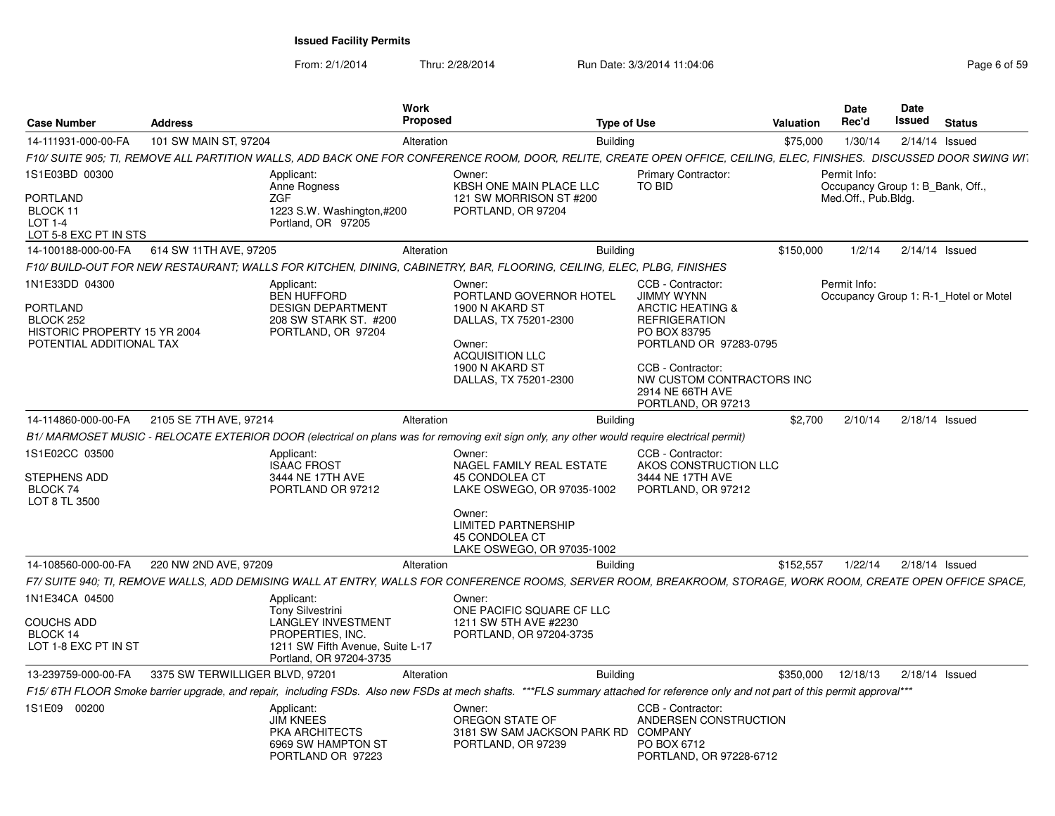# Issued Facility Permits

From: 2/1/2014 Thru: 2/28/2014 Run Date: 3/3/2014 11:04:06

| Case Number | Address | Work Proposed | Type of Use | Valuation | Date Rec'd | Date Issued | Status |
|---|---|---|---|---|---|---|---|
| 14-111931-000-00-FA | 101 SW MAIN ST, 97204 | Alteration | Building | $75,000 | 1/30/14 | 2/14/14 | Issued |

*F10/ SUITE 905; TI, REMOVE ALL PARTITION WALLS, ADD BACK ONE FOR CONFERENCE ROOM, DOOR, RELITE, CREATE OPEN OFFICE, CEILING, ELEC, FINISHES. DISCUSSED DOOR SWING WI*

1S1E03BD 00300

PORTLAND
BLOCK 11
LOT 1-4
LOT 5-8 EXC PT IN STS

Applicant:
Anne Rogness
ZGF
1223 S.W. Washington,#200
Portland, OR 97205

Owner:
KBSH ONE MAIN PLACE LLC
121 SW MORRISON ST #200
PORTLAND, OR 97204

Primary Contractor:
TO BID

Permit Info:
Occupancy Group 1: B_Bank, Off., Med.Off., Pub.Bldg.

| Case Number | Address | Work Proposed | Type of Use | Valuation | Date Rec'd | Date Issued | Status |
|---|---|---|---|---|---|---|---|
| 14-100188-000-00-FA | 614 SW 11TH AVE, 97205 | Alteration | Building | $150,000 | 1/2/14 | 2/14/14 | Issued |

*F10/ BUILD-OUT FOR NEW RESTAURANT; WALLS FOR KITCHEN, DINING, CABINETRY, BAR, FLOORING, CEILING, ELEC, PLBG, FINISHES*

1N1E33DD 04300

PORTLAND
BLOCK 252
HISTORIC PROPERTY 15 YR 2004
POTENTIAL ADDITIONAL TAX

Applicant:
BEN HUFFORD
DESIGN DEPARTMENT
208 SW STARK ST. #200
PORTLAND, OR 97204

Owner:
PORTLAND GOVERNOR HOTEL
1900 N AKARD ST
DALLAS, TX 75201-2300

Owner:
ACQUISITION LLC
1900 N AKARD ST
DALLAS, TX 75201-2300

CCB - Contractor:
JIMMY WYNN
ARCTIC HEATING & REFRIGERATION
PO BOX 83795
PORTLAND OR 97283-0795

CCB - Contractor:
NW CUSTOM CONTRACTORS INC
2914 NE 66TH AVE
PORTLAND, OR 97213

Permit Info:
Occupancy Group 1: R-1_Hotel or Motel

| Case Number | Address | Work Proposed | Type of Use | Valuation | Date Rec'd | Date Issued | Status |
|---|---|---|---|---|---|---|---|
| 14-114860-000-00-FA | 2105 SE 7TH AVE, 97214 | Alteration | Building | $2,700 | 2/10/14 | 2/18/14 | Issued |

*B1/ MARMOSET MUSIC - RELOCATE EXTERIOR DOOR (electrical on plans was for removing exit sign only, any other would require electrical permit)*

1S1E02CC 03500

STEPHENS ADD
BLOCK 74
LOT 8 TL 3500

Applicant:
ISAAC FROST
3444 NE 17TH AVE
PORTLAND OR 97212

Owner:
NAGEL FAMILY REAL ESTATE
45 CONDOLEA CT
LAKE OSWEGO, OR 97035-1002

Owner:
LIMITED PARTNERSHIP
45 CONDOLEA CT
LAKE OSWEGO, OR 97035-1002

CCB - Contractor:
AKOS CONSTRUCTION LLC
3444 NE 17TH AVE
PORTLAND, OR 97212

| Case Number | Address | Work Proposed | Type of Use | Valuation | Date Rec'd | Date Issued | Status |
|---|---|---|---|---|---|---|---|
| 14-108560-000-00-FA | 220 NW 2ND AVE, 97209 | Alteration | Building | $152,557 | 1/22/14 | 2/18/14 | Issued |

*F7/ SUITE 940; TI, REMOVE WALLS, ADD DEMISING WALL AT ENTRY, WALLS FOR CONFERENCE ROOMS, SERVER ROOM, BREAKROOM, STORAGE, WORK ROOM, CREATE OPEN OFFICE SPACE,*

1N1E34CA 04500

COUCHS ADD
BLOCK 14
LOT 1-8 EXC PT IN ST

Applicant:
Tony Silvestrini
LANGLEY INVESTMENT PROPERTIES, INC.
1211 SW Fifth Avenue, Suite L-17
Portland, OR 97204-3735

Owner:
ONE PACIFIC SQUARE CF LLC
1211 SW 5TH AVE #2230
PORTLAND, OR 97204-3735

| Case Number | Address | Work Proposed | Type of Use | Valuation | Date Rec'd | Date Issued | Status |
|---|---|---|---|---|---|---|---|
| 13-239759-000-00-FA | 3375 SW TERWILLIGER BLVD, 97201 | Alteration | Building | $350,000 | 12/18/13 | 2/18/14 | Issued |

*F15/ 6TH FLOOR Smoke barrier upgrade, and repair, including FSDs. Also new FSDs at mech shafts. ***FLS summary attached for reference only and not part of this permit approval****

1S1E09 00200

Applicant:
JIM KNEES
PKA ARCHITECTS
6969 SW HAMPTON ST
PORTLAND OR 97223

Owner:
OREGON STATE OF
3181 SW SAM JACKSON PARK RD
PORTLAND, OR 97239

CCB - Contractor:
ANDERSEN CONSTRUCTION COMPANY
PO BOX 6712
PORTLAND, OR 97228-6712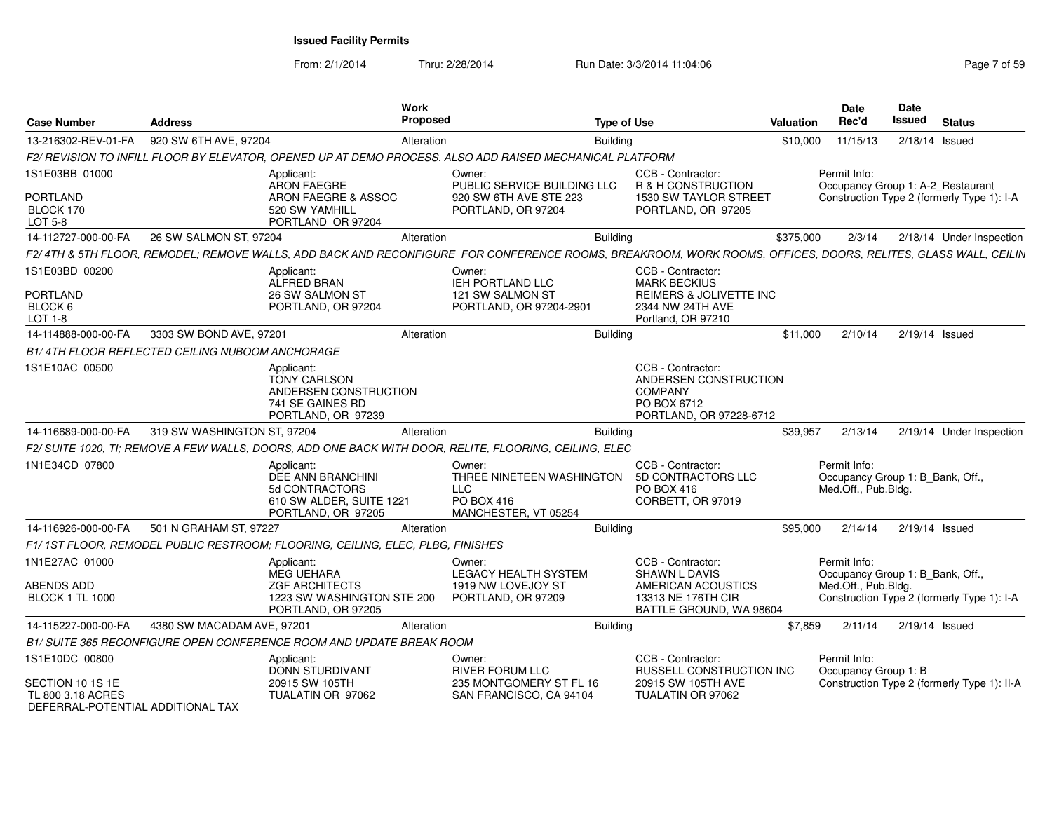**Issued Facility Permits**

From: 2/1/2014 Thru: 2/28/2014 Run Date: 3/3/2014 11:04:06

| Case Number | Address | Work Proposed | Type of Use | Valuation | Date Rec'd | Date Issued | Status |
|---|---|---|---|---|---|---|---|
| 13-216302-REV-01-FA | 920 SW 6TH AVE, 97204 | Alteration | Building | $10,000 | 11/15/13 | 2/18/14 | Issued |

*F2/ REVISION TO INFILL FLOOR BY ELEVATOR, OPENED UP AT DEMO PROCESS. ALSO ADD RAISED MECHANICAL PLATFORM*

1S1E03BB 01000
PORTLAND
BLOCK 170
LOT 5-8

Applicant: ARON FAEGRE, ARON FAEGRE & ASSOC, 520 SW YAMHILL, PORTLAND OR 97204

Owner: PUBLIC SERVICE BUILDING LLC, 920 SW 6TH AVE STE 223, PORTLAND, OR 97204

CCB - Contractor: R & H CONSTRUCTION, 1530 SW TAYLOR STREET, PORTLAND, OR 97205

Permit Info: Occupancy Group 1: A-2_Restaurant; Construction Type 2 (formerly Type 1): I-A

| Case Number | Address | Work Proposed | Type of Use | Valuation | Date Rec'd | Date Issued | Status |
|---|---|---|---|---|---|---|---|
| 14-112727-000-00-FA | 26 SW SALMON ST, 97204 | Alteration | Building | $375,000 | 2/3/14 | 2/18/14 | Under Inspection |

*F2/ 4TH & 5TH FLOOR, REMODEL; REMOVE WALLS, ADD BACK AND RECONFIGURE FOR CONFERENCE ROOMS, BREAKROOM, WORK ROOMS, OFFICES, DOORS, RELITES, GLASS WALL, CEILIN*

1S1E03BD 00200
PORTLAND
BLOCK 6
LOT 1-8

Applicant: ALFRED BRAN, 26 SW SALMON ST, PORTLAND, OR 97204

Owner: IEH PORTLAND LLC, 121 SW SALMON ST, PORTLAND, OR 97204-2901

CCB - Contractor: MARK BECKIUS, REIMERS & JOLIVETTE INC, 2344 NW 24TH AVE, Portland, OR 97210

| Case Number | Address | Work Proposed | Type of Use | Valuation | Date Rec'd | Date Issued | Status |
|---|---|---|---|---|---|---|---|
| 14-114888-000-00-FA | 3303 SW BOND AVE, 97201 | Alteration | Building | $11,000 | 2/10/14 | 2/19/14 | Issued |

*B1/ 4TH FLOOR REFLECTED CEILING NUBOOM ANCHORAGE*

1S1E10AC 00500

Applicant: TONY CARLSON, ANDERSEN CONSTRUCTION, 741 SE GAINES RD, PORTLAND, OR 97239

CCB - Contractor: ANDERSEN CONSTRUCTION COMPANY, PO BOX 6712, PORTLAND, OR 97228-6712

| Case Number | Address | Work Proposed | Type of Use | Valuation | Date Rec'd | Date Issued | Status |
|---|---|---|---|---|---|---|---|
| 14-116689-000-00-FA | 319 SW WASHINGTON ST, 97204 | Alteration | Building | $39,957 | 2/13/14 | 2/19/14 | Under Inspection |

*F2/ SUITE 1020, TI; REMOVE A FEW WALLS, DOORS, ADD ONE BACK WITH DOOR, RELITE, FLOORING, CEILING, ELEC*

1N1E34CD 07800

Applicant: DEE ANN BRANCHINI, 5d CONTRACTORS, 610 SW ALDER, SUITE 1221, PORTLAND, OR 97205

Owner: THREE NINETEEN WASHINGTON LLC, PO BOX 416, MANCHESTER, VT 05254

CCB - Contractor: 5D CONTRACTORS LLC, PO BOX 416, CORBETT, OR 97019

Permit Info: Occupancy Group 1: B_Bank, Off., Med.Off., Pub.Bldg.

| Case Number | Address | Work Proposed | Type of Use | Valuation | Date Rec'd | Date Issued | Status |
|---|---|---|---|---|---|---|---|
| 14-116926-000-00-FA | 501 N GRAHAM ST, 97227 | Alteration | Building | $95,000 | 2/14/14 | 2/19/14 | Issued |

*F1/ 1ST FLOOR, REMODEL PUBLIC RESTROOM; FLOORING, CEILING, ELEC, PLBG, FINISHES*

1N1E27AC 01000
ABENDS ADD
BLOCK 1 TL 1000

Applicant: MEG UEHARA, ZGF ARCHITECTS, 1223 SW WASHINGTON STE 200, PORTLAND, OR 97205

Owner: LEGACY HEALTH SYSTEM, 1919 NW LOVEJOY ST, PORTLAND, OR 97209

CCB - Contractor: SHAWN L DAVIS, AMERICAN ACOUSTICS, 13313 NE 176TH CIR, BATTLE GROUND, WA 98604

Permit Info: Occupancy Group 1: B_Bank, Off., Med.Off., Pub.Bldg.; Construction Type 2 (formerly Type 1): I-A

| Case Number | Address | Work Proposed | Type of Use | Valuation | Date Rec'd | Date Issued | Status |
|---|---|---|---|---|---|---|---|
| 14-115227-000-00-FA | 4380 SW MACADAM AVE, 97201 | Alteration | Building | $7,859 | 2/11/14 | 2/19/14 | Issued |

*B1/ SUITE 365 RECONFIGURE OPEN CONFERENCE ROOM AND UPDATE BREAK ROOM*

1S1E10DC 00800
SECTION 10 1S 1E
TL 800 3.18 ACRES
DEFERRAL-POTENTIAL ADDITIONAL TAX

Applicant: DONN STURDIVANT, 20915 SW 105TH, TUALATIN OR 97062

Owner: RIVER FORUM LLC, 235 MONTGOMERY ST FL 16, SAN FRANCISCO, CA 94104

CCB - Contractor: RUSSELL CONSTRUCTION INC, 20915 SW 105TH AVE, TUALATIN OR 97062

Permit Info: Occupancy Group 1: B; Construction Type 2 (formerly Type 1): II-A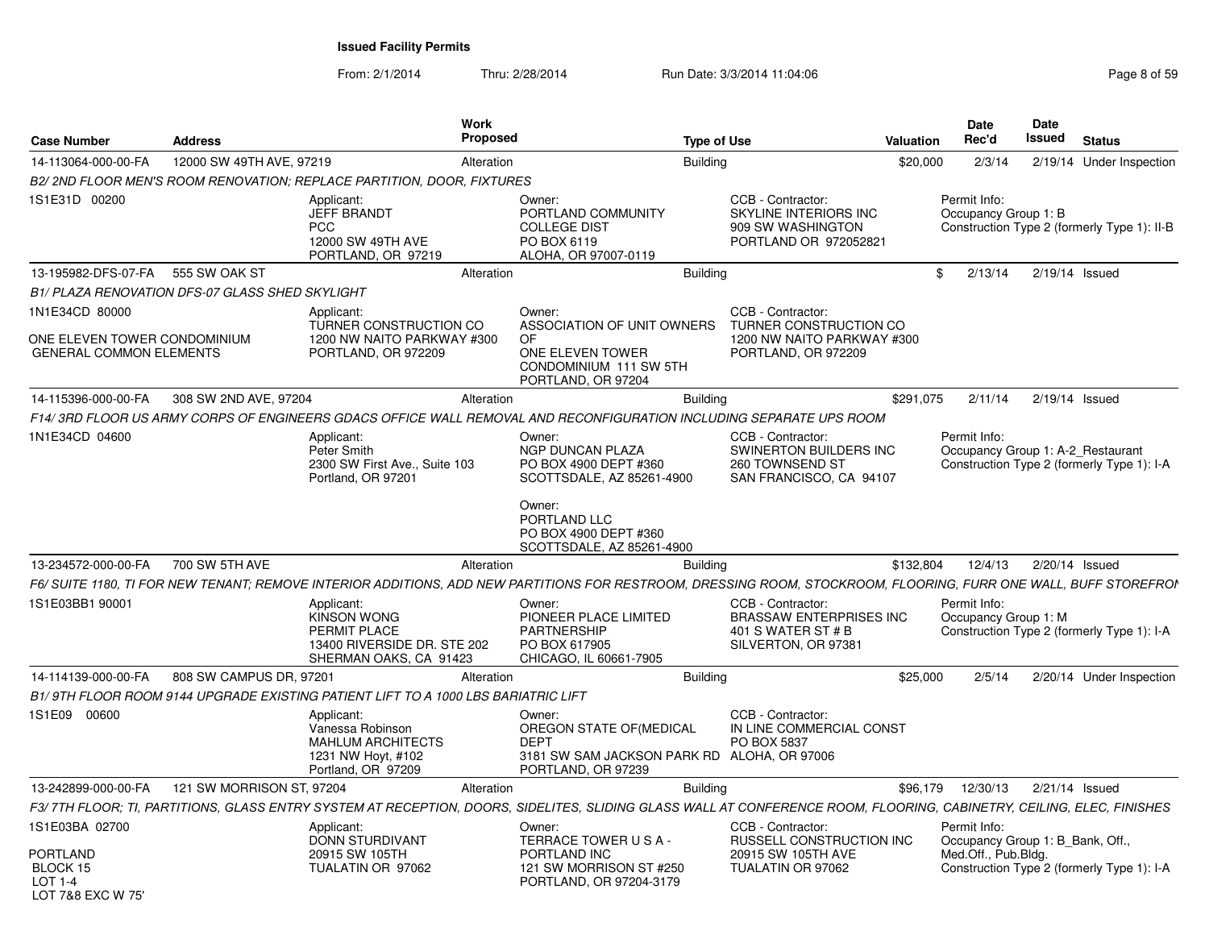**Issued Facility Permits**

From: 2/1/2014 Thru: 2/28/2014 Run Date: 3/3/2014 11:04:06

| Case Number | Address | Work Proposed | Type of Use | Valuation | Date Rec'd | Date Issued | Status |
|---|---|---|---|---|---|---|---|
| 14-113064-000-00-FA | 12000 SW 49TH AVE, 97219 | Alteration | Building | $20,000 | 2/3/14 | 2/19/14 | Under Inspection |

*B2/ 2ND FLOOR MEN'S ROOM RENOVATION; REPLACE PARTITION, DOOR, FIXTURES*

1S1E31D 00200

Applicant: JEFF BRANDT, PCC, 12000 SW 49TH AVE, PORTLAND, OR 97219

Owner: PORTLAND COMMUNITY COLLEGE DIST, PO BOX 6119, ALOHA, OR 97007-0119

CCB - Contractor: SKYLINE INTERIORS INC, 909 SW WASHINGTON, PORTLAND OR 972052821

Permit Info: Occupancy Group 1: B; Construction Type 2 (formerly Type 1): II-B

| Case Number | Address | Work Proposed | Type of Use | Valuation | Date Rec'd | Date Issued | Status |
|---|---|---|---|---|---|---|---|
| 13-195982-DFS-07-FA | 555 SW OAK ST | Alteration | Building | $ | 2/13/14 | 2/19/14 | Issued |

*B1/ PLAZA RENOVATION DFS-07 GLASS SHED SKYLIGHT*

1N1E34CD 80000

ONE ELEVEN TOWER CONDOMINIUM GENERAL COMMON ELEMENTS

Applicant: TURNER CONSTRUCTION CO, 1200 NW NAITO PARKWAY #300, PORTLAND, OR 972209

Owner: ASSOCIATION OF UNIT OWNERS OF ONE ELEVEN TOWER CONDOMINIUM 111 SW 5TH, PORTLAND, OR 97204

CCB - Contractor: TURNER CONSTRUCTION CO, 1200 NW NAITO PARKWAY #300, PORTLAND, OR 972209

| Case Number | Address | Work Proposed | Type of Use | Valuation | Date Rec'd | Date Issued | Status |
|---|---|---|---|---|---|---|---|
| 14-115396-000-00-FA | 308 SW 2ND AVE, 97204 | Alteration | Building | $291,075 | 2/11/14 | 2/19/14 | Issued |

*F14/ 3RD FLOOR US ARMY CORPS OF ENGINEERS GDACS OFFICE WALL REMOVAL AND RECONFIGURATION INCLUDING SEPARATE UPS ROOM*

1N1E34CD 04600

Applicant: Peter Smith, 2300 SW First Ave., Suite 103, Portland, OR 97201

Owner: NGP DUNCAN PLAZA, PO BOX 4900 DEPT #360, SCOTTSDALE, AZ 85261-4900

Owner: PORTLAND LLC, PO BOX 4900 DEPT #360, SCOTTSDALE, AZ 85261-4900

CCB - Contractor: SWINERTON BUILDERS INC, 260 TOWNSEND ST, SAN FRANCISCO, CA 94107

Permit Info: Occupancy Group 1: A-2_Restaurant; Construction Type 2 (formerly Type 1): I-A

| Case Number | Address | Work Proposed | Type of Use | Valuation | Date Rec'd | Date Issued | Status |
|---|---|---|---|---|---|---|---|
| 13-234572-000-00-FA | 700 SW 5TH AVE | Alteration | Building | $132,804 | 12/4/13 | 2/20/14 | Issued |

*F6/ SUITE 1180, TI FOR NEW TENANT; REMOVE INTERIOR ADDITIONS, ADD NEW PARTITIONS FOR RESTROOM, DRESSING ROOM, STOCKROOM, FLOORING, FURR ONE WALL, BUFF STOREFRON*

1S1E03BB1 90001

Applicant: KINSON WONG, PERMIT PLACE, 13400 RIVERSIDE DR. STE 202, SHERMAN OAKS, CA 91423

Owner: PIONEER PLACE LIMITED PARTNERSHIP, PO BOX 617905, CHICAGO, IL 60661-7905

CCB - Contractor: BRASSAW ENTERPRISES INC, 401 S WATER ST # B, SILVERTON, OR 97381

Permit Info: Occupancy Group 1: M; Construction Type 2 (formerly Type 1): I-A

| Case Number | Address | Work Proposed | Type of Use | Valuation | Date Rec'd | Date Issued | Status |
|---|---|---|---|---|---|---|---|
| 14-114139-000-00-FA | 808 SW CAMPUS DR, 97201 | Alteration | Building | $25,000 | 2/5/14 | 2/20/14 | Under Inspection |

*B1/ 9TH FLOOR ROOM 9144 UPGRADE EXISTING PATIENT LIFT TO A 1000 LBS BARIATRIC LIFT*

1S1E09 00600

Applicant: Vanessa Robinson, MAHLUM ARCHITECTS, 1231 NW Hoyt, #102, Portland, OR 97209

Owner: OREGON STATE OF(MEDICAL DEPT, 3181 SW SAM JACKSON PARK RD, PORTLAND, OR 97239

CCB - Contractor: IN LINE COMMERCIAL CONST, PO BOX 5837, ALOHA, OR 97006

| Case Number | Address | Work Proposed | Type of Use | Valuation | Date Rec'd | Date Issued | Status |
|---|---|---|---|---|---|---|---|
| 13-242899-000-00-FA | 121 SW MORRISON ST, 97204 | Alteration | Building | $96,179 | 12/30/13 | 2/21/14 | Issued |

*F3/ 7TH FLOOR; TI, PARTITIONS, GLASS ENTRY SYSTEM AT RECEPTION, DOORS, SIDELITES, SLIDING GLASS WALL AT CONFERENCE ROOM, FLOORING, CABINETRY, CEILING, ELEC, FINISHES*

1S1E03BA 02700

PORTLAND
BLOCK 15
LOT 1-4
LOT 7&8 EXC W 75'

Applicant: DONN STURDIVANT, 20915 SW 105TH, TUALATIN OR 97062

Owner: TERRACE TOWER U S A - PORTLAND INC, 121 SW MORRISON ST #250, PORTLAND, OR 97204-3179

CCB - Contractor: RUSSELL CONSTRUCTION INC, 20915 SW 105TH AVE, TUALATIN OR 97062

Permit Info: Occupancy Group 1: B_Bank, Off., Med.Off., Pub.Bldg.; Construction Type 2 (formerly Type 1): I-A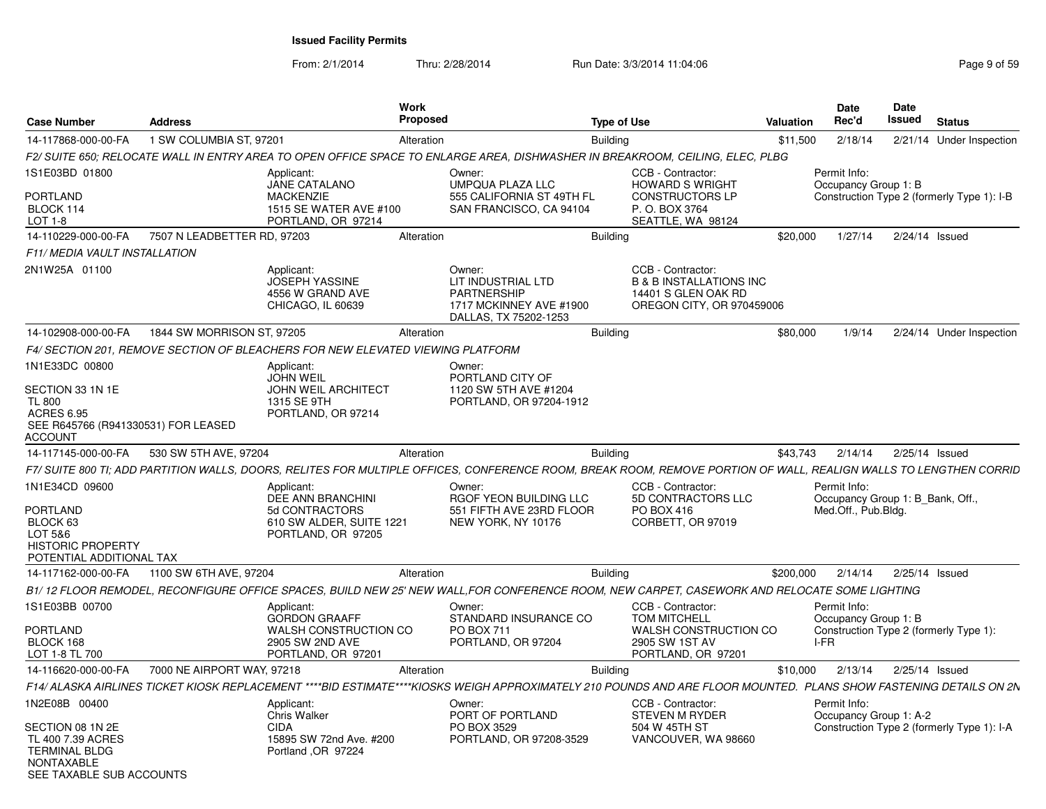**Issued Facility Permits**

From: 2/1/2014 Thru: 2/28/2014 Run Date: 3/3/2014 11:04:06

| Case Number | Address | Work Proposed | Type of Use | Valuation | Date Rec'd | Date Issued | Status |
|---|---|---|---|---|---|---|---|
| 14-117868-000-00-FA | 1 SW COLUMBIA ST, 97201 | Alteration | Building | $11,500 | 2/18/14 | 2/21/14 | Under Inspection |

*F2/ SUITE 650; RELOCATE WALL IN ENTRY AREA TO OPEN OFFICE SPACE TO ENLARGE AREA, DISHWASHER IN BREAKROOM, CEILING, ELEC, PLBG*

1S1E03BD 01800
PORTLAND
BLOCK 114
LOT 1-8

Applicant: JANE CATALANO, MACKENZIE, 1515 SE WATER AVE #100, PORTLAND, OR 97214

Owner: UMPQUA PLAZA LLC, 555 CALIFORNIA ST 49TH FL, SAN FRANCISCO, CA 94104

CCB - Contractor: HOWARD S WRIGHT CONSTRUCTORS LP, P. O. BOX 3764, SEATTLE, WA 98124

Permit Info: Occupancy Group 1: B; Construction Type 2 (formerly Type 1): I-B

| Case Number | Address | Work Proposed | Type of Use | Valuation | Date Rec'd | Date Issued | Status |
|---|---|---|---|---|---|---|---|
| 14-110229-000-00-FA | 7507 N LEADBETTER RD, 97203 | Alteration | Building | $20,000 | 1/27/14 | 2/24/14 | Issued |

*F11/ MEDIA VAULT INSTALLATION*

2N1W25A 01100

Applicant: JOSEPH YASSINE, 4556 W GRAND AVE, CHICAGO, IL 60639

Owner: LIT INDUSTRIAL LTD PARTNERSHIP, 1717 MCKINNEY AVE #1900, DALLAS, TX 75202-1253

CCB - Contractor: B & B INSTALLATIONS INC, 14401 S GLEN OAK RD, OREGON CITY, OR 970459006

| Case Number | Address | Work Proposed | Type of Use | Valuation | Date Rec'd | Date Issued | Status |
|---|---|---|---|---|---|---|---|
| 14-102908-000-00-FA | 1844 SW MORRISON ST, 97205 | Alteration | Building | $80,000 | 1/9/14 | 2/24/14 | Under Inspection |

*F4/ SECTION 201, REMOVE SECTION OF BLEACHERS FOR NEW ELEVATED VIEWING PLATFORM*

1N1E33DC 00800
SECTION 33 1N 1E
TL 800
ACRES 6.95
SEE R645766 (R941330531) FOR LEASED ACCOUNT

Applicant: JOHN WEIL, JOHN WEIL ARCHITECT, 1315 SE 9TH, PORTLAND, OR 97214

Owner: PORTLAND CITY OF, 1120 SW 5TH AVE #1204, PORTLAND, OR 97204-1912

| Case Number | Address | Work Proposed | Type of Use | Valuation | Date Rec'd | Date Issued | Status |
|---|---|---|---|---|---|---|---|
| 14-117145-000-00-FA | 530 SW 5TH AVE, 97204 | Alteration | Building | $43,743 | 2/14/14 | 2/25/14 | Issued |

*F7/ SUITE 800 TI; ADD PARTITION WALLS, DOORS, RELITES FOR MULTIPLE OFFICES, CONFERENCE ROOM, BREAK ROOM, REMOVE PORTION OF WALL, REALIGN WALLS TO LENGTHEN CORRID*

1N1E34CD 09600
PORTLAND
BLOCK 63
LOT 5&6
HISTORIC PROPERTY
POTENTIAL ADDITIONAL TAX

Applicant: DEE ANN BRANCHINI, 5d CONTRACTORS, 610 SW ALDER, SUITE 1221, PORTLAND, OR 97205

Owner: RGOF YEON BUILDING LLC, 551 FIFTH AVE 23RD FLOOR, NEW YORK, NY 10176

CCB - Contractor: 5D CONTRACTORS LLC, PO BOX 416, CORBETT, OR 97019

Permit Info: Occupancy Group 1: B_Bank, Off., Med.Off., Pub.Bldg.

| Case Number | Address | Work Proposed | Type of Use | Valuation | Date Rec'd | Date Issued | Status |
|---|---|---|---|---|---|---|---|
| 14-117162-000-00-FA | 1100 SW 6TH AVE, 97204 | Alteration | Building | $200,000 | 2/14/14 | 2/25/14 | Issued |

*B1/ 12 FLOOR REMODEL, RECONFIGURE OFFICE SPACES, BUILD NEW 25' NEW WALL,FOR CONFERENCE ROOM, NEW CARPET, CASEWORK AND RELOCATE SOME LIGHTING*

1S1E03BB 00700
PORTLAND
BLOCK 168
LOT 1-8 TL 700

Applicant: GORDON GRAAFF, WALSH CONSTRUCTION CO, 2905 SW 2ND AVE, PORTLAND, OR 97201

Owner: STANDARD INSURANCE CO, PO BOX 711, PORTLAND, OR 97204

CCB - Contractor: TOM MITCHELL, WALSH CONSTRUCTION CO, 2905 SW 1ST AV, PORTLAND, OR 97201

Permit Info: Occupancy Group 1: B; Construction Type 2 (formerly Type 1): I-FR

| Case Number | Address | Work Proposed | Type of Use | Valuation | Date Rec'd | Date Issued | Status |
|---|---|---|---|---|---|---|---|
| 14-116620-000-00-FA | 7000 NE AIRPORT WAY, 97218 | Alteration | Building | $10,000 | 2/13/14 | 2/25/14 | Issued |

*F14/ ALASKA AIRLINES TICKET KIOSK REPLACEMENT ****BID ESTIMATE****KIOSKS WEIGH APPROXIMATELY 210 POUNDS AND ARE FLOOR MOUNTED. PLANS SHOW FASTENING DETAILS ON 2N*

1N2E08B 00400
SECTION 08 1N 2E
TL 400 7.39 ACRES
TERMINAL BLDG
NONTAXABLE
SEE TAXABLE SUB ACCOUNTS

Applicant: Chris Walker, CIDA, 15895 SW 72nd Ave. #200, Portland ,OR 97224

Owner: PORT OF PORTLAND, PO BOX 3529, PORTLAND, OR 97208-3529

CCB - Contractor: STEVEN M RYDER, 504 W 45TH ST, VANCOUVER, WA 98660

Permit Info: Occupancy Group 1: A-2; Construction Type 2 (formerly Type 1): I-A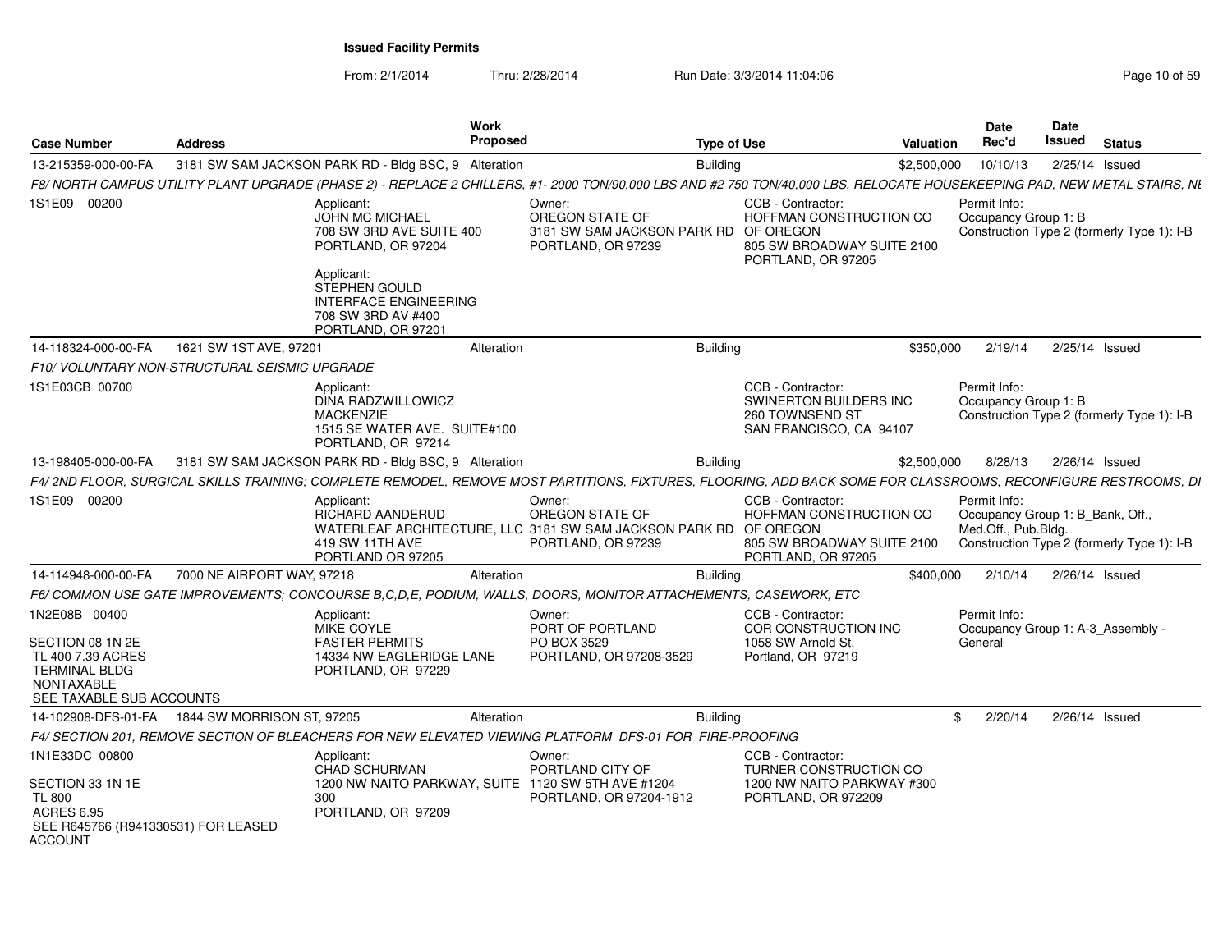# Issued Facility Permits

From: 2/1/2014 Thru: 2/28/2014 Run Date: 3/3/2014 11:04:06

| Case Number | Address | Work Proposed | Type of Use | Valuation | Date Rec'd | Date Issued | Status |
|---|---|---|---|---|---|---|---|
| 13-215359-000-00-FA | 3181 SW SAM JACKSON PARK RD - Bldg BSC, 9 | Alteration | Building | $2,500,000 | 10/10/13 | 2/25/14 | Issued |

*F8/ NORTH CAMPUS UTILITY PLANT UPGRADE (PHASE 2) - REPLACE 2 CHILLERS, #1- 2000 TON/90,000 LBS AND #2 750 TON/40,000 LBS, RELOCATE HOUSEKEEPING PAD, NEW METAL STAIRS, NE*

1S1E09 00200

Applicant:
JOHN MC MICHAEL
708 SW 3RD AVE SUITE 400
PORTLAND, OR 97204

Applicant:
STEPHEN GOULD
INTERFACE ENGINEERING
708 SW 3RD AV #400
PORTLAND, OR 97201

Owner:
OREGON STATE OF
3181 SW SAM JACKSON PARK RD
PORTLAND, OR 97239

CCB - Contractor:
HOFFMAN CONSTRUCTION CO OF OREGON
805 SW BROADWAY SUITE 2100
PORTLAND, OR 97205

Permit Info:
Occupancy Group 1: B
Construction Type 2 (formerly Type 1): I-B

---

| Case Number | Address | Work Proposed | Type of Use | Valuation | Date Rec'd | Date Issued | Status |
|---|---|---|---|---|---|---|---|
| 14-118324-000-00-FA | 1621 SW 1ST AVE, 97201 | Alteration | Building | $350,000 | 2/19/14 | 2/25/14 | Issued |

*F10/ VOLUNTARY NON-STRUCTURAL SEISMIC UPGRADE*

1S1E03CB 00700

Applicant:
DINA RADZWILLOWICZ
MACKENZIE
1515 SE WATER AVE. SUITE#100
PORTLAND, OR 97214

CCB - Contractor:
SWINERTON BUILDERS INC
260 TOWNSEND ST
SAN FRANCISCO, CA 94107

Permit Info:
Occupancy Group 1: B
Construction Type 2 (formerly Type 1): I-B

---

| Case Number | Address | Work Proposed | Type of Use | Valuation | Date Rec'd | Date Issued | Status |
|---|---|---|---|---|---|---|---|
| 13-198405-000-00-FA | 3181 SW SAM JACKSON PARK RD - Bldg BSC, 9 | Alteration | Building | $2,500,000 | 8/28/13 | 2/26/14 | Issued |

*F4/ 2ND FLOOR, SURGICAL SKILLS TRAINING; COMPLETE REMODEL, REMOVE MOST PARTITIONS, FIXTURES, FLOORING, ADD BACK SOME FOR CLASSROOMS, RECONFIGURE RESTROOMS, DI*

1S1E09 00200

Applicant:
RICHARD AANDERUD
WATERLEAF ARCHITECTURE, LLC
419 SW 11TH AVE
PORTLAND OR 97205

Owner:
OREGON STATE OF
3181 SW SAM JACKSON PARK RD
PORTLAND, OR 97239

CCB - Contractor:
HOFFMAN CONSTRUCTION CO OF OREGON
805 SW BROADWAY SUITE 2100
PORTLAND, OR 97205

Permit Info:
Occupancy Group 1: B_Bank, Off., Med.Off., Pub.Bldg.
Construction Type 2 (formerly Type 1): I-B

---

| Case Number | Address | Work Proposed | Type of Use | Valuation | Date Rec'd | Date Issued | Status |
|---|---|---|---|---|---|---|---|
| 14-114948-000-00-FA | 7000 NE AIRPORT WAY, 97218 | Alteration | Building | $400,000 | 2/10/14 | 2/26/14 | Issued |

*F6/ COMMON USE GATE IMPROVEMENTS; CONCOURSE B,C,D,E, PODIUM, WALLS, DOORS, MONITOR ATTACHEMENTS, CASEWORK, ETC*

1N2E08B 00400

SECTION 08 1N 2E
TL 400 7.39 ACRES
TERMINAL BLDG
NONTAXABLE
SEE TAXABLE SUB ACCOUNTS

Applicant:
MIKE COYLE
FASTER PERMITS
14334 NW EAGLERIDGE LANE
PORTLAND, OR 97229

Owner:
PORT OF PORTLAND
PO BOX 3529
PORTLAND, OR 97208-3529

CCB - Contractor:
COR CONSTRUCTION INC
1058 SW Arnold St.
Portland, OR 97219

Permit Info:
Occupancy Group 1: A-3_Assembly - General

---

| Case Number | Address | Work Proposed | Type of Use | Valuation | Date Rec'd | Date Issued | Status |
|---|---|---|---|---|---|---|---|
| 14-102908-DFS-01-FA | 1844 SW MORRISON ST, 97205 | Alteration | Building | $ | 2/20/14 | 2/26/14 | Issued |

*F4/ SECTION 201, REMOVE SECTION OF BLEACHERS FOR NEW ELEVATED VIEWING PLATFORM DFS-01 FOR FIRE-PROOFING*

1N1E33DC 00800

SECTION 33 1N 1E
TL 800
ACRES 6.95
SEE R645766 (R941330531) FOR LEASED ACCOUNT

Applicant:
CHAD SCHURMAN
1200 NW NAITO PARKWAY, SUITE 300
PORTLAND, OR 97209

Owner:
PORTLAND CITY OF
1120 SW 5TH AVE #1204
PORTLAND, OR 97204-1912

CCB - Contractor:
TURNER CONSTRUCTION CO
1200 NW NAITO PARKWAY #300
PORTLAND, OR 972209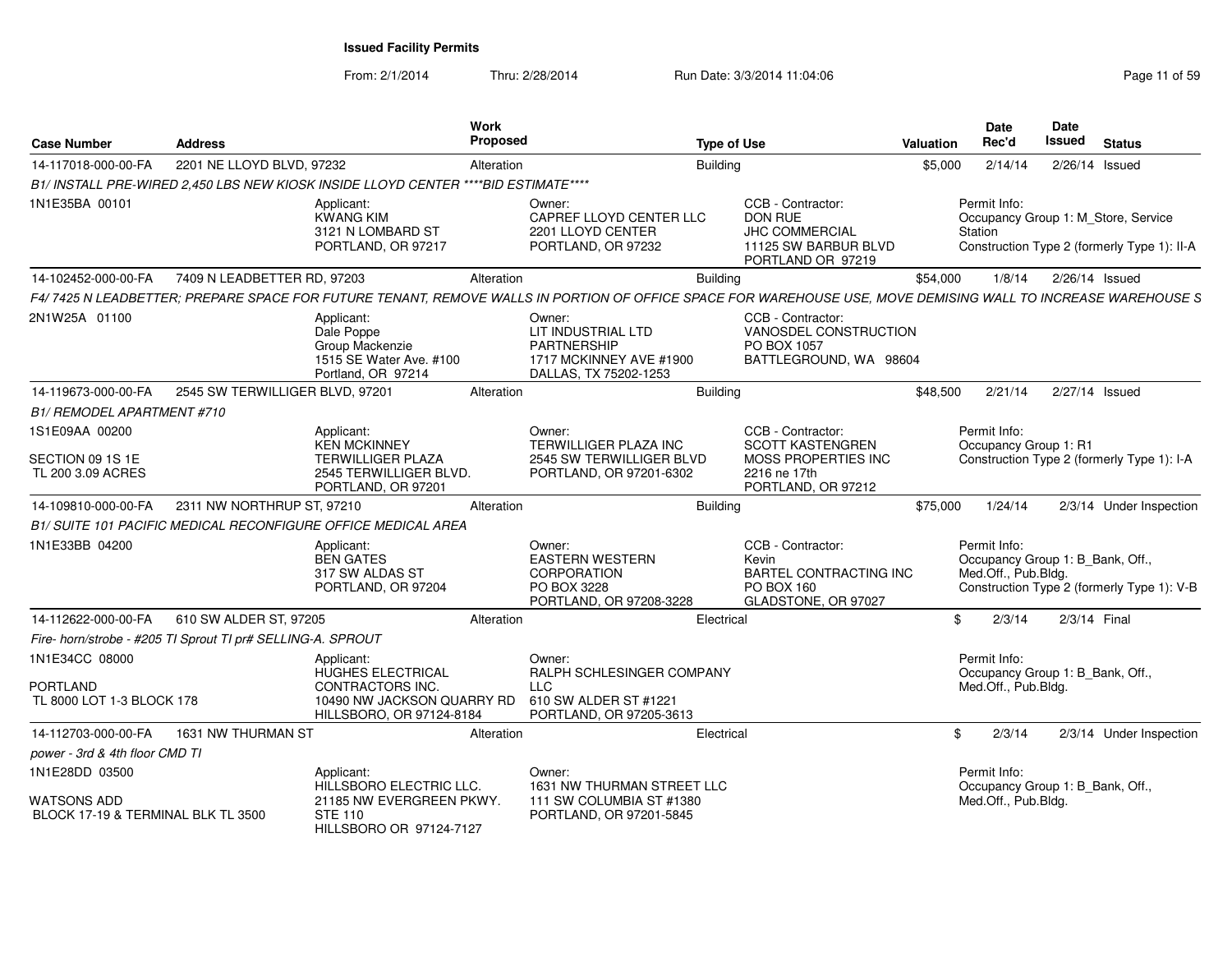**Issued Facility Permits**

From: 2/1/2014 Thru: 2/28/2014 Run Date: 3/3/2014 11:04:06

| Case Number | Address | Work Proposed | Type of Use | Valuation | Date Rec'd | Date Issued | Status |
|---|---|---|---|---|---|---|---|
| 14-117018-000-00-FA | 2201 NE LLOYD BLVD, 97232 | Alteration | Building | $5,000 | 2/14/14 | 2/26/14 | Issued |

*B1/ INSTALL PRE-WIRED 2,450 LBS NEW KIOSK INSIDE LLOYD CENTER \*\*\*\*BID ESTIMATE\*\*\*\**

1N1E35BA 00101

Applicant: KWANG KIM, 3121 N LOMBARD ST, PORTLAND, OR 97217

Owner: CAPREF LLOYD CENTER LLC, 2201 LLOYD CENTER, PORTLAND, OR 97232

CCB - Contractor: DON RUE, JHC COMMERCIAL, 11125 SW BARBUR BLVD, PORTLAND OR 97219

Permit Info: Occupancy Group 1: M_Store, Service Station; Construction Type 2 (formerly Type 1): II-A

| Case Number | Address | Work Proposed | Type of Use | Valuation | Date Rec'd | Date Issued | Status |
|---|---|---|---|---|---|---|---|
| 14-102452-000-00-FA | 7409 N LEADBETTER RD, 97203 | Alteration | Building | $54,000 | 1/8/14 | 2/26/14 | Issued |

*F4/ 7425 N LEADBETTER; PREPARE SPACE FOR FUTURE TENANT, REMOVE WALLS IN PORTION OF OFFICE SPACE FOR WAREHOUSE USE, MOVE DEMISING WALL TO INCREASE WAREHOUSE S*

2N1W25A 01100

Applicant: Dale Poppe, Group Mackenzie, 1515 SE Water Ave. #100, Portland, OR 97214

Owner: LIT INDUSTRIAL LTD PARTNERSHIP, 1717 MCKINNEY AVE #1900, DALLAS, TX 75202-1253

CCB - Contractor: VANOSDEL CONSTRUCTION, PO BOX 1057, BATTLEGROUND, WA 98604

| Case Number | Address | Work Proposed | Type of Use | Valuation | Date Rec'd | Date Issued | Status |
|---|---|---|---|---|---|---|---|
| 14-119673-000-00-FA | 2545 SW TERWILLIGER BLVD, 97201 | Alteration | Building | $48,500 | 2/21/14 | 2/27/14 | Issued |

*B1/ REMODEL APARTMENT #710*

1S1E09AA 00200

SECTION 09 1S 1E
TL 200 3.09 ACRES

Applicant: KEN MCKINNEY, TERWILLIGER PLAZA, 2545 TERWILLIGER BLVD., PORTLAND, OR 97201

Owner: TERWILLIGER PLAZA INC, 2545 SW TERWILLIGER BLVD, PORTLAND, OR 97201-6302

CCB - Contractor: SCOTT KASTENGREN, MOSS PROPERTIES INC, 2216 ne 17th, PORTLAND, OR 97212

Permit Info: Occupancy Group 1: R1; Construction Type 2 (formerly Type 1): I-A

| Case Number | Address | Work Proposed | Type of Use | Valuation | Date Rec'd | Date Issued | Status |
|---|---|---|---|---|---|---|---|
| 14-109810-000-00-FA | 2311 NW NORTHRUP ST, 97210 | Alteration | Building | $75,000 | 1/24/14 | 2/3/14 | Under Inspection |

*B1/ SUITE 101 PACIFIC MEDICAL RECONFIGURE OFFICE MEDICAL AREA*

1N1E33BB 04200

Applicant: BEN GATES, 317 SW ALDAS ST, PORTLAND, OR 97204

Owner: EASTERN WESTERN CORPORATION, PO BOX 3228, PORTLAND, OR 97208-3228

CCB - Contractor: Kevin, BARTEL CONTRACTING INC, PO BOX 160, GLADSTONE, OR 97027

Permit Info: Occupancy Group 1: B_Bank, Off., Med.Off., Pub.Bldg.; Construction Type 2 (formerly Type 1): V-B

| Case Number | Address | Work Proposed | Type of Use | Valuation | Date Rec'd | Date Issued | Status |
|---|---|---|---|---|---|---|---|
| 14-112622-000-00-FA | 610 SW ALDER ST, 97205 | Alteration | Electrical | $ | 2/3/14 | 2/3/14 | Final |

*Fire- horn/strobe - #205 TI Sprout TI pr# SELLING-A. SPROUT*

1N1E34CC 08000

PORTLAND
TL 8000 LOT 1-3 BLOCK 178

Applicant: HUGHES ELECTRICAL CONTRACTORS INC., 10490 NW JACKSON QUARRY RD, HILLSBORO, OR 97124-8184

Owner: RALPH SCHLESINGER COMPANY LLC, 610 SW ALDER ST #1221, PORTLAND, OR 97205-3613

Permit Info: Occupancy Group 1: B_Bank, Off., Med.Off., Pub.Bldg.

| Case Number | Address | Work Proposed | Type of Use | Valuation | Date Rec'd | Date Issued | Status |
|---|---|---|---|---|---|---|---|
| 14-112703-000-00-FA | 1631 NW THURMAN ST | Alteration | Electrical | $ | 2/3/14 | 2/3/14 | Under Inspection |

*power - 3rd & 4th floor CMD TI*

1N1E28DD 03500

WATSONS ADD
BLOCK 17-19 & TERMINAL BLK TL 3500

Applicant: HILLSBORO ELECTRIC LLC., 21185 NW EVERGREEN PKWY. STE 110, HILLSBORO OR 97124-7127

Owner: 1631 NW THURMAN STREET LLC, 111 SW COLUMBIA ST #1380, PORTLAND, OR 97201-5845

Permit Info: Occupancy Group 1: B_Bank, Off., Med.Off., Pub.Bldg.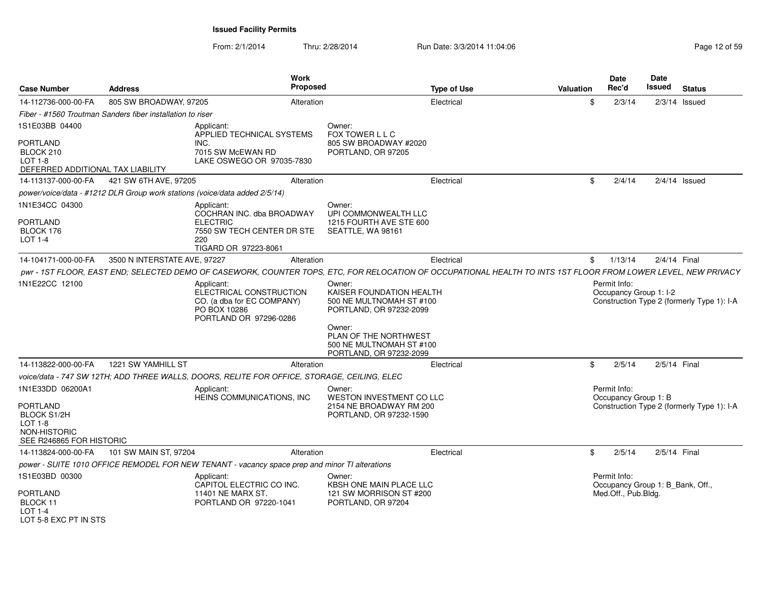**Issued Facility Permits**

From: 2/1/2014 Thru: 2/28/2014 Run Date: 3/3/2014 11:04:06

| Case Number | Address | Work Proposed | Type of Use | Valuation | Date Rec'd | Date Issued | Status |
|---|---|---|---|---|---|---|---|
| 14-112736-000-00-FA | 805 SW BROADWAY, 97205 | Alteration | Electrical | $ | 2/3/14 | 2/3/14 | Issued |

*Fiber - #1560 Troutman Sanders fiber installation to riser*

1S1E03BB 04400

PORTLAND
BLOCK 210
LOT 1-8
DEFERRED ADDITIONAL TAX LIABILITY

Applicant:
APPLIED TECHNICAL SYSTEMS INC.
7015 SW McEWAN RD
LAKE OSWEGO OR 97035-7830

Owner:
FOX TOWER L L C
805 SW BROADWAY #2020
PORTLAND, OR 97205

| Case Number | Address | Work Proposed | Type of Use | Valuation | Date Rec'd | Date Issued | Status |
|---|---|---|---|---|---|---|---|
| 14-113137-000-00-FA | 421 SW 6TH AVE, 97205 | Alteration | Electrical | $ | 2/4/14 | 2/4/14 | Issued |

*power/voice/data - #1212 DLR Group work stations (voice/data added 2/5/14)*

1N1E34CC 04300

PORTLAND
BLOCK 176
LOT 1-4

Applicant:
COCHRAN INC. dba BROADWAY ELECTRIC
7550 SW TECH CENTER DR STE 220
TIGARD OR 97223-8061

Owner:
UPI COMMONWEALTH LLC
1215 FOURTH AVE STE 600
SEATTLE, WA 98161

| Case Number | Address | Work Proposed | Type of Use | Valuation | Date Rec'd | Date Issued | Status |
|---|---|---|---|---|---|---|---|
| 14-104171-000-00-FA | 3500 N INTERSTATE AVE, 97227 | Alteration | Electrical | $ | 1/13/14 | 2/4/14 | Final |

*pwr - 1ST FLOOR, EAST END; SELECTED DEMO OF CASEWORK, COUNTER TOPS, ETC, FOR RELOCATION OF OCCUPATIONAL HEALTH TO INTS 1ST FLOOR FROM LOWER LEVEL, NEW PRIVACY*

1N1E22CC 12100

Applicant:
ELECTRICAL CONSTRUCTION CO. (a dba for EC COMPANY)
PO BOX 10286
PORTLAND OR 97296-0286

Owner:
KAISER FOUNDATION HEALTH
500 NE MULTNOMAH ST #100
PORTLAND, OR 97232-2099

Owner:
PLAN OF THE NORTHWEST
500 NE MULTNOMAH ST #100
PORTLAND, OR 97232-2099

Permit Info:
Occupancy Group 1: I-2
Construction Type 2 (formerly Type 1): I-A

| Case Number | Address | Work Proposed | Type of Use | Valuation | Date Rec'd | Date Issued | Status |
|---|---|---|---|---|---|---|---|
| 14-113822-000-00-FA | 1221 SW YAMHILL ST | Alteration | Electrical | $ | 2/5/14 | 2/5/14 | Final |

*voice/data - 747 SW 12TH; ADD THREE WALLS, DOORS, RELITE FOR OFFICE, STORAGE, CEILING, ELEC*

1N1E33DD 06200A1

PORTLAND
BLOCK S1/2H
LOT 1-8
NON-HISTORIC
SEE R246865 FOR HISTORIC

Applicant:
HEINS COMMUNICATIONS, INC

Owner:
WESTON INVESTMENT CO LLC
2154 NE BROADWAY RM 200
PORTLAND, OR 97232-1590

Permit Info:
Occupancy Group 1: B
Construction Type 2 (formerly Type 1): I-A

| Case Number | Address | Work Proposed | Type of Use | Valuation | Date Rec'd | Date Issued | Status |
|---|---|---|---|---|---|---|---|
| 14-113824-000-00-FA | 101 SW MAIN ST, 97204 | Alteration | Electrical | $ | 2/5/14 | 2/5/14 | Final |

*power - SUITE 1010 OFFICE REMODEL FOR NEW TENANT - vacancy space prep and minor TI alterations*

1S1E03BD 00300

PORTLAND
BLOCK 11
LOT 1-4
LOT 5-8 EXC PT IN STS

Applicant:
CAPITOL ELECTRIC CO INC.
11401 NE MARX ST.
PORTLAND OR 97220-1041

Owner:
KBSH ONE MAIN PLACE LLC
121 SW MORRISON ST #200
PORTLAND, OR 97204

Permit Info:
Occupancy Group 1: B_Bank, Off., Med.Off., Pub.Bldg.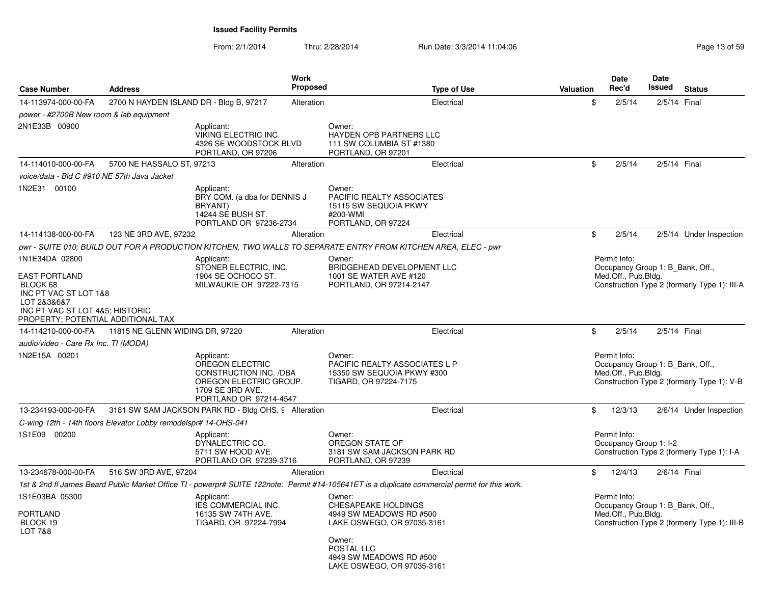## Issued Facility Permits

From: 2/1/2014 Thru: 2/28/2014 Run Date: 3/3/2014 11:04:06

| Case Number | Address | Work Proposed | Type of Use | Valuation | Date Rec'd | Date Issued | Status |
|---|---|---|---|---|---|---|---|
| 14-113974-000-00-FA | 2700 N HAYDEN ISLAND DR - Bldg B, 97217 | Alteration | Electrical | $ | 2/5/14 | 2/5/14 | Final |

*power - #2700B New room & lab equipment*

2N1E33B 00900

Applicant:
VIKING ELECTRIC INC.
4326 SE WOODSTOCK BLVD
PORTLAND, OR 97206

Owner:
HAYDEN OPB PARTNERS LLC
111 SW COLUMBIA ST #1380
PORTLAND, OR 97201

| Case Number | Address | Work Proposed | Type of Use | Valuation | Date Rec'd | Date Issued | Status |
|---|---|---|---|---|---|---|---|
| 14-114010-000-00-FA | 5700 NE HASSALO ST, 97213 | Alteration | Electrical | $ | 2/5/14 | 2/5/14 | Final |

*voice/data - Bld C #910 NE 57th Java Jacket*

1N2E31 00100

Applicant:
BRY COM. (a dba for DENNIS J BRYANT)
14244 SE BUSH ST.
PORTLAND OR 97236-2734

Owner:
PACIFIC REALTY ASSOCIATES
15115 SW SEQUOIA PKWY
#200-WMI
PORTLAND, OR 97224

| Case Number | Address | Work Proposed | Type of Use | Valuation | Date Rec'd | Date Issued | Status |
|---|---|---|---|---|---|---|---|
| 14-114138-000-00-FA | 123 NE 3RD AVE, 97232 | Alteration | Electrical | $ | 2/5/14 | 2/5/14 | Under Inspection |

*pwr - SUITE 010; BUILD OUT FOR A PRODUCTION KITCHEN, TWO WALLS TO SEPARATE ENTRY FROM KITCHEN AREA, ELEC - pwr*

1N1E34DA 02800

EAST PORTLAND
BLOCK 68
INC PT VAC ST LOT 1&8
LOT 2&3&6&7
INC PT VAC ST LOT 4&5; HISTORIC PROPERTY; POTENTIAL ADDITIONAL TAX

Applicant:
STONER ELECTRIC, INC.
1904 SE OCHOCO ST.
MILWAUKIE OR 97222-7315

Owner:
BRIDGEHEAD DEVELOPMENT LLC
1001 SE WATER AVE #120
PORTLAND, OR 97214-2147

Permit Info:
Occupancy Group 1: B_Bank, Off., Med.Off., Pub.Bldg.
Construction Type 2 (formerly Type 1): III-A

| Case Number | Address | Work Proposed | Type of Use | Valuation | Date Rec'd | Date Issued | Status |
|---|---|---|---|---|---|---|---|
| 14-114210-000-00-FA | 11815 NE GLENN WIDING DR, 97220 | Alteration | Electrical | $ | 2/5/14 | 2/5/14 | Final |

*audio/video - Care Rx Inc. TI (MODA)*

1N2E15A 00201

Applicant:
OREGON ELECTRIC CONSTRUCTION INC. /DBA OREGON ELECTRIC GROUP.
1709 SE 3RD AVE.
PORTLAND OR 97214-4547

Owner:
PACIFIC REALTY ASSOCIATES L P
15350 SW SEQUOIA PKWY #300
TIGARD, OR 97224-7175

Permit Info:
Occupancy Group 1: B_Bank, Off., Med.Off., Pub.Bldg.
Construction Type 2 (formerly Type 1): V-B

| Case Number | Address | Work Proposed | Type of Use | Valuation | Date Rec'd | Date Issued | Status |
|---|---|---|---|---|---|---|---|
| 13-234193-000-00-FA | 3181 SW SAM JACKSON PARK RD - Bldg OHS, 9 | Alteration | Electrical | $ | 12/3/13 | 2/6/14 | Under Inspection |

*C-wing 12th - 14th floors Elevator Lobby remodelspr# 14-OHS-041*

1S1E09 00200

Applicant:
DYNALECTRIC CO.
5711 SW HOOD AVE.
PORTLAND OR 97239-3716

Owner:
OREGON STATE OF
3181 SW SAM JACKSON PARK RD
PORTLAND, OR 97239

Permit Info:
Occupancy Group 1: I-2
Construction Type 2 (formerly Type 1): I-A

| Case Number | Address | Work Proposed | Type of Use | Valuation | Date Rec'd | Date Issued | Status |
|---|---|---|---|---|---|---|---|
| 13-234678-000-00-FA | 516 SW 3RD AVE, 97204 | Alteration | Electrical | $ | 12/4/13 | 2/6/14 | Final |

*1st & 2nd fl James Beard Public Market Office TI - powerpr# SUITE 122note: Permit #14-105641ET is a duplicate commercial permit for this work.*

1S1E03BA 05300

PORTLAND
BLOCK 19
LOT 7&8

Applicant:
IES COMMERCIAL INC.
16135 SW 74TH AVE.
TIGARD, OR 97224-7994

Owner:
CHESAPEAKE HOLDINGS
4949 SW MEADOWS RD #500
LAKE OSWEGO, OR 97035-3161

Owner:
POSTAL LLC
4949 SW MEADOWS RD #500
LAKE OSWEGO, OR 97035-3161

Permit Info:
Occupancy Group 1: B_Bank, Off., Med.Off., Pub.Bldg.
Construction Type 2 (formerly Type 1): III-B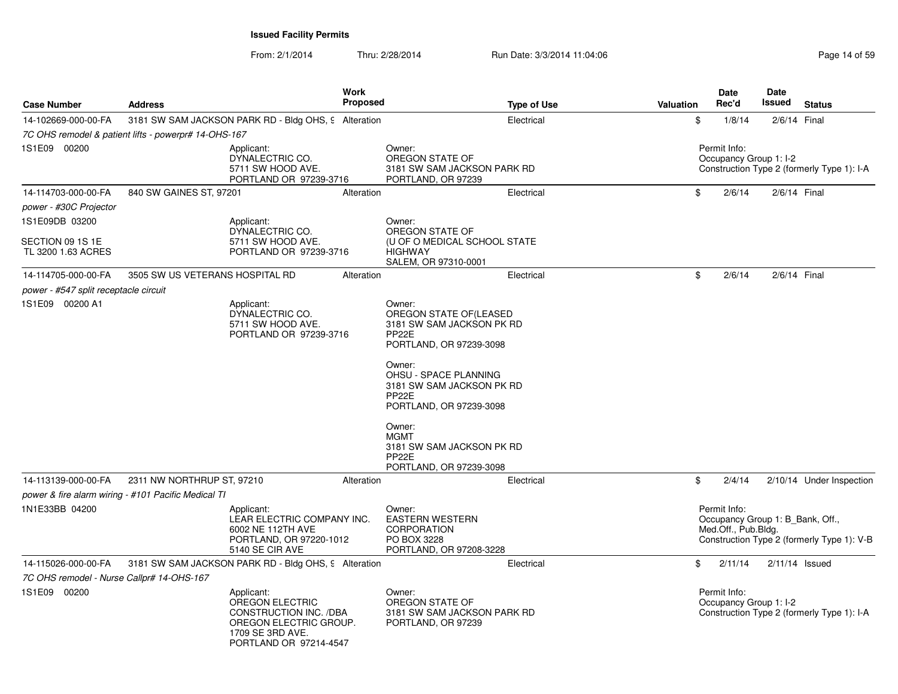**Issued Facility Permits**

From: 2/1/2014 Thru: 2/28/2014 Run Date: 3/3/2014 11:04:06

| Case Number | Address | Work Proposed | Type of Use | Valuation | Date Rec'd | Date Issued | Status |
|---|---|---|---|---|---|---|---|
| 14-102669-000-00-FA | 3181 SW SAM JACKSON PARK RD - Bldg OHS, 9 | Alteration | Electrical | $ | 1/8/14 | 2/6/14 | Final |
| *7C OHS remodel & patient lifts - powerpr# 14-OHS-167* | | | | | | | |
| 1S1E09 00200 | Applicant: DYNALECTRIC CO. 5711 SW HOOD AVE. PORTLAND OR 97239-3716 | | Owner: OREGON STATE OF 3181 SW SAM JACKSON PARK RD PORTLAND, OR 97239 | | Permit Info: Occupancy Group 1: I-2 Construction Type 2 (formerly Type 1): I-A | | |
| 14-114703-000-00-FA | 840 SW GAINES ST, 97201 | Alteration | Electrical | $ | 2/6/14 | 2/6/14 | Final |
| *power - #30C Projector* | | | | | | | |
| 1S1E09DB 03200 SECTION 09 1S 1E TL 3200 1.63 ACRES | Applicant: DYNALECTRIC CO. 5711 SW HOOD AVE. PORTLAND OR 97239-3716 | | Owner: OREGON STATE OF (U OF O MEDICAL SCHOOL STATE HIGHWAY SALEM, OR 97310-0001 | | | | |
| 14-114705-000-00-FA | 3505 SW US VETERANS HOSPITAL RD | Alteration | Electrical | $ | 2/6/14 | 2/6/14 | Final |
| *power - #547 split receptacle circuit* | | | | | | | |
| 1S1E09 00200 A1 | Applicant: DYNALECTRIC CO. 5711 SW HOOD AVE. PORTLAND OR 97239-3716 | | Owner: OREGON STATE OF(LEASED 3181 SW SAM JACKSON PK RD PP22E PORTLAND, OR 97239-3098; Owner: OHSU - SPACE PLANNING 3181 SW SAM JACKSON PK RD PP22E PORTLAND, OR 97239-3098; Owner: MGMT 3181 SW SAM JACKSON PK RD PP22E PORTLAND, OR 97239-3098 | | | | |
| 14-113139-000-00-FA | 2311 NW NORTHRUP ST, 97210 | Alteration | Electrical | $ | 2/4/14 | 2/10/14 | Under Inspection |
| *power & fire alarm wiring - #101 Pacific Medical TI* | | | | | | | |
| 1N1E33BB 04200 | Applicant: LEAR ELECTRIC COMPANY INC. 6002 NE 112TH AVE PORTLAND, OR 97220-1012 5140 SE CIR AVE | | Owner: EASTERN WESTERN CORPORATION PO BOX 3228 PORTLAND, OR 97208-3228 | | Permit Info: Occupancy Group 1: B_Bank, Off., Med.Off., Pub.Bldg. Construction Type 2 (formerly Type 1): V-B | | |
| 14-115026-000-00-FA | 3181 SW SAM JACKSON PARK RD - Bldg OHS, 9 | Alteration | Electrical | $ | 2/11/14 | 2/11/14 | Issued |
| *7C OHS remodel - Nurse Callpr# 14-OHS-167* | | | | | | | |
| 1S1E09 00200 | Applicant: OREGON ELECTRIC CONSTRUCTION INC. /DBA OREGON ELECTRIC GROUP. 1709 SE 3RD AVE. PORTLAND OR 97214-4547 | | Owner: OREGON STATE OF 3181 SW SAM JACKSON PARK RD PORTLAND, OR 97239 | | Permit Info: Occupancy Group 1: I-2 Construction Type 2 (formerly Type 1): I-A | | |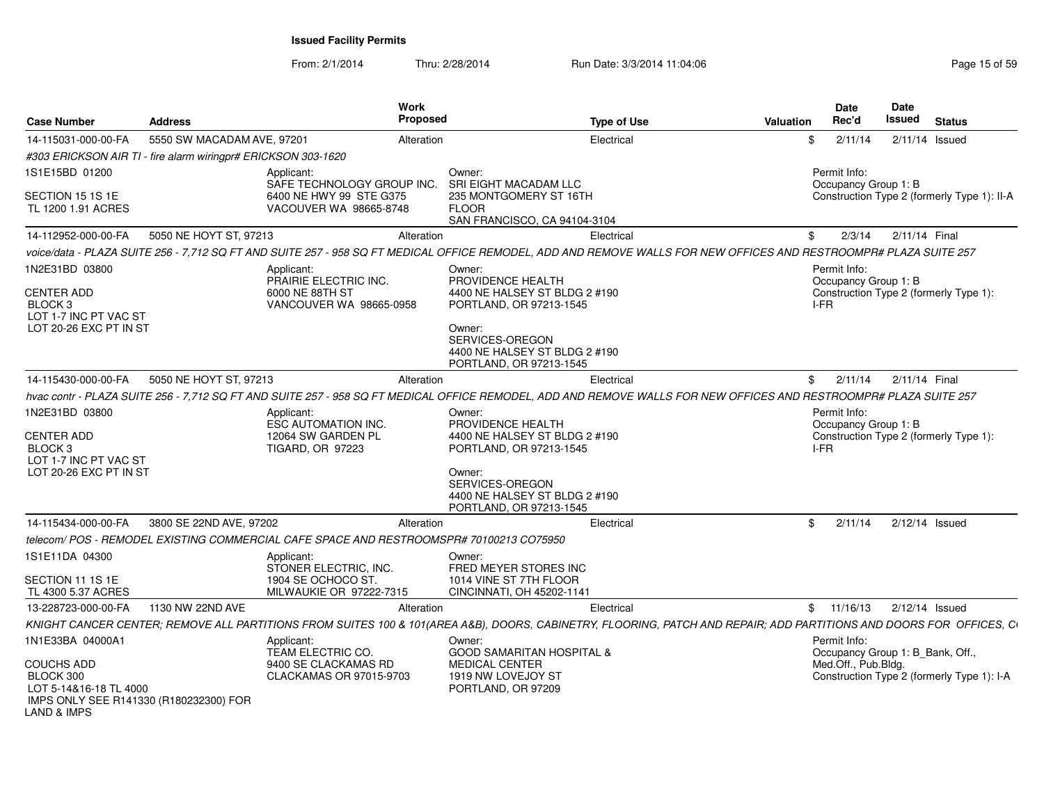# Issued Facility Permits

From: 2/1/2014 Thru: 2/28/2014 Run Date: 3/3/2014 11:04:06

| Case Number | Address | Work Proposed | Type of Use | Valuation | Date Rec'd | Date Issued | Status |
|---|---|---|---|---|---|---|---|
| 14-115031-000-00-FA | 5550 SW MACADAM AVE, 97201 | Alteration | Electrical | $ | 2/11/14 | 2/11/14 | Issued |

*#303 ERICKSON AIR TI - fire alarm wiringpr# ERICKSON 303-1620*

1S1E15BD 01200

SECTION 15 1S 1E
TL 1200 1.91 ACRES

Applicant:
SAFE TECHNOLOGY GROUP INC.
6400 NE HWY 99 STE G375
VACOUVER WA 98665-8748

Owner:
SRI EIGHT MACADAM LLC
235 MONTGOMERY ST 16TH FLOOR
SAN FRANCISCO, CA 94104-3104

Permit Info:
Occupancy Group 1: B
Construction Type 2 (formerly Type 1): II-A

| Case Number | Address | Work Proposed | Type of Use | Valuation | Date Rec'd | Date Issued | Status |
|---|---|---|---|---|---|---|---|
| 14-112952-000-00-FA | 5050 NE HOYT ST, 97213 | Alteration | Electrical | $ | 2/3/14 | 2/11/14 | Final |

*voice/data - PLAZA SUITE 256 - 7,712 SQ FT AND SUITE 257 - 958 SQ FT MEDICAL OFFICE REMODEL, ADD AND REMOVE WALLS FOR NEW OFFICES AND RESTROOMPR# PLAZA SUITE 257*

1N2E31BD 03800

CENTER ADD
BLOCK 3
LOT 1-7 INC PT VAC ST
LOT 20-26 EXC PT IN ST

Applicant:
PRAIRIE ELECTRIC INC.
6000 NE 88TH ST
VANCOUVER WA 98665-0958

Owner:
PROVIDENCE HEALTH
4400 NE HALSEY ST BLDG 2 #190
PORTLAND, OR 97213-1545

Owner:
SERVICES-OREGON
4400 NE HALSEY ST BLDG 2 #190
PORTLAND, OR 97213-1545

Permit Info:
Occupancy Group 1: B
Construction Type 2 (formerly Type 1): I-FR

| Case Number | Address | Work Proposed | Type of Use | Valuation | Date Rec'd | Date Issued | Status |
|---|---|---|---|---|---|---|---|
| 14-115430-000-00-FA | 5050 NE HOYT ST, 97213 | Alteration | Electrical | $ | 2/11/14 | 2/11/14 | Final |

*hvac contr - PLAZA SUITE 256 - 7,712 SQ FT AND SUITE 257 - 958 SQ FT MEDICAL OFFICE REMODEL, ADD AND REMOVE WALLS FOR NEW OFFICES AND RESTROOMPR# PLAZA SUITE 257*

1N2E31BD 03800

CENTER ADD
BLOCK 3
LOT 1-7 INC PT VAC ST
LOT 20-26 EXC PT IN ST

Applicant:
ESC AUTOMATION INC.
12064 SW GARDEN PL
TIGARD, OR 97223

Owner:
PROVIDENCE HEALTH
4400 NE HALSEY ST BLDG 2 #190
PORTLAND, OR 97213-1545

Owner:
SERVICES-OREGON
4400 NE HALSEY ST BLDG 2 #190
PORTLAND, OR 97213-1545

Permit Info:
Occupancy Group 1: B
Construction Type 2 (formerly Type 1): I-FR

| Case Number | Address | Work Proposed | Type of Use | Valuation | Date Rec'd | Date Issued | Status |
|---|---|---|---|---|---|---|---|
| 14-115434-000-00-FA | 3800 SE 22ND AVE, 97202 | Alteration | Electrical | $ | 2/11/14 | 2/12/14 | Issued |

*telecom/ POS - REMODEL EXISTING COMMERCIAL CAFE SPACE AND RESTROOMSPR# 70100213 CO75950*

1S1E11DA 04300

SECTION 11 1S 1E
TL 4300 5.37 ACRES

Applicant:
STONER ELECTRIC, INC.
1904 SE OCHOCO ST.
MILWAUKIE OR 97222-7315

Owner:
FRED MEYER STORES INC
1014 VINE ST 7TH FLOOR
CINCINNATI, OH 45202-1141

| Case Number | Address | Work Proposed | Type of Use | Valuation | Date Rec'd | Date Issued | Status |
|---|---|---|---|---|---|---|---|
| 13-228723-000-00-FA | 1130 NW 22ND AVE | Alteration | Electrical | $ | 11/16/13 | 2/12/14 | Issued |

*KNIGHT CANCER CENTER; REMOVE ALL PARTITIONS FROM SUITES 100 & 101(AREA A&B), DOORS, CABINETRY, FLOORING, PATCH AND REPAIR; ADD PARTITIONS AND DOORS FOR OFFICES, C*

1N1E33BA 04000A1

COUCHS ADD
BLOCK 300
LOT 5-14&16-18 TL 4000
IMPS ONLY SEE R141330 (R180232300) FOR LAND & IMPS

Applicant:
TEAM ELECTRIC CO.
9400 SE CLACKAMAS RD
CLACKAMAS OR 97015-9703

Owner:
GOOD SAMARITAN HOSPITAL & MEDICAL CENTER
1919 NW LOVEJOY ST
PORTLAND, OR 97209

Permit Info:
Occupancy Group 1: B_Bank, Off., Med.Off., Pub.Bldg.
Construction Type 2 (formerly Type 1): I-A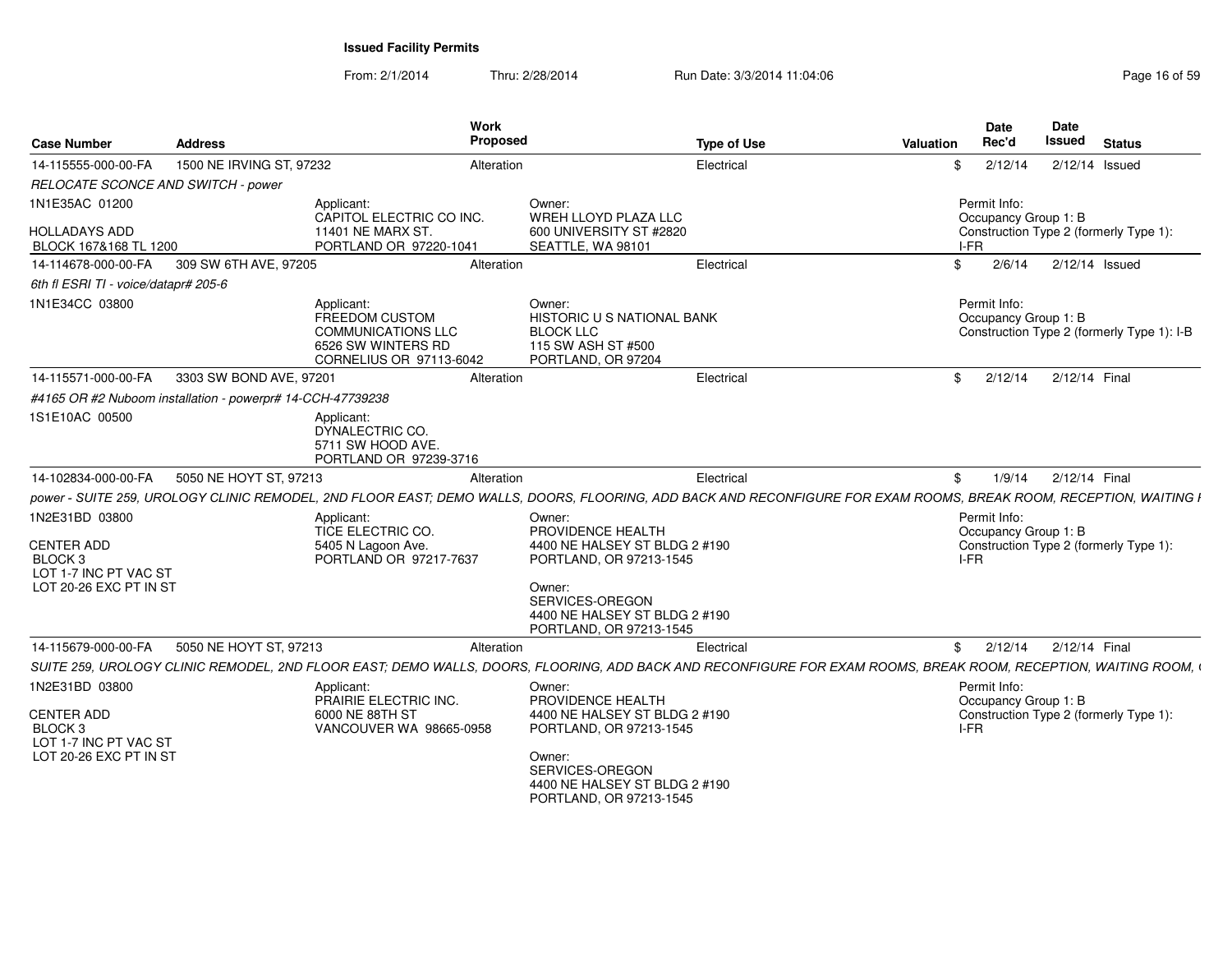**Issued Facility Permits**

From: 2/1/2014 Thru: 2/28/2014 Run Date: 3/3/2014 11:04:06

| Case Number | Address | Work Proposed | Type of Use | Valuation | Date Rec'd | Date Issued | Status |
|---|---|---|---|---|---|---|---|
| 14-115555-000-00-FA | 1500 NE IRVING ST, 97232 | Alteration | Electrical | $ | 2/12/14 | 2/12/14 | Issued |

*RELOCATE SCONCE AND SWITCH - power*

1N1E35AC 01200
HOLLADAYS ADD
BLOCK 167&168 TL 1200

Applicant:
CAPITOL ELECTRIC CO INC.
11401 NE MARX ST.
PORTLAND OR 97220-1041

Owner:
WREH LLOYD PLAZA LLC
600 UNIVERSITY ST #2820
SEATTLE, WA 98101

Permit Info:
Occupancy Group 1: B
Construction Type 2 (formerly Type 1): I-FR

| Case Number | Address | Work Proposed | Type of Use | Valuation | Date Rec'd | Date Issued | Status |
|---|---|---|---|---|---|---|---|
| 14-114678-000-00-FA | 309 SW 6TH AVE, 97205 | Alteration | Electrical | $ | 2/6/14 | 2/12/14 | Issued |

*6th fl ESRI TI - voice/datapr# 205-6*

1N1E34CC 03800

Applicant:
FREEDOM CUSTOM COMMUNICATIONS LLC
6526 SW WINTERS RD
CORNELIUS OR 97113-6042

Owner:
HISTORIC U S NATIONAL BANK BLOCK LLC
115 SW ASH ST #500
PORTLAND, OR 97204

Permit Info:
Occupancy Group 1: B
Construction Type 2 (formerly Type 1): I-B

| Case Number | Address | Work Proposed | Type of Use | Valuation | Date Rec'd | Date Issued | Status |
|---|---|---|---|---|---|---|---|
| 14-115571-000-00-FA | 3303 SW BOND AVE, 97201 | Alteration | Electrical | $ | 2/12/14 | 2/12/14 | Final |

*#4165 OR #2 Nuboom installation - powerpr# 14-CCH-47739238*

1S1E10AC 00500

Applicant:
DYNALECTRIC CO.
5711 SW HOOD AVE.
PORTLAND OR 97239-3716

| Case Number | Address | Work Proposed | Type of Use | Valuation | Date Rec'd | Date Issued | Status |
|---|---|---|---|---|---|---|---|
| 14-102834-000-00-FA | 5050 NE HOYT ST, 97213 | Alteration | Electrical | $ | 1/9/14 | 2/12/14 | Final |

*power - SUITE 259, UROLOGY CLINIC REMODEL, 2ND FLOOR EAST; DEMO WALLS, DOORS, FLOORING, ADD BACK AND RECONFIGURE FOR EXAM ROOMS, BREAK ROOM, RECEPTION, WAITING I*

1N2E31BD 03800
CENTER ADD
BLOCK 3
LOT 1-7 INC PT VAC ST
LOT 20-26 EXC PT IN ST

Applicant:
TICE ELECTRIC CO.
5405 N Lagoon Ave.
PORTLAND OR 97217-7637

Owner:
PROVIDENCE HEALTH
4400 NE HALSEY ST BLDG 2 #190
PORTLAND, OR 97213-1545

Owner:
SERVICES-OREGON
4400 NE HALSEY ST BLDG 2 #190
PORTLAND, OR 97213-1545

Permit Info:
Occupancy Group 1: B
Construction Type 2 (formerly Type 1): I-FR

| Case Number | Address | Work Proposed | Type of Use | Valuation | Date Rec'd | Date Issued | Status |
|---|---|---|---|---|---|---|---|
| 14-115679-000-00-FA | 5050 NE HOYT ST, 97213 | Alteration | Electrical | $ | 2/12/14 | 2/12/14 | Final |

*SUITE 259, UROLOGY CLINIC REMODEL, 2ND FLOOR EAST; DEMO WALLS, DOORS, FLOORING, ADD BACK AND RECONFIGURE FOR EXAM ROOMS, BREAK ROOM, RECEPTION, WAITING ROOM, (*

1N2E31BD 03800
CENTER ADD
BLOCK 3
LOT 1-7 INC PT VAC ST
LOT 20-26 EXC PT IN ST

Applicant:
PRAIRIE ELECTRIC INC.
6000 NE 88TH ST
VANCOUVER WA 98665-0958

Owner:
PROVIDENCE HEALTH
4400 NE HALSEY ST BLDG 2 #190
PORTLAND, OR 97213-1545

Owner:
SERVICES-OREGON
4400 NE HALSEY ST BLDG 2 #190
PORTLAND, OR 97213-1545

Permit Info:
Occupancy Group 1: B
Construction Type 2 (formerly Type 1): I-FR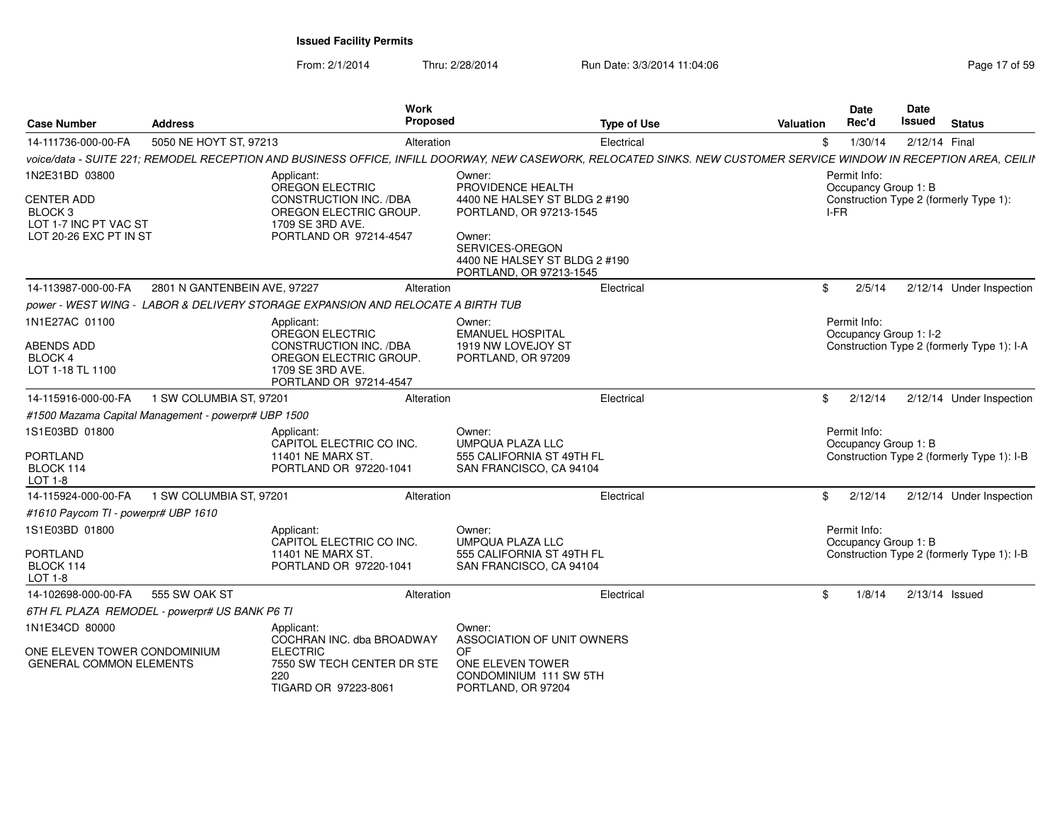**Issued Facility Permits**

From: 2/1/2014 Thru: 2/28/2014 Run Date: 3/3/2014 11:04:06

| Case Number | Address | Work Proposed | Type of Use | Valuation | Date Rec'd | Date Issued | Status |
|---|---|---|---|---|---|---|---|
| 14-111736-000-00-FA | 5050 NE HOYT ST, 97213 | Alteration | Electrical | $ | 1/30/14 | 2/12/14 | Final |

*voice/data - SUITE 221; REMODEL RECEPTION AND BUSINESS OFFICE, INFILL DOORWAY, NEW CASEWORK, RELOCATED SINKS. NEW CUSTOMER SERVICE WINDOW IN RECEPTION AREA, CEILI*

1N2E31BD 03800

CENTER ADD
BLOCK 3
LOT 1-7 INC PT VAC ST
LOT 20-26 EXC PT IN ST

Applicant:
OREGON ELECTRIC CONSTRUCTION INC. /DBA OREGON ELECTRIC GROUP.
1709 SE 3RD AVE.
PORTLAND OR 97214-4547

Owner:
PROVIDENCE HEALTH
4400 NE HALSEY ST BLDG 2 #190
PORTLAND, OR 97213-1545

Owner:
SERVICES-OREGON
4400 NE HALSEY ST BLDG 2 #190
PORTLAND, OR 97213-1545

Permit Info:
Occupancy Group 1: B
Construction Type 2 (formerly Type 1): I-FR

---

| Case Number | Address | Work Proposed | Type of Use | Valuation | Date Rec'd | Date Issued | Status |
|---|---|---|---|---|---|---|---|
| 14-113987-000-00-FA | 2801 N GANTENBEIN AVE, 97227 | Alteration | Electrical | $ | 2/5/14 | 2/12/14 | Under Inspection |

*power - WEST WING - LABOR & DELIVERY STORAGE EXPANSION AND RELOCATE A BIRTH TUB*

1N1E27AC 01100

ABENDS ADD
BLOCK 4
LOT 1-18 TL 1100

Applicant:
OREGON ELECTRIC CONSTRUCTION INC. /DBA OREGON ELECTRIC GROUP.
1709 SE 3RD AVE.
PORTLAND OR 97214-4547

Owner:
EMANUEL HOSPITAL
1919 NW LOVEJOY ST
PORTLAND, OR 97209

Permit Info:
Occupancy Group 1: I-2
Construction Type 2 (formerly Type 1): I-A

---

| Case Number | Address | Work Proposed | Type of Use | Valuation | Date Rec'd | Date Issued | Status |
|---|---|---|---|---|---|---|---|
| 14-115916-000-00-FA | 1 SW COLUMBIA ST, 97201 | Alteration | Electrical | $ | 2/12/14 | 2/12/14 | Under Inspection |

*#1500 Mazama Capital Management - powerpr# UBP 1500*

1S1E03BD 01800

PORTLAND
BLOCK 114
LOT 1-8

Applicant:
CAPITOL ELECTRIC CO INC.
11401 NE MARX ST.
PORTLAND OR 97220-1041

Owner:
UMPQUA PLAZA LLC
555 CALIFORNIA ST 49TH FL
SAN FRANCISCO, CA 94104

Permit Info:
Occupancy Group 1: B
Construction Type 2 (formerly Type 1): I-B

---

| Case Number | Address | Work Proposed | Type of Use | Valuation | Date Rec'd | Date Issued | Status |
|---|---|---|---|---|---|---|---|
| 14-115924-000-00-FA | 1 SW COLUMBIA ST, 97201 | Alteration | Electrical | $ | 2/12/14 | 2/12/14 | Under Inspection |

*#1610 Paycom TI - powerpr# UBP 1610*

1S1E03BD 01800

PORTLAND
BLOCK 114
LOT 1-8

Applicant:
CAPITOL ELECTRIC CO INC.
11401 NE MARX ST.
PORTLAND OR 97220-1041

Owner:
UMPQUA PLAZA LLC
555 CALIFORNIA ST 49TH FL
SAN FRANCISCO, CA 94104

Permit Info:
Occupancy Group 1: B
Construction Type 2 (formerly Type 1): I-B

---

| Case Number | Address | Work Proposed | Type of Use | Valuation | Date Rec'd | Date Issued | Status |
|---|---|---|---|---|---|---|---|
| 14-102698-000-00-FA | 555 SW OAK ST | Alteration | Electrical | $ | 1/8/14 | 2/13/14 | Issued |

*6TH FL PLAZA REMODEL - powerpr# US BANK P6 TI*

1N1E34CD 80000

ONE ELEVEN TOWER CONDOMINIUM
GENERAL COMMON ELEMENTS

Applicant:
COCHRAN INC. dba BROADWAY ELECTRIC
7550 SW TECH CENTER DR STE 220
TIGARD OR 97223-8061

Owner:
ASSOCIATION OF UNIT OWNERS OF
ONE ELEVEN TOWER
CONDOMINIUM 111 SW 5TH
PORTLAND, OR 97204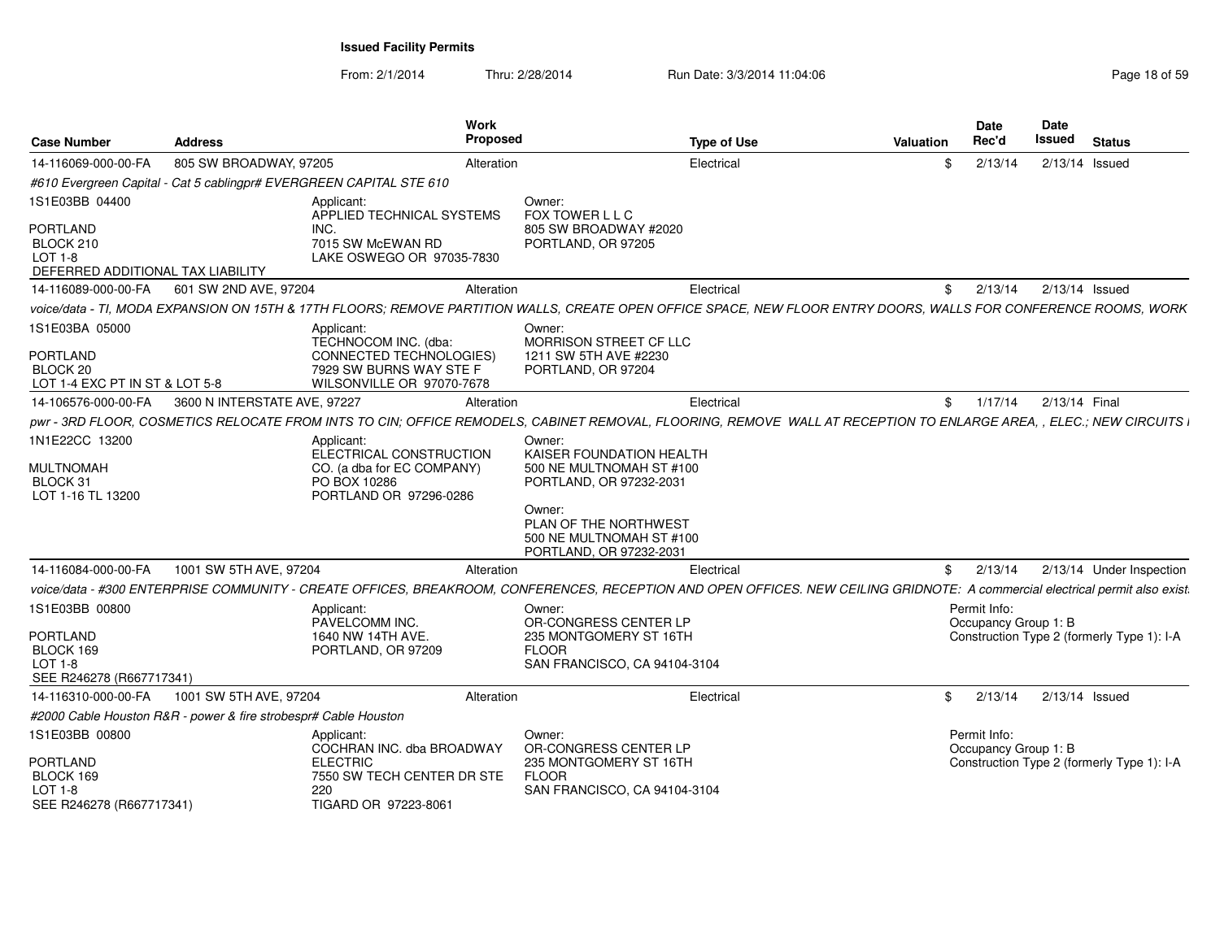**Issued Facility Permits**

From: 2/1/2014 Thru: 2/28/2014 Run Date: 3/3/2014 11:04:06

| Case Number | Address | Work Proposed | Type of Use | Valuation | Date Rec'd | Date Issued | Status |
|---|---|---|---|---|---|---|---|
| 14-116069-000-00-FA | 805 SW BROADWAY, 97205 | Alteration | Electrical | $ | 2/13/14 | 2/13/14 | Issued |

*#610 Evergreen Capital - Cat 5 cablingpr# EVERGREEN CAPITAL STE 610*

1S1E03BB 04400

PORTLAND
BLOCK 210
LOT 1-8
DEFERRED ADDITIONAL TAX LIABILITY

Applicant:
APPLIED TECHNICAL SYSTEMS INC.
7015 SW McEWAN RD
LAKE OSWEGO OR 97035-7830

Owner:
FOX TOWER L L C
805 SW BROADWAY #2020
PORTLAND, OR 97205

| Case Number | Address | Work Proposed | Type of Use | Valuation | Date Rec'd | Date Issued | Status |
|---|---|---|---|---|---|---|---|
| 14-116089-000-00-FA | 601 SW 2ND AVE, 97204 | Alteration | Electrical | $ | 2/13/14 | 2/13/14 | Issued |

*voice/data - TI, MODA EXPANSION ON 15TH & 17TH FLOORS; REMOVE PARTITION WALLS, CREATE OPEN OFFICE SPACE, NEW FLOOR ENTRY DOORS, WALLS FOR CONFERENCE ROOMS, WORK*

1S1E03BA 05000

PORTLAND
BLOCK 20
LOT 1-4 EXC PT IN ST & LOT 5-8

Applicant:
TECHNOCOM INC. (dba: CONNECTED TECHNOLOGIES)
7929 SW BURNS WAY STE F
WILSONVILLE OR 97070-7678

Owner:
MORRISON STREET CF LLC
1211 SW 5TH AVE #2230
PORTLAND, OR 97204

| Case Number | Address | Work Proposed | Type of Use | Valuation | Date Rec'd | Date Issued | Status |
|---|---|---|---|---|---|---|---|
| 14-106576-000-00-FA | 3600 N INTERSTATE AVE, 97227 | Alteration | Electrical | $ | 1/17/14 | 2/13/14 | Final |

*pwr - 3RD FLOOR, COSMETICS RELOCATE FROM INTS TO CIN; OFFICE REMODELS, CABINET REMOVAL, FLOORING, REMOVE WALL AT RECEPTION TO ENLARGE AREA, , ELEC.; NEW CIRCUITS I*

1N1E22CC 13200

MULTNOMAH
BLOCK 31
LOT 1-16 TL 13200

Applicant:
ELECTRICAL CONSTRUCTION CO. (a dba for EC COMPANY)
PO BOX 10286
PORTLAND OR 97296-0286

Owner:
KAISER FOUNDATION HEALTH
500 NE MULTNOMAH ST #100
PORTLAND, OR 97232-2031

Owner:
PLAN OF THE NORTHWEST
500 NE MULTNOMAH ST #100
PORTLAND, OR 97232-2031

| Case Number | Address | Work Proposed | Type of Use | Valuation | Date Rec'd | Date Issued | Status |
|---|---|---|---|---|---|---|---|
| 14-116084-000-00-FA | 1001 SW 5TH AVE, 97204 | Alteration | Electrical | $ | 2/13/14 | 2/13/14 | Under Inspection |

*voice/data - #300 ENTERPRISE COMMUNITY - CREATE OFFICES, BREAKROOM, CONFERENCES, RECEPTION AND OPEN OFFICES. NEW CEILING GRIDNOTE: A commercial electrical permit also exist*

1S1E03BB 00800

PORTLAND
BLOCK 169
LOT 1-8
SEE R246278 (R667717341)

Applicant:
PAVELCOMM INC.
1640 NW 14TH AVE.
PORTLAND, OR 97209

Owner:
OR-CONGRESS CENTER LP
235 MONTGOMERY ST 16TH FLOOR
SAN FRANCISCO, CA 94104-3104

Permit Info:
Occupancy Group 1: B
Construction Type 2 (formerly Type 1): I-A

| Case Number | Address | Work Proposed | Type of Use | Valuation | Date Rec'd | Date Issued | Status |
|---|---|---|---|---|---|---|---|
| 14-116310-000-00-FA | 1001 SW 5TH AVE, 97204 | Alteration | Electrical | $ | 2/13/14 | 2/13/14 | Issued |

*#2000 Cable Houston R&R - power & fire strobespr# Cable Houston*

1S1E03BB 00800

PORTLAND
BLOCK 169
LOT 1-8
SEE R246278 (R667717341)

Applicant:
COCHRAN INC. dba BROADWAY ELECTRIC
7550 SW TECH CENTER DR STE 220
TIGARD OR 97223-8061

Owner:
OR-CONGRESS CENTER LP
235 MONTGOMERY ST 16TH FLOOR
SAN FRANCISCO, CA 94104-3104

Permit Info:
Occupancy Group 1: B
Construction Type 2 (formerly Type 1): I-A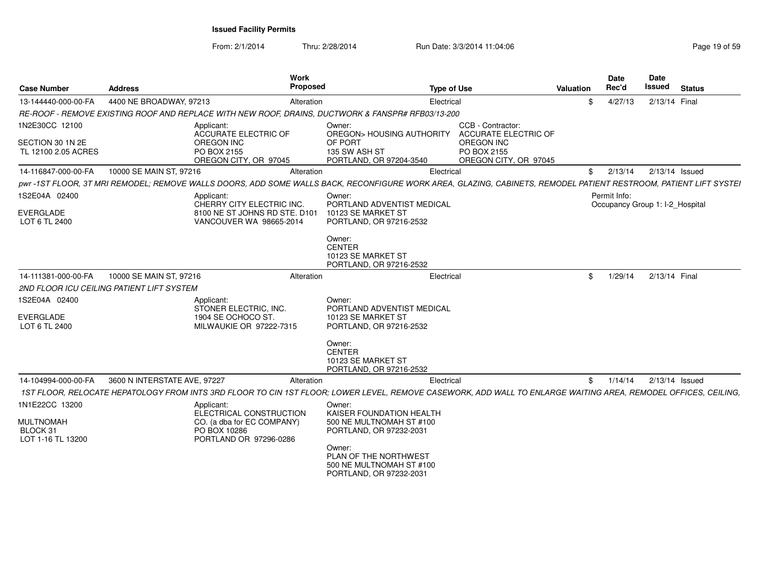**Issued Facility Permits**

From: 2/1/2014 Thru: 2/28/2014 Run Date: 3/3/2014 11:04:06

| Case Number | Address | Work Proposed | Type of Use | Valuation | Date Rec'd | Date Issued | Status |
|---|---|---|---|---|---|---|---|
| 13-144440-000-00-FA | 4400 NE BROADWAY, 97213 | Alteration | Electrical | $ | 4/27/13 | 2/13/14 | Final |

*RE-ROOF - REMOVE EXISTING ROOF AND REPLACE WITH NEW ROOF, DRAINS, DUCTWORK & FANSPR# RFB03/13-200*

1N2E30CC 12100
SECTION 30 1N 2E
TL 12100 2.05 ACRES

Applicant:
ACCURATE ELECTRIC OF OREGON INC
PO BOX 2155
OREGON CITY, OR 97045

Owner:
OREGON> HOUSING AUTHORITY OF PORT
135 SW ASH ST
PORTLAND, OR 97204-3540

CCB - Contractor:
ACCURATE ELECTRIC OF OREGON INC
PO BOX 2155
OREGON CITY, OR 97045

| Case Number | Address | Work Proposed | Type of Use | Valuation | Date Rec'd | Date Issued | Status |
|---|---|---|---|---|---|---|---|
| 14-116847-000-00-FA | 10000 SE MAIN ST, 97216 | Alteration | Electrical | $ | 2/13/14 | 2/13/14 | Issued |

*pwr -1ST FLOOR, 3T MRI REMODEL; REMOVE WALLS DOORS, ADD SOME WALLS BACK, RECONFIGURE WORK AREA, GLAZING, CABINETS, REMODEL PATIENT RESTROOM, PATIENT LIFT SYSTEI*

1S2E04A 02400
EVERGLADE
LOT 6 TL 2400

Applicant:
CHERRY CITY ELECTRIC INC.
8100 NE ST JOHNS RD STE. D101
VANCOUVER WA 98665-2014

Owner:
PORTLAND ADVENTIST MEDICAL
10123 SE MARKET ST
PORTLAND, OR 97216-2532

Owner:
CENTER
10123 SE MARKET ST
PORTLAND, OR 97216-2532

Permit Info:
Occupancy Group 1: I-2_Hospital

| Case Number | Address | Work Proposed | Type of Use | Valuation | Date Rec'd | Date Issued | Status |
|---|---|---|---|---|---|---|---|
| 14-111381-000-00-FA | 10000 SE MAIN ST, 97216 | Alteration | Electrical | $ | 1/29/14 | 2/13/14 | Final |

*2ND FLOOR ICU CEILING PATIENT LIFT SYSTEM*

1S2E04A 02400
EVERGLADE
LOT 6 TL 2400

Applicant:
STONER ELECTRIC, INC.
1904 SE OCHOCO ST.
MILWAUKIE OR 97222-7315

Owner:
PORTLAND ADVENTIST MEDICAL
10123 SE MARKET ST
PORTLAND, OR 97216-2532

Owner:
CENTER
10123 SE MARKET ST
PORTLAND, OR 97216-2532

| Case Number | Address | Work Proposed | Type of Use | Valuation | Date Rec'd | Date Issued | Status |
|---|---|---|---|---|---|---|---|
| 14-104994-000-00-FA | 3600 N INTERSTATE AVE, 97227 | Alteration | Electrical | $ | 1/14/14 | 2/13/14 | Issued |

*1ST FLOOR, RELOCATE HEPATOLOGY FROM INTS 3RD FLOOR TO CIN 1ST FLOOR; LOWER LEVEL, REMOVE CASEWORK, ADD WALL TO ENLARGE WAITING AREA, REMODEL OFFICES, CEILING,*

1N1E22CC 13200
MULTNOMAH
BLOCK 31
LOT 1-16 TL 13200

Applicant:
ELECTRICAL CONSTRUCTION CO. (a dba for EC COMPANY)
PO BOX 10286
PORTLAND OR 97296-0286

Owner:
KAISER FOUNDATION HEALTH
500 NE MULTNOMAH ST #100
PORTLAND, OR 97232-2031

Owner:
PLAN OF THE NORTHWEST
500 NE MULTNOMAH ST #100
PORTLAND, OR 97232-2031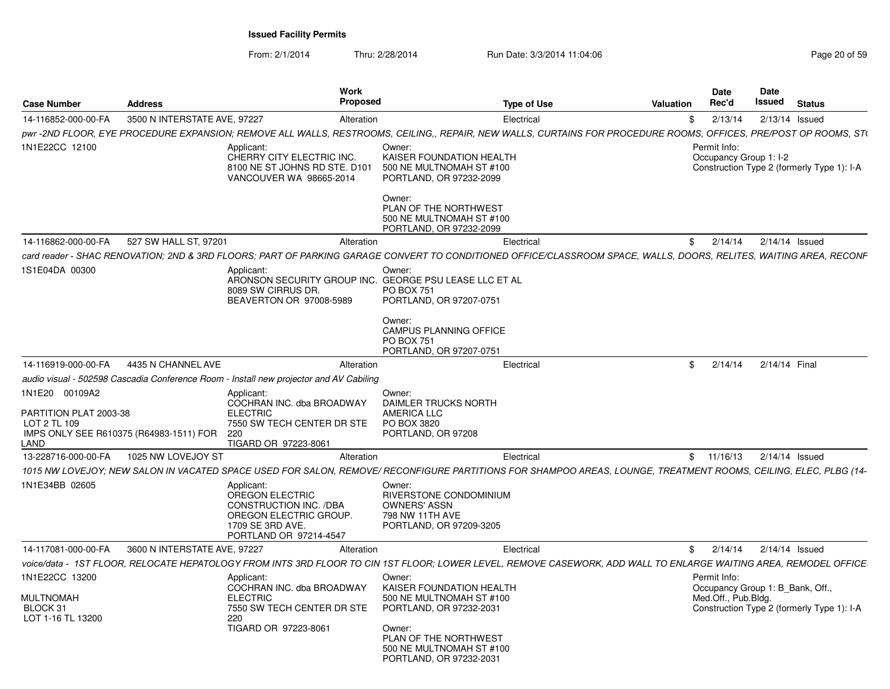# Issued Facility Permits

From: 2/1/2014 Thru: 2/28/2014 Run Date: 3/3/2014 11:04:06

| Case Number | Address | Work Proposed | Type of Use | Valuation | Date Rec'd | Date Issued | Status |
|---|---|---|---|---|---|---|---|
| 14-116852-000-00-FA | 3500 N INTERSTATE AVE, 97227 | Alteration | Electrical | $ | 2/13/14 | 2/13/14 | Issued |

*pwr -2ND FLOOR, EYE PROCEDURE EXPANSION; REMOVE ALL WALLS, RESTROOMS, CEILING,, REPAIR, NEW WALLS, CURTAINS FOR PROCEDURE ROOMS, OFFICES, PRE/POST OP ROOMS, ST*

1N1E22CC 12100

Applicant:
CHERRY CITY ELECTRIC INC.
8100 NE ST JOHNS RD STE. D101
VANCOUVER WA 98665-2014

Owner:
KAISER FOUNDATION HEALTH
500 NE MULTNOMAH ST #100
PORTLAND, OR 97232-2099

Owner:
PLAN OF THE NORTHWEST
500 NE MULTNOMAH ST #100
PORTLAND, OR 97232-2099

Permit Info:
Occupancy Group 1: I-2
Construction Type 2 (formerly Type 1): I-A

---

| Case Number | Address | Work Proposed | Type of Use | Valuation | Date Rec'd | Date Issued | Status |
|---|---|---|---|---|---|---|---|
| 14-116862-000-00-FA | 527 SW HALL ST, 97201 | Alteration | Electrical | $ | 2/14/14 | 2/14/14 | Issued |

*card reader - SHAC RENOVATION; 2ND & 3RD FLOORS; PART OF PARKING GARAGE CONVERT TO CONDITIONED OFFICE/CLASSROOM SPACE, WALLS, DOORS, RELITES, WAITING AREA, RECONF*

1S1E04DA 00300

Applicant:
ARONSON SECURITY GROUP INC.
8089 SW CIRRUS DR.
BEAVERTON OR 97008-5989

Owner:
GEORGE PSU LEASE LLC ET AL
PO BOX 751
PORTLAND, OR 97207-0751

Owner:
CAMPUS PLANNING OFFICE
PO BOX 751
PORTLAND, OR 97207-0751

---

| Case Number | Address | Work Proposed | Type of Use | Valuation | Date Rec'd | Date Issued | Status |
|---|---|---|---|---|---|---|---|
| 14-116919-000-00-FA | 4435 N CHANNEL AVE | Alteration | Electrical | $ | 2/14/14 | 2/14/14 | Final |

*audio visual - 502598 Cascadia Conference Room - Install new projector and AV Cabiling*

1N1E20 00109A2

PARTITION PLAT 2003-38
LOT 2 TL 109
IMPS ONLY SEE R610375 (R64983-1511) FOR LAND

Applicant:
COCHRAN INC. dba BROADWAY ELECTRIC
7550 SW TECH CENTER DR STE 220
TIGARD OR 97223-8061

Owner:
DAIMLER TRUCKS NORTH AMERICA LLC
PO BOX 3820
PORTLAND, OR 97208

---

| Case Number | Address | Work Proposed | Type of Use | Valuation | Date Rec'd | Date Issued | Status |
|---|---|---|---|---|---|---|---|
| 13-228716-000-00-FA | 1025 NW LOVEJOY ST | Alteration | Electrical | $ | 11/16/13 | 2/14/14 | Issued |

*1015 NW LOVEJOY; NEW SALON IN VACATED SPACE USED FOR SALON, REMOVE/ RECONFIGURE PARTITIONS FOR SHAMPOO AREAS, LOUNGE, TREATMENT ROOMS, CEILING, ELEC, PLBG (14-*

1N1E34BB 02605

Applicant:
OREGON ELECTRIC CONSTRUCTION INC. /DBA OREGON ELECTRIC GROUP.
1709 SE 3RD AVE.
PORTLAND OR 97214-4547

Owner:
RIVERSTONE CONDOMINIUM OWNERS' ASSN
798 NW 11TH AVE
PORTLAND, OR 97209-3205

---

| Case Number | Address | Work Proposed | Type of Use | Valuation | Date Rec'd | Date Issued | Status |
|---|---|---|---|---|---|---|---|
| 14-117081-000-00-FA | 3600 N INTERSTATE AVE, 97227 | Alteration | Electrical | $ | 2/14/14 | 2/14/14 | Issued |

*voice/data - 1ST FLOOR, RELOCATE HEPATOLOGY FROM INTS 3RD FLOOR TO CIN 1ST FLOOR; LOWER LEVEL, REMOVE CASEWORK, ADD WALL TO ENLARGE WAITING AREA, REMODEL OFFICE*

1N1E22CC 13200

MULTNOMAH
BLOCK 31
LOT 1-16 TL 13200

Applicant:
COCHRAN INC. dba BROADWAY ELECTRIC
7550 SW TECH CENTER DR STE 220
TIGARD OR 97223-8061

Owner:
KAISER FOUNDATION HEALTH
500 NE MULTNOMAH ST #100
PORTLAND, OR 97232-2031

Owner:
PLAN OF THE NORTHWEST
500 NE MULTNOMAH ST #100
PORTLAND, OR 97232-2031

Permit Info:
Occupancy Group 1: B_Bank, Off., Med.Off., Pub.Bldg.
Construction Type 2 (formerly Type 1): I-A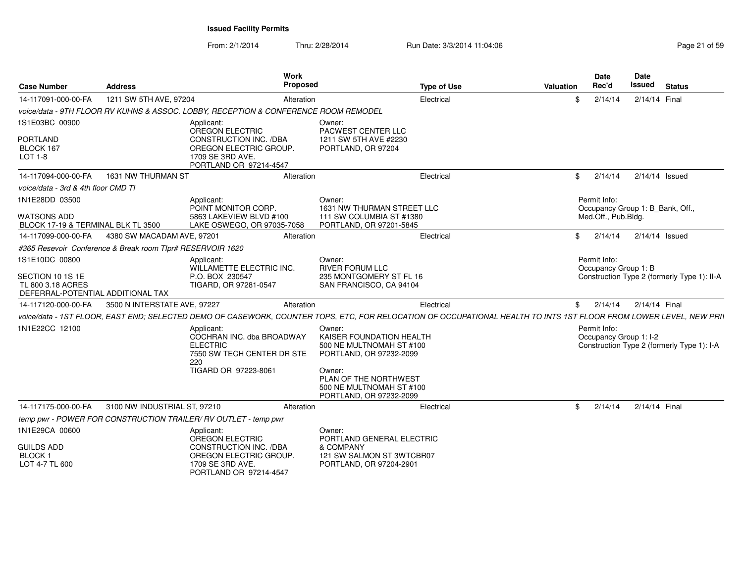**Issued Facility Permits**

From: 2/1/2014 Thru: 2/28/2014 Run Date: 3/3/2014 11:04:06

| Case Number | Address | Work Proposed | Type of Use | Valuation | Date Rec'd | Date Issued | Status |
|---|---|---|---|---|---|---|---|
| 14-117091-000-00-FA | 1211 SW 5TH AVE, 97204 | Alteration | Electrical | $ | 2/14/14 | 2/14/14 | Final |

*voice/data - 9TH FLOOR RV KUHNS & ASSOC. LOBBY, RECEPTION & CONFERENCE ROOM REMODEL*

1S1E03BC 00900

PORTLAND
BLOCK 167
LOT 1-8

Applicant:
OREGON ELECTRIC CONSTRUCTION INC. /DBA OREGON ELECTRIC GROUP.
1709 SE 3RD AVE.
PORTLAND OR 97214-4547

Owner:
PACWEST CENTER LLC
1211 SW 5TH AVE #2230
PORTLAND, OR 97204

| Case Number | Address | Work Proposed | Type of Use | Valuation | Date Rec'd | Date Issued | Status |
|---|---|---|---|---|---|---|---|
| 14-117094-000-00-FA | 1631 NW THURMAN ST | Alteration | Electrical | $ | 2/14/14 | 2/14/14 | Issued |

*voice/data - 3rd & 4th floor CMD TI*

1N1E28DD 03500

WATSONS ADD
BLOCK 17-19 & TERMINAL BLK TL 3500

Applicant:
POINT MONITOR CORP.
5863 LAKEVIEW BLVD #100
LAKE OSWEGO, OR 97035-7058

Owner:
1631 NW THURMAN STREET LLC
111 SW COLUMBIA ST #1380
PORTLAND, OR 97201-5845

Permit Info:
Occupancy Group 1: B_Bank, Off., Med.Off., Pub.Bldg.

| Case Number | Address | Work Proposed | Type of Use | Valuation | Date Rec'd | Date Issued | Status |
|---|---|---|---|---|---|---|---|
| 14-117099-000-00-FA | 4380 SW MACADAM AVE, 97201 | Alteration | Electrical | $ | 2/14/14 | 2/14/14 | Issued |

*#365 Resevoir Conference & Break room Tlpr# RESERVOIR 1620*

1S1E10DC 00800

SECTION 10 1S 1E
TL 800 3.18 ACRES
DEFERRAL-POTENTIAL ADDITIONAL TAX

Applicant:
WILLAMETTE ELECTRIC INC.
P.O. BOX 230547
TIGARD, OR 97281-0547

Owner:
RIVER FORUM LLC
235 MONTGOMERY ST FL 16
SAN FRANCISCO, CA 94104

Permit Info:
Occupancy Group 1: B
Construction Type 2 (formerly Type 1): II-A

| Case Number | Address | Work Proposed | Type of Use | Valuation | Date Rec'd | Date Issued | Status |
|---|---|---|---|---|---|---|---|
| 14-117120-000-00-FA | 3500 N INTERSTATE AVE, 97227 | Alteration | Electrical | $ | 2/14/14 | 2/14/14 | Final |

*voice/data - 1ST FLOOR, EAST END; SELECTED DEMO OF CASEWORK, COUNTER TOPS, ETC, FOR RELOCATION OF OCCUPATIONAL HEALTH TO INTS 1ST FLOOR FROM LOWER LEVEL, NEW PRI\*

1N1E22CC 12100

Applicant:
COCHRAN INC. dba BROADWAY ELECTRIC
7550 SW TECH CENTER DR STE 220
TIGARD OR 97223-8061

Owner:
KAISER FOUNDATION HEALTH
500 NE MULTNOMAH ST #100
PORTLAND, OR 97232-2099

Owner:
PLAN OF THE NORTHWEST
500 NE MULTNOMAH ST #100
PORTLAND, OR 97232-2099

Permit Info:
Occupancy Group 1: I-2
Construction Type 2 (formerly Type 1): I-A

| Case Number | Address | Work Proposed | Type of Use | Valuation | Date Rec'd | Date Issued | Status |
|---|---|---|---|---|---|---|---|
| 14-117175-000-00-FA | 3100 NW INDUSTRIAL ST, 97210 | Alteration | Electrical | $ | 2/14/14 | 2/14/14 | Final |

*temp pwr - POWER FOR CONSTRUCTION TRAILER/ RV OUTLET - temp pwr*

1N1E29CA 00600

GUILDS ADD
BLOCK 1
LOT 4-7 TL 600

Applicant:
OREGON ELECTRIC CONSTRUCTION INC. /DBA OREGON ELECTRIC GROUP.
1709 SE 3RD AVE.
PORTLAND OR 97214-4547

Owner:
PORTLAND GENERAL ELECTRIC & COMPANY
121 SW SALMON ST 3WTCBR07
PORTLAND, OR 97204-2901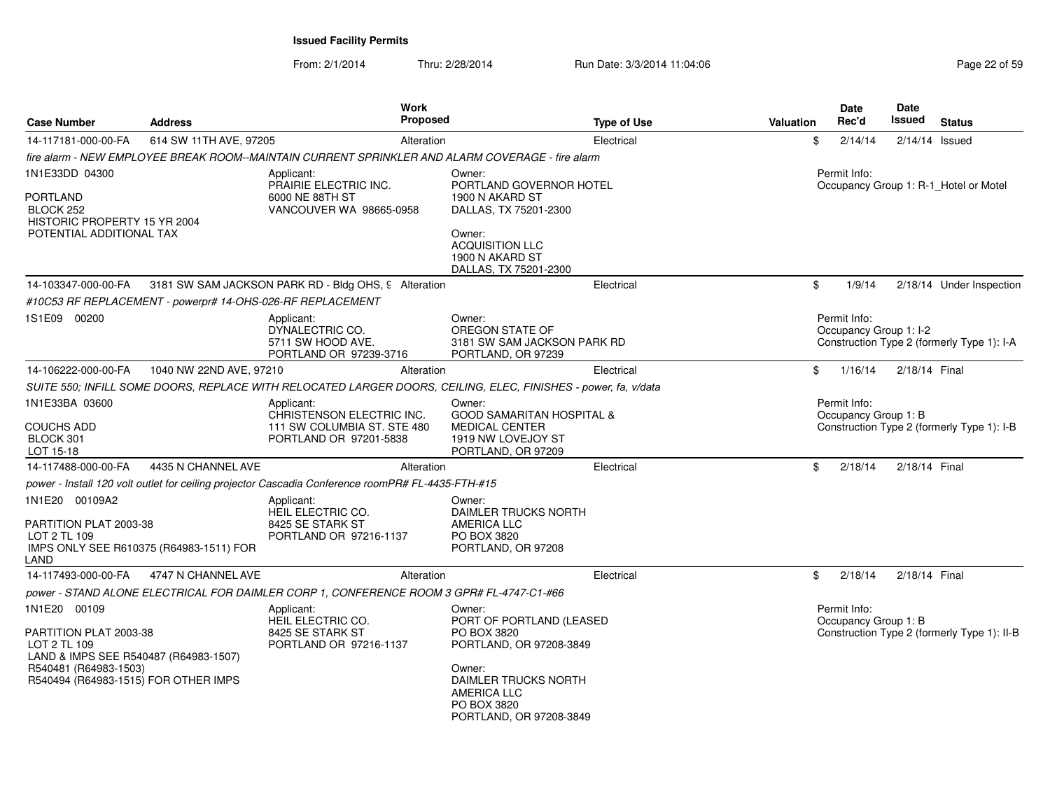**Issued Facility Permits**

From: 2/1/2014 Thru: 2/28/2014 Run Date: 3/3/2014 11:04:06

| Case Number | Address | Work Proposed | Type of Use | Valuation | Date Rec'd | Date Issued | Status |
|---|---|---|---|---|---|---|---|
| 14-117181-000-00-FA | 614 SW 11TH AVE, 97205 | Alteration | Electrical | $ | 2/14/14 | 2/14/14 | Issued |

*fire alarm - NEW EMPLOYEE BREAK ROOM--MAINTAIN CURRENT SPRINKLER AND ALARM COVERAGE - fire alarm*

1N1E33DD 04300

PORTLAND
BLOCK 252
HISTORIC PROPERTY 15 YR 2004
POTENTIAL ADDITIONAL TAX

Applicant:
PRAIRIE ELECTRIC INC.
6000 NE 88TH ST
VANCOUVER WA 98665-0958

Owner:
PORTLAND GOVERNOR HOTEL
1900 N AKARD ST
DALLAS, TX 75201-2300

Owner:
ACQUISITION LLC
1900 N AKARD ST
DALLAS, TX 75201-2300

Permit Info:
Occupancy Group 1: R-1_Hotel or Motel

| Case Number | Address | Work Proposed | Type of Use | Valuation | Date Rec'd | Date Issued | Status |
|---|---|---|---|---|---|---|---|
| 14-103347-000-00-FA | 3181 SW SAM JACKSON PARK RD - Bldg OHS, 9 | Alteration | Electrical | $ | 1/9/14 | 2/18/14 | Under Inspection |

*#10C53 RF REPLACEMENT - powerpr# 14-OHS-026-RF REPLACEMENT*

1S1E09 00200

Applicant:
DYNALECTRIC CO.
5711 SW HOOD AVE.
PORTLAND OR 97239-3716

Owner:
OREGON STATE OF
3181 SW SAM JACKSON PARK RD
PORTLAND, OR 97239

Permit Info:
Occupancy Group 1: I-2
Construction Type 2 (formerly Type 1): I-A

| Case Number | Address | Work Proposed | Type of Use | Valuation | Date Rec'd | Date Issued | Status |
|---|---|---|---|---|---|---|---|
| 14-106222-000-00-FA | 1040 NW 22ND AVE, 97210 | Alteration | Electrical | $ | 1/16/14 | 2/18/14 | Final |

*SUITE 550; INFILL SOME DOORS, REPLACE WITH RELOCATED LARGER DOORS, CEILING, ELEC, FINISHES - power, fa, v/data*

1N1E33BA 03600

COUCHS ADD
BLOCK 301
LOT 15-18

Applicant:
CHRISTENSON ELECTRIC INC.
111 SW COLUMBIA ST. STE 480
PORTLAND OR 97201-5838

Owner:
GOOD SAMARITAN HOSPITAL &
MEDICAL CENTER
1919 NW LOVEJOY ST
PORTLAND, OR 97209

Permit Info:
Occupancy Group 1: B
Construction Type 2 (formerly Type 1): I-B

| Case Number | Address | Work Proposed | Type of Use | Valuation | Date Rec'd | Date Issued | Status |
|---|---|---|---|---|---|---|---|
| 14-117488-000-00-FA | 4435 N CHANNEL AVE | Alteration | Electrical | $ | 2/18/14 | 2/18/14 | Final |

*power - Install 120 volt outlet for ceiling projector Cascadia Conference roomPR# FL-4435-FTH-#15*

1N1E20 00109A2

PARTITION PLAT 2003-38
LOT 2 TL 109
IMPS ONLY SEE R610375 (R64983-1511) FOR LAND

Applicant:
HEIL ELECTRIC CO.
8425 SE STARK ST
PORTLAND OR 97216-1137

Owner:
DAIMLER TRUCKS NORTH
AMERICA LLC
PO BOX 3820
PORTLAND, OR 97208

| Case Number | Address | Work Proposed | Type of Use | Valuation | Date Rec'd | Date Issued | Status |
|---|---|---|---|---|---|---|---|
| 14-117493-000-00-FA | 4747 N CHANNEL AVE | Alteration | Electrical | $ | 2/18/14 | 2/18/14 | Final |

*power - STAND ALONE ELECTRICAL FOR DAIMLER CORP 1, CONFERENCE ROOM 3 GPR# FL-4747-C1-#66*

1N1E20 00109

PARTITION PLAT 2003-38
LOT 2 TL 109
LAND & IMPS SEE R540487 (R64983-1507)
R540481 (R64983-1503)
R540494 (R64983-1515) FOR OTHER IMPS

Applicant:
HEIL ELECTRIC CO.
8425 SE STARK ST
PORTLAND OR 97216-1137

Owner:
PORT OF PORTLAND (LEASED
PO BOX 3820
PORTLAND, OR 97208-3849

Owner:
DAIMLER TRUCKS NORTH
AMERICA LLC
PO BOX 3820
PORTLAND, OR 97208-3849

Permit Info:
Occupancy Group 1: B
Construction Type 2 (formerly Type 1): II-B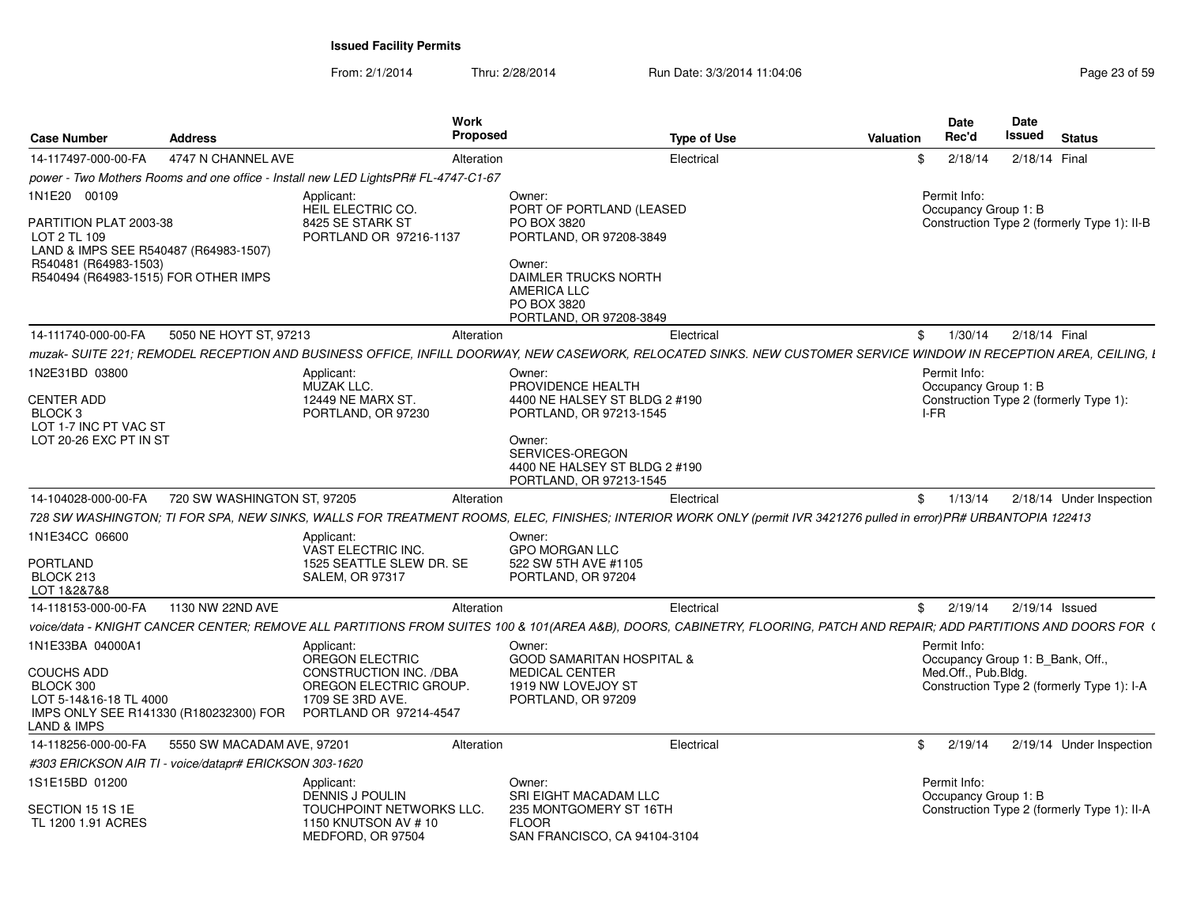**Issued Facility Permits**

From: 2/1/2014 Thru: 2/28/2014 Run Date: 3/3/2014 11:04:06

| Case Number | Address | Work Proposed | Type of Use | Valuation | Date Rec'd | Date Issued | Status |
|---|---|---|---|---|---|---|---|
| 14-117497-000-00-FA | 4747 N CHANNEL AVE | Alteration | Electrical | $ | 2/18/14 | 2/18/14 | Final |

*power - Two Mothers Rooms and one office - Install new LED LightsPR# FL-4747-C1-67*

1N1E20 00109

PARTITION PLAT 2003-38
LOT 2 TL 109
LAND & IMPS SEE R540487 (R64983-1507)
R540481 (R64983-1503)
R540494 (R64983-1515) FOR OTHER IMPS

Applicant:
HEIL ELECTRIC CO.
8425 SE STARK ST
PORTLAND OR 97216-1137

Owner:
PORT OF PORTLAND (LEASED
PO BOX 3820
PORTLAND, OR 97208-3849

Owner:
DAIMLER TRUCKS NORTH AMERICA LLC
PO BOX 3820
PORTLAND, OR 97208-3849

Permit Info:
Occupancy Group 1: B
Construction Type 2 (formerly Type 1): II-B

| Case Number | Address | Work Proposed | Type of Use | Valuation | Date Rec'd | Date Issued | Status |
|---|---|---|---|---|---|---|---|
| 14-111740-000-00-FA | 5050 NE HOYT ST, 97213 | Alteration | Electrical | $ | 1/30/14 | 2/18/14 | Final |

*muzak- SUITE 221; REMODEL RECEPTION AND BUSINESS OFFICE, INFILL DOORWAY, NEW CASEWORK, RELOCATED SINKS. NEW CUSTOMER SERVICE WINDOW IN RECEPTION AREA, CEILING, I*

1N2E31BD 03800

CENTER ADD
BLOCK 3
LOT 1-7 INC PT VAC ST
LOT 20-26 EXC PT IN ST

Applicant:
MUZAK LLC.
12449 NE MARX ST.
PORTLAND, OR 97230

Owner:
PROVIDENCE HEALTH
4400 NE HALSEY ST BLDG 2 #190
PORTLAND, OR 97213-1545

Owner:
SERVICES-OREGON
4400 NE HALSEY ST BLDG 2 #190
PORTLAND, OR 97213-1545

Permit Info:
Occupancy Group 1: B
Construction Type 2 (formerly Type 1): I-FR

| Case Number | Address | Work Proposed | Type of Use | Valuation | Date Rec'd | Date Issued | Status |
|---|---|---|---|---|---|---|---|
| 14-104028-000-00-FA | 720 SW WASHINGTON ST, 97205 | Alteration | Electrical | $ | 1/13/14 | 2/18/14 | Under Inspection |

*728 SW WASHINGTON; TI FOR SPA, NEW SINKS, WALLS FOR TREATMENT ROOMS, ELEC, FINISHES; INTERIOR WORK ONLY (permit IVR 3421276 pulled in error)PR# URBANTOPIA 122413*

1N1E34CC 06600

PORTLAND
BLOCK 213
LOT 1&2&7&8

Applicant:
VAST ELECTRIC INC.
1525 SEATTLE SLEW DR. SE
SALEM, OR 97317

Owner:
GPO MORGAN LLC
522 SW 5TH AVE #1105
PORTLAND, OR 97204

| Case Number | Address | Work Proposed | Type of Use | Valuation | Date Rec'd | Date Issued | Status |
|---|---|---|---|---|---|---|---|
| 14-118153-000-00-FA | 1130 NW 22ND AVE | Alteration | Electrical | $ | 2/19/14 | 2/19/14 | Issued |

*voice/data - KNIGHT CANCER CENTER; REMOVE ALL PARTITIONS FROM SUITES 100 & 101(AREA A&B), DOORS, CABINETRY, FLOORING, PATCH AND REPAIR; ADD PARTITIONS AND DOORS FOR (*

1N1E33BA 04000A1

COUCHS ADD
BLOCK 300
LOT 5-14&16-18 TL 4000
IMPS ONLY SEE R141330 (R180232300) FOR LAND & IMPS

Applicant:
OREGON ELECTRIC CONSTRUCTION INC. /DBA OREGON ELECTRIC GROUP.
1709 SE 3RD AVE.
PORTLAND OR 97214-4547

Owner:
GOOD SAMARITAN HOSPITAL & MEDICAL CENTER
1919 NW LOVEJOY ST
PORTLAND, OR 97209

Permit Info:
Occupancy Group 1: B_Bank, Off., Med.Off., Pub.Bldg.
Construction Type 2 (formerly Type 1): I-A

| Case Number | Address | Work Proposed | Type of Use | Valuation | Date Rec'd | Date Issued | Status |
|---|---|---|---|---|---|---|---|
| 14-118256-000-00-FA | 5550 SW MACADAM AVE, 97201 | Alteration | Electrical | $ | 2/19/14 | 2/19/14 | Under Inspection |

*#303 ERICKSON AIR TI - voice/datapr# ERICKSON 303-1620*

1S1E15BD 01200

SECTION 15 1S 1E
TL 1200 1.91 ACRES

Applicant:
DENNIS J POULIN
TOUCHPOINT NETWORKS LLC.
1150 KNUTSON AV # 10
MEDFORD, OR 97504

Owner:
SRI EIGHT MACADAM LLC
235 MONTGOMERY ST 16TH FLOOR
SAN FRANCISCO, CA 94104-3104

Permit Info:
Occupancy Group 1: B
Construction Type 2 (formerly Type 1): II-A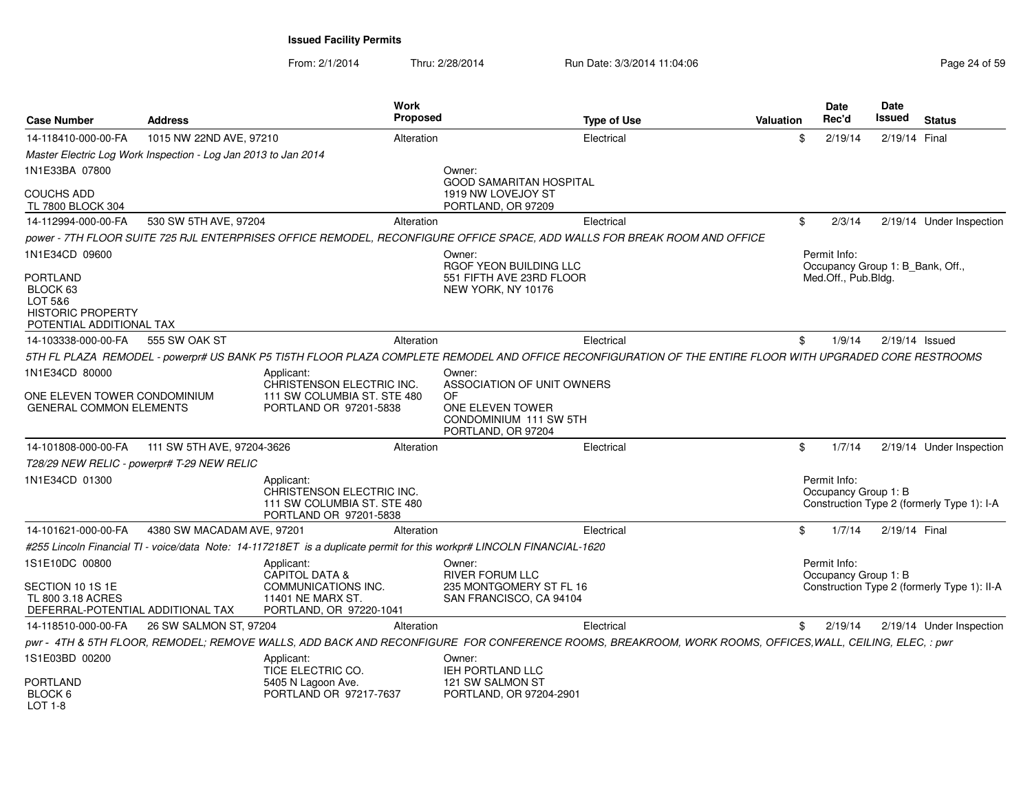**Issued Facility Permits**

From: 2/1/2014 Thru: 2/28/2014 Run Date: 3/3/2014 11:04:06

| Case Number | Address | Work Proposed | Type of Use | Valuation | Date Rec'd | Date Issued | Status |
|---|---|---|---|---|---|---|---|
| 14-118410-000-00-FA | 1015 NW 22ND AVE, 97210 | Alteration | Electrical | $ | 2/19/14 | 2/19/14 | Final |
| Master Electric Log Work Inspection - Log Jan 2013 to Jan 2014 | | | | | | | |
| 1N1E33BA 07800<br>COUCHS ADD<br>TL 7800 BLOCK 304 | | | Owner:<br>GOOD SAMARITAN HOSPITAL<br>1919 NW LOVEJOY ST<br>PORTLAND, OR 97209 | | | | |
| 14-112994-000-00-FA | 530 SW 5TH AVE, 97204 | Alteration | Electrical | $ | 2/3/14 | 2/19/14 | Under Inspection |
| power - 7TH FLOOR SUITE 725 RJL ENTERPRISES OFFICE REMODEL, RECONFIGURE OFFICE SPACE, ADD WALLS FOR BREAK ROOM AND OFFICE | | | | | | | |
| 1N1E34CD 09600<br>PORTLAND<br>BLOCK 63<br>LOT 5&6<br>HISTORIC PROPERTY<br>POTENTIAL ADDITIONAL TAX | | | Owner:<br>RGOF YEON BUILDING LLC<br>551 FIFTH AVE 23RD FLOOR<br>NEW YORK, NY 10176 | | Permit Info:<br>Occupancy Group 1: B_Bank, Off., Med.Off., Pub.Bldg. | | |
| 14-103338-000-00-FA | 555 SW OAK ST | Alteration | Electrical | $ | 1/9/14 | 2/19/14 | Issued |
| 5TH FL PLAZA REMODEL - powerpr# US BANK P5 TI5TH FLOOR PLAZA COMPLETE REMODEL AND OFFICE RECONFIGURATION OF THE ENTIRE FLOOR WITH UPGRADED CORE RESTROOMS | | | | | | | |
| 1N1E34CD 80000<br>ONE ELEVEN TOWER CONDOMINIUM<br>GENERAL COMMON ELEMENTS | | Applicant:<br>CHRISTENSON ELECTRIC INC.<br>111 SW COLUMBIA ST. STE 480<br>PORTLAND OR 97201-5838 | Owner:<br>ASSOCIATION OF UNIT OWNERS OF<br>ONE ELEVEN TOWER CONDOMINIUM 111 SW 5TH<br>PORTLAND, OR 97204 | | | | |
| 14-101808-000-00-FA | 111 SW 5TH AVE, 97204-3626 | Alteration | Electrical | $ | 1/7/14 | 2/19/14 | Under Inspection |
| T28/29 NEW RELIC - powerpr# T-29 NEW RELIC | | | | | | | |
| 1N1E34CD 01300 | | Applicant:<br>CHRISTENSON ELECTRIC INC.<br>111 SW COLUMBIA ST. STE 480<br>PORTLAND OR 97201-5838 | | | Permit Info:<br>Occupancy Group 1: B<br>Construction Type 2 (formerly Type 1): I-A | | |
| 14-101621-000-00-FA | 4380 SW MACADAM AVE, 97201 | Alteration | Electrical | $ | 1/7/14 | 2/19/14 | Final |
| #255 Lincoln Financial TI - voice/data Note: 14-117218ET is a duplicate permit for this workpr# LINCOLN FINANCIAL-1620 | | | | | | | |
| 1S1E10DC 00800<br>SECTION 10 1S 1E<br>TL 800 3.18 ACRES<br>DEFERRAL-POTENTIAL ADDITIONAL TAX | | Applicant:<br>CAPITOL DATA & COMMUNICATIONS INC.<br>11401 NE MARX ST.<br>PORTLAND, OR 97220-1041 | Owner:<br>RIVER FORUM LLC<br>235 MONTGOMERY ST FL 16<br>SAN FRANCISCO, CA 94104 | | Permit Info:<br>Occupancy Group 1: B<br>Construction Type 2 (formerly Type 1): II-A | | |
| 14-118510-000-00-FA | 26 SW SALMON ST, 97204 | Alteration | Electrical | $ | 2/19/14 | 2/19/14 | Under Inspection |
| pwr - 4TH & 5TH FLOOR, REMODEL; REMOVE WALLS, ADD BACK AND RECONFIGURE FOR CONFERENCE ROOMS, BREAKROOM, WORK ROOMS, OFFICES,WALL, CEILING, ELEC, : pwr | | | | | | | |
| 1S1E03BD 00200<br>PORTLAND<br>BLOCK 6<br>LOT 1-8 | | Applicant:<br>TICE ELECTRIC CO.<br>5405 N Lagoon Ave.<br>PORTLAND OR 97217-7637 | Owner:<br>IEH PORTLAND LLC<br>121 SW SALMON ST<br>PORTLAND, OR 97204-2901 | | | | |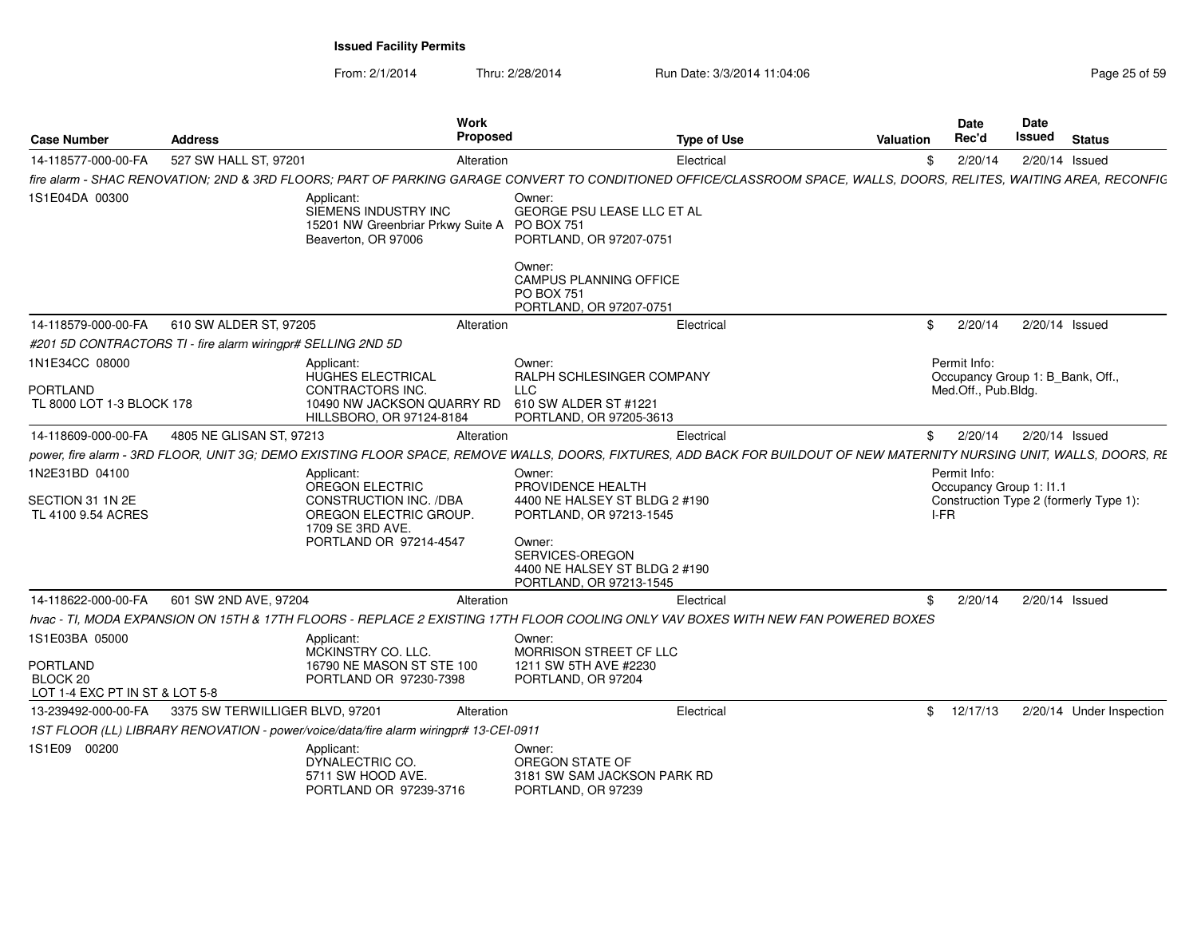**Issued Facility Permits**

From: 2/1/2014 Thru: 2/28/2014 Run Date: 3/3/2014 11:04:06

| Case Number | Address | Work Proposed | Type of Use | Valuation | Date Rec'd | Date Issued | Status |
|---|---|---|---|---|---|---|---|
| 14-118577-000-00-FA | 527 SW HALL ST, 97201 | Alteration | Electrical | $ | 2/20/14 | 2/20/14 | Issued |

*fire alarm - SHAC RENOVATION; 2ND & 3RD FLOORS; PART OF PARKING GARAGE CONVERT TO CONDITIONED OFFICE/CLASSROOM SPACE, WALLS, DOORS, RELITES, WAITING AREA, RECONFIG*

1S1E04DA 00300

Applicant: SIEMENS INDUSTRY INC, 15201 NW Greenbriar Prkwy Suite A, Beaverton, OR 97006

Owner: GEORGE PSU LEASE LLC ET AL, PO BOX 751, PORTLAND, OR 97207-0751

Owner: CAMPUS PLANNING OFFICE, PO BOX 751, PORTLAND, OR 97207-0751

| Case Number | Address | Work Proposed | Type of Use | Valuation | Date Rec'd | Date Issued | Status |
|---|---|---|---|---|---|---|---|
| 14-118579-000-00-FA | 610 SW ALDER ST, 97205 | Alteration | Electrical | $ | 2/20/14 | 2/20/14 | Issued |

*#201 5D CONTRACTORS TI - fire alarm wiringpr# SELLING 2ND 5D*

1N1E34CC 08000
PORTLAND
TL 8000 LOT 1-3 BLOCK 178

Applicant: HUGHES ELECTRICAL CONTRACTORS INC., 10490 NW JACKSON QUARRY RD, HILLSBORO, OR 97124-8184

Owner: RALPH SCHLESINGER COMPANY LLC, 610 SW ALDER ST #1221, PORTLAND, OR 97205-3613

Permit Info: Occupancy Group 1: B_Bank, Off., Med.Off., Pub.Bldg.

| Case Number | Address | Work Proposed | Type of Use | Valuation | Date Rec'd | Date Issued | Status |
|---|---|---|---|---|---|---|---|
| 14-118609-000-00-FA | 4805 NE GLISAN ST, 97213 | Alteration | Electrical | $ | 2/20/14 | 2/20/14 | Issued |

*power, fire alarm - 3RD FLOOR, UNIT 3G; DEMO EXISTING FLOOR SPACE, REMOVE WALLS, DOORS, FIXTURES, ADD BACK FOR BUILDOUT OF NEW MATERNITY NURSING UNIT, WALLS, DOORS, RE*

1N2E31BD 04100
SECTION 31 1N 2E
TL 4100 9.54 ACRES

Applicant: OREGON ELECTRIC CONSTRUCTION INC. /DBA OREGON ELECTRIC GROUP., 1709 SE 3RD AVE., PORTLAND OR 97214-4547

Owner: PROVIDENCE HEALTH, 4400 NE HALSEY ST BLDG 2 #190, PORTLAND, OR 97213-1545

Owner: SERVICES-OREGON, 4400 NE HALSEY ST BLDG 2 #190, PORTLAND, OR 97213-1545

Permit Info: Occupancy Group 1: I1.1; Construction Type 2 (formerly Type 1): I-FR

| Case Number | Address | Work Proposed | Type of Use | Valuation | Date Rec'd | Date Issued | Status |
|---|---|---|---|---|---|---|---|
| 14-118622-000-00-FA | 601 SW 2ND AVE, 97204 | Alteration | Electrical | $ | 2/20/14 | 2/20/14 | Issued |

*hvac - TI, MODA EXPANSION ON 15TH & 17TH FLOORS - REPLACE 2 EXISTING 17TH FLOOR COOLING ONLY VAV BOXES WITH NEW FAN POWERED BOXES*

1S1E03BA 05000
PORTLAND
BLOCK 20
LOT 1-4 EXC PT IN ST & LOT 5-8

Applicant: MCKINSTRY CO. LLC., 16790 NE MASON ST STE 100, PORTLAND OR 97230-7398

Owner: MORRISON STREET CF LLC, 1211 SW 5TH AVE #2230, PORTLAND, OR 97204

| Case Number | Address | Work Proposed | Type of Use | Valuation | Date Rec'd | Date Issued | Status |
|---|---|---|---|---|---|---|---|
| 13-239492-000-00-FA | 3375 SW TERWILLIGER BLVD, 97201 | Alteration | Electrical | $ | 12/17/13 | 2/20/14 | Under Inspection |

*1ST FLOOR (LL) LIBRARY RENOVATION - power/voice/data/fire alarm wiringpr# 13-CEI-0911*

1S1E09 00200

Applicant: DYNALECTRIC CO., 5711 SW HOOD AVE., PORTLAND OR 97239-3716

Owner: OREGON STATE OF, 3181 SW SAM JACKSON PARK RD, PORTLAND, OR 97239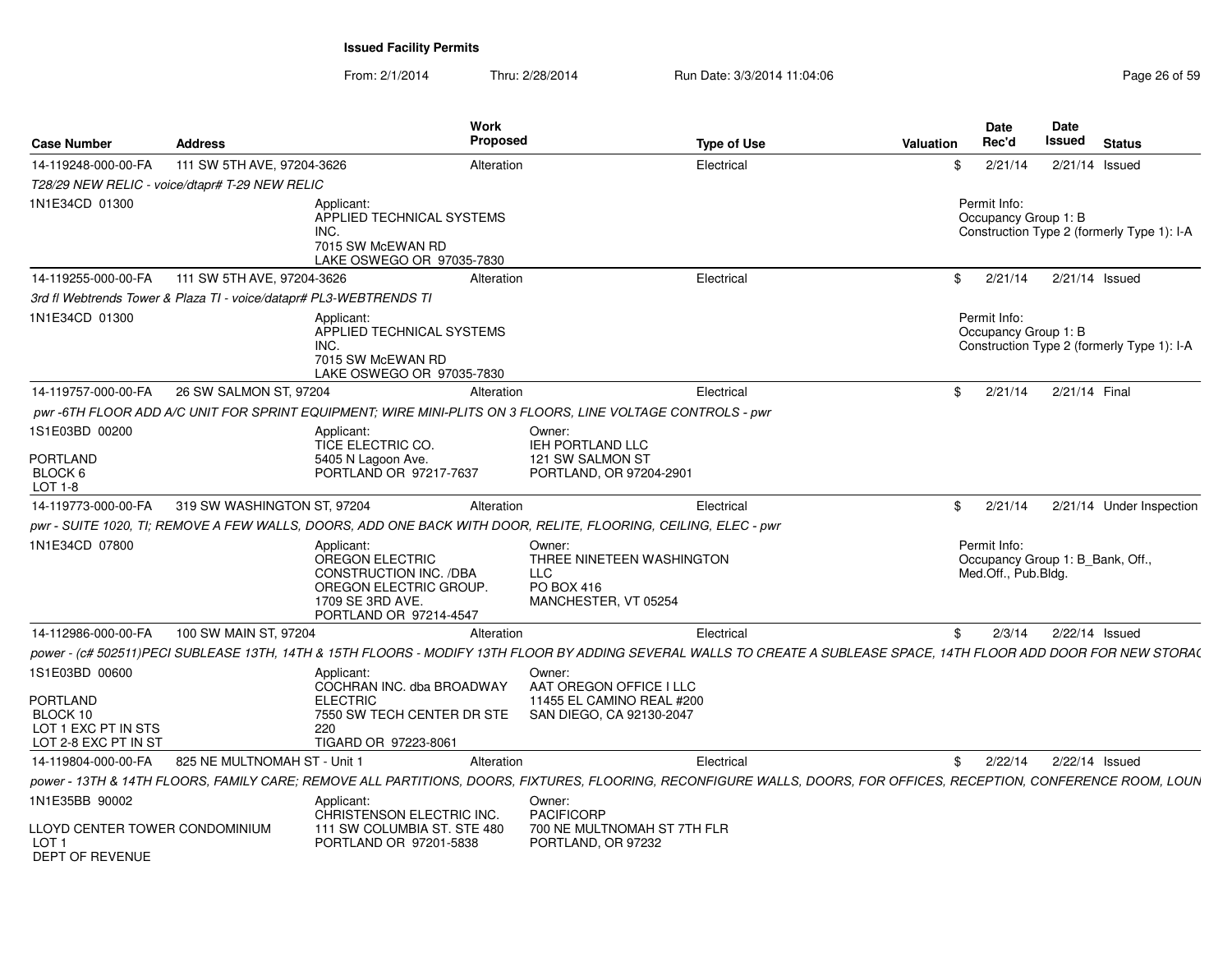**Issued Facility Permits**

From: 2/1/2014 Thru: 2/28/2014 Run Date: 3/3/2014 11:04:06

| Case Number | Address | Work Proposed | Type of Use | Valuation | Date Rec'd | Date Issued | Status |
|---|---|---|---|---|---|---|---|
| 14-119248-000-00-FA | 111 SW 5TH AVE, 97204-3626 | Alteration | Electrical | $ | 2/21/14 | 2/21/14 | Issued |
| *T28/29 NEW RELIC - voice/dtapr# T-29 NEW RELIC* | | | | | | | |
| 1N1E34CD 01300 | Applicant: APPLIED TECHNICAL SYSTEMS INC. 7015 SW McEWAN RD LAKE OSWEGO OR 97035-7830 | | | | Permit Info: Occupancy Group 1: B Construction Type 2 (formerly Type 1): I-A | | |
| 14-119255-000-00-FA | 111 SW 5TH AVE, 97204-3626 | Alteration | Electrical | $ | 2/21/14 | 2/21/14 | Issued |
| *3rd fl Webtrends Tower & Plaza TI - voice/datapr# PL3-WEBTRENDS TI* | | | | | | | |
| 1N1E34CD 01300 | Applicant: APPLIED TECHNICAL SYSTEMS INC. 7015 SW McEWAN RD LAKE OSWEGO OR 97035-7830 | | | | Permit Info: Occupancy Group 1: B Construction Type 2 (formerly Type 1): I-A | | |
| 14-119757-000-00-FA | 26 SW SALMON ST, 97204 | Alteration | Electrical | $ | 2/21/14 | 2/21/14 | Final |
| *pwr -6TH FLOOR ADD A/C UNIT FOR SPRINT EQUIPMENT; WIRE MINI-PLITS ON 3 FLOORS, LINE VOLTAGE CONTROLS - pwr* | | | | | | | |
| 1S1E03BD 00200 PORTLAND BLOCK 6 LOT 1-8 | Applicant: TICE ELECTRIC CO. 5405 N Lagoon Ave. PORTLAND OR 97217-7637 | Owner: IEH PORTLAND LLC 121 SW SALMON ST PORTLAND, OR 97204-2901 | | | | | |
| 14-119773-000-00-FA | 319 SW WASHINGTON ST, 97204 | Alteration | Electrical | $ | 2/21/14 | 2/21/14 | Under Inspection |
| *pwr - SUITE 1020, TI; REMOVE A FEW WALLS, DOORS, ADD ONE BACK WITH DOOR, RELITE, FLOORING, CEILING, ELEC - pwr* | | | | | | | |
| 1N1E34CD 07800 | Applicant: OREGON ELECTRIC CONSTRUCTION INC. /DBA OREGON ELECTRIC GROUP. 1709 SE 3RD AVE. PORTLAND OR 97214-4547 | Owner: THREE NINETEEN WASHINGTON LLC PO BOX 416 MANCHESTER, VT 05254 | | | Permit Info: Occupancy Group 1: B_Bank, Off., Med.Off., Pub.Bldg. | | |
| 14-112986-000-00-FA | 100 SW MAIN ST, 97204 | Alteration | Electrical | $ | 2/3/14 | 2/22/14 | Issued |
| *power - (c# 502511)PECI SUBLEASE 13TH, 14TH & 15TH FLOORS - MODIFY 13TH FLOOR BY ADDING SEVERAL WALLS TO CREATE A SUBLEASE SPACE, 14TH FLOOR ADD DOOR FOR NEW STORA(* | | | | | | | |
| 1S1E03BD 00600 PORTLAND BLOCK 10 LOT 1 EXC PT IN STS LOT 2-8 EXC PT IN ST | Applicant: COCHRAN INC. dba BROADWAY ELECTRIC 7550 SW TECH CENTER DR STE 220 TIGARD OR 97223-8061 | Owner: AAT OREGON OFFICE I LLC 11455 EL CAMINO REAL #200 SAN DIEGO, CA 92130-2047 | | | | | |
| 14-119804-000-00-FA | 825 NE MULTNOMAH ST - Unit 1 | Alteration | Electrical | $ | 2/22/14 | 2/22/14 | Issued |
| *power - 13TH & 14TH FLOORS, FAMILY CARE; REMOVE ALL PARTITIONS, DOORS, FIXTURES, FLOORING, RECONFIGURE WALLS, DOORS, FOR OFFICES, RECEPTION, CONFERENCE ROOM, LOUN* | | | | | | | |
| 1N1E35BB 90002 LLOYD CENTER TOWER CONDOMINIUM LOT 1 DEPT OF REVENUE | Applicant: CHRISTENSON ELECTRIC INC. 111 SW COLUMBIA ST. STE 480 PORTLAND OR 97201-5838 | Owner: PACIFICORP 700 NE MULTNOMAH ST 7TH FLR PORTLAND, OR 97232 | | | | | |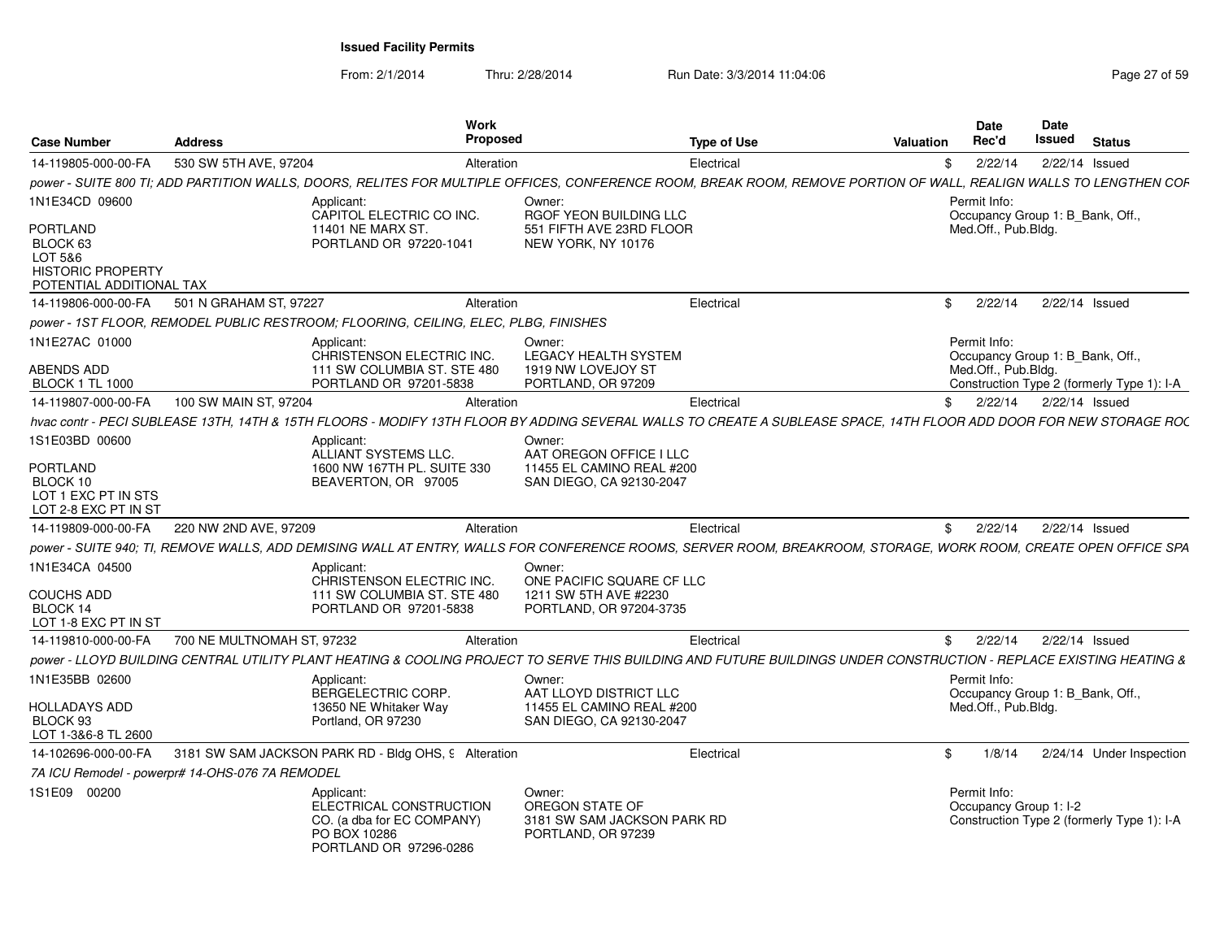**Issued Facility Permits**

From: 2/1/2014 Thru: 2/28/2014 Run Date: 3/3/2014 11:04:06

| Case Number | Address | Work Proposed | Type of Use | Valuation | Date Rec'd | Date Issued | Status |
|---|---|---|---|---|---|---|---|
| 14-119805-000-00-FA | 530 SW 5TH AVE, 97204 | Alteration | Electrical | $ | 2/22/14 | 2/22/14 | Issued |

*power - SUITE 800 TI; ADD PARTITION WALLS, DOORS, RELITES FOR MULTIPLE OFFICES, CONFERENCE ROOM, BREAK ROOM, REMOVE PORTION OF WALL, REALIGN WALLS TO LENGTHEN COF*

1N1E34CD 09600
PORTLAND
BLOCK 63
LOT 5&6
HISTORIC PROPERTY
POTENTIAL ADDITIONAL TAX

Applicant: CAPITOL ELECTRIC CO INC. 11401 NE MARX ST. PORTLAND OR 97220-1041

Owner: RGOF YEON BUILDING LLC 551 FIFTH AVE 23RD FLOOR NEW YORK, NY 10176

Permit Info: Occupancy Group 1: B_Bank, Off., Med.Off., Pub.Bldg.

| Case Number | Address | Work Proposed | Type of Use | Valuation | Date Rec'd | Date Issued | Status |
|---|---|---|---|---|---|---|---|
| 14-119806-000-00-FA | 501 N GRAHAM ST, 97227 | Alteration | Electrical | $ | 2/22/14 | 2/22/14 | Issued |

*power - 1ST FLOOR, REMODEL PUBLIC RESTROOM; FLOORING, CEILING, ELEC, PLBG, FINISHES*

1N1E27AC 01000
ABENDS ADD
BLOCK 1 TL 1000

Applicant: CHRISTENSON ELECTRIC INC. 111 SW COLUMBIA ST. STE 480 PORTLAND OR 97201-5838

Owner: LEGACY HEALTH SYSTEM 1919 NW LOVEJOY ST PORTLAND, OR 97209

Permit Info: Occupancy Group 1: B_Bank, Off., Med.Off., Pub.Bldg. Construction Type 2 (formerly Type 1): I-A

| Case Number | Address | Work Proposed | Type of Use | Valuation | Date Rec'd | Date Issued | Status |
|---|---|---|---|---|---|---|---|
| 14-119807-000-00-FA | 100 SW MAIN ST, 97204 | Alteration | Electrical | $ | 2/22/14 | 2/22/14 | Issued |

*hvac contr - PECI SUBLEASE 13TH, 14TH & 15TH FLOORS - MODIFY 13TH FLOOR BY ADDING SEVERAL WALLS TO CREATE A SUBLEASE SPACE, 14TH FLOOR ADD DOOR FOR NEW STORAGE ROC*

1S1E03BD 00600
PORTLAND
BLOCK 10
LOT 1 EXC PT IN STS
LOT 2-8 EXC PT IN ST

Applicant: ALLIANT SYSTEMS LLC. 1600 NW 167TH PL. SUITE 330 BEAVERTON, OR 97005

Owner: AAT OREGON OFFICE I LLC 11455 EL CAMINO REAL #200 SAN DIEGO, CA 92130-2047

| Case Number | Address | Work Proposed | Type of Use | Valuation | Date Rec'd | Date Issued | Status |
|---|---|---|---|---|---|---|---|
| 14-119809-000-00-FA | 220 NW 2ND AVE, 97209 | Alteration | Electrical | $ | 2/22/14 | 2/22/14 | Issued |

*power - SUITE 940; TI, REMOVE WALLS, ADD DEMISING WALL AT ENTRY, WALLS FOR CONFERENCE ROOMS, SERVER ROOM, BREAKROOM, STORAGE, WORK ROOM, CREATE OPEN OFFICE SPA*

1N1E34CA 04500
COUCHS ADD
BLOCK 14
LOT 1-8 EXC PT IN ST

Applicant: CHRISTENSON ELECTRIC INC. 111 SW COLUMBIA ST. STE 480 PORTLAND OR 97201-5838

Owner: ONE PACIFIC SQUARE CF LLC 1211 SW 5TH AVE #2230 PORTLAND, OR 97204-3735

| Case Number | Address | Work Proposed | Type of Use | Valuation | Date Rec'd | Date Issued | Status |
|---|---|---|---|---|---|---|---|
| 14-119810-000-00-FA | 700 NE MULTNOMAH ST, 97232 | Alteration | Electrical | $ | 2/22/14 | 2/22/14 | Issued |

*power - LLOYD BUILDING CENTRAL UTILITY PLANT HEATING & COOLING PROJECT TO SERVE THIS BUILDING AND FUTURE BUILDINGS UNDER CONSTRUCTION - REPLACE EXISTING HEATING &*

1N1E35BB 02600
HOLLADAYS ADD
BLOCK 93
LOT 1-3&6-8 TL 2600

Applicant: BERGELECTRIC CORP. 13650 NE Whitaker Way Portland, OR 97230

Owner: AAT LLOYD DISTRICT LLC 11455 EL CAMINO REAL #200 SAN DIEGO, CA 92130-2047

Permit Info: Occupancy Group 1: B_Bank, Off., Med.Off., Pub.Bldg.

| Case Number | Address | Work Proposed | Type of Use | Valuation | Date Rec'd | Date Issued | Status |
|---|---|---|---|---|---|---|---|
| 14-102696-000-00-FA | 3181 SW SAM JACKSON PARK RD - Bldg OHS, 9 | Alteration | Electrical | $ | 1/8/14 | 2/24/14 | Under Inspection |

*7A ICU Remodel - powerpr# 14-OHS-076 7A REMODEL*

1S1E09 00200

Applicant: ELECTRICAL CONSTRUCTION CO. (a dba for EC COMPANY) PO BOX 10286 PORTLAND OR 97296-0286

Owner: OREGON STATE OF 3181 SW SAM JACKSON PARK RD PORTLAND, OR 97239

Permit Info: Occupancy Group 1: I-2 Construction Type 2 (formerly Type 1): I-A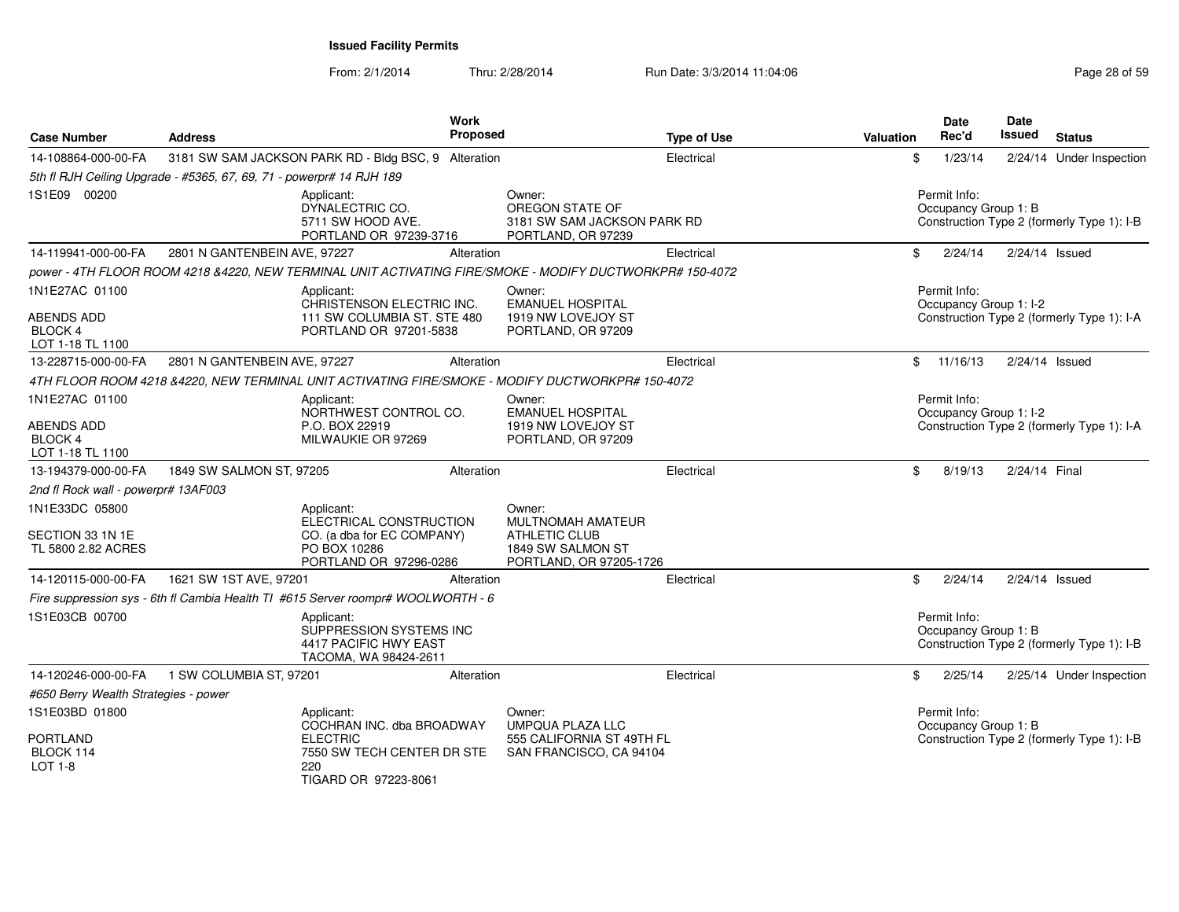**Issued Facility Permits**

From: 2/1/2014 Thru: 2/28/2014 Run Date: 3/3/2014 11:04:06

| Case Number | Address | Work Proposed | Type of Use | Valuation | Date Rec'd | Date Issued | Status |
|---|---|---|---|---|---|---|---|
| 14-108864-000-00-FA | 3181 SW SAM JACKSON PARK RD - Bldg BSC, 9 | Alteration | Electrical | $ | 1/23/14 | 2/24/14 | Under Inspection |

*5th fl RJH Ceiling Upgrade - #5365, 67, 69, 71 - powerpr# 14 RJH 189*

1S1E09 00200

Applicant: DYNALECTRIC CO. 5711 SW HOOD AVE. PORTLAND OR 97239-3716

Owner: OREGON STATE OF 3181 SW SAM JACKSON PARK RD PORTLAND, OR 97239

Permit Info: Occupancy Group 1: B Construction Type 2 (formerly Type 1): I-B

| Case Number | Address | Work Proposed | Type of Use | Valuation | Date Rec'd | Date Issued | Status |
|---|---|---|---|---|---|---|---|
| 14-119941-000-00-FA | 2801 N GANTENBEIN AVE, 97227 | Alteration | Electrical | $ | 2/24/14 | 2/24/14 | Issued |

*power - 4TH FLOOR ROOM 4218 &4220, NEW TERMINAL UNIT ACTIVATING FIRE/SMOKE - MODIFY DUCTWORKPR# 150-4072*

1N1E27AC 01100 ABENDS ADD BLOCK 4 LOT 1-18 TL 1100

Applicant: CHRISTENSON ELECTRIC INC. 111 SW COLUMBIA ST. STE 480 PORTLAND OR 97201-5838

Owner: EMANUEL HOSPITAL 1919 NW LOVEJOY ST PORTLAND, OR 97209

Permit Info: Occupancy Group 1: I-2 Construction Type 2 (formerly Type 1): I-A

| Case Number | Address | Work Proposed | Type of Use | Valuation | Date Rec'd | Date Issued | Status |
|---|---|---|---|---|---|---|---|
| 13-228715-000-00-FA | 2801 N GANTENBEIN AVE, 97227 | Alteration | Electrical | $ | 11/16/13 | 2/24/14 | Issued |

*4TH FLOOR ROOM 4218 &4220, NEW TERMINAL UNIT ACTIVATING FIRE/SMOKE - MODIFY DUCTWORKPR# 150-4072*

1N1E27AC 01100 ABENDS ADD BLOCK 4 LOT 1-18 TL 1100

Applicant: NORTHWEST CONTROL CO. P.O. BOX 22919 MILWAUKIE OR 97269

Owner: EMANUEL HOSPITAL 1919 NW LOVEJOY ST PORTLAND, OR 97209

Permit Info: Occupancy Group 1: I-2 Construction Type 2 (formerly Type 1): I-A

| Case Number | Address | Work Proposed | Type of Use | Valuation | Date Rec'd | Date Issued | Status |
|---|---|---|---|---|---|---|---|
| 13-194379-000-00-FA | 1849 SW SALMON ST, 97205 | Alteration | Electrical | $ | 8/19/13 | 2/24/14 | Final |

*2nd fl Rock wall - powerpr# 13AF003*

1N1E33DC 05800 SECTION 33 1N 1E TL 5800 2.82 ACRES

Applicant: ELECTRICAL CONSTRUCTION CO. (a dba for EC COMPANY) PO BOX 10286 PORTLAND OR 97296-0286

Owner: MULTNOMAH AMATEUR ATHLETIC CLUB 1849 SW SALMON ST PORTLAND, OR 97205-1726

| Case Number | Address | Work Proposed | Type of Use | Valuation | Date Rec'd | Date Issued | Status |
|---|---|---|---|---|---|---|---|
| 14-120115-000-00-FA | 1621 SW 1ST AVE, 97201 | Alteration | Electrical | $ | 2/24/14 | 2/24/14 | Issued |

*Fire suppression sys - 6th fl Cambia Health TI #615 Server roompr# WOOLWORTH - 6*

1S1E03CB 00700

Applicant: SUPPRESSION SYSTEMS INC 4417 PACIFIC HWY EAST TACOMA, WA 98424-2611

Permit Info: Occupancy Group 1: B Construction Type 2 (formerly Type 1): I-B

| Case Number | Address | Work Proposed | Type of Use | Valuation | Date Rec'd | Date Issued | Status |
|---|---|---|---|---|---|---|---|
| 14-120246-000-00-FA | 1 SW COLUMBIA ST, 97201 | Alteration | Electrical | $ | 2/25/14 | 2/25/14 | Under Inspection |

*#650 Berry Wealth Strategies - power*

1S1E03BD 01800 PORTLAND BLOCK 114 LOT 1-8

Applicant: COCHRAN INC. dba BROADWAY ELECTRIC 7550 SW TECH CENTER DR STE 220 TIGARD OR 97223-8061

Owner: UMPQUA PLAZA LLC 555 CALIFORNIA ST 49TH FL SAN FRANCISCO, CA 94104

Permit Info: Occupancy Group 1: B Construction Type 2 (formerly Type 1): I-B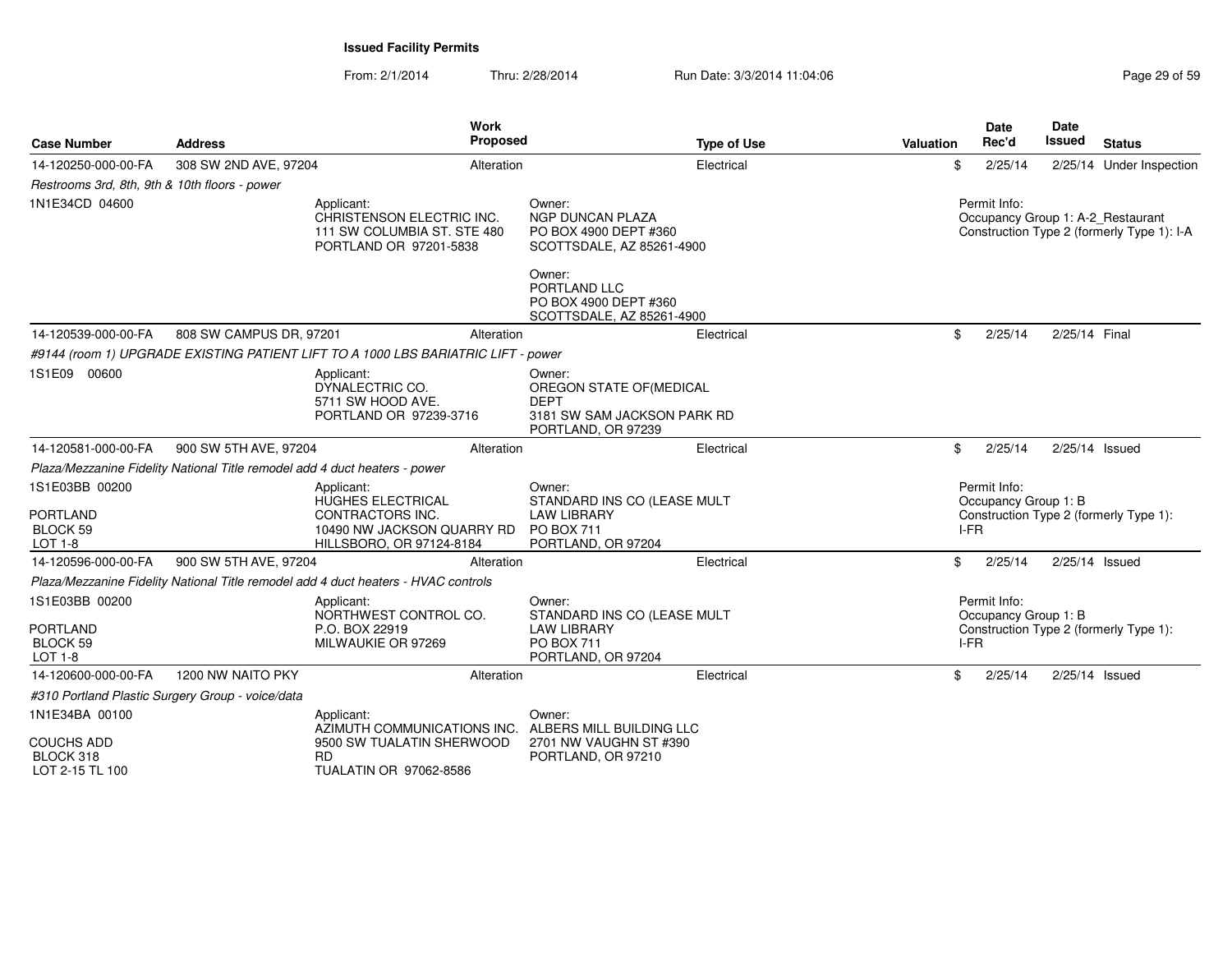**Issued Facility Permits**

From: 2/1/2014 Thru: 2/28/2014 Run Date: 3/3/2014 11:04:06

| Case Number | Address | Work Proposed | Type of Use | Valuation | Date Rec'd | Date Issued | Status |
|---|---|---|---|---|---|---|---|
| 14-120250-000-00-FA | 308 SW 2ND AVE, 97204 | Alteration | Electrical | $ | 2/25/14 | 2/25/14 | Under Inspection |

*Restrooms 3rd, 8th, 9th & 10th floors - power*

1N1E34CD 04600

Applicant:
CHRISTENSON ELECTRIC INC.
111 SW COLUMBIA ST. STE 480
PORTLAND OR 97201-5838

Owner:
NGP DUNCAN PLAZA
PO BOX 4900 DEPT #360
SCOTTSDALE, AZ 85261-4900

Owner:
PORTLAND LLC
PO BOX 4900 DEPT #360
SCOTTSDALE, AZ 85261-4900

Permit Info:
Occupancy Group 1: A-2_Restaurant
Construction Type 2 (formerly Type 1): I-A

| Case Number | Address | Work Proposed | Type of Use | Valuation | Date Rec'd | Date Issued | Status |
|---|---|---|---|---|---|---|---|
| 14-120539-000-00-FA | 808 SW CAMPUS DR, 97201 | Alteration | Electrical | $ | 2/25/14 | 2/25/14 | Final |

*#9144 (room 1) UPGRADE EXISTING PATIENT LIFT TO A 1000 LBS BARIATRIC LIFT - power*

1S1E09 00600

Applicant:
DYNALECTRIC CO.
5711 SW HOOD AVE.
PORTLAND OR 97239-3716

Owner:
OREGON STATE OF(MEDICAL DEPT
3181 SW SAM JACKSON PARK RD
PORTLAND, OR 97239

| Case Number | Address | Work Proposed | Type of Use | Valuation | Date Rec'd | Date Issued | Status |
|---|---|---|---|---|---|---|---|
| 14-120581-000-00-FA | 900 SW 5TH AVE, 97204 | Alteration | Electrical | $ | 2/25/14 | 2/25/14 | Issued |

*Plaza/Mezzanine Fidelity National Title remodel add 4 duct heaters - power*

1S1E03BB 00200
PORTLAND
BLOCK 59
LOT 1-8

Applicant:
HUGHES ELECTRICAL CONTRACTORS INC.
10490 NW JACKSON QUARRY RD
HILLSBORO, OR 97124-8184

Owner:
STANDARD INS CO (LEASE MULT LAW LIBRARY
PO BOX 711
PORTLAND, OR 97204

Permit Info:
Occupancy Group 1: B
Construction Type 2 (formerly Type 1): I-FR

| Case Number | Address | Work Proposed | Type of Use | Valuation | Date Rec'd | Date Issued | Status |
|---|---|---|---|---|---|---|---|
| 14-120596-000-00-FA | 900 SW 5TH AVE, 97204 | Alteration | Electrical | $ | 2/25/14 | 2/25/14 | Issued |

*Plaza/Mezzanine Fidelity National Title remodel add 4 duct heaters - HVAC controls*

1S1E03BB 00200
PORTLAND
BLOCK 59
LOT 1-8

Applicant:
NORTHWEST CONTROL CO.
P.O. BOX 22919
MILWAUKIE OR 97269

Owner:
STANDARD INS CO (LEASE MULT LAW LIBRARY
PO BOX 711
PORTLAND, OR 97204

Permit Info:
Occupancy Group 1: B
Construction Type 2 (formerly Type 1): I-FR

| Case Number | Address | Work Proposed | Type of Use | Valuation | Date Rec'd | Date Issued | Status |
|---|---|---|---|---|---|---|---|
| 14-120600-000-00-FA | 1200 NW NAITO PKY | Alteration | Electrical | $ | 2/25/14 | 2/25/14 | Issued |

*#310 Portland Plastic Surgery Group - voice/data*

1N1E34BA 00100
COUCHS ADD
BLOCK 318
LOT 2-15 TL 100

Applicant:
AZIMUTH COMMUNICATIONS INC.
9500 SW TUALATIN SHERWOOD RD
TUALATIN OR 97062-8586

Owner:
ALBERS MILL BUILDING LLC
2701 NW VAUGHN ST #390
PORTLAND, OR 97210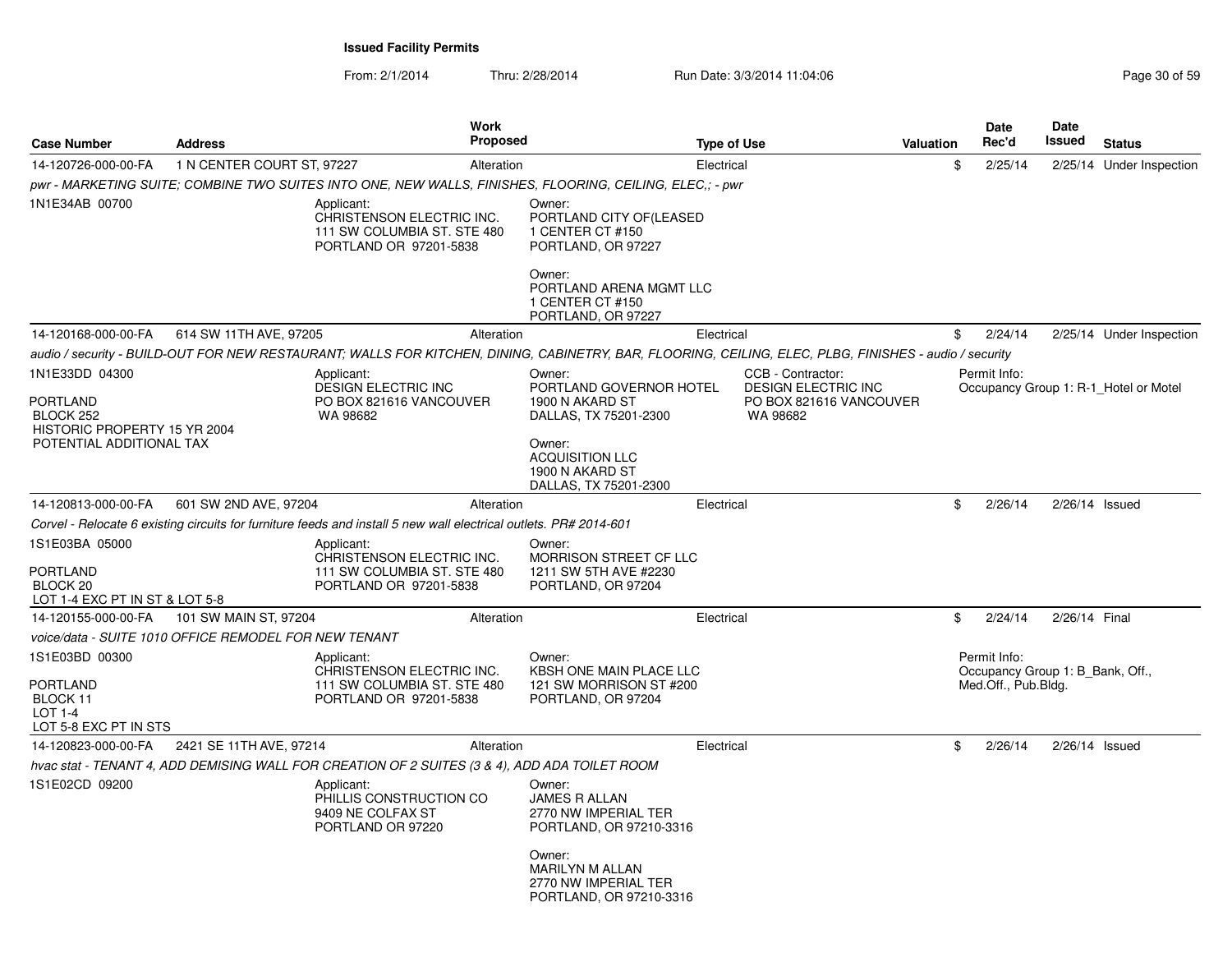# Issued Facility Permits

From: 2/1/2014 Thru: 2/28/2014 Run Date: 3/3/2014 11:04:06

| Case Number | Address | Work Proposed | Type of Use | Valuation | Date Rec'd | Date Issued | Status |
|---|---|---|---|---|---|---|---|
| 14-120726-000-00-FA | 1 N CENTER COURT ST, 97227 | Alteration | Electrical | $ | 2/25/14 | 2/25/14 | Under Inspection |

*pwr - MARKETING SUITE; COMBINE TWO SUITES INTO ONE, NEW WALLS, FINISHES, FLOORING, CEILING, ELEC,; - pwr*

1N1E34AB 00700

Applicant:
CHRISTENSON ELECTRIC INC.
111 SW COLUMBIA ST. STE 480
PORTLAND OR 97201-5838

Owner:
PORTLAND CITY OF(LEASED
1 CENTER CT #150
PORTLAND, OR 97227

Owner:
PORTLAND ARENA MGMT LLC
1 CENTER CT #150
PORTLAND, OR 97227

| Case Number | Address | Work Proposed | Type of Use | Valuation | Date Rec'd | Date Issued | Status |
|---|---|---|---|---|---|---|---|
| 14-120168-000-00-FA | 614 SW 11TH AVE, 97205 | Alteration | Electrical | $ | 2/24/14 | 2/25/14 | Under Inspection |

*audio / security - BUILD-OUT FOR NEW RESTAURANT; WALLS FOR KITCHEN, DINING, CABINETRY, BAR, FLOORING, CEILING, ELEC, PLBG, FINISHES - audio / security*

1N1E33DD 04300

PORTLAND
BLOCK 252
HISTORIC PROPERTY 15 YR 2004
POTENTIAL ADDITIONAL TAX

Applicant:
DESIGN ELECTRIC INC
PO BOX 821616 VANCOUVER
WA 98682

Owner:
PORTLAND GOVERNOR HOTEL
1900 N AKARD ST
DALLAS, TX 75201-2300

Owner:
ACQUISITION LLC
1900 N AKARD ST
DALLAS, TX 75201-2300

CCB - Contractor:
DESIGN ELECTRIC INC
PO BOX 821616 VANCOUVER
WA 98682

Permit Info:
Occupancy Group 1: R-1_Hotel or Motel

| Case Number | Address | Work Proposed | Type of Use | Valuation | Date Rec'd | Date Issued | Status |
|---|---|---|---|---|---|---|---|
| 14-120813-000-00-FA | 601 SW 2ND AVE, 97204 | Alteration | Electrical | $ | 2/26/14 | 2/26/14 | Issued |

*Corvel - Relocate 6 existing circuits for furniture feeds and install 5 new wall electrical outlets. PR# 2014-601*

1S1E03BA 05000

PORTLAND
BLOCK 20
LOT 1-4 EXC PT IN ST & LOT 5-8

Applicant:
CHRISTENSON ELECTRIC INC.
111 SW COLUMBIA ST. STE 480
PORTLAND OR 97201-5838

Owner:
MORRISON STREET CF LLC
1211 SW 5TH AVE #2230
PORTLAND, OR 97204

| Case Number | Address | Work Proposed | Type of Use | Valuation | Date Rec'd | Date Issued | Status |
|---|---|---|---|---|---|---|---|
| 14-120155-000-00-FA | 101 SW MAIN ST, 97204 | Alteration | Electrical | $ | 2/24/14 | 2/26/14 | Final |

*voice/data - SUITE 1010 OFFICE REMODEL FOR NEW TENANT*

1S1E03BD 00300

PORTLAND
BLOCK 11
LOT 1-4
LOT 5-8 EXC PT IN STS

Applicant:
CHRISTENSON ELECTRIC INC.
111 SW COLUMBIA ST. STE 480
PORTLAND OR 97201-5838

Owner:
KBSH ONE MAIN PLACE LLC
121 SW MORRISON ST #200
PORTLAND, OR 97204

Permit Info:
Occupancy Group 1: B_Bank, Off., Med.Off., Pub.Bldg.

| Case Number | Address | Work Proposed | Type of Use | Valuation | Date Rec'd | Date Issued | Status |
|---|---|---|---|---|---|---|---|
| 14-120823-000-00-FA | 2421 SE 11TH AVE, 97214 | Alteration | Electrical | $ | 2/26/14 | 2/26/14 | Issued |

*hvac stat - TENANT 4, ADD DEMISING WALL FOR CREATION OF 2 SUITES (3 & 4), ADD ADA TOILET ROOM*

1S1E02CD 09200

Applicant:
PHILLIS CONSTRUCTION CO
9409 NE COLFAX ST
PORTLAND OR 97220

Owner:
JAMES R ALLAN
2770 NW IMPERIAL TER
PORTLAND, OR 97210-3316

Owner:
MARILYN M ALLAN
2770 NW IMPERIAL TER
PORTLAND, OR 97210-3316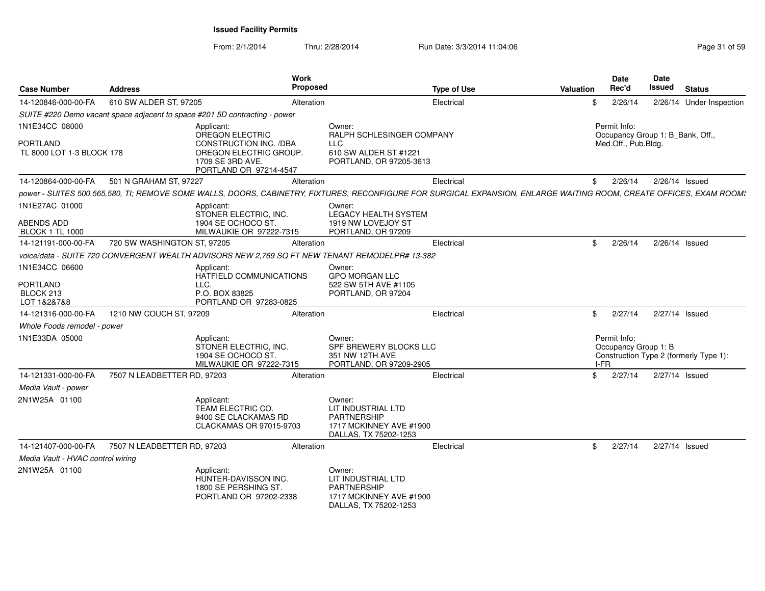**Issued Facility Permits**

From: 2/1/2014 Thru: 2/28/2014 Run Date: 3/3/2014 11:04:06

| Case Number | Address | Work Proposed | Type of Use | Valuation | Date Rec'd | Date Issued | Status |
|---|---|---|---|---|---|---|---|
| 14-120846-000-00-FA | 610 SW ALDER ST, 97205 | Alteration | Electrical | $ | 2/26/14 | 2/26/14 | Under Inspection |

*SUITE #220 Demo vacant space adjacent to space #201 5D contracting - power*

1N1E34CC 08000
PORTLAND
TL 8000 LOT 1-3 BLOCK 178

Applicant: OREGON ELECTRIC CONSTRUCTION INC. /DBA OREGON ELECTRIC GROUP. 1709 SE 3RD AVE. PORTLAND OR 97214-4547

Owner: RALPH SCHLESINGER COMPANY LLC 610 SW ALDER ST #1221 PORTLAND, OR 97205-3613

Permit Info: Occupancy Group 1: B_Bank, Off., Med.Off., Pub.Bldg.

| Case Number | Address | Work Proposed | Type of Use | Valuation | Date Rec'd | Date Issued | Status |
|---|---|---|---|---|---|---|---|
| 14-120864-000-00-FA | 501 N GRAHAM ST, 97227 | Alteration | Electrical | $ | 2/26/14 | 2/26/14 | Issued |

*power - SUITES 500,565,580, TI; REMOVE SOME WALLS, DOORS, CABINETRY, FIXTURES, RECONFIGURE FOR SURGICAL EXPANSION, ENLARGE WAITING ROOM, CREATE OFFICES, EXAM ROOMS*

1N1E27AC 01000
ABENDS ADD
BLOCK 1 TL 1000

Applicant: STONER ELECTRIC, INC. 1904 SE OCHOCO ST. MILWAUKIE OR 97222-7315

Owner: LEGACY HEALTH SYSTEM 1919 NW LOVEJOY ST PORTLAND, OR 97209

| Case Number | Address | Work Proposed | Type of Use | Valuation | Date Rec'd | Date Issued | Status |
|---|---|---|---|---|---|---|---|
| 14-121191-000-00-FA | 720 SW WASHINGTON ST, 97205 | Alteration | Electrical | $ | 2/26/14 | 2/26/14 | Issued |

*voice/data - SUITE 720 CONVERGENT WEALTH ADVISORS NEW 2,769 SQ FT NEW TENANT REMODELPR# 13-382*

1N1E34CC 06600
PORTLAND
BLOCK 213
LOT 1&2&7&8

Applicant: HATFIELD COMMUNICATIONS LLC. P.O. BOX 83825 PORTLAND OR 97283-0825

Owner: GPO MORGAN LLC 522 SW 5TH AVE #1105 PORTLAND, OR 97204

| Case Number | Address | Work Proposed | Type of Use | Valuation | Date Rec'd | Date Issued | Status |
|---|---|---|---|---|---|---|---|
| 14-121316-000-00-FA | 1210 NW COUCH ST, 97209 | Alteration | Electrical | $ | 2/27/14 | 2/27/14 | Issued |

*Whole Foods remodel - power*

1N1E33DA 05000

Applicant: STONER ELECTRIC, INC. 1904 SE OCHOCO ST. MILWAUKIE OR 97222-7315

Owner: SPF BREWERY BLOCKS LLC 351 NW 12TH AVE PORTLAND, OR 97209-2905

Permit Info: Occupancy Group 1: B Construction Type 2 (formerly Type 1): I-FR

| Case Number | Address | Work Proposed | Type of Use | Valuation | Date Rec'd | Date Issued | Status |
|---|---|---|---|---|---|---|---|
| 14-121331-000-00-FA | 7507 N LEADBETTER RD, 97203 | Alteration | Electrical | $ | 2/27/14 | 2/27/14 | Issued |

*Media Vault - power*

2N1W25A 01100

Applicant: TEAM ELECTRIC CO. 9400 SE CLACKAMAS RD CLACKAMAS OR 97015-9703

Owner: LIT INDUSTRIAL LTD PARTNERSHIP 1717 MCKINNEY AVE #1900 DALLAS, TX 75202-1253

| Case Number | Address | Work Proposed | Type of Use | Valuation | Date Rec'd | Date Issued | Status |
|---|---|---|---|---|---|---|---|
| 14-121407-000-00-FA | 7507 N LEADBETTER RD, 97203 | Alteration | Electrical | $ | 2/27/14 | 2/27/14 | Issued |

*Media Vault - HVAC control wiring*

2N1W25A 01100

Applicant: HUNTER-DAVISSON INC. 1800 SE PERSHING ST. PORTLAND OR 97202-2338

Owner: LIT INDUSTRIAL LTD PARTNERSHIP 1717 MCKINNEY AVE #1900 DALLAS, TX 75202-1253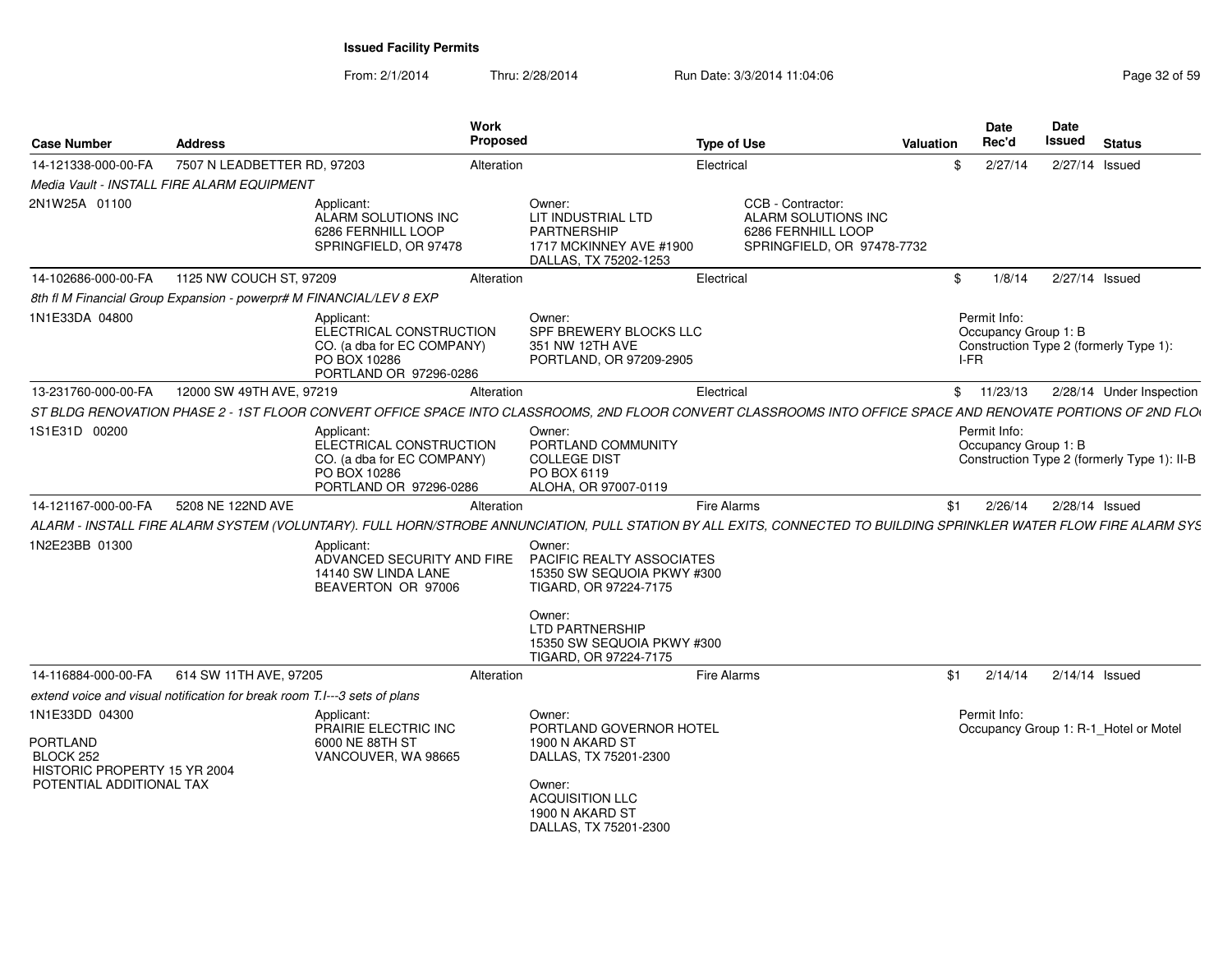**Issued Facility Permits**

From: 2/1/2014 Thru: 2/28/2014 Run Date: 3/3/2014 11:04:06

| Case Number | Address | Work Proposed | Type of Use | Valuation | Date Rec'd | Date Issued | Status |
|---|---|---|---|---|---|---|---|
| 14-121338-000-00-FA | 7507 N LEADBETTER RD, 97203 | Alteration | Electrical | $ | 2/27/14 | 2/27/14 | Issued |

*Media Vault - INSTALL FIRE ALARM EQUIPMENT*

2N1W25A 01100

Applicant: ALARM SOLUTIONS INC, 6286 FERNHILL LOOP, SPRINGFIELD, OR 97478

Owner: LIT INDUSTRIAL LTD PARTNERSHIP, 1717 MCKINNEY AVE #1900, DALLAS, TX 75202-1253

CCB - Contractor: ALARM SOLUTIONS INC, 6286 FERNHILL LOOP, SPRINGFIELD, OR 97478-7732

---

| Case Number | Address | Work Proposed | Type of Use | Valuation | Date Rec'd | Date Issued | Status |
|---|---|---|---|---|---|---|---|
| 14-102686-000-00-FA | 1125 NW COUCH ST, 97209 | Alteration | Electrical | $ | 1/8/14 | 2/27/14 | Issued |

*8th fl M Financial Group Expansion - powerpr# M FINANCIAL/LEV 8 EXP*

1N1E33DA 04800

Applicant: ELECTRICAL CONSTRUCTION CO. (a dba for EC COMPANY), PO BOX 10286, PORTLAND OR 97296-0286

Owner: SPF BREWERY BLOCKS LLC, 351 NW 12TH AVE, PORTLAND, OR 97209-2905

Permit Info:
Occupancy Group 1: B
Construction Type 2 (formerly Type 1): I-FR

---

| Case Number | Address | Work Proposed | Type of Use | Valuation | Date Rec'd | Date Issued | Status |
|---|---|---|---|---|---|---|---|
| 13-231760-000-00-FA | 12000 SW 49TH AVE, 97219 | Alteration | Electrical | $ | 11/23/13 | 2/28/14 | Under Inspection |

*ST BLDG RENOVATION PHASE 2 - 1ST FLOOR CONVERT OFFICE SPACE INTO CLASSROOMS, 2ND FLOOR CONVERT CLASSROOMS INTO OFFICE SPACE AND RENOVATE PORTIONS OF 2ND FLO*

1S1E31D 00200

Applicant: ELECTRICAL CONSTRUCTION CO. (a dba for EC COMPANY), PO BOX 10286, PORTLAND OR 97296-0286

Owner: PORTLAND COMMUNITY COLLEGE DIST, PO BOX 6119, ALOHA, OR 97007-0119

Permit Info:
Occupancy Group 1: B
Construction Type 2 (formerly Type 1): II-B

---

| Case Number | Address | Work Proposed | Type of Use | Valuation | Date Rec'd | Date Issued | Status |
|---|---|---|---|---|---|---|---|
| 14-121167-000-00-FA | 5208 NE 122ND AVE | Alteration | Fire Alarms | $1 | 2/26/14 | 2/28/14 | Issued |

*ALARM - INSTALL FIRE ALARM SYSTEM (VOLUNTARY). FULL HORN/STROBE ANNUNCIATION, PULL STATION BY ALL EXITS, CONNECTED TO BUILDING SPRINKLER WATER FLOW FIRE ALARM SYS*

1N2E23BB 01300

Applicant: ADVANCED SECURITY AND FIRE, 14140 SW LINDA LANE, BEAVERTON OR 97006

Owner: PACIFIC REALTY ASSOCIATES, 15350 SW SEQUOIA PKWY #300, TIGARD, OR 97224-7175

Owner: LTD PARTNERSHIP, 15350 SW SEQUOIA PKWY #300, TIGARD, OR 97224-7175

---

| Case Number | Address | Work Proposed | Type of Use | Valuation | Date Rec'd | Date Issued | Status |
|---|---|---|---|---|---|---|---|
| 14-116884-000-00-FA | 614 SW 11TH AVE, 97205 | Alteration | Fire Alarms | $1 | 2/14/14 | 2/14/14 | Issued |

*extend voice and visual notification for break room T.I---3 sets of plans*

1N1E33DD 04300

PORTLAND
BLOCK 252
HISTORIC PROPERTY 15 YR 2004
POTENTIAL ADDITIONAL TAX

Applicant: PRAIRIE ELECTRIC INC, 6000 NE 88TH ST, VANCOUVER, WA 98665

Owner: PORTLAND GOVERNOR HOTEL, 1900 N AKARD ST, DALLAS, TX 75201-2300

Owner: ACQUISITION LLC, 1900 N AKARD ST, DALLAS, TX 75201-2300

Permit Info:
Occupancy Group 1: R-1_Hotel or Motel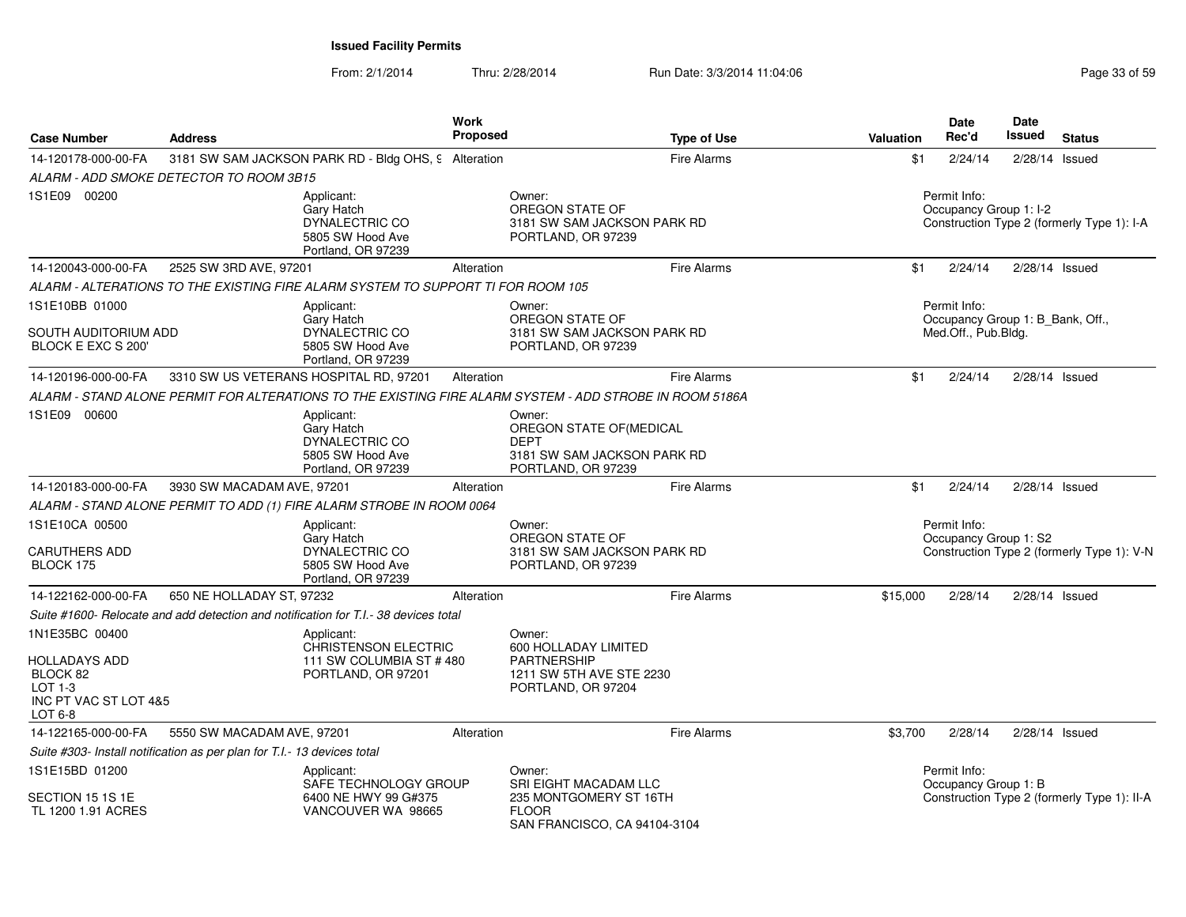# Issued Facility Permits

From: 2/1/2014 Thru: 2/28/2014 Run Date: 3/3/2014 11:04:06

| Case Number | Address | Work Proposed | Type of Use | Valuation | Date Rec'd | Date Issued | Status |
|---|---|---|---|---|---|---|---|
| 14-120178-000-00-FA | 3181 SW SAM JACKSON PARK RD - Bldg OHS, 9 | Alteration | Fire Alarms | $1 | 2/24/14 | 2/28/14 | Issued |

*ALARM - ADD SMOKE DETECTOR TO ROOM 3B15*

1S1E09 00200

Applicant: Gary Hatch, DYNALECTRIC CO, 5805 SW Hood Ave, Portland, OR 97239

Owner: OREGON STATE OF, 3181 SW SAM JACKSON PARK RD, PORTLAND, OR 97239

Permit Info: Occupancy Group 1: I-2; Construction Type 2 (formerly Type 1): I-A

| Case Number | Address | Work Proposed | Type of Use | Valuation | Date Rec'd | Date Issued | Status |
|---|---|---|---|---|---|---|---|
| 14-120043-000-00-FA | 2525 SW 3RD AVE, 97201 | Alteration | Fire Alarms | $1 | 2/24/14 | 2/28/14 | Issued |

*ALARM - ALTERATIONS TO THE EXISTING FIRE ALARM SYSTEM TO SUPPORT TI FOR ROOM 105*

1S1E10BB 01000
SOUTH AUDITORIUM ADD
BLOCK E EXC S 200'

Applicant: Gary Hatch, DYNALECTRIC CO, 5805 SW Hood Ave, Portland, OR 97239

Owner: OREGON STATE OF, 3181 SW SAM JACKSON PARK RD, PORTLAND, OR 97239

Permit Info: Occupancy Group 1: B_Bank, Off., Med.Off., Pub.Bldg.

| Case Number | Address | Work Proposed | Type of Use | Valuation | Date Rec'd | Date Issued | Status |
|---|---|---|---|---|---|---|---|
| 14-120196-000-00-FA | 3310 SW US VETERANS HOSPITAL RD, 97201 | Alteration | Fire Alarms | $1 | 2/24/14 | 2/28/14 | Issued |

*ALARM - STAND ALONE PERMIT FOR ALTERATIONS TO THE EXISTING FIRE ALARM SYSTEM - ADD STROBE IN ROOM 5186A*

1S1E09 00600

Applicant: Gary Hatch, DYNALECTRIC CO, 5805 SW Hood Ave, Portland, OR 97239

Owner: OREGON STATE OF(MEDICAL DEPT, 3181 SW SAM JACKSON PARK RD, PORTLAND, OR 97239

| Case Number | Address | Work Proposed | Type of Use | Valuation | Date Rec'd | Date Issued | Status |
|---|---|---|---|---|---|---|---|
| 14-120183-000-00-FA | 3930 SW MACADAM AVE, 97201 | Alteration | Fire Alarms | $1 | 2/24/14 | 2/28/14 | Issued |

*ALARM - STAND ALONE PERMIT TO ADD (1) FIRE ALARM STROBE IN ROOM 0064*

1S1E10CA 00500
CARUTHERS ADD
BLOCK 175

Applicant: Gary Hatch, DYNALECTRIC CO, 5805 SW Hood Ave, Portland, OR 97239

Owner: OREGON STATE OF, 3181 SW SAM JACKSON PARK RD, PORTLAND, OR 97239

Permit Info: Occupancy Group 1: S2; Construction Type 2 (formerly Type 1): V-N

| Case Number | Address | Work Proposed | Type of Use | Valuation | Date Rec'd | Date Issued | Status |
|---|---|---|---|---|---|---|---|
| 14-122162-000-00-FA | 650 NE HOLLADAY ST, 97232 | Alteration | Fire Alarms | $15,000 | 2/28/14 | 2/28/14 | Issued |

*Suite #1600- Relocate and add detection and notification for T.I.- 38 devices total*

1N1E35BC 00400
HOLLADAYS ADD
BLOCK 82
LOT 1-3
INC PT VAC ST LOT 4&5
LOT 6-8

Applicant: CHRISTENSON ELECTRIC, 111 SW COLUMBIA ST # 480, PORTLAND, OR 97201

Owner: 600 HOLLADAY LIMITED PARTNERSHIP, 1211 SW 5TH AVE STE 2230, PORTLAND, OR 97204

| Case Number | Address | Work Proposed | Type of Use | Valuation | Date Rec'd | Date Issued | Status |
|---|---|---|---|---|---|---|---|
| 14-122165-000-00-FA | 5550 SW MACADAM AVE, 97201 | Alteration | Fire Alarms | $3,700 | 2/28/14 | 2/28/14 | Issued |

*Suite #303- Install notification as per plan for T.I.- 13 devices total*

1S1E15BD 01200
SECTION 15 1S 1E
TL 1200 1.91 ACRES

Applicant: SAFE TECHNOLOGY GROUP, 6400 NE HWY 99 G#375, VANCOUVER WA 98665

Owner: SRI EIGHT MACADAM LLC, 235 MONTGOMERY ST 16TH FLOOR, SAN FRANCISCO, CA 94104-3104

Permit Info: Occupancy Group 1: B; Construction Type 2 (formerly Type 1): II-A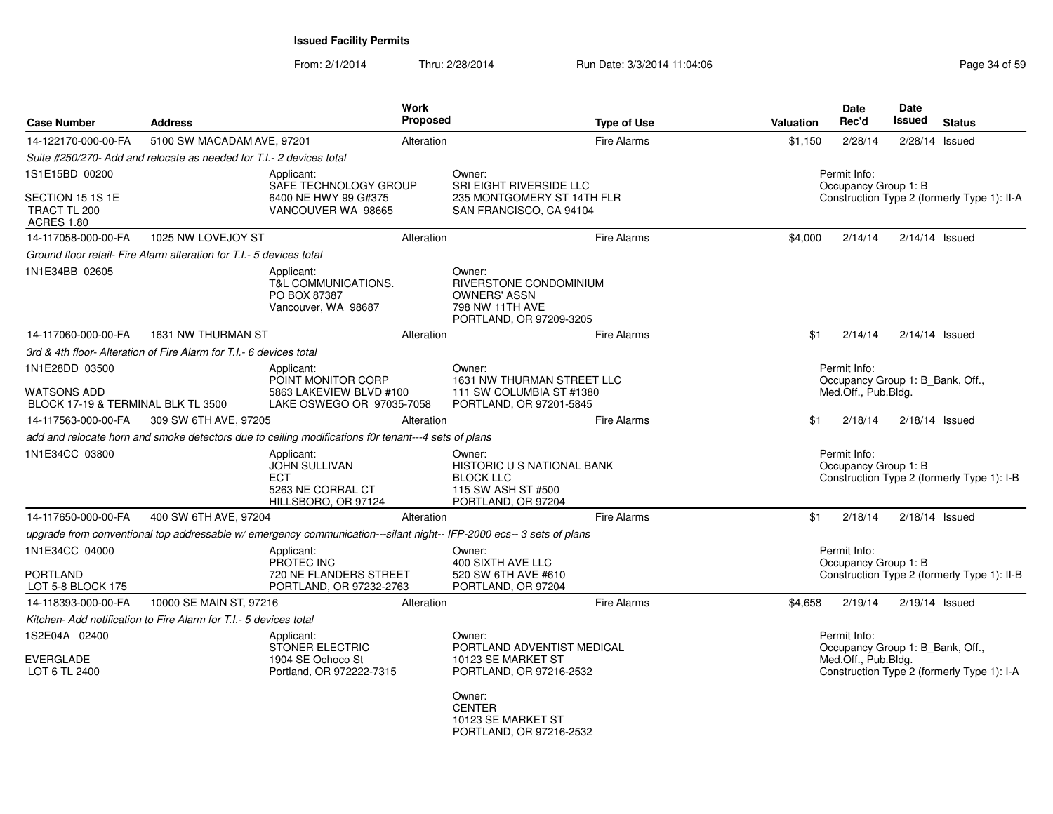# Issued Facility Permits

From: 2/1/2014 Thru: 2/28/2014 Run Date: 3/3/2014 11:04:06

| Case Number | Address | Work Proposed | Type of Use | Valuation | Date Rec'd | Date Issued | Status |
|---|---|---|---|---|---|---|---|
| 14-122170-000-00-FA | 5100 SW MACADAM AVE, 97201 | Alteration | Fire Alarms | $1,150 | 2/28/14 | 2/28/14 | Issued |

*Suite #250/270- Add and relocate as needed for T.I.- 2 devices total*

1S1E15BD 00200
SECTION 15 1S 1E
TRACT TL 200
ACRES 1.80

Applicant:
SAFE TECHNOLOGY GROUP
6400 NE HWY 99 G#375
VANCOUVER WA 98665

Owner:
SRI EIGHT RIVERSIDE LLC
235 MONTGOMERY ST 14TH FLR
SAN FRANCISCO, CA 94104

Permit Info:
Occupancy Group 1: B
Construction Type 2 (formerly Type 1): II-A

---

| Case Number | Address | Work Proposed | Type of Use | Valuation | Date Rec'd | Date Issued | Status |
|---|---|---|---|---|---|---|---|
| 14-117058-000-00-FA | 1025 NW LOVEJOY ST | Alteration | Fire Alarms | $4,000 | 2/14/14 | 2/14/14 | Issued |

*Ground floor retail- Fire Alarm alteration for T.I.- 5 devices total*

1N1E34BB 02605

Applicant:
T&L COMMUNICATIONS.
PO BOX 87387
Vancouver, WA 98687

Owner:
RIVERSTONE CONDOMINIUM
OWNERS' ASSN
798 NW 11TH AVE
PORTLAND, OR 97209-3205

---

| Case Number | Address | Work Proposed | Type of Use | Valuation | Date Rec'd | Date Issued | Status |
|---|---|---|---|---|---|---|---|
| 14-117060-000-00-FA | 1631 NW THURMAN ST | Alteration | Fire Alarms | $1 | 2/14/14 | 2/14/14 | Issued |

*3rd & 4th floor- Alteration of Fire Alarm for T.I.- 6 devices total*

1N1E28DD 03500
WATSONS ADD
BLOCK 17-19 & TERMINAL BLK TL 3500

Applicant:
POINT MONITOR CORP
5863 LAKEVIEW BLVD #100
LAKE OSWEGO OR 97035-7058

Owner:
1631 NW THURMAN STREET LLC
111 SW COLUMBIA ST #1380
PORTLAND, OR 97201-5845

Permit Info:
Occupancy Group 1: B_Bank, Off., Med.Off., Pub.Bldg.

---

| Case Number | Address | Work Proposed | Type of Use | Valuation | Date Rec'd | Date Issued | Status |
|---|---|---|---|---|---|---|---|
| 14-117563-000-00-FA | 309 SW 6TH AVE, 97205 | Alteration | Fire Alarms | $1 | 2/18/14 | 2/18/14 | Issued |

*add and relocate horn and smoke detectors due to ceiling modifications f0r tenant---4 sets of plans*

1N1E34CC 03800

Applicant:
JOHN SULLIVAN
ECT
5263 NE CORRAL CT
HILLSBORO, OR 97124

Owner:
HISTORIC U S NATIONAL BANK
BLOCK LLC
115 SW ASH ST #500
PORTLAND, OR 97204

Permit Info:
Occupancy Group 1: B
Construction Type 2 (formerly Type 1): I-B

---

| Case Number | Address | Work Proposed | Type of Use | Valuation | Date Rec'd | Date Issued | Status |
|---|---|---|---|---|---|---|---|
| 14-117650-000-00-FA | 400 SW 6TH AVE, 97204 | Alteration | Fire Alarms | $1 | 2/18/14 | 2/18/14 | Issued |

*upgrade from conventional top addressable w/ emergency communication---silant night-- IFP-2000 ecs-- 3 sets of plans*

1N1E34CC 04000
PORTLAND
LOT 5-8 BLOCK 175

Applicant:
PROTEC INC
720 NE FLANDERS STREET
PORTLAND, OR 97232-2763

Owner:
400 SIXTH AVE LLC
520 SW 6TH AVE #610
PORTLAND, OR 97204

Permit Info:
Occupancy Group 1: B
Construction Type 2 (formerly Type 1): II-B

---

| Case Number | Address | Work Proposed | Type of Use | Valuation | Date Rec'd | Date Issued | Status |
|---|---|---|---|---|---|---|---|
| 14-118393-000-00-FA | 10000 SE MAIN ST, 97216 | Alteration | Fire Alarms | $4,658 | 2/19/14 | 2/19/14 | Issued |

*Kitchen- Add notification to Fire Alarm for T.I.- 5 devices total*

1S2E04A 02400
EVERGLADE
LOT 6 TL 2400

Applicant:
STONER ELECTRIC
1904 SE Ochoco St
Portland, OR 972222-7315

Owner:
PORTLAND ADVENTIST MEDICAL
10123 SE MARKET ST
PORTLAND, OR 97216-2532

Owner:
CENTER
10123 SE MARKET ST
PORTLAND, OR 97216-2532

Permit Info:
Occupancy Group 1: B_Bank, Off., Med.Off., Pub.Bldg.
Construction Type 2 (formerly Type 1): I-A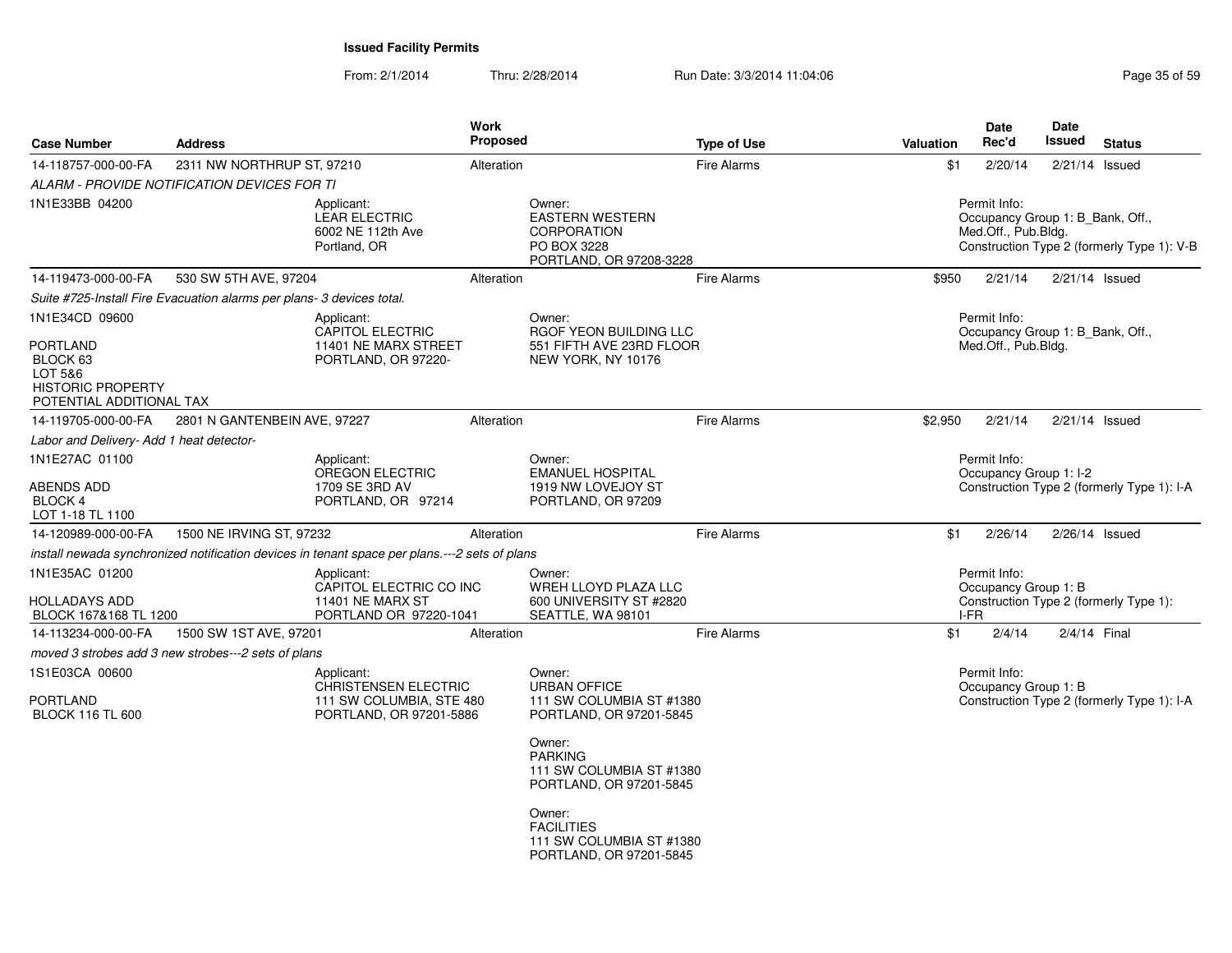**Issued Facility Permits**

From: 2/1/2014 Thru: 2/28/2014 Run Date: 3/3/2014 11:04:06

| Case Number | Address | Work Proposed | Type of Use | Valuation | Date Rec'd | Date Issued | Status |
|---|---|---|---|---|---|---|---|
| 14-118757-000-00-FA | 2311 NW NORTHRUP ST, 97210 | Alteration | Fire Alarms | $1 | 2/20/14 | 2/21/14 | Issued |

*ALARM - PROVIDE NOTIFICATION DEVICES FOR TI*

1N1E33BB 04200

Applicant: LEAR ELECTRIC, 6002 NE 112th Ave, Portland, OR

Owner: EASTERN WESTERN CORPORATION, PO BOX 3228, PORTLAND, OR 97208-3228

Permit Info: Occupancy Group 1: B_Bank, Off., Med.Off., Pub.Bldg. Construction Type 2 (formerly Type 1): V-B

---

| Case Number | Address | Work Proposed | Type of Use | Valuation | Date Rec'd | Date Issued | Status |
|---|---|---|---|---|---|---|---|
| 14-119473-000-00-FA | 530 SW 5TH AVE, 97204 | Alteration | Fire Alarms | $950 | 2/21/14 | 2/21/14 | Issued |

*Suite #725-Install Fire Evacuation alarms per plans- 3 devices total.*

1N1E34CD 09600

PORTLAND
BLOCK 63
LOT 5&6
HISTORIC PROPERTY
POTENTIAL ADDITIONAL TAX

Applicant: CAPITOL ELECTRIC, 11401 NE MARX STREET, PORTLAND, OR 97220-

Owner: RGOF YEON BUILDING LLC, 551 FIFTH AVE 23RD FLOOR, NEW YORK, NY 10176

Permit Info: Occupancy Group 1: B_Bank, Off., Med.Off., Pub.Bldg.

---

| Case Number | Address | Work Proposed | Type of Use | Valuation | Date Rec'd | Date Issued | Status |
|---|---|---|---|---|---|---|---|
| 14-119705-000-00-FA | 2801 N GANTENBEIN AVE, 97227 | Alteration | Fire Alarms | $2,950 | 2/21/14 | 2/21/14 | Issued |

*Labor and Delivery- Add 1 heat detector-*

1N1E27AC 01100

ABENDS ADD
BLOCK 4
LOT 1-18 TL 1100

Applicant: OREGON ELECTRIC, 1709 SE 3RD AV, PORTLAND, OR 97214

Owner: EMANUEL HOSPITAL, 1919 NW LOVEJOY ST, PORTLAND, OR 97209

Permit Info: Occupancy Group 1: I-2. Construction Type 2 (formerly Type 1): I-A

---

| Case Number | Address | Work Proposed | Type of Use | Valuation | Date Rec'd | Date Issued | Status |
|---|---|---|---|---|---|---|---|
| 14-120989-000-00-FA | 1500 NE IRVING ST, 97232 | Alteration | Fire Alarms | $1 | 2/26/14 | 2/26/14 | Issued |

*install newada synchronized notification devices in tenant space per plans.---2 sets of plans*

1N1E35AC 01200

HOLLADAYS ADD
BLOCK 167&168 TL 1200

Applicant: CAPITOL ELECTRIC CO INC, 11401 NE MARX ST, PORTLAND OR 97220-1041

Owner: WREH LLOYD PLAZA LLC, 600 UNIVERSITY ST #2820, SEATTLE, WA 98101

Permit Info: Occupancy Group 1: B. Construction Type 2 (formerly Type 1): I-FR

---

| Case Number | Address | Work Proposed | Type of Use | Valuation | Date Rec'd | Date Issued | Status |
|---|---|---|---|---|---|---|---|
| 14-113234-000-00-FA | 1500 SW 1ST AVE, 97201 | Alteration | Fire Alarms | $1 | 2/4/14 | 2/4/14 | Final |

*moved 3 strobes add 3 new strobes---2 sets of plans*

1S1E03CA 00600

PORTLAND
BLOCK 116 TL 600

Applicant: CHRISTENSEN ELECTRIC, 111 SW COLUMBIA, STE 480, PORTLAND, OR 97201-5886

Owner: URBAN OFFICE, 111 SW COLUMBIA ST #1380, PORTLAND, OR 97201-5845

Owner: PARKING, 111 SW COLUMBIA ST #1380, PORTLAND, OR 97201-5845

Owner: FACILITIES, 111 SW COLUMBIA ST #1380, PORTLAND, OR 97201-5845

Permit Info: Occupancy Group 1: B. Construction Type 2 (formerly Type 1): I-A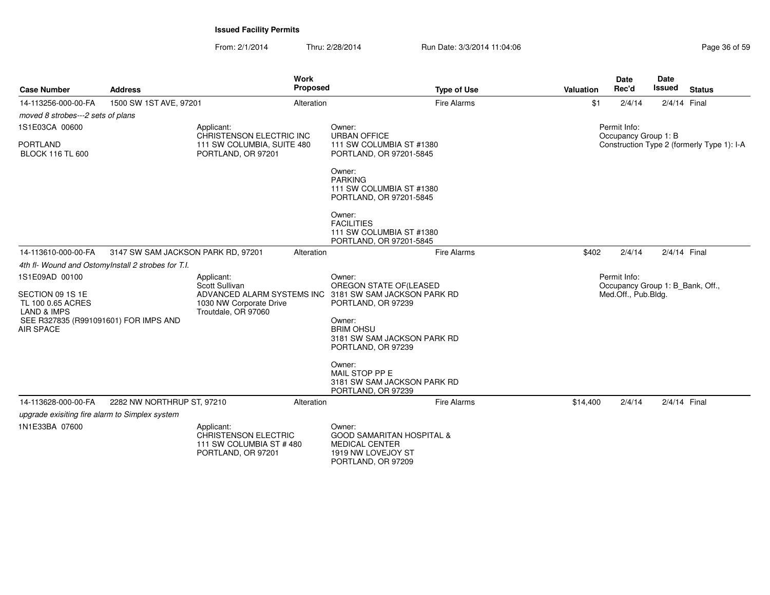**Issued Facility Permits**

From: 2/1/2014 Thru: 2/28/2014 Run Date: 3/3/2014 11:04:06

| Case Number | Address | Work Proposed | Type of Use | Valuation | Date Rec'd | Date Issued | Status |
|---|---|---|---|---|---|---|---|
| 14-113256-000-00-FA | 1500 SW 1ST AVE, 97201 | Alteration | Fire Alarms | $1 | 2/4/14 | 2/4/14 | Final |

*moved 8 strobes---2 sets of plans*

1S1E03CA 00600

PORTLAND
BLOCK 116 TL 600

Applicant:
CHRISTENSON ELECTRIC INC
111 SW COLUMBIA, SUITE 480
PORTLAND, OR 97201

Owner:
URBAN OFFICE
111 SW COLUMBIA ST #1380
PORTLAND, OR 97201-5845

Owner:
PARKING
111 SW COLUMBIA ST #1380
PORTLAND, OR 97201-5845

Owner:
FACILITIES
111 SW COLUMBIA ST #1380
PORTLAND, OR 97201-5845

Permit Info:
Occupancy Group 1: B
Construction Type 2 (formerly Type 1): I-A

| Case Number | Address | Work Proposed | Type of Use | Valuation | Date Rec'd | Date Issued | Status |
|---|---|---|---|---|---|---|---|
| 14-113610-000-00-FA | 3147 SW SAM JACKSON PARK RD, 97201 | Alteration | Fire Alarms | $402 | 2/4/14 | 2/4/14 | Final |

*4th fl- Wound and OstomyInstall 2 strobes for T.I.*

1S1E09AD 00100

SECTION 09 1S 1E
TL 100 0.65 ACRES
LAND & IMPS
SEE R327835 (R991091601) FOR IMPS AND AIR SPACE

Applicant:
Scott Sullivan
ADVANCED ALARM SYSTEMS INC
1030 NW Corporate Drive
Troutdale, OR 97060

Owner:
OREGON STATE OF(LEASED
3181 SW SAM JACKSON PARK RD
PORTLAND, OR 97239

Owner:
BRIM OHSU
3181 SW SAM JACKSON PARK RD
PORTLAND, OR 97239

Owner:
MAIL STOP PP E
3181 SW SAM JACKSON PARK RD
PORTLAND, OR 97239

Permit Info:
Occupancy Group 1: B_Bank, Off., Med.Off., Pub.Bldg.

| Case Number | Address | Work Proposed | Type of Use | Valuation | Date Rec'd | Date Issued | Status |
|---|---|---|---|---|---|---|---|
| 14-113628-000-00-FA | 2282 NW NORTHRUP ST, 97210 | Alteration | Fire Alarms | $14,400 | 2/4/14 | 2/4/14 | Final |

*upgrade exisiting fire alarm to Simplex system*

1N1E33BA 07600

Applicant:
CHRISTENSON ELECTRIC
111 SW COLUMBIA ST # 480
PORTLAND, OR 97201

Owner:
GOOD SAMARITAN HOSPITAL &
MEDICAL CENTER
1919 NW LOVEJOY ST
PORTLAND, OR 97209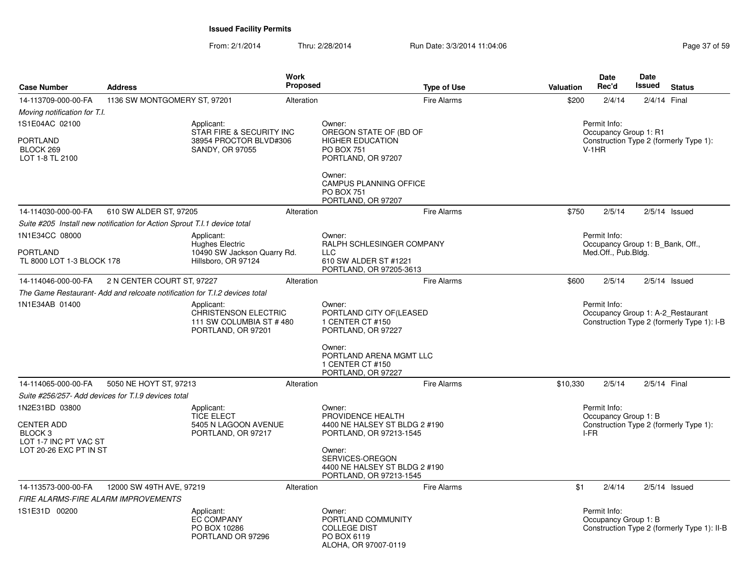**Issued Facility Permits**

From: 2/1/2014 Thru: 2/28/2014 Run Date: 3/3/2014 11:04:06

| Case Number | Address | Work Proposed | Type of Use | Valuation | Date Rec'd | Date Issued | Status |
|---|---|---|---|---|---|---|---|
| 14-113709-000-00-FA | 1136 SW MONTGOMERY ST, 97201 | Alteration | Fire Alarms | $200 | 2/4/14 | 2/4/14 | Final |
| 14-114030-000-00-FA | 610 SW ALDER ST, 97205 | Alteration | Fire Alarms | $750 | 2/5/14 | 2/5/14 | Issued |
| 14-114046-000-00-FA | 2 N CENTER COURT ST, 97227 | Alteration | Fire Alarms | $600 | 2/5/14 | 2/5/14 | Issued |
| 14-114065-000-00-FA | 5050 NE HOYT ST, 97213 | Alteration | Fire Alarms | $10,330 | 2/5/14 | 2/5/14 | Final |
| 14-113573-000-00-FA | 12000 SW 49TH AVE, 97219 | Alteration | Fire Alarms | $1 | 2/4/14 | 2/5/14 | Issued |

**14-113709-000-00-FA** — 1136 SW MONTGOMERY ST, 97201

*Moving notification for T.I.*

1S1E04AC 02100
PORTLAND
BLOCK 269
LOT 1-8 TL 2100

Applicant:
STAR FIRE & SECURITY INC
38954 PROCTOR BLVD#306
SANDY, OR 97055

Owner:
OREGON STATE OF (BD OF
HIGHER EDUCATION
PO BOX 751
PORTLAND, OR 97207

Owner:
CAMPUS PLANNING OFFICE
PO BOX 751
PORTLAND, OR 97207

Permit Info:
Occupancy Group 1: R1
Construction Type 2 (formerly Type 1): V-1HR

**14-114030-000-00-FA** — 610 SW ALDER ST, 97205

*Suite #205 Install new notification for Action Sprout T.I.1 device total*

1N1E34CC 08000
PORTLAND
TL 8000 LOT 1-3 BLOCK 178

Applicant:
Hughes Electric
10490 SW Jackson Quarry Rd.
Hillsboro, OR 97124

Owner:
RALPH SCHLESINGER COMPANY
LLC
610 SW ALDER ST #1221
PORTLAND, OR 97205-3613

Permit Info:
Occupancy Group 1: B_Bank, Off., Med.Off., Pub.Bldg.

**14-114046-000-00-FA** — 2 N CENTER COURT ST, 97227

*The Game Restaurant- Add and relcoate notification for T.I.2 devices total*

1N1E34AB 01400

Applicant:
CHRISTENSON ELECTRIC
111 SW COLUMBIA ST # 480
PORTLAND, OR 97201

Owner:
PORTLAND CITY OF(LEASED
1 CENTER CT #150
PORTLAND, OR 97227

Owner:
PORTLAND ARENA MGMT LLC
1 CENTER CT #150
PORTLAND, OR 97227

Permit Info:
Occupancy Group 1: A-2_Restaurant
Construction Type 2 (formerly Type 1): I-B

**14-114065-000-00-FA** — 5050 NE HOYT ST, 97213

*Suite #256/257- Add devices for T.I.9 devices total*

1N2E31BD 03800
CENTER ADD
BLOCK 3
LOT 1-7 INC PT VAC ST
LOT 20-26 EXC PT IN ST

Applicant:
TICE ELECT
5405 N LAGOON AVENUE
PORTLAND, OR 97217

Owner:
PROVIDENCE HEALTH
4400 NE HALSEY ST BLDG 2 #190
PORTLAND, OR 97213-1545

Owner:
SERVICES-OREGON
4400 NE HALSEY ST BLDG 2 #190
PORTLAND, OR 97213-1545

Permit Info:
Occupancy Group 1: B
Construction Type 2 (formerly Type 1): I-FR

**14-113573-000-00-FA** — 12000 SW 49TH AVE, 97219

*FIRE ALARMS-FIRE ALARM IMPROVEMENTS*

1S1E31D 00200

Applicant:
EC COMPANY
PO BOX 10286
PORTLAND OR 97296

Owner:
PORTLAND COMMUNITY
COLLEGE DIST
PO BOX 6119
ALOHA, OR 97007-0119

Permit Info:
Occupancy Group 1: B
Construction Type 2 (formerly Type 1): II-B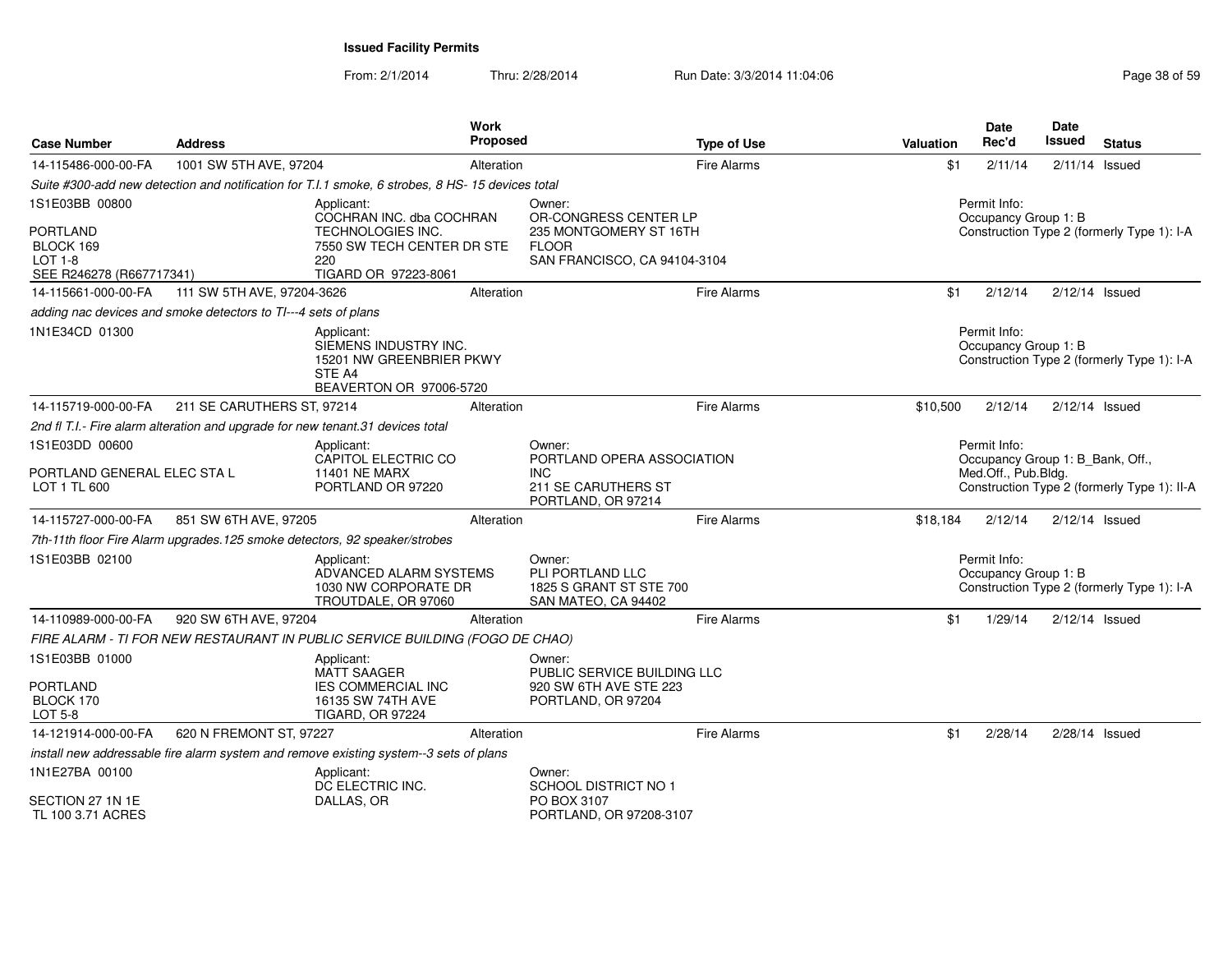**Issued Facility Permits**

From: 2/1/2014 Thru: 2/28/2014 Run Date: 3/3/2014 11:04:06

| Case Number | Address | Work Proposed | Type of Use | Valuation | Date Rec'd | Date Issued | Status |
|---|---|---|---|---|---|---|---|
| 14-115486-000-00-FA | 1001 SW 5TH AVE, 97204 | Alteration | Fire Alarms | $1 | 2/11/14 | 2/11/14 | Issued |

*Suite #300-add new detection and notification for T.I.1 smoke, 6 strobes, 8 HS- 15 devices total*

1S1E03BB 00800

PORTLAND
BLOCK 169
LOT 1-8
SEE R246278 (R667717341)

Applicant:
COCHRAN INC. dba COCHRAN TECHNOLOGIES INC.
7550 SW TECH CENTER DR STE 220
TIGARD OR 97223-8061

Owner:
OR-CONGRESS CENTER LP
235 MONTGOMERY ST 16TH FLOOR
SAN FRANCISCO, CA 94104-3104

Permit Info:
Occupancy Group 1: B
Construction Type 2 (formerly Type 1): I-A

| Case Number | Address | Work Proposed | Type of Use | Valuation | Date Rec'd | Date Issued | Status |
|---|---|---|---|---|---|---|---|
| 14-115661-000-00-FA | 111 SW 5TH AVE, 97204-3626 | Alteration | Fire Alarms | $1 | 2/12/14 | 2/12/14 | Issued |

*adding nac devices and smoke detectors to TI---4 sets of plans*

1N1E34CD 01300

Applicant:
SIEMENS INDUSTRY INC.
15201 NW GREENBRIER PKWY STE A4
BEAVERTON OR 97006-5720

Permit Info:
Occupancy Group 1: B
Construction Type 2 (formerly Type 1): I-A

| Case Number | Address | Work Proposed | Type of Use | Valuation | Date Rec'd | Date Issued | Status |
|---|---|---|---|---|---|---|---|
| 14-115719-000-00-FA | 211 SE CARUTHERS ST, 97214 | Alteration | Fire Alarms | $10,500 | 2/12/14 | 2/12/14 | Issued |

*2nd fl T.I.- Fire alarm alteration and upgrade for new tenant.31 devices total*

1S1E03DD 00600

PORTLAND GENERAL ELEC STA L
LOT 1 TL 600

Applicant:
CAPITOL ELECTRIC CO
11401 NE MARX
PORTLAND OR 97220

Owner:
PORTLAND OPERA ASSOCIATION INC
211 SE CARUTHERS ST
PORTLAND, OR 97214

Permit Info:
Occupancy Group 1: B_Bank, Off., Med.Off., Pub.Bldg.
Construction Type 2 (formerly Type 1): II-A

| Case Number | Address | Work Proposed | Type of Use | Valuation | Date Rec'd | Date Issued | Status |
|---|---|---|---|---|---|---|---|
| 14-115727-000-00-FA | 851 SW 6TH AVE, 97205 | Alteration | Fire Alarms | $18,184 | 2/12/14 | 2/12/14 | Issued |

*7th-11th floor Fire Alarm upgrades.125 smoke detectors, 92 speaker/strobes*

1S1E03BB 02100

Applicant:
ADVANCED ALARM SYSTEMS
1030 NW CORPORATE DR
TROUTDALE, OR 97060

Owner:
PLI PORTLAND LLC
1825 S GRANT ST STE 700
SAN MATEO, CA 94402

Permit Info:
Occupancy Group 1: B
Construction Type 2 (formerly Type 1): I-A

| Case Number | Address | Work Proposed | Type of Use | Valuation | Date Rec'd | Date Issued | Status |
|---|---|---|---|---|---|---|---|
| 14-110989-000-00-FA | 920 SW 6TH AVE, 97204 | Alteration | Fire Alarms | $1 | 1/29/14 | 2/12/14 | Issued |

*FIRE ALARM - TI FOR NEW RESTAURANT IN PUBLIC SERVICE BUILDING (FOGO DE CHAO)*

1S1E03BB 01000

PORTLAND
BLOCK 170
LOT 5-8

Applicant:
MATT SAAGER
IES COMMERCIAL INC
16135 SW 74TH AVE
TIGARD, OR 97224

Owner:
PUBLIC SERVICE BUILDING LLC
920 SW 6TH AVE STE 223
PORTLAND, OR 97204

| Case Number | Address | Work Proposed | Type of Use | Valuation | Date Rec'd | Date Issued | Status |
|---|---|---|---|---|---|---|---|
| 14-121914-000-00-FA | 620 N FREMONT ST, 97227 | Alteration | Fire Alarms | $1 | 2/28/14 | 2/28/14 | Issued |

*install new addressable fire alarm system and remove existing system--3 sets of plans*

1N1E27BA 00100

SECTION 27 1N 1E
TL 100 3.71 ACRES

Applicant:
DC ELECTRIC INC.
DALLAS, OR

Owner:
SCHOOL DISTRICT NO 1
PO BOX 3107
PORTLAND, OR 97208-3107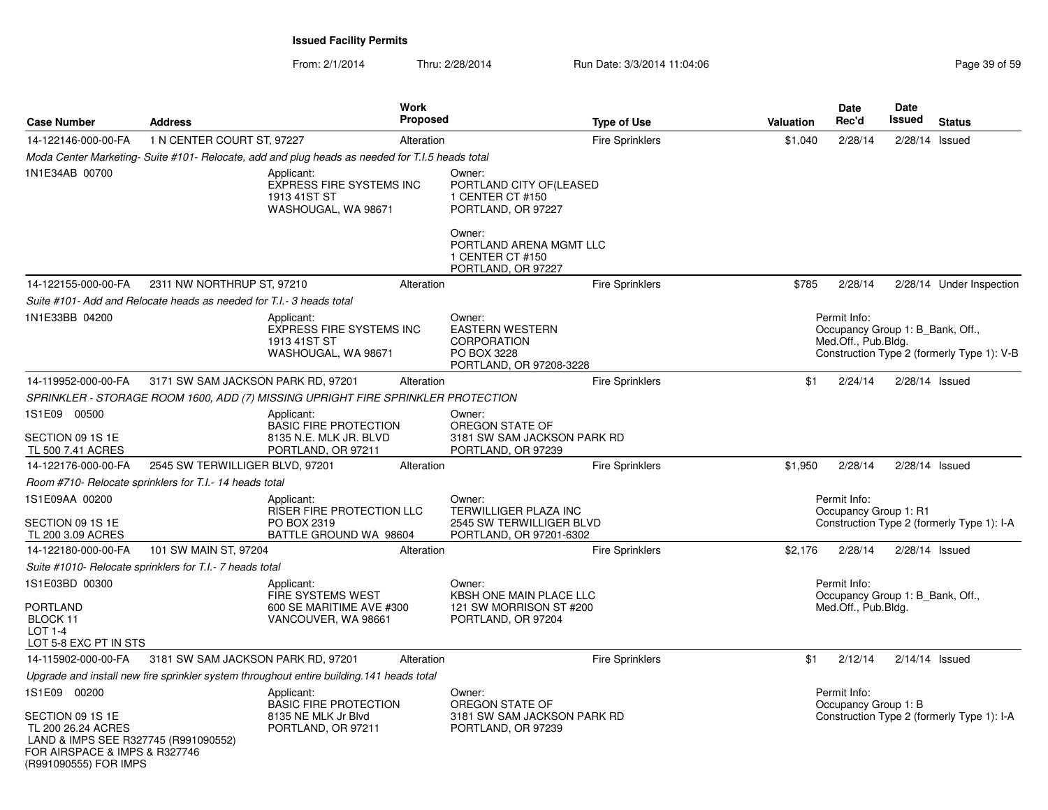**Issued Facility Permits**

From: 2/1/2014 Thru: 2/28/2014 Run Date: 3/3/2014 11:04:06

| Case Number | Address | Work Proposed | Type of Use | Valuation | Date Rec'd | Date Issued | Status |
|---|---|---|---|---|---|---|---|
| 14-122146-000-00-FA | 1 N CENTER COURT ST, 97227 | Alteration | Fire Sprinklers | $1,040 | 2/28/14 | 2/28/14 | Issued |

*Moda Center Marketing- Suite #101- Relocate, add and plug heads as needed for T.I.5 heads total*

1N1E34AB 00700

Applicant:
EXPRESS FIRE SYSTEMS INC
1913 41ST ST
WASHOUGAL, WA 98671

Owner:
PORTLAND CITY OF(LEASED
1 CENTER CT #150
PORTLAND, OR 97227

Owner:
PORTLAND ARENA MGMT LLC
1 CENTER CT #150
PORTLAND, OR 97227

| Case Number | Address | Work Proposed | Type of Use | Valuation | Date Rec'd | Date Issued | Status |
|---|---|---|---|---|---|---|---|
| 14-122155-000-00-FA | 2311 NW NORTHRUP ST, 97210 | Alteration | Fire Sprinklers | $785 | 2/28/14 | 2/28/14 | Under Inspection |

*Suite #101- Add and Relocate heads as needed for T.I.- 3 heads total*

1N1E33BB 04200

Applicant:
EXPRESS FIRE SYSTEMS INC
1913 41ST ST
WASHOUGAL, WA 98671

Owner:
EASTERN WESTERN
CORPORATION
PO BOX 3228
PORTLAND, OR 97208-3228

Permit Info:
Occupancy Group 1: B_Bank, Off., Med.Off., Pub.Bldg.
Construction Type 2 (formerly Type 1): V-B

| Case Number | Address | Work Proposed | Type of Use | Valuation | Date Rec'd | Date Issued | Status |
|---|---|---|---|---|---|---|---|
| 14-119952-000-00-FA | 3171 SW SAM JACKSON PARK RD, 97201 | Alteration | Fire Sprinklers | $1 | 2/24/14 | 2/28/14 | Issued |

*SPRINKLER - STORAGE ROOM 1600, ADD (7) MISSING UPRIGHT FIRE SPRINKLER PROTECTION*

1S1E09 00500

SECTION 09 1S 1E
TL 500 7.41 ACRES

Applicant:
BASIC FIRE PROTECTION
8135 N.E. MLK JR. BLVD
PORTLAND, OR 97211

Owner:
OREGON STATE OF
3181 SW SAM JACKSON PARK RD
PORTLAND, OR 97239

| Case Number | Address | Work Proposed | Type of Use | Valuation | Date Rec'd | Date Issued | Status |
|---|---|---|---|---|---|---|---|
| 14-122176-000-00-FA | 2545 SW TERWILLIGER BLVD, 97201 | Alteration | Fire Sprinklers | $1,950 | 2/28/14 | 2/28/14 | Issued |

*Room #710- Relocate sprinklers for T.I.- 14 heads total*

1S1E09AA 00200

SECTION 09 1S 1E
TL 200 3.09 ACRES

Applicant:
RISER FIRE PROTECTION LLC
PO BOX 2319
BATTLE GROUND WA 98604

Owner:
TERWILLIGER PLAZA INC
2545 SW TERWILLIGER BLVD
PORTLAND, OR 97201-6302

Permit Info:
Occupancy Group 1: R1
Construction Type 2 (formerly Type 1): I-A

| Case Number | Address | Work Proposed | Type of Use | Valuation | Date Rec'd | Date Issued | Status |
|---|---|---|---|---|---|---|---|
| 14-122180-000-00-FA | 101 SW MAIN ST, 97204 | Alteration | Fire Sprinklers | $2,176 | 2/28/14 | 2/28/14 | Issued |

*Suite #1010- Relocate sprinklers for T.I.- 7 heads total*

1S1E03BD 00300

PORTLAND
BLOCK 11
LOT 1-4
LOT 5-8 EXC PT IN STS

Applicant:
FIRE SYSTEMS WEST
600 SE MARITIME AVE #300
VANCOUVER, WA 98661

Owner:
KBSH ONE MAIN PLACE LLC
121 SW MORRISON ST #200
PORTLAND, OR 97204

Permit Info:
Occupancy Group 1: B_Bank, Off., Med.Off., Pub.Bldg.

| Case Number | Address | Work Proposed | Type of Use | Valuation | Date Rec'd | Date Issued | Status |
|---|---|---|---|---|---|---|---|
| 14-115902-000-00-FA | 3181 SW SAM JACKSON PARK RD, 97201 | Alteration | Fire Sprinklers | $1 | 2/12/14 | 2/14/14 | Issued |

*Upgrade and install new fire sprinkler system throughout entire building.141 heads total*

1S1E09 00200

SECTION 09 1S 1E
TL 200 26.24 ACRES
LAND & IMPS SEE R327745 (R991090552)
FOR AIRSPACE & IMPS & R327746
(R991090555) FOR IMPS

Applicant:
BASIC FIRE PROTECTION
8135 NE MLK Jr Blvd
PORTLAND, OR 97211

Owner:
OREGON STATE OF
3181 SW SAM JACKSON PARK RD
PORTLAND, OR 97239

Permit Info:
Occupancy Group 1: B
Construction Type 2 (formerly Type 1): I-A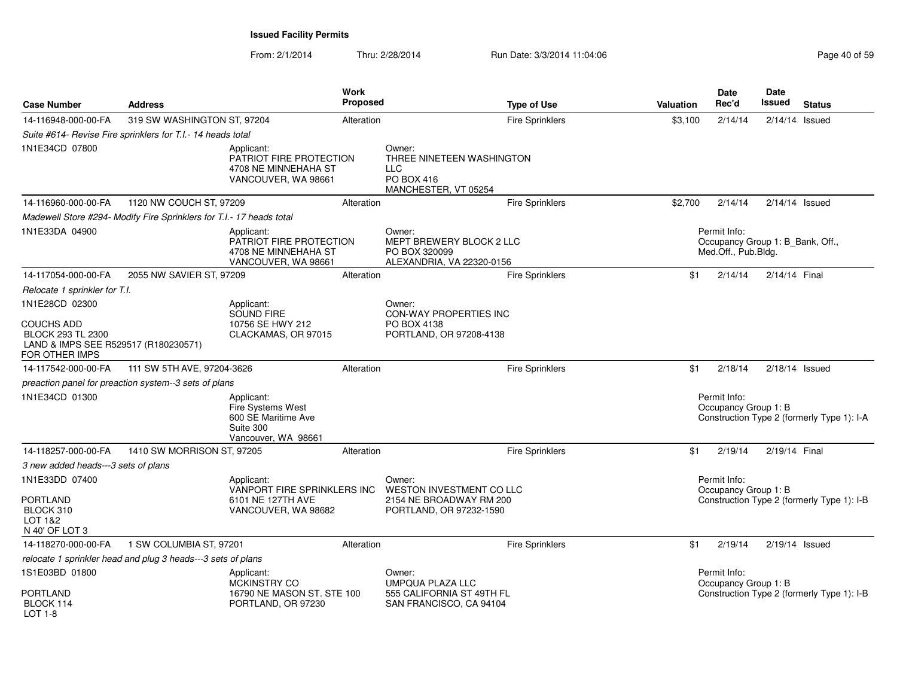**Issued Facility Permits**

From: 2/1/2014 Thru: 2/28/2014 Run Date: 3/3/2014 11:04:06

| Case Number | Address | Work Proposed | Type of Use | Valuation | Date Rec'd | Date Issued | Status |
|---|---|---|---|---|---|---|---|
| 14-116948-000-00-FA | 319 SW WASHINGTON ST, 97204 | Alteration | Fire Sprinklers | $3,100 | 2/14/14 | 2/14/14 | Issued |

*Suite #614- Revise Fire sprinklers for T.I.- 14 heads total*

1N1E34CD 07800

Applicant: PATRIOT FIRE PROTECTION, 4708 NE MINNEHAHA ST, VANCOUVER, WA 98661

Owner: THREE NINETEEN WASHINGTON LLC, PO BOX 416, MANCHESTER, VT 05254

| Case Number | Address | Work Proposed | Type of Use | Valuation | Date Rec'd | Date Issued | Status |
|---|---|---|---|---|---|---|---|
| 14-116960-000-00-FA | 1120 NW COUCH ST, 97209 | Alteration | Fire Sprinklers | $2,700 | 2/14/14 | 2/14/14 | Issued |

*Madewell Store #294- Modify Fire Sprinklers for T.I.- 17 heads total*

1N1E33DA 04900

Applicant: PATRIOT FIRE PROTECTION, 4708 NE MINNEHAHA ST, VANCOUVER, WA 98661

Owner: MEPT BREWERY BLOCK 2 LLC, PO BOX 320099, ALEXANDRIA, VA 22320-0156

Permit Info: Occupancy Group 1: B_Bank, Off., Med.Off., Pub.Bldg.

| Case Number | Address | Work Proposed | Type of Use | Valuation | Date Rec'd | Date Issued | Status |
|---|---|---|---|---|---|---|---|
| 14-117054-000-00-FA | 2055 NW SAVIER ST, 97209 | Alteration | Fire Sprinklers | $1 | 2/14/14 | 2/14/14 | Final |

*Relocate 1 sprinkler for T.I.*

1N1E28CD 02300

COUCHS ADD
BLOCK 293 TL 2300
LAND & IMPS SEE R529517 (R180230571) FOR OTHER IMPS

Applicant: SOUND FIRE, 10756 SE HWY 212, CLACKAMAS, OR 97015

Owner: CON-WAY PROPERTIES INC, PO BOX 4138, PORTLAND, OR 97208-4138

| Case Number | Address | Work Proposed | Type of Use | Valuation | Date Rec'd | Date Issued | Status |
|---|---|---|---|---|---|---|---|
| 14-117542-000-00-FA | 111 SW 5TH AVE, 97204-3626 | Alteration | Fire Sprinklers | $1 | 2/18/14 | 2/18/14 | Issued |

*preaction panel for preaction system--3 sets of plans*

1N1E34CD 01300

Applicant: Fire Systems West, 600 SE Maritime Ave, Suite 300, Vancouver, WA 98661

Permit Info: Occupancy Group 1: B; Construction Type 2 (formerly Type 1): I-A

| Case Number | Address | Work Proposed | Type of Use | Valuation | Date Rec'd | Date Issued | Status |
|---|---|---|---|---|---|---|---|
| 14-118257-000-00-FA | 1410 SW MORRISON ST, 97205 | Alteration | Fire Sprinklers | $1 | 2/19/14 | 2/19/14 | Final |

*3 new added heads---3 sets of plans*

1N1E33DD 07400

PORTLAND
BLOCK 310
LOT 1&2
N 40' OF LOT 3

Applicant: VANPORT FIRE SPRINKLERS INC, 6101 NE 127TH AVE, VANCOUVER, WA 98682

Owner: WESTON INVESTMENT CO LLC, 2154 NE BROADWAY RM 200, PORTLAND, OR 97232-1590

Permit Info: Occupancy Group 1: B; Construction Type 2 (formerly Type 1): I-B

| Case Number | Address | Work Proposed | Type of Use | Valuation | Date Rec'd | Date Issued | Status |
|---|---|---|---|---|---|---|---|
| 14-118270-000-00-FA | 1 SW COLUMBIA ST, 97201 | Alteration | Fire Sprinklers | $1 | 2/19/14 | 2/19/14 | Issued |

*relocate 1 sprinkler head and plug 3 heads---3 sets of plans*

1S1E03BD 01800

PORTLAND
BLOCK 114
LOT 1-8

Applicant: MCKINSTRY CO, 16790 NE MASON ST. STE 100, PORTLAND, OR 97230

Owner: UMPQUA PLAZA LLC, 555 CALIFORNIA ST 49TH FL, SAN FRANCISCO, CA 94104

Permit Info: Occupancy Group 1: B; Construction Type 2 (formerly Type 1): I-B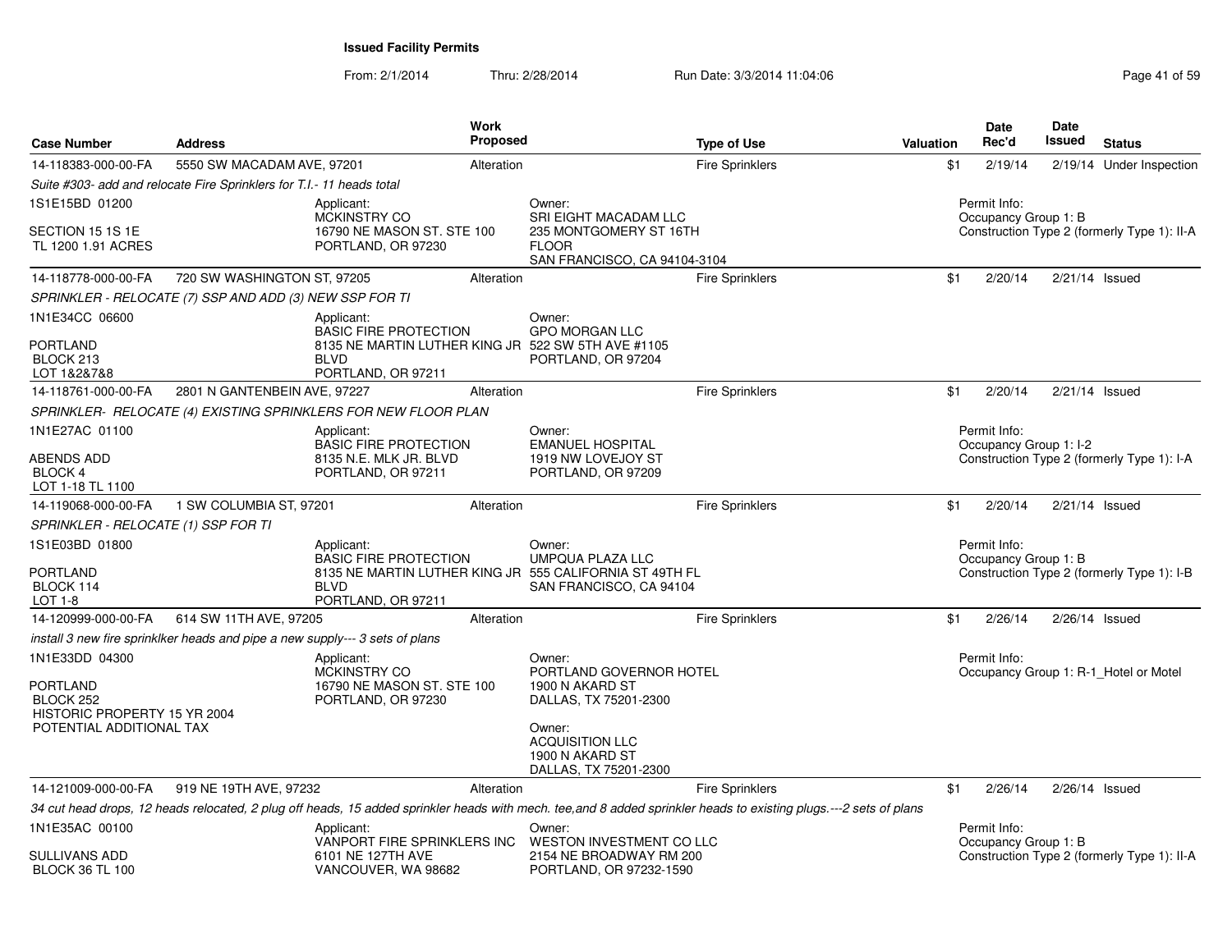**Issued Facility Permits**

From: 2/1/2014 Thru: 2/28/2014 Run Date: 3/3/2014 11:04:06

| Case Number | Address | Work Proposed | Type of Use | Valuation | Date Rec'd | Date Issued | Status |
|---|---|---|---|---|---|---|---|
| 14-118383-000-00-FA | 5550 SW MACADAM AVE, 97201 | Alteration | Fire Sprinklers | $1 | 2/19/14 | 2/19/14 | Under Inspection |

*Suite #303- add and relocate Fire Sprinklers for T.I.- 11 heads total*

1S1E15BD 01200
SECTION 15 1S 1E
TL 1200 1.91 ACRES

Applicant:
MCKINSTRY CO
16790 NE MASON ST. STE 100
PORTLAND, OR 97230

Owner:
SRI EIGHT MACADAM LLC
235 MONTGOMERY ST 16TH FLOOR
SAN FRANCISCO, CA 94104-3104

Permit Info:
Occupancy Group 1: B
Construction Type 2 (formerly Type 1): II-A

| Case Number | Address | Work Proposed | Type of Use | Valuation | Date Rec'd | Date Issued | Status |
|---|---|---|---|---|---|---|---|
| 14-118778-000-00-FA | 720 SW WASHINGTON ST, 97205 | Alteration | Fire Sprinklers | $1 | 2/20/14 | 2/21/14 | Issued |

*SPRINKLER - RELOCATE (7) SSP AND ADD (3) NEW SSP FOR TI*

1N1E34CC 06600
PORTLAND
BLOCK 213
LOT 1&2&7&8

Applicant:
BASIC FIRE PROTECTION
8135 NE MARTIN LUTHER KING JR BLVD
PORTLAND, OR 97211

Owner:
GPO MORGAN LLC
522 SW 5TH AVE #1105
PORTLAND, OR 97204

| Case Number | Address | Work Proposed | Type of Use | Valuation | Date Rec'd | Date Issued | Status |
|---|---|---|---|---|---|---|---|
| 14-118761-000-00-FA | 2801 N GANTENBEIN AVE, 97227 | Alteration | Fire Sprinklers | $1 | 2/20/14 | 2/21/14 | Issued |

*SPRINKLER- RELOCATE (4) EXISTING SPRINKLERS FOR NEW FLOOR PLAN*

1N1E27AC 01100
ABENDS ADD
BLOCK 4
LOT 1-18 TL 1100

Applicant:
BASIC FIRE PROTECTION
8135 N.E. MLK JR. BLVD
PORTLAND, OR 97211

Owner:
EMANUEL HOSPITAL
1919 NW LOVEJOY ST
PORTLAND, OR 97209

Permit Info:
Occupancy Group 1: I-2
Construction Type 2 (formerly Type 1): I-A

| Case Number | Address | Work Proposed | Type of Use | Valuation | Date Rec'd | Date Issued | Status |
|---|---|---|---|---|---|---|---|
| 14-119068-000-00-FA | 1 SW COLUMBIA ST, 97201 | Alteration | Fire Sprinklers | $1 | 2/20/14 | 2/21/14 | Issued |

*SPRINKLER - RELOCATE (1) SSP FOR TI*

1S1E03BD 01800
PORTLAND
BLOCK 114
LOT 1-8

Applicant:
BASIC FIRE PROTECTION
8135 NE MARTIN LUTHER KING JR BLVD
PORTLAND, OR 97211

Owner:
UMPQUA PLAZA LLC
555 CALIFORNIA ST 49TH FL
SAN FRANCISCO, CA 94104

Permit Info:
Occupancy Group 1: B
Construction Type 2 (formerly Type 1): I-B

| Case Number | Address | Work Proposed | Type of Use | Valuation | Date Rec'd | Date Issued | Status |
|---|---|---|---|---|---|---|---|
| 14-120999-000-00-FA | 614 SW 11TH AVE, 97205 | Alteration | Fire Sprinklers | $1 | 2/26/14 | 2/26/14 | Issued |

*install 3 new fire sprinklker heads and pipe a new supply--- 3 sets of plans*

1N1E33DD 04300
PORTLAND
BLOCK 252
HISTORIC PROPERTY 15 YR 2004
POTENTIAL ADDITIONAL TAX

Applicant:
MCKINSTRY CO
16790 NE MASON ST. STE 100
PORTLAND, OR 97230

Owner:
PORTLAND GOVERNOR HOTEL
1900 N AKARD ST
DALLAS, TX 75201-2300

Owner:
ACQUISITION LLC
1900 N AKARD ST
DALLAS, TX 75201-2300

Permit Info:
Occupancy Group 1: R-1_Hotel or Motel

| Case Number | Address | Work Proposed | Type of Use | Valuation | Date Rec'd | Date Issued | Status |
|---|---|---|---|---|---|---|---|
| 14-121009-000-00-FA | 919 NE 19TH AVE, 97232 | Alteration | Fire Sprinklers | $1 | 2/26/14 | 2/26/14 | Issued |

*34 cut head drops, 12 heads relocated, 2 plug off heads, 15 added sprinkler heads with mech. tee,and 8 added sprinkler heads to existing plugs.---2 sets of plans*

1N1E35AC 00100
SULLIVANS ADD
BLOCK 36 TL 100

Applicant:
VANPORT FIRE SPRINKLERS INC
6101 NE 127TH AVE
VANCOUVER, WA 98682

Owner:
WESTON INVESTMENT CO LLC
2154 NE BROADWAY RM 200
PORTLAND, OR 97232-1590

Permit Info:
Occupancy Group 1: B
Construction Type 2 (formerly Type 1): II-A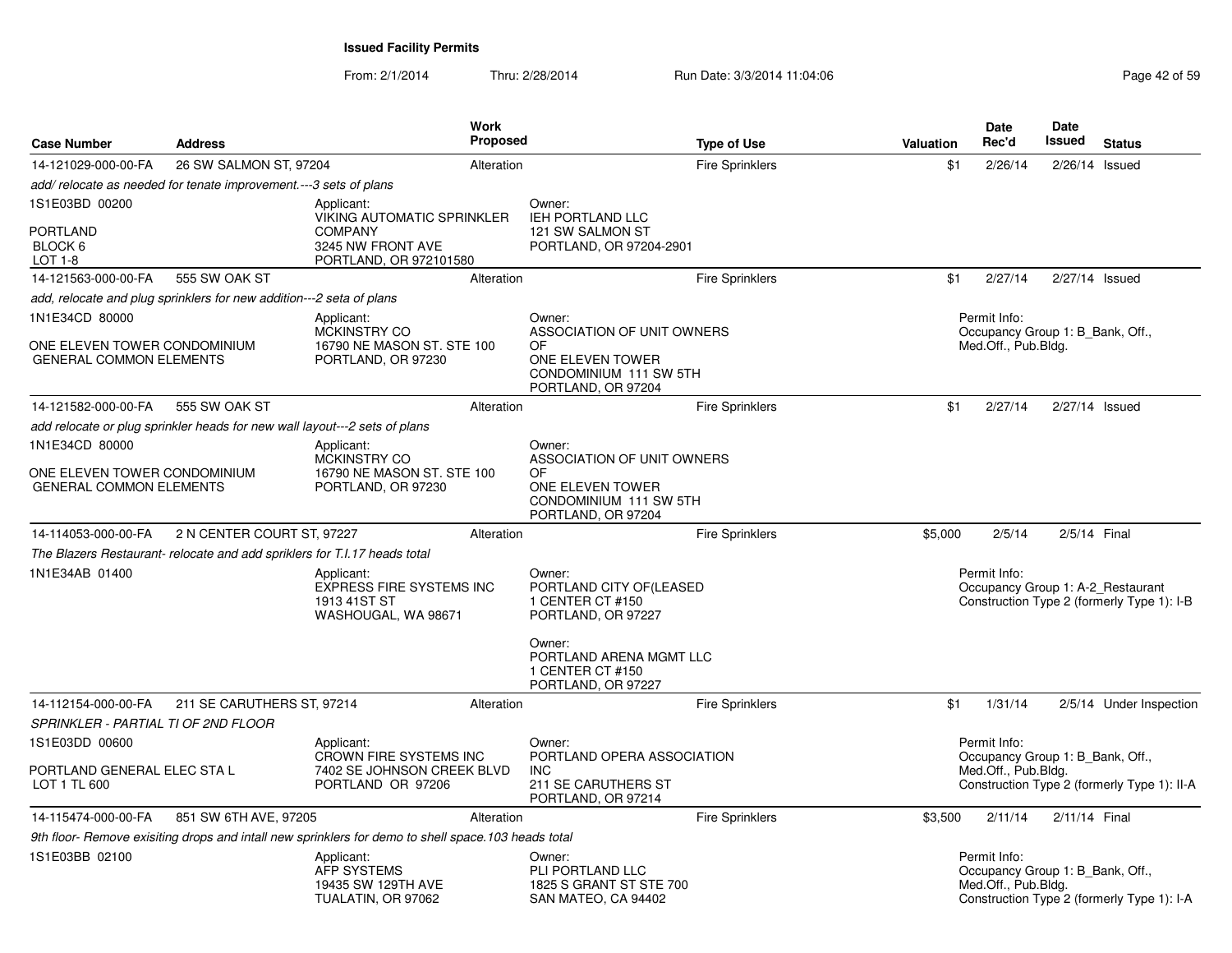**Issued Facility Permits**

From: 2/1/2014 Thru: 2/28/2014 Run Date: 3/3/2014 11:04:06

| Case Number | Address | Work Proposed | Type of Use | Valuation | Date Rec'd | Date Issued | Status |
|---|---|---|---|---|---|---|---|
| 14-121029-000-00-FA | 26 SW SALMON ST, 97204 | Alteration | Fire Sprinklers | $1 | 2/26/14 | 2/26/14 | Issued |
| *add/ relocate as needed for tenate improvement.---3 sets of plans* | | | | | | | |
| 1S1E03BD 00200<br>PORTLAND<br>BLOCK 6<br>LOT 1-8 | Applicant:<br>VIKING AUTOMATIC SPRINKLER COMPANY<br>3245 NW FRONT AVE<br>PORTLAND, OR 972101580 | Owner:<br>IEH PORTLAND LLC<br>121 SW SALMON ST<br>PORTLAND, OR 97204-2901 | | | | | |
| 14-121563-000-00-FA | 555 SW OAK ST | Alteration | Fire Sprinklers | $1 | 2/27/14 | 2/27/14 | Issued |
| *add, relocate and plug sprinklers for new addition---2 seta of plans* | | | | | | | |
| 1N1E34CD 80000<br>ONE ELEVEN TOWER CONDOMINIUM<br>GENERAL COMMON ELEMENTS | Applicant:<br>MCKINSTRY CO<br>16790 NE MASON ST. STE 100<br>PORTLAND, OR 97230 | Owner:<br>ASSOCIATION OF UNIT OWNERS OF<br>ONE ELEVEN TOWER<br>CONDOMINIUM 111 SW 5TH<br>PORTLAND, OR 97204 | | Permit Info:<br>Occupancy Group 1: B_Bank, Off., Med.Off., Pub.Bldg. | | | |
| 14-121582-000-00-FA | 555 SW OAK ST | Alteration | Fire Sprinklers | $1 | 2/27/14 | 2/27/14 | Issued |
| *add relocate or plug sprinkler heads for new wall layout---2 sets of plans* | | | | | | | |
| 1N1E34CD 80000<br>ONE ELEVEN TOWER CONDOMINIUM<br>GENERAL COMMON ELEMENTS | Applicant:<br>MCKINSTRY CO<br>16790 NE MASON ST. STE 100<br>PORTLAND, OR 97230 | Owner:<br>ASSOCIATION OF UNIT OWNERS OF<br>ONE ELEVEN TOWER<br>CONDOMINIUM 111 SW 5TH<br>PORTLAND, OR 97204 | | | | | |
| 14-114053-000-00-FA | 2 N CENTER COURT ST, 97227 | Alteration | Fire Sprinklers | $5,000 | 2/5/14 | 2/5/14 | Final |
| *The Blazers Restaurant- relocate and add spriklers for T.I.17 heads total* | | | | | | | |
| 1N1E34AB 01400 | Applicant:<br>EXPRESS FIRE SYSTEMS INC<br>1913 41ST ST<br>WASHOUGAL, WA 98671 | Owner:<br>PORTLAND CITY OF(LEASED<br>1 CENTER CT #150<br>PORTLAND, OR 97227<br><br>Owner:<br>PORTLAND ARENA MGMT LLC<br>1 CENTER CT #150<br>PORTLAND, OR 97227 | | Permit Info:<br>Occupancy Group 1: A-2_Restaurant<br>Construction Type 2 (formerly Type 1): I-B | | | |
| 14-112154-000-00-FA | 211 SE CARUTHERS ST, 97214 | Alteration | Fire Sprinklers | $1 | 1/31/14 | 2/5/14 | Under Inspection |
| *SPRINKLER - PARTIAL TI OF 2ND FLOOR* | | | | | | | |
| 1S1E03DD 00600<br>PORTLAND GENERAL ELEC STA L<br>LOT 1 TL 600 | Applicant:<br>CROWN FIRE SYSTEMS INC<br>7402 SE JOHNSON CREEK BLVD<br>PORTLAND OR 97206 | Owner:<br>PORTLAND OPERA ASSOCIATION INC<br>211 SE CARUTHERS ST<br>PORTLAND, OR 97214 | | Permit Info:<br>Occupancy Group 1: B_Bank, Off., Med.Off., Pub.Bldg.<br>Construction Type 2 (formerly Type 1): II-A | | | |
| 14-115474-000-00-FA | 851 SW 6TH AVE, 97205 | Alteration | Fire Sprinklers | $3,500 | 2/11/14 | 2/11/14 | Final |
| *9th floor- Remove exisiting drops and intall new sprinklers for demo to shell space.103 heads total* | | | | | | | |
| 1S1E03BB 02100 | Applicant:<br>AFP SYSTEMS<br>19435 SW 129TH AVE<br>TUALATIN, OR 97062 | Owner:<br>PLI PORTLAND LLC<br>1825 S GRANT ST STE 700<br>SAN MATEO, CA 94402 | | Permit Info:<br>Occupancy Group 1: B_Bank, Off., Med.Off., Pub.Bldg.<br>Construction Type 2 (formerly Type 1): I-A | | | |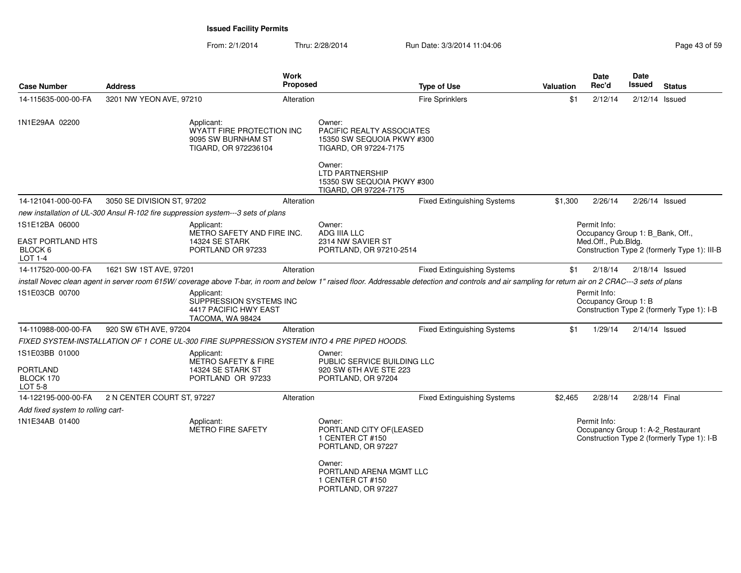**Issued Facility Permits**

From: 2/1/2014 Thru: 2/28/2014 Run Date: 3/3/2014 11:04:06

| Case Number | Address | Work Proposed | Type of Use | Valuation | Date Rec'd | Date Issued | Status |
|---|---|---|---|---|---|---|---|
| 14-115635-000-00-FA | 3201 NW YEON AVE, 97210 | Alteration | Fire Sprinklers | $1 | 2/12/14 | 2/12/14 | Issued |

1N1E29AA 02200

Applicant:
WYATT FIRE PROTECTION INC
9095 SW BURNHAM ST
TIGARD, OR 972236104

Owner:
PACIFIC REALTY ASSOCIATES
15350 SW SEQUOIA PKWY #300
TIGARD, OR 97224-7175

Owner:
LTD PARTNERSHIP
15350 SW SEQUOIA PKWY #300
TIGARD, OR 97224-7175

| Case Number | Address | Work Proposed | Type of Use | Valuation | Date Rec'd | Date Issued | Status |
|---|---|---|---|---|---|---|---|
| 14-121041-000-00-FA | 3050 SE DIVISION ST, 97202 | Alteration | Fixed Extinguishing Systems | $1,300 | 2/26/14 | 2/26/14 | Issued |

*new installation of UL-300 Ansul R-102 fire suppression system---3 sets of plans*

1S1E12BA 06000
EAST PORTLAND HTS
BLOCK 6
LOT 1-4

Applicant:
METRO SAFETY AND FIRE INC.
14324 SE STARK
PORTLAND OR 97233

Owner:
ADG IIIA LLC
2314 NW SAVIER ST
PORTLAND, OR 97210-2514

Permit Info:
Occupancy Group 1: B_Bank, Off., Med.Off., Pub.Bldg.
Construction Type 2 (formerly Type 1): III-B

| Case Number | Address | Work Proposed | Type of Use | Valuation | Date Rec'd | Date Issued | Status |
|---|---|---|---|---|---|---|---|
| 14-117520-000-00-FA | 1621 SW 1ST AVE, 97201 | Alteration | Fixed Extinguishing Systems | $1 | 2/18/14 | 2/18/14 | Issued |

*install Novec clean agent in server room 615W/ coverage above T-bar, in room and below 1" raised floor. Addressable detection and controls and air sampling for return air on 2 CRAC---3 sets of plans*

1S1E03CB 00700

Applicant:
SUPPRESSION SYSTEMS INC
4417 PACIFIC HWY EAST
TACOMA, WA 98424

Permit Info:
Occupancy Group 1: B
Construction Type 2 (formerly Type 1): I-B

| Case Number | Address | Work Proposed | Type of Use | Valuation | Date Rec'd | Date Issued | Status |
|---|---|---|---|---|---|---|---|
| 14-110988-000-00-FA | 920 SW 6TH AVE, 97204 | Alteration | Fixed Extinguishing Systems | $1 | 1/29/14 | 2/14/14 | Issued |

*FIXED SYSTEM-INSTALLATION OF 1 CORE UL-300 FIRE SUPPRESSION SYSTEM INTO 4 PRE PIPED HOODS.*

1S1E03BB 01000
PORTLAND
BLOCK 170
LOT 5-8

Applicant:
METRO SAFETY & FIRE
14324 SE STARK ST
PORTLAND OR 97233

Owner:
PUBLIC SERVICE BUILDING LLC
920 SW 6TH AVE STE 223
PORTLAND, OR 97204

| Case Number | Address | Work Proposed | Type of Use | Valuation | Date Rec'd | Date Issued | Status |
|---|---|---|---|---|---|---|---|
| 14-122195-000-00-FA | 2 N CENTER COURT ST, 97227 | Alteration | Fixed Extinguishing Systems | $2,465 | 2/28/14 | 2/28/14 | Final |

*Add fixed system to rolling cart-*

1N1E34AB 01400

Applicant:
METRO FIRE SAFETY

Owner:
PORTLAND CITY OF(LEASED
1 CENTER CT #150
PORTLAND, OR 97227

Owner:
PORTLAND ARENA MGMT LLC
1 CENTER CT #150
PORTLAND, OR 97227

Permit Info:
Occupancy Group 1: A-2_Restaurant
Construction Type 2 (formerly Type 1): I-B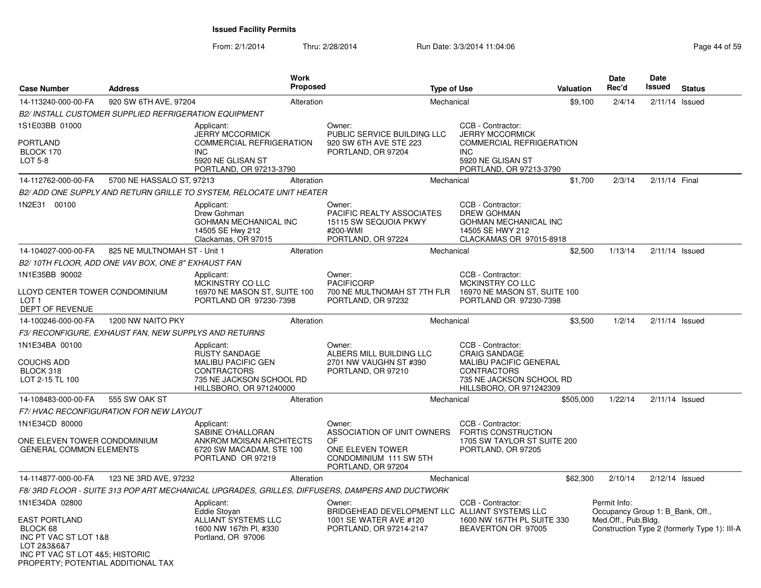**Issued Facility Permits**

From: 2/1/2014 Thru: 2/28/2014 Run Date: 3/3/2014 11:04:06

| Case Number | Address | Work Proposed | Type of Use | Valuation | Date Rec'd | Date Issued | Status |
|---|---|---|---|---|---|---|---|
| 14-113240-000-00-FA | 920 SW 6TH AVE, 97204 | Alteration | Mechanical | $9,100 | 2/4/14 | 2/11/14 | Issued |

*B2/ INSTALL CUSTOMER SUPPLIED REFRIGERATION EQUIPMENT*

1S1E03BB 01000
PORTLAND
BLOCK 170
LOT 5-8

Applicant: JERRY MCCORMICK, COMMERCIAL REFRIGERATION INC, 5920 NE GLISAN ST, PORTLAND, OR 97213-3790

Owner: PUBLIC SERVICE BUILDING LLC, 920 SW 6TH AVE STE 223, PORTLAND, OR 97204

CCB - Contractor: JERRY MCCORMICK, COMMERCIAL REFRIGERATION INC, 5920 NE GLISAN ST, PORTLAND, OR 97213-3790

| Case Number | Address | Work Proposed | Type of Use | Valuation | Date Rec'd | Date Issued | Status |
|---|---|---|---|---|---|---|---|
| 14-112762-000-00-FA | 5700 NE HASSALO ST, 97213 | Alteration | Mechanical | $1,700 | 2/3/14 | 2/11/14 | Final |

*B2/ ADD ONE SUPPLY AND RETURN GRILLE TO SYSTEM, RELOCATE UNIT HEATER*

1N2E31 00100

Applicant: Drew Gohman, GOHMAN MECHANICAL INC, 14505 SE Hwy 212, Clackamas, OR 97015

Owner: PACIFIC REALTY ASSOCIATES, 15115 SW SEQUOIA PKWY #200-WMI, PORTLAND, OR 97224

CCB - Contractor: DREW GOHMAN, GOHMAN MECHANICAL INC, 14505 SE HWY 212, CLACKAMAS OR 97015-8918

| Case Number | Address | Work Proposed | Type of Use | Valuation | Date Rec'd | Date Issued | Status |
|---|---|---|---|---|---|---|---|
| 14-104027-000-00-FA | 825 NE MULTNOMAH ST - Unit 1 | Alteration | Mechanical | $2,500 | 1/13/14 | 2/11/14 | Issued |

*B2/ 10TH FLOOR, ADD ONE VAV BOX, ONE 8" EXHAUST FAN*

1N1E35BB 90002
LLOYD CENTER TOWER CONDOMINIUM
LOT 1
DEPT OF REVENUE

Applicant: MCKINSTRY CO LLC, 16970 NE MASON ST, SUITE 100, PORTLAND OR 97230-7398

Owner: PACIFICORP, 700 NE MULTNOMAH ST 7TH FLR, PORTLAND, OR 97232

CCB - Contractor: MCKINSTRY CO LLC, 16970 NE MASON ST, SUITE 100, PORTLAND OR 97230-7398

| Case Number | Address | Work Proposed | Type of Use | Valuation | Date Rec'd | Date Issued | Status |
|---|---|---|---|---|---|---|---|
| 14-100246-000-00-FA | 1200 NW NAITO PKY | Alteration | Mechanical | $3,500 | 1/2/14 | 2/11/14 | Issued |

*F3/ RECONFIGURE, EXHAUST FAN, NEW SUPPLYS AND RETURNS*

1N1E34BA 00100
COUCHS ADD
BLOCK 318
LOT 2-15 TL 100

Applicant: RUSTY SANDAGE, MALIBU PACIFIC GEN CONTRACTORS, 735 NE JACKSON SCHOOL RD, HILLSBORO, OR 971240000

Owner: ALBERS MILL BUILDING LLC, 2701 NW VAUGHN ST #390, PORTLAND, OR 97210

CCB - Contractor: CRAIG SANDAGE, MALIBU PACIFIC GENERAL CONTRACTORS, 735 NE JACKSON SCHOOL RD, HILLSBORO, OR 971242309

| Case Number | Address | Work Proposed | Type of Use | Valuation | Date Rec'd | Date Issued | Status |
|---|---|---|---|---|---|---|---|
| 14-108483-000-00-FA | 555 SW OAK ST | Alteration | Mechanical | $505,000 | 1/22/14 | 2/11/14 | Issued |

*F7/ HVAC RECONFIGURATION FOR NEW LAYOUT*

1N1E34CD 80000
ONE ELEVEN TOWER CONDOMINIUM
GENERAL COMMON ELEMENTS

Applicant: SABINE O'HALLORAN, ANKROM MOISAN ARCHITECTS, 6720 SW MACADAM, STE 100, PORTLAND OR 97219

Owner: ASSOCIATION OF UNIT OWNERS OF ONE ELEVEN TOWER CONDOMINIUM 111 SW 5TH, PORTLAND, OR 97204

CCB - Contractor: FORTIS CONSTRUCTION, 1705 SW TAYLOR ST SUITE 200, PORTLAND, OR 97205

| Case Number | Address | Work Proposed | Type of Use | Valuation | Date Rec'd | Date Issued | Status |
|---|---|---|---|---|---|---|---|
| 14-114877-000-00-FA | 123 NE 3RD AVE, 97232 | Alteration | Mechanical | $62,300 | 2/10/14 | 2/12/14 | Issued |

*F8/ 3RD FLOOR - SUITE 313 POP ART MECHANICAL UPGRADES, GRILLES, DIFFUSERS, DAMPERS AND DUCTWORK*

1N1E34DA 02800
EAST PORTLAND
BLOCK 68
INC PT VAC ST LOT 1&8
LOT 2&3&6&7
INC PT VAC ST LOT 4&5; HISTORIC PROPERTY; POTENTIAL ADDITIONAL TAX

Applicant: Eddie Stoyan, ALLIANT SYSTEMS LLC, 1600 NW 167th Pl, #330, Portland, OR 97006

Owner: BRIDGEHEAD DEVELOPMENT LLC, 1001 SE WATER AVE #120, PORTLAND, OR 97214-2147

CCB - Contractor: ALLIANT SYSTEMS LLC, 1600 NW 167TH PL SUITE 330, BEAVERTON OR 97005

Permit Info: Occupancy Group 1: B_Bank, Off., Med.Off., Pub.Bldg. Construction Type 2 (formerly Type 1): III-A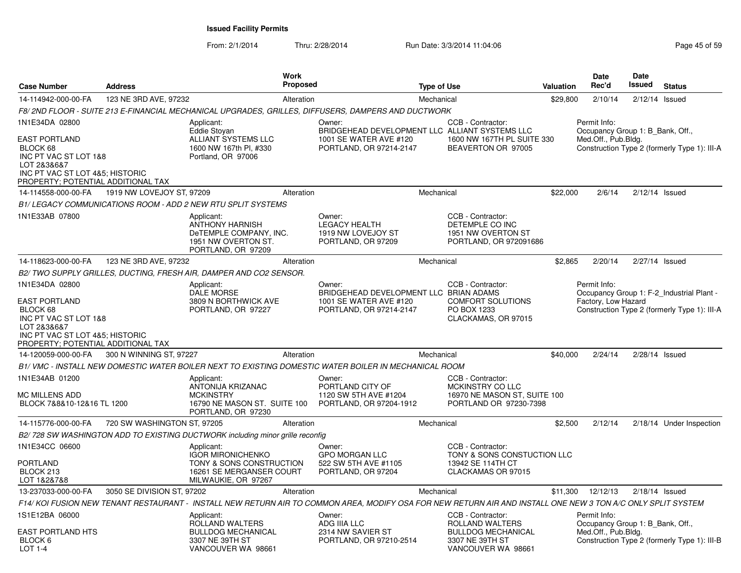**Issued Facility Permits**

From: 2/1/2014 Thru: 2/28/2014 Run Date: 3/3/2014 11:04:06

| Case Number | Address | Work Proposed | Type of Use | Valuation | Date Rec'd | Date Issued | Status |
|---|---|---|---|---|---|---|---|
| 14-114942-000-00-FA | 123 NE 3RD AVE, 97232 | Alteration | Mechanical | $29,800 | 2/10/14 | 2/12/14 | Issued |

*F8/ 2ND FLOOR - SUITE 213 E-FINANCIAL MECHANICAL UPGRADES, GRILLES, DIFFUSERS, DAMPERS AND DUCTWORK*

1N1E34DA 02800

EAST PORTLAND
BLOCK 68
INC PT VAC ST LOT 1&8
LOT 2&3&6&7
INC PT VAC ST LOT 4&5; HISTORIC PROPERTY; POTENTIAL ADDITIONAL TAX

Applicant:
Eddie Stoyan
ALLIANT SYSTEMS LLC
1600 NW 167th Pl, #330
Portland, OR 97006

Owner:
BRIDGEHEAD DEVELOPMENT LLC
1001 SE WATER AVE #120
PORTLAND, OR 97214-2147

CCB - Contractor:
ALLIANT SYSTEMS LLC
1600 NW 167TH PL SUITE 330
BEAVERTON OR 97005

Permit Info:
Occupancy Group 1: B_Bank, Off., Med.Off., Pub.Bldg.
Construction Type 2 (formerly Type 1): III-A

| Case Number | Address | Work Proposed | Type of Use | Valuation | Date Rec'd | Date Issued | Status |
|---|---|---|---|---|---|---|---|
| 14-114558-000-00-FA | 1919 NW LOVEJOY ST, 97209 | Alteration | Mechanical | $22,000 | 2/6/14 | 2/12/14 | Issued |

*B1/ LEGACY COMMUNICATIONS ROOM - ADD 2 NEW RTU SPLIT SYSTEMS*

1N1E33AB 07800

Applicant:
ANTHONY HARNISH
DeTEMPLE COMPANY, INC.
1951 NW OVERTON ST.
PORTLAND, OR 97209

Owner:
LEGACY HEALTH
1919 NW LOVEJOY ST
PORTLAND, OR 97209

CCB - Contractor:
DETEMPLE CO INC
1951 NW OVERTON ST
PORTLAND, OR 972091686

| Case Number | Address | Work Proposed | Type of Use | Valuation | Date Rec'd | Date Issued | Status |
|---|---|---|---|---|---|---|---|
| 14-118623-000-00-FA | 123 NE 3RD AVE, 97232 | Alteration | Mechanical | $2,865 | 2/20/14 | 2/27/14 | Issued |

*B2/ TWO SUPPLY GRILLES, DUCTING, FRESH AIR, DAMPER AND CO2 SENSOR.*

1N1E34DA 02800

EAST PORTLAND
BLOCK 68
INC PT VAC ST LOT 1&8
LOT 2&3&6&7
INC PT VAC ST LOT 4&5; HISTORIC PROPERTY; POTENTIAL ADDITIONAL TAX

Applicant:
DALE MORSE
3809 N BORTHWICK AVE
PORTLAND, OR 97227

Owner:
BRIDGEHEAD DEVELOPMENT LLC
1001 SE WATER AVE #120
PORTLAND, OR 97214-2147

CCB - Contractor:
BRIAN ADAMS
COMFORT SOLUTIONS
PO BOX 1233
CLACKAMAS, OR 97015

Permit Info:
Occupancy Group 1: F-2_Industrial Plant - Factory, Low Hazard
Construction Type 2 (formerly Type 1): III-A

| Case Number | Address | Work Proposed | Type of Use | Valuation | Date Rec'd | Date Issued | Status |
|---|---|---|---|---|---|---|---|
| 14-120059-000-00-FA | 300 N WINNING ST, 97227 | Alteration | Mechanical | $40,000 | 2/24/14 | 2/28/14 | Issued |

*B1/ VMC - INSTALL NEW DOMESTIC WATER BOILER NEXT TO EXISTING DOMESTIC WATER BOILER IN MECHANICAL ROOM*

1N1E34AB 01200

MC MILLENS ADD
BLOCK 7&8&10-12&16 TL 1200

Applicant:
ANTONIJA KRIZANAC
MCKINSTRY
16790 NE MASON ST. SUITE 100
PORTLAND, OR 97230

Owner:
PORTLAND CITY OF
1120 SW 5TH AVE #1204
PORTLAND, OR 97204-1912

CCB - Contractor:
MCKINSTRY CO LLC
16970 NE MASON ST, SUITE 100
PORTLAND OR 97230-7398

| Case Number | Address | Work Proposed | Type of Use | Valuation | Date Rec'd | Date Issued | Status |
|---|---|---|---|---|---|---|---|
| 14-115776-000-00-FA | 720 SW WASHINGTON ST, 97205 | Alteration | Mechanical | $2,500 | 2/12/14 | 2/18/14 | Under Inspection |

*B2/ 728 SW WASHINGTON ADD TO EXISTING DUCTWORK including minor grille reconfig*

1N1E34CC 06600

PORTLAND
BLOCK 213
LOT 1&2&7&8

Applicant:
IGOR MIRONICHENKO
TONY & SONS CONSTRUCTION
16261 SE MERGANSER COURT
MILWAUKIE, OR 97267

Owner:
GPO MORGAN LLC
522 SW 5TH AVE #1105
PORTLAND, OR 97204

CCB - Contractor:
TONY & SONS CONSTUCTION LLC
13942 SE 114TH CT
CLACKAMAS OR 97015

| Case Number | Address | Work Proposed | Type of Use | Valuation | Date Rec'd | Date Issued | Status |
|---|---|---|---|---|---|---|---|
| 13-237033-000-00-FA | 3050 SE DIVISION ST, 97202 | Alteration | Mechanical | $11,300 | 12/12/13 | 2/18/14 | Issued |

*F14/ KOI FUSION NEW TENANT RESTAURANT - INSTALL NEW RETURN AIR TO COMMON AREA, MODIFY OSA FOR NEW RETURN AIR AND INSTALL ONE NEW 3 TON A/C ONLY SPLIT SYSTEM*

1S1E12BA 06000

EAST PORTLAND HTS
BLOCK 6
LOT 1-4

Applicant:
ROLLAND WALTERS
BULLDOG MECHANICAL
3307 NE 39TH ST
VANCOUVER WA 98661

Owner:
ADG IIIA LLC
2314 NW SAVIER ST
PORTLAND, OR 97210-2514

CCB - Contractor:
ROLLAND WALTERS
BULLDOG MECHANICAL
3307 NE 39TH ST
VANCOUVER WA 98661

Permit Info:
Occupancy Group 1: B_Bank, Off., Med.Off., Pub.Bldg.
Construction Type 2 (formerly Type 1): III-B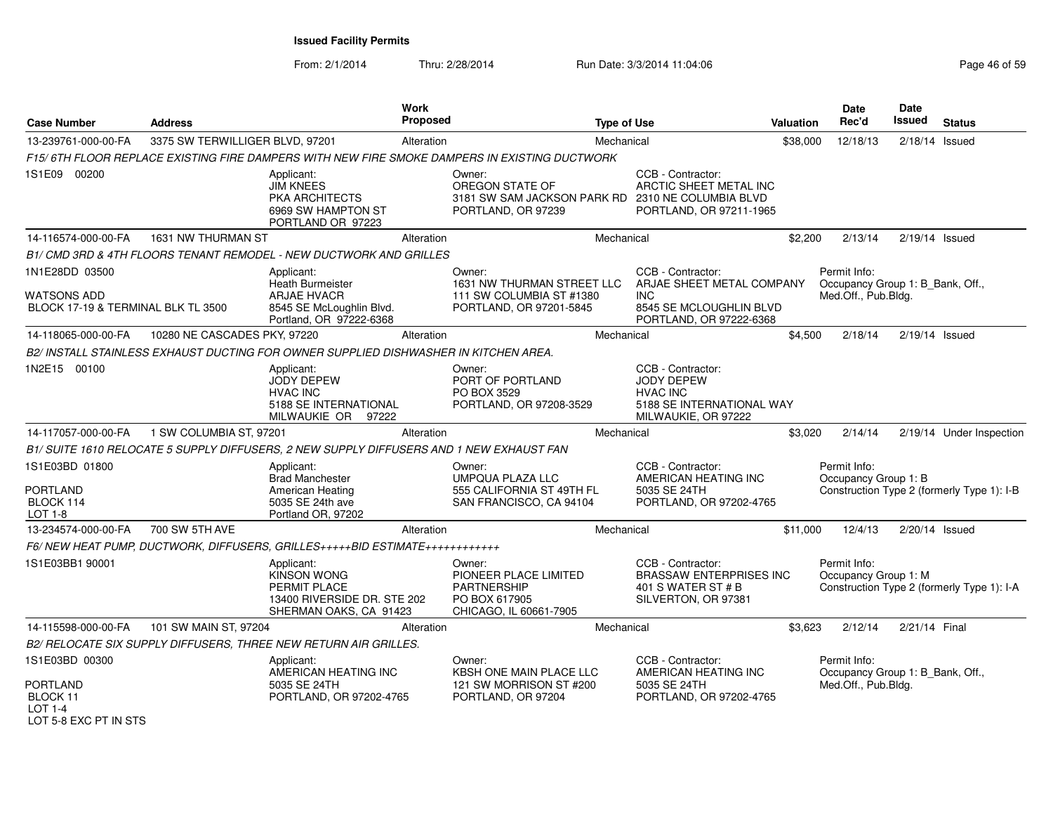**Issued Facility Permits**

From: 2/1/2014 Thru: 2/28/2014 Run Date: 3/3/2014 11:04:06

| Case Number | Address | Work Proposed | Type of Use | Valuation | Date Rec'd | Date Issued | Status |
|---|---|---|---|---|---|---|---|
| 13-239761-000-00-FA | 3375 SW TERWILLIGER BLVD, 97201 | Alteration | Mechanical | $38,000 | 12/18/13 | 2/18/14 | Issued |

*F15/ 6TH FLOOR REPLACE EXISTING FIRE DAMPERS WITH NEW FIRE SMOKE DAMPERS IN EXISTING DUCTWORK*

1S1E09 00200

Applicant: JIM KNEES, PKA ARCHITECTS, 6969 SW HAMPTON ST, PORTLAND OR 97223

Owner: OREGON STATE OF, 3181 SW SAM JACKSON PARK RD, PORTLAND, OR 97239

CCB - Contractor: ARCTIC SHEET METAL INC, 2310 NE COLUMBIA BLVD, PORTLAND, OR 97211-1965

| Case Number | Address | Work Proposed | Type of Use | Valuation | Date Rec'd | Date Issued | Status |
|---|---|---|---|---|---|---|---|
| 14-116574-000-00-FA | 1631 NW THURMAN ST | Alteration | Mechanical | $2,200 | 2/13/14 | 2/19/14 | Issued |

*B1/ CMD 3RD & 4TH FLOORS TENANT REMODEL - NEW DUCTWORK AND GRILLES*

1N1E28DD 03500
WATSONS ADD
BLOCK 17-19 & TERMINAL BLK TL 3500

Applicant: Heath Burmeister, ARJAE HVACR, 8545 SE McLoughlin Blvd., Portland, OR 97222-6368

Owner: 1631 NW THURMAN STREET LLC, 111 SW COLUMBIA ST #1380, PORTLAND, OR 97201-5845

CCB - Contractor: ARJAE SHEET METAL COMPANY INC, 8545 SE MCLOUGHLIN BLVD, PORTLAND, OR 97222-6368

Permit Info: Occupancy Group 1: B_Bank, Off., Med.Off., Pub.Bldg.

| Case Number | Address | Work Proposed | Type of Use | Valuation | Date Rec'd | Date Issued | Status |
|---|---|---|---|---|---|---|---|
| 14-118065-000-00-FA | 10280 NE CASCADES PKY, 97220 | Alteration | Mechanical | $4,500 | 2/18/14 | 2/19/14 | Issued |

*B2/ INSTALL STAINLESS EXHAUST DUCTING FOR OWNER SUPPLIED DISHWASHER IN KITCHEN AREA.*

1N2E15 00100

Applicant: JODY DEPEW, HVAC INC, 5188 SE INTERNATIONAL, MILWAUKIE OR 97222

Owner: PORT OF PORTLAND, PO BOX 3529, PORTLAND, OR 97208-3529

CCB - Contractor: JODY DEPEW, HVAC INC, 5188 SE INTERNATIONAL WAY, MILWAUKIE, OR 97222

| Case Number | Address | Work Proposed | Type of Use | Valuation | Date Rec'd | Date Issued | Status |
|---|---|---|---|---|---|---|---|
| 14-117057-000-00-FA | 1 SW COLUMBIA ST, 97201 | Alteration | Mechanical | $3,020 | 2/14/14 | 2/19/14 | Under Inspection |

*B1/ SUITE 1610 RELOCATE 5 SUPPLY DIFFUSERS, 2 NEW SUPPLY DIFFUSERS AND 1 NEW EXHAUST FAN*

1S1E03BD 01800
PORTLAND
BLOCK 114
LOT 1-8

Applicant: Brad Manchester, American Heating, 5035 SE 24th ave, Portland OR, 97202

Owner: UMPQUA PLAZA LLC, 555 CALIFORNIA ST 49TH FL, SAN FRANCISCO, CA 94104

CCB - Contractor: AMERICAN HEATING INC, 5035 SE 24TH, PORTLAND, OR 97202-4765

Permit Info: Occupancy Group 1: B, Construction Type 2 (formerly Type 1): I-B

| Case Number | Address | Work Proposed | Type of Use | Valuation | Date Rec'd | Date Issued | Status |
|---|---|---|---|---|---|---|---|
| 13-234574-000-00-FA | 700 SW 5TH AVE | Alteration | Mechanical | $11,000 | 12/4/13 | 2/20/14 | Issued |

*F6/ NEW HEAT PUMP, DUCTWORK, DIFFUSERS, GRILLES+++++BID ESTIMATE++++++++++++*

1S1E03BB1 90001

Applicant: KINSON WONG, PERMIT PLACE, 13400 RIVERSIDE DR. STE 202, SHERMAN OAKS, CA 91423

Owner: PIONEER PLACE LIMITED PARTNERSHIP, PO BOX 617905, CHICAGO, IL 60661-7905

CCB - Contractor: BRASSAW ENTERPRISES INC, 401 S WATER ST # B, SILVERTON, OR 97381

Permit Info: Occupancy Group 1: M, Construction Type 2 (formerly Type 1): I-A

| Case Number | Address | Work Proposed | Type of Use | Valuation | Date Rec'd | Date Issued | Status |
|---|---|---|---|---|---|---|---|
| 14-115598-000-00-FA | 101 SW MAIN ST, 97204 | Alteration | Mechanical | $3,623 | 2/12/14 | 2/21/14 | Final |

*B2/ RELOCATE SIX SUPPLY DIFFUSERS, THREE NEW RETURN AIR GRILLES.*

1S1E03BD 00300
PORTLAND
BLOCK 11
LOT 1-4
LOT 5-8 EXC PT IN STS

Applicant: AMERICAN HEATING INC, 5035 SE 24TH, PORTLAND, OR 97202-4765

Owner: KBSH ONE MAIN PLACE LLC, 121 SW MORRISON ST #200, PORTLAND, OR 97204

CCB - Contractor: AMERICAN HEATING INC, 5035 SE 24TH, PORTLAND, OR 97202-4765

Permit Info: Occupancy Group 1: B_Bank, Off., Med.Off., Pub.Bldg.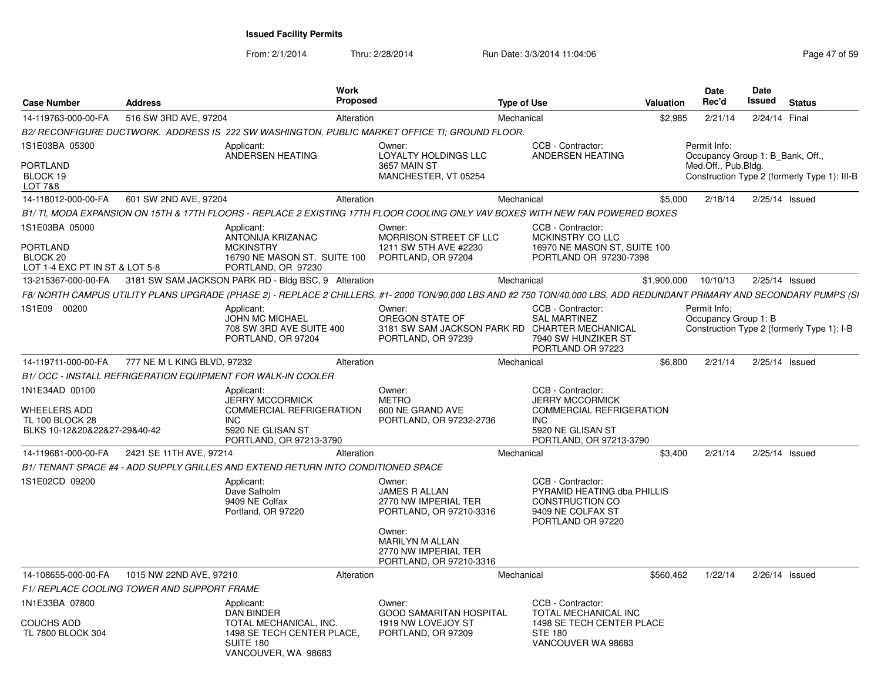**Issued Facility Permits**

From: 2/1/2014 Thru: 2/28/2014 Run Date: 3/3/2014 11:04:06

| Case Number | Address | Work Proposed | Type of Use | Valuation | Date Rec'd | Date Issued | Status |
|---|---|---|---|---|---|---|---|
| 14-119763-000-00-FA | 516 SW 3RD AVE, 97204 | Alteration | Mechanical | $2,985 | 2/21/14 | 2/24/14 | Final |

B2/ RECONFIGURE DUCTWORK. ADDRESS IS 222 SW WASHINGTON, PUBLIC MARKET OFFICE TI; GROUND FLOOR.

1S1E03BA 05300
PORTLAND
BLOCK 19
LOT 7&8

Applicant: ANDERSEN HEATING

Owner: LOYALTY HOLDINGS LLC, 3657 MAIN ST, MANCHESTER, VT 05254

CCB - Contractor: ANDERSEN HEATING

Permit Info: Occupancy Group 1: B_Bank, Off., Med.Off., Pub.Bldg. Construction Type 2 (formerly Type 1): III-B

| Case Number | Address | Work Proposed | Type of Use | Valuation | Date Rec'd | Date Issued | Status |
|---|---|---|---|---|---|---|---|
| 14-118012-000-00-FA | 601 SW 2ND AVE, 97204 | Alteration | Mechanical | $5,000 | 2/18/14 | 2/25/14 | Issued |

B1/ TI, MODA EXPANSION ON 15TH & 17TH FLOORS - REPLACE 2 EXISTING 17TH FLOOR COOLING ONLY VAV BOXES WITH NEW FAN POWERED BOXES

1S1E03BA 05000
PORTLAND
BLOCK 20
LOT 1-4 EXC PT IN ST & LOT 5-8

Applicant: ANTONIJA KRIZANAC, MCKINSTRY, 16790 NE MASON ST. SUITE 100, PORTLAND, OR 97230

Owner: MORRISON STREET CF LLC, 1211 SW 5TH AVE #2230, PORTLAND, OR 97204

CCB - Contractor: MCKINSTRY CO LLC, 16970 NE MASON ST, SUITE 100, PORTLAND OR 97230-7398

| Case Number | Address | Work Proposed | Type of Use | Valuation | Date Rec'd | Date Issued | Status |
|---|---|---|---|---|---|---|---|
| 13-215367-000-00-FA | 3181 SW SAM JACKSON PARK RD - Bldg BSC, 9 | Alteration | Mechanical | $1,900,000 | 10/10/13 | 2/25/14 | Issued |

F8/ NORTH CAMPUS UTILITY PLANS UPGRADE (PHASE 2) - REPLACE 2 CHILLERS, #1- 2000 TON/90,000 LBS AND #2 750 TON/40,000 LBS, ADD REDUNDANT PRIMARY AND SECONDARY PUMPS (SI

1S1E09 00200

Applicant: JOHN MC MICHAEL, 708 SW 3RD AVE SUITE 400, PORTLAND, OR 97204

Owner: OREGON STATE OF, 3181 SW SAM JACKSON PARK RD, PORTLAND, OR 97239

CCB - Contractor: SAL MARTINEZ, CHARTER MECHANICAL, 7940 SW HUNZIKER ST, PORTLAND OR 97223

Permit Info: Occupancy Group 1: B, Construction Type 2 (formerly Type 1): I-B

| Case Number | Address | Work Proposed | Type of Use | Valuation | Date Rec'd | Date Issued | Status |
|---|---|---|---|---|---|---|---|
| 14-119711-000-00-FA | 777 NE M L KING BLVD, 97232 | Alteration | Mechanical | $6,800 | 2/21/14 | 2/25/14 | Issued |

B1/ OCC - INSTALL REFRIGERATION EQUIPMENT FOR WALK-IN COOLER

1N1E34AD 00100
WHEELERS ADD
TL 100 BLOCK 28
BLKS 10-12&20&22&27-29&40-42

Applicant: JERRY MCCORMICK, COMMERCIAL REFRIGERATION INC, 5920 NE GLISAN ST, PORTLAND, OR 97213-3790

Owner: METRO, 600 NE GRAND AVE, PORTLAND, OR 97232-2736

CCB - Contractor: JERRY MCCORMICK, COMMERCIAL REFRIGERATION INC, 5920 NE GLISAN ST, PORTLAND, OR 97213-3790

| Case Number | Address | Work Proposed | Type of Use | Valuation | Date Rec'd | Date Issued | Status |
|---|---|---|---|---|---|---|---|
| 14-119681-000-00-FA | 2421 SE 11TH AVE, 97214 | Alteration | Mechanical | $3,400 | 2/21/14 | 2/25/14 | Issued |

B1/ TENANT SPACE #4 - ADD SUPPLY GRILLES AND EXTEND RETURN INTO CONDITIONED SPACE

1S1E02CD 09200

Applicant: Dave Salholm, 9409 NE Colfax, Portland, OR 97220

Owner: JAMES R ALLAN, 2770 NW IMPERIAL TER, PORTLAND, OR 97210-3316

Owner: MARILYN M ALLAN, 2770 NW IMPERIAL TER, PORTLAND, OR 97210-3316

CCB - Contractor: PYRAMID HEATING dba PHILLIS CONSTRUCTION CO, 9409 NE COLFAX ST, PORTLAND OR 97220

| Case Number | Address | Work Proposed | Type of Use | Valuation | Date Rec'd | Date Issued | Status |
|---|---|---|---|---|---|---|---|
| 14-108655-000-00-FA | 1015 NW 22ND AVE, 97210 | Alteration | Mechanical | $560,462 | 1/22/14 | 2/26/14 | Issued |

F1/ REPLACE COOLING TOWER AND SUPPORT FRAME

1N1E33BA 07800
COUCHS ADD
TL 7800 BLOCK 304

Applicant: DAN BINDER, TOTAL MECHANICAL, INC., 1498 SE TECH CENTER PLACE, SUITE 180, VANCOUVER, WA 98683

Owner: GOOD SAMARITAN HOSPITAL, 1919 NW LOVEJOY ST, PORTLAND, OR 97209

CCB - Contractor: TOTAL MECHANICAL INC, 1498 SE TECH CENTER PLACE, STE 180, VANCOUVER WA 98683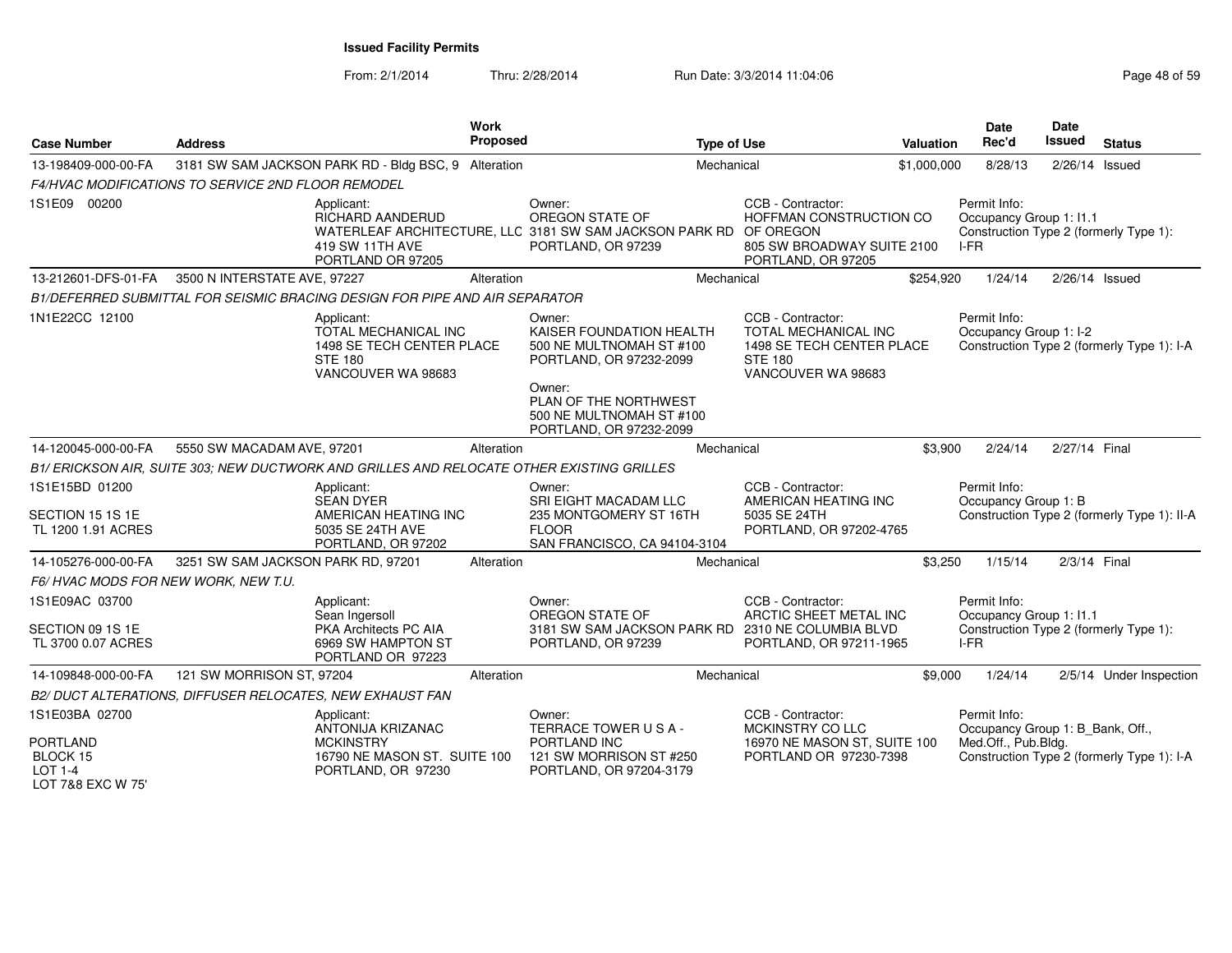**Issued Facility Permits**

From: 2/1/2014 Thru: 2/28/2014 Run Date: 3/3/2014 11:04:06

| Case Number | Address | Work Proposed | Type of Use | Valuation | Date Rec'd | Date Issued | Status |
|---|---|---|---|---|---|---|---|
| 13-198409-000-00-FA | 3181 SW SAM JACKSON PARK RD - Bldg BSC, 9 | Alteration | Mechanical | $1,000,000 | 8/28/13 | 2/26/14 | Issued |

*F4/HVAC MODIFICATIONS TO SERVICE 2ND FLOOR REMODEL*

1S1E09 00200

Applicant: RICHARD AANDERUD, WATERLEAF ARCHITECTURE, LLC, 419 SW 11TH AVE, PORTLAND OR 97205
Owner: OREGON STATE OF, 3181 SW SAM JACKSON PARK RD, PORTLAND, OR 97239
CCB - Contractor: HOFFMAN CONSTRUCTION CO OF OREGON, 805 SW BROADWAY SUITE 2100, PORTLAND, OR 97205
Permit Info: Occupancy Group 1: I1.1; Construction Type 2 (formerly Type 1): I-FR

| Case Number | Address | Work Proposed | Type of Use | Valuation | Date Rec'd | Date Issued | Status |
|---|---|---|---|---|---|---|---|
| 13-212601-DFS-01-FA | 3500 N INTERSTATE AVE, 97227 | Alteration | Mechanical | $254,920 | 1/24/14 | 2/26/14 | Issued |

*B1/DEFERRED SUBMITTAL FOR SEISMIC BRACING DESIGN FOR PIPE AND AIR SEPARATOR*

1N1E22CC 12100

Applicant: TOTAL MECHANICAL INC, 1498 SE TECH CENTER PLACE, STE 180, VANCOUVER WA 98683
Owner: KAISER FOUNDATION HEALTH, 500 NE MULTNOMAH ST #100, PORTLAND, OR 97232-2099
Owner: PLAN OF THE NORTHWEST, 500 NE MULTNOMAH ST #100, PORTLAND, OR 97232-2099
CCB - Contractor: TOTAL MECHANICAL INC, 1498 SE TECH CENTER PLACE, STE 180, VANCOUVER WA 98683
Permit Info: Occupancy Group 1: I-2; Construction Type 2 (formerly Type 1): I-A

| Case Number | Address | Work Proposed | Type of Use | Valuation | Date Rec'd | Date Issued | Status |
|---|---|---|---|---|---|---|---|
| 14-120045-000-00-FA | 5550 SW MACADAM AVE, 97201 | Alteration | Mechanical | $3,900 | 2/24/14 | 2/27/14 | Final |

*B1/ ERICKSON AIR, SUITE 303; NEW DUCTWORK AND GRILLES AND RELOCATE OTHER EXISTING GRILLES*

1S1E15BD 01200
SECTION 15 1S 1E
TL 1200 1.91 ACRES

Applicant: SEAN DYER, AMERICAN HEATING INC, 5035 SE 24TH AVE, PORTLAND, OR 97202
Owner: SRI EIGHT MACADAM LLC, 235 MONTGOMERY ST 16TH FLOOR, SAN FRANCISCO, CA 94104-3104
CCB - Contractor: AMERICAN HEATING INC, 5035 SE 24TH, PORTLAND, OR 97202-4765
Permit Info: Occupancy Group 1: B; Construction Type 2 (formerly Type 1): II-A

| Case Number | Address | Work Proposed | Type of Use | Valuation | Date Rec'd | Date Issued | Status |
|---|---|---|---|---|---|---|---|
| 14-105276-000-00-FA | 3251 SW SAM JACKSON PARK RD, 97201 | Alteration | Mechanical | $3,250 | 1/15/14 | 2/3/14 | Final |

*F6/ HVAC MODS FOR NEW WORK, NEW T.U.*

1S1E09AC 03700
SECTION 09 1S 1E
TL 3700 0.07 ACRES

Applicant: Sean Ingersoll, PKA Architects PC AIA, 6969 SW HAMPTON ST, PORTLAND OR 97223
Owner: OREGON STATE OF, 3181 SW SAM JACKSON PARK RD, PORTLAND, OR 97239
CCB - Contractor: ARCTIC SHEET METAL INC, 2310 NE COLUMBIA BLVD, PORTLAND, OR 97211-1965
Permit Info: Occupancy Group 1: I1.1; Construction Type 2 (formerly Type 1): I-FR

| Case Number | Address | Work Proposed | Type of Use | Valuation | Date Rec'd | Date Issued | Status |
|---|---|---|---|---|---|---|---|
| 14-109848-000-00-FA | 121 SW MORRISON ST, 97204 | Alteration | Mechanical | $9,000 | 1/24/14 | 2/5/14 | Under Inspection |

*B2/ DUCT ALTERATIONS, DIFFUSER RELOCATES, NEW EXHAUST FAN*

1S1E03BA 02700
PORTLAND
BLOCK 15
LOT 1-4
LOT 7&8 EXC W 75'

Applicant: ANTONIJA KRIZANAC, MCKINSTRY, 16790 NE MASON ST. SUITE 100, PORTLAND, OR 97230
Owner: TERRACE TOWER U S A - PORTLAND INC, 121 SW MORRISON ST #250, PORTLAND, OR 97204-3179
CCB - Contractor: MCKINSTRY CO LLC, 16970 NE MASON ST, SUITE 100, PORTLAND OR 97230-7398
Permit Info: Occupancy Group 1: B_Bank, Off., Med.Off., Pub.Bldg.; Construction Type 2 (formerly Type 1): I-A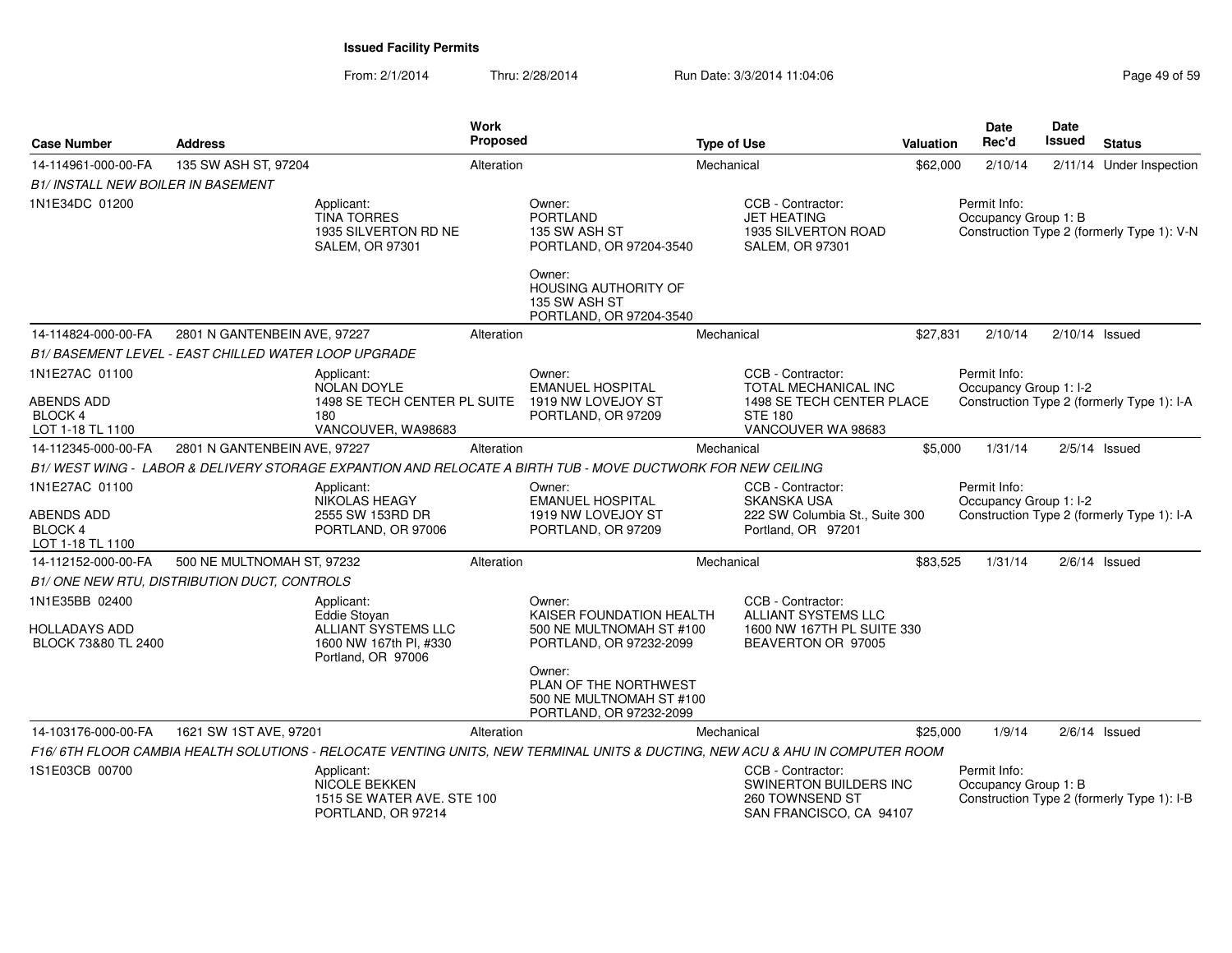## Issued Facility Permits

From: 2/1/2014 Thru: 2/28/2014 Run Date: 3/3/2014 11:04:06

| Case Number | Address | Work Proposed | Type of Use | Valuation | Date Rec'd | Date Issued | Status |
|---|---|---|---|---|---|---|---|
| 14-114961-000-00-FA | 135 SW ASH ST, 97204 | Alteration | Mechanical | $62,000 | 2/10/14 | 2/11/14 | Under Inspection |

*B1/ INSTALL NEW BOILER IN BASEMENT*

1N1E34DC 01200

Applicant: TINA TORRES, 1935 SILVERTON RD NE, SALEM, OR 97301

Owner: PORTLAND, 135 SW ASH ST, PORTLAND, OR 97204-3540

Owner: HOUSING AUTHORITY OF, 135 SW ASH ST, PORTLAND, OR 97204-3540

CCB - Contractor: JET HEATING, 1935 SILVERTON ROAD, SALEM, OR 97301

Permit Info: Occupancy Group 1: B; Construction Type 2 (formerly Type 1): V-N

---

| Case Number | Address | Work Proposed | Type of Use | Valuation | Date Rec'd | Date Issued | Status |
|---|---|---|---|---|---|---|---|
| 14-114824-000-00-FA | 2801 N GANTENBEIN AVE, 97227 | Alteration | Mechanical | $27,831 | 2/10/14 | 2/10/14 | Issued |

*B1/ BASEMENT LEVEL - EAST CHILLED WATER LOOP UPGRADE*

1N1E27AC 01100
ABENDS ADD
BLOCK 4
LOT 1-18 TL 1100

Applicant: NOLAN DOYLE, 1498 SE TECH CENTER PL SUITE 180, VANCOUVER, WA98683

Owner: EMANUEL HOSPITAL, 1919 NW LOVEJOY ST, PORTLAND, OR 97209

CCB - Contractor: TOTAL MECHANICAL INC, 1498 SE TECH CENTER PLACE, STE 180, VANCOUVER WA 98683

Permit Info: Occupancy Group 1: I-2; Construction Type 2 (formerly Type 1): I-A

---

| Case Number | Address | Work Proposed | Type of Use | Valuation | Date Rec'd | Date Issued | Status |
|---|---|---|---|---|---|---|---|
| 14-112345-000-00-FA | 2801 N GANTENBEIN AVE, 97227 | Alteration | Mechanical | $5,000 | 1/31/14 | 2/5/14 | Issued |

*B1/ WEST WING - LABOR & DELIVERY STORAGE EXPANTION AND RELOCATE A BIRTH TUB - MOVE DUCTWORK FOR NEW CEILING*

1N1E27AC 01100
ABENDS ADD
BLOCK 4
LOT 1-18 TL 1100

Applicant: NIKOLAS HEAGY, 2555 SW 153RD DR, PORTLAND, OR 97006

Owner: EMANUEL HOSPITAL, 1919 NW LOVEJOY ST, PORTLAND, OR 97209

CCB - Contractor: SKANSKA USA, 222 SW Columbia St., Suite 300, Portland, OR 97201

Permit Info: Occupancy Group 1: I-2; Construction Type 2 (formerly Type 1): I-A

---

| Case Number | Address | Work Proposed | Type of Use | Valuation | Date Rec'd | Date Issued | Status |
|---|---|---|---|---|---|---|---|
| 14-112152-000-00-FA | 500 NE MULTNOMAH ST, 97232 | Alteration | Mechanical | $83,525 | 1/31/14 | 2/6/14 | Issued |

*B1/ ONE NEW RTU, DISTRIBUTION DUCT, CONTROLS*

1N1E35BB 02400
HOLLADAYS ADD
BLOCK 73&80 TL 2400

Applicant: Eddie Stoyan, ALLIANT SYSTEMS LLC, 1600 NW 167th Pl, #330, Portland, OR 97006

Owner: KAISER FOUNDATION HEALTH, 500 NE MULTNOMAH ST #100, PORTLAND, OR 97232-2099

Owner: PLAN OF THE NORTHWEST, 500 NE MULTNOMAH ST #100, PORTLAND, OR 97232-2099

CCB - Contractor: ALLIANT SYSTEMS LLC, 1600 NW 167TH PL SUITE 330, BEAVERTON OR 97005

---

| Case Number | Address | Work Proposed | Type of Use | Valuation | Date Rec'd | Date Issued | Status |
|---|---|---|---|---|---|---|---|
| 14-103176-000-00-FA | 1621 SW 1ST AVE, 97201 | Alteration | Mechanical | $25,000 | 1/9/14 | 2/6/14 | Issued |

*F16/ 6TH FLOOR CAMBIA HEALTH SOLUTIONS - RELOCATE VENTING UNITS, NEW TERMINAL UNITS & DUCTING, NEW ACU & AHU IN COMPUTER ROOM*

1S1E03CB 00700

Applicant: NICOLE BEKKEN, 1515 SE WATER AVE. STE 100, PORTLAND, OR 97214

CCB - Contractor: SWINERTON BUILDERS INC, 260 TOWNSEND ST, SAN FRANCISCO, CA 94107

Permit Info: Occupancy Group 1: B; Construction Type 2 (formerly Type 1): I-B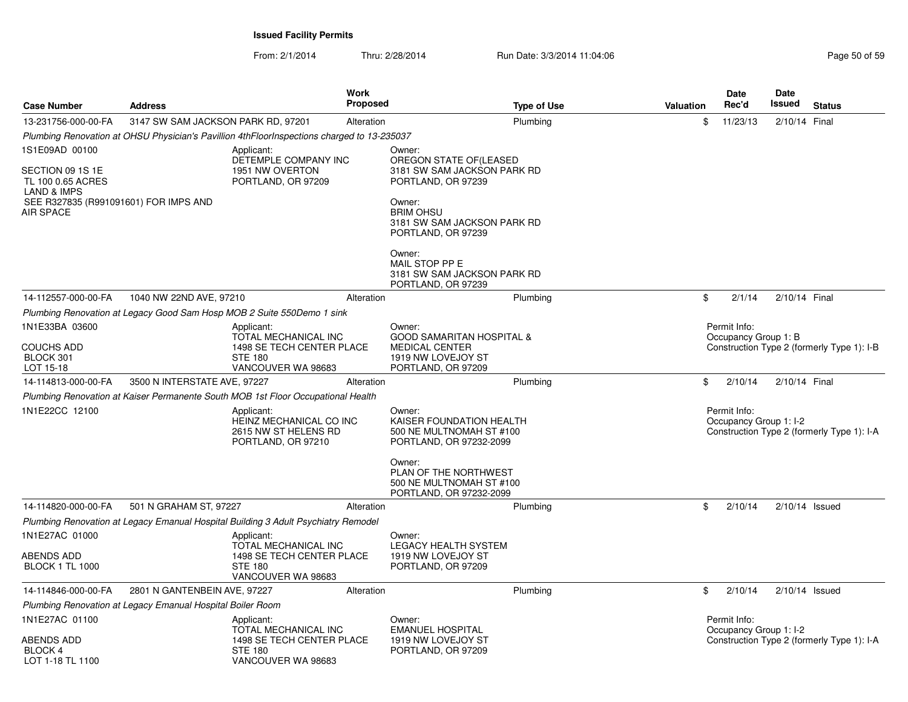**Issued Facility Permits**

From: 2/1/2014 Thru: 2/28/2014 Run Date: 3/3/2014 11:04:06

| Case Number | Address | Work Proposed | Type of Use | Valuation | Date Rec'd | Date Issued | Status |
|---|---|---|---|---|---|---|---|
| 13-231756-000-00-FA | 3147 SW SAM JACKSON PARK RD, 97201 | Alteration | Plumbing | $ | 11/23/13 | 2/10/14 | Final |

*Plumbing Renovation at OHSU Physician's Pavillion 4thFloorInspections charged to 13-235037*

1S1E09AD 00100

SECTION 09 1S 1E
TL 100 0.65 ACRES
LAND & IMPS
SEE R327835 (R991091601) FOR IMPS AND AIR SPACE

Applicant:
DETEMPLE COMPANY INC
1951 NW OVERTON
PORTLAND, OR 97209

Owner:
OREGON STATE OF(LEASED
3181 SW SAM JACKSON PARK RD
PORTLAND, OR 97239

Owner:
BRIM OHSU
3181 SW SAM JACKSON PARK RD
PORTLAND, OR 97239

Owner:
MAIL STOP PP E
3181 SW SAM JACKSON PARK RD
PORTLAND, OR 97239

| Case Number | Address | Work Proposed | Type of Use | Valuation | Date Rec'd | Date Issued | Status |
|---|---|---|---|---|---|---|---|
| 14-112557-000-00-FA | 1040 NW 22ND AVE, 97210 | Alteration | Plumbing | $ | 2/1/14 | 2/10/14 | Final |

*Plumbing Renovation at Legacy Good Sam Hosp MOB 2 Suite 550Demo 1 sink*

1N1E33BA 03600

COUCHS ADD
BLOCK 301
LOT 15-18

Applicant:
TOTAL MECHANICAL INC
1498 SE TECH CENTER PLACE
STE 180
VANCOUVER WA 98683

Owner:
GOOD SAMARITAN HOSPITAL &
MEDICAL CENTER
1919 NW LOVEJOY ST
PORTLAND, OR 97209

Permit Info:
Occupancy Group 1: B
Construction Type 2 (formerly Type 1): I-B

| Case Number | Address | Work Proposed | Type of Use | Valuation | Date Rec'd | Date Issued | Status |
|---|---|---|---|---|---|---|---|
| 14-114813-000-00-FA | 3500 N INTERSTATE AVE, 97227 | Alteration | Plumbing | $ | 2/10/14 | 2/10/14 | Final |

*Plumbing Renovation at Kaiser Permanente South MOB 1st Floor Occupational Health*

1N1E22CC 12100

Applicant:
HEINZ MECHANICAL CO INC
2615 NW ST HELENS RD
PORTLAND, OR 97210

Owner:
KAISER FOUNDATION HEALTH
500 NE MULTNOMAH ST #100
PORTLAND, OR 97232-2099

Owner:
PLAN OF THE NORTHWEST
500 NE MULTNOMAH ST #100
PORTLAND, OR 97232-2099

Permit Info:
Occupancy Group 1: I-2
Construction Type 2 (formerly Type 1): I-A

| Case Number | Address | Work Proposed | Type of Use | Valuation | Date Rec'd | Date Issued | Status |
|---|---|---|---|---|---|---|---|
| 14-114820-000-00-FA | 501 N GRAHAM ST, 97227 | Alteration | Plumbing | $ | 2/10/14 | 2/10/14 | Issued |

*Plumbing Renovation at Legacy Emanual Hospital Building 3 Adult Psychiatry Remodel*

1N1E27AC 01000

ABENDS ADD
BLOCK 1 TL 1000

Applicant:
TOTAL MECHANICAL INC
1498 SE TECH CENTER PLACE
STE 180
VANCOUVER WA 98683

Owner:
LEGACY HEALTH SYSTEM
1919 NW LOVEJOY ST
PORTLAND, OR 97209

| Case Number | Address | Work Proposed | Type of Use | Valuation | Date Rec'd | Date Issued | Status |
|---|---|---|---|---|---|---|---|
| 14-114846-000-00-FA | 2801 N GANTENBEIN AVE, 97227 | Alteration | Plumbing | $ | 2/10/14 | 2/10/14 | Issued |

*Plumbing Renovation at Legacy Emanual Hospital Boiler Room*

1N1E27AC 01100

ABENDS ADD
BLOCK 4
LOT 1-18 TL 1100

Applicant:
TOTAL MECHANICAL INC
1498 SE TECH CENTER PLACE
STE 180
VANCOUVER WA 98683

Owner:
EMANUEL HOSPITAL
1919 NW LOVEJOY ST
PORTLAND, OR 97209

Permit Info:
Occupancy Group 1: I-2
Construction Type 2 (formerly Type 1): I-A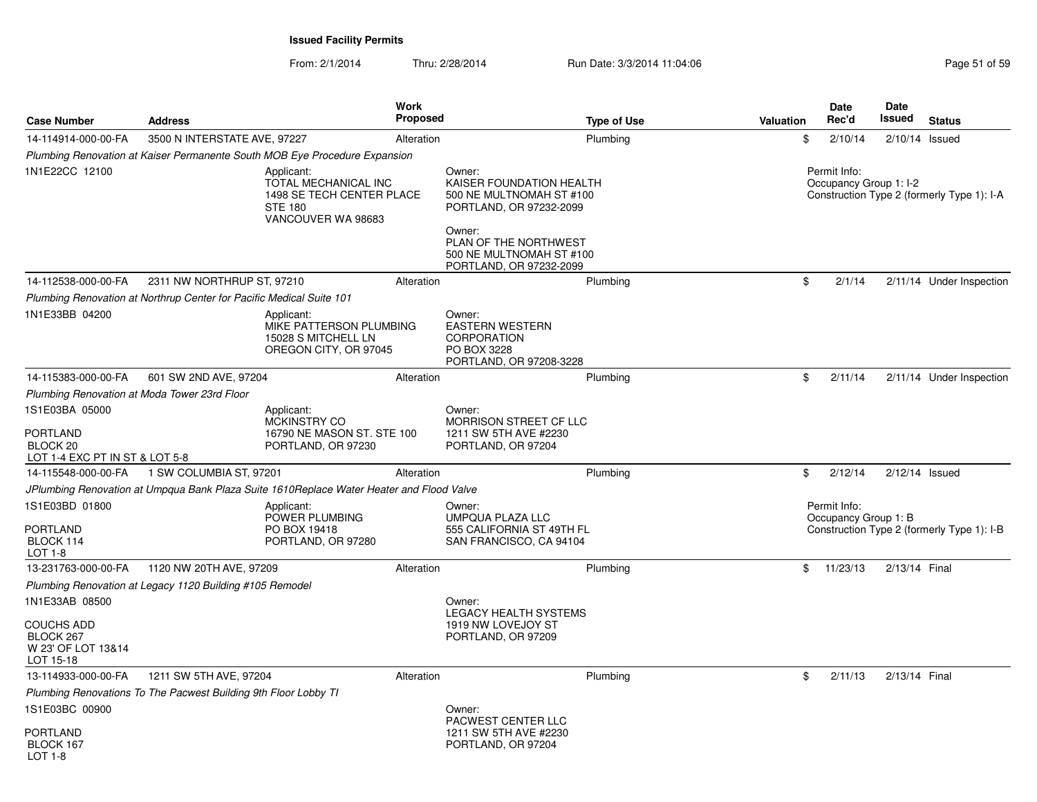**Issued Facility Permits**

From: 2/1/2014 Thru: 2/28/2014 Run Date: 3/3/2014 11:04:06

| Case Number | Address | Work Proposed | Type of Use | Valuation | Date Rec'd | Date Issued | Status |
|---|---|---|---|---|---|---|---|
| 14-114914-000-00-FA | 3500 N INTERSTATE AVE, 97227 | Alteration | Plumbing | $ | 2/10/14 | 2/10/14 | Issued |

*Plumbing Renovation at Kaiser Permanente South MOB Eye Procedure Expansion*

1N1E22CC 12100

Applicant: TOTAL MECHANICAL INC, 1498 SE TECH CENTER PLACE, STE 180, VANCOUVER WA 98683

Owner: KAISER FOUNDATION HEALTH, 500 NE MULTNOMAH ST #100, PORTLAND, OR 97232-2099

Owner: PLAN OF THE NORTHWEST, 500 NE MULTNOMAH ST #100, PORTLAND, OR 97232-2099

Permit Info: Occupancy Group 1: I-2; Construction Type 2 (formerly Type 1): I-A

---

| Case Number | Address | Work Proposed | Type of Use | Valuation | Date Rec'd | Date Issued | Status |
|---|---|---|---|---|---|---|---|
| 14-112538-000-00-FA | 2311 NW NORTHRUP ST, 97210 | Alteration | Plumbing | $ | 2/1/14 | 2/11/14 | Under Inspection |

*Plumbing Renovation at Northrup Center for Pacific Medical Suite 101*

1N1E33BB 04200

Applicant: MIKE PATTERSON PLUMBING, 15028 S MITCHELL LN, OREGON CITY, OR 97045

Owner: EASTERN WESTERN CORPORATION, PO BOX 3228, PORTLAND, OR 97208-3228

---

| Case Number | Address | Work Proposed | Type of Use | Valuation | Date Rec'd | Date Issued | Status |
|---|---|---|---|---|---|---|---|
| 14-115383-000-00-FA | 601 SW 2ND AVE, 97204 | Alteration | Plumbing | $ | 2/11/14 | 2/11/14 | Under Inspection |

*Plumbing Renovation at Moda Tower 23rd Floor*

1S1E03BA 05000

PORTLAND
BLOCK 20
LOT 1-4 EXC PT IN ST & LOT 5-8

Applicant: MCKINSTRY CO, 16790 NE MASON ST. STE 100, PORTLAND, OR 97230

Owner: MORRISON STREET CF LLC, 1211 SW 5TH AVE #2230, PORTLAND, OR 97204

---

| Case Number | Address | Work Proposed | Type of Use | Valuation | Date Rec'd | Date Issued | Status |
|---|---|---|---|---|---|---|---|
| 14-115548-000-00-FA | 1 SW COLUMBIA ST, 97201 | Alteration | Plumbing | $ | 2/12/14 | 2/12/14 | Issued |

*JPlumbing Renovation at Umpqua Bank Plaza Suite 1610Replace Water Heater and Flood Valve*

1S1E03BD 01800

PORTLAND
BLOCK 114
LOT 1-8

Applicant: POWER PLUMBING, PO BOX 19418, PORTLAND, OR 97280

Owner: UMPQUA PLAZA LLC, 555 CALIFORNIA ST 49TH FL, SAN FRANCISCO, CA 94104

Permit Info: Occupancy Group 1: B; Construction Type 2 (formerly Type 1): I-B

---

| Case Number | Address | Work Proposed | Type of Use | Valuation | Date Rec'd | Date Issued | Status |
|---|---|---|---|---|---|---|---|
| 13-231763-000-00-FA | 1120 NW 20TH AVE, 97209 | Alteration | Plumbing | $ | 11/23/13 | 2/13/14 | Final |

*Plumbing Renovation at Legacy 1120 Building #105 Remodel*

1N1E33AB 08500

COUCHS ADD
BLOCK 267
W 23' OF LOT 13&14
LOT 15-18

Owner: LEGACY HEALTH SYSTEMS, 1919 NW LOVEJOY ST, PORTLAND, OR 97209

---

| Case Number | Address | Work Proposed | Type of Use | Valuation | Date Rec'd | Date Issued | Status |
|---|---|---|---|---|---|---|---|
| 13-114933-000-00-FA | 1211 SW 5TH AVE, 97204 | Alteration | Plumbing | $ | 2/11/13 | 2/13/14 | Final |

*Plumbing Renovations To The Pacwest Building 9th Floor Lobby TI*

1S1E03BC 00900

PORTLAND
BLOCK 167
LOT 1-8

Owner: PACWEST CENTER LLC, 1211 SW 5TH AVE #2230, PORTLAND, OR 97204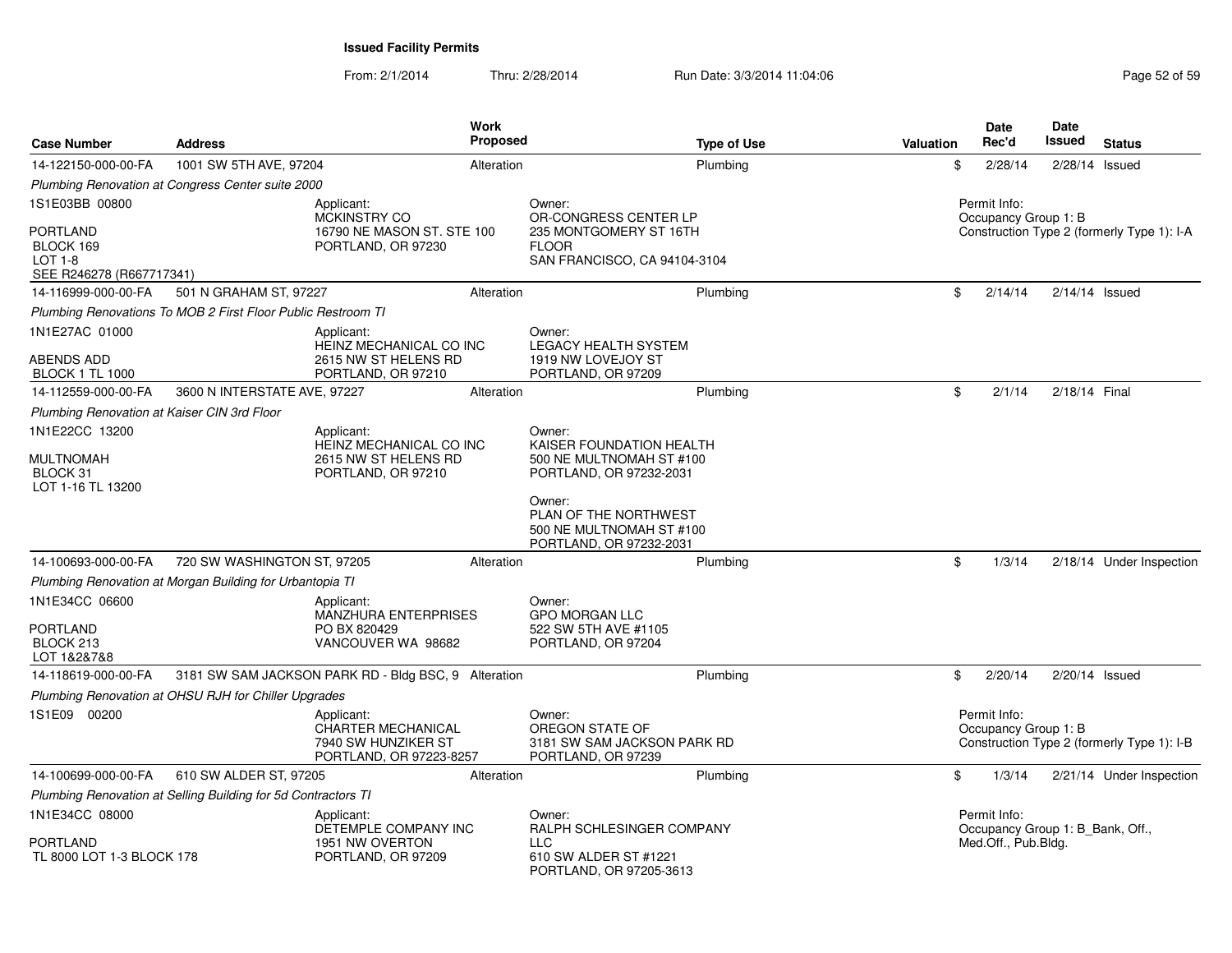**Issued Facility Permits**

From: 2/1/2014 Thru: 2/28/2014 Run Date: 3/3/2014 11:04:06

| Case Number | Address | Work Proposed | Type of Use | Valuation | Date Rec'd | Date Issued | Status |
|---|---|---|---|---|---|---|---|
| 14-122150-000-00-FA | 1001 SW 5TH AVE, 97204 | Alteration | Plumbing | $ | 2/28/14 | 2/28/14 | Issued |
| *Plumbing Renovation at Congress Center suite 2000* | | | | | | | |
| 1S1E03BB 00800<br>PORTLAND<br>BLOCK 169<br>LOT 1-8<br>SEE R246278 (R667717341) | Applicant:<br>MCKINSTRY CO<br>16790 NE MASON ST. STE 100<br>PORTLAND, OR 97230 | | Owner:<br>OR-CONGRESS CENTER LP<br>235 MONTGOMERY ST 16TH FLOOR<br>SAN FRANCISCO, CA 94104-3104 | | Permit Info:<br>Occupancy Group 1: B<br>Construction Type 2 (formerly Type 1): I-A | | |
| 14-116999-000-00-FA | 501 N GRAHAM ST, 97227 | Alteration | Plumbing | $ | 2/14/14 | 2/14/14 | Issued |
| *Plumbing Renovations To MOB 2 First Floor Public Restroom TI* | | | | | | | |
| 1N1E27AC 01000<br>ABENDS ADD<br>BLOCK 1 TL 1000 | Applicant:<br>HEINZ MECHANICAL CO INC<br>2615 NW ST HELENS RD<br>PORTLAND, OR 97210 | | Owner:<br>LEGACY HEALTH SYSTEM<br>1919 NW LOVEJOY ST<br>PORTLAND, OR 97209 | | | | |
| 14-112559-000-00-FA | 3600 N INTERSTATE AVE, 97227 | Alteration | Plumbing | $ | 2/1/14 | 2/18/14 | Final |
| *Plumbing Renovation at Kaiser CIN 3rd Floor* | | | | | | | |
| 1N1E22CC 13200<br>MULTNOMAH<br>BLOCK 31<br>LOT 1-16 TL 13200 | Applicant:<br>HEINZ MECHANICAL CO INC<br>2615 NW ST HELENS RD<br>PORTLAND, OR 97210 | | Owner:<br>KAISER FOUNDATION HEALTH<br>500 NE MULTNOMAH ST #100<br>PORTLAND, OR 97232-2031<br>Owner:<br>PLAN OF THE NORTHWEST<br>500 NE MULTNOMAH ST #100<br>PORTLAND, OR 97232-2031 | | | | |
| 14-100693-000-00-FA | 720 SW WASHINGTON ST, 97205 | Alteration | Plumbing | $ | 1/3/14 | 2/18/14 | Under Inspection |
| *Plumbing Renovation at Morgan Building for Urbantopia TI* | | | | | | | |
| 1N1E34CC 06600<br>PORTLAND<br>BLOCK 213<br>LOT 1&2&7&8 | Applicant:<br>MANZHURA ENTERPRISES<br>PO BX 820429<br>VANCOUVER WA 98682 | | Owner:<br>GPO MORGAN LLC<br>522 SW 5TH AVE #1105<br>PORTLAND, OR 97204 | | | | |
| 14-118619-000-00-FA | 3181 SW SAM JACKSON PARK RD - Bldg BSC, 9 | Alteration | Plumbing | $ | 2/20/14 | 2/20/14 | Issued |
| *Plumbing Renovation at OHSU RJH for Chiller Upgrades* | | | | | | | |
| 1S1E09 00200 | Applicant:<br>CHARTER MECHANICAL<br>7940 SW HUNZIKER ST<br>PORTLAND, OR 97223-8257 | | Owner:<br>OREGON STATE OF<br>3181 SW SAM JACKSON PARK RD<br>PORTLAND, OR 97239 | | Permit Info:<br>Occupancy Group 1: B<br>Construction Type 2 (formerly Type 1): I-B | | |
| 14-100699-000-00-FA | 610 SW ALDER ST, 97205 | Alteration | Plumbing | $ | 1/3/14 | 2/21/14 | Under Inspection |
| *Plumbing Renovation at Selling Building for 5d Contractors TI* | | | | | | | |
| 1N1E34CC 08000<br>PORTLAND<br>TL 8000 LOT 1-3 BLOCK 178 | Applicant:<br>DETEMPLE COMPANY INC<br>1951 NW OVERTON<br>PORTLAND, OR 97209 | | Owner:<br>RALPH SCHLESINGER COMPANY LLC<br>610 SW ALDER ST #1221<br>PORTLAND, OR 97205-3613 | | Permit Info:<br>Occupancy Group 1: B_Bank, Off., Med.Off., Pub.Bldg. | | |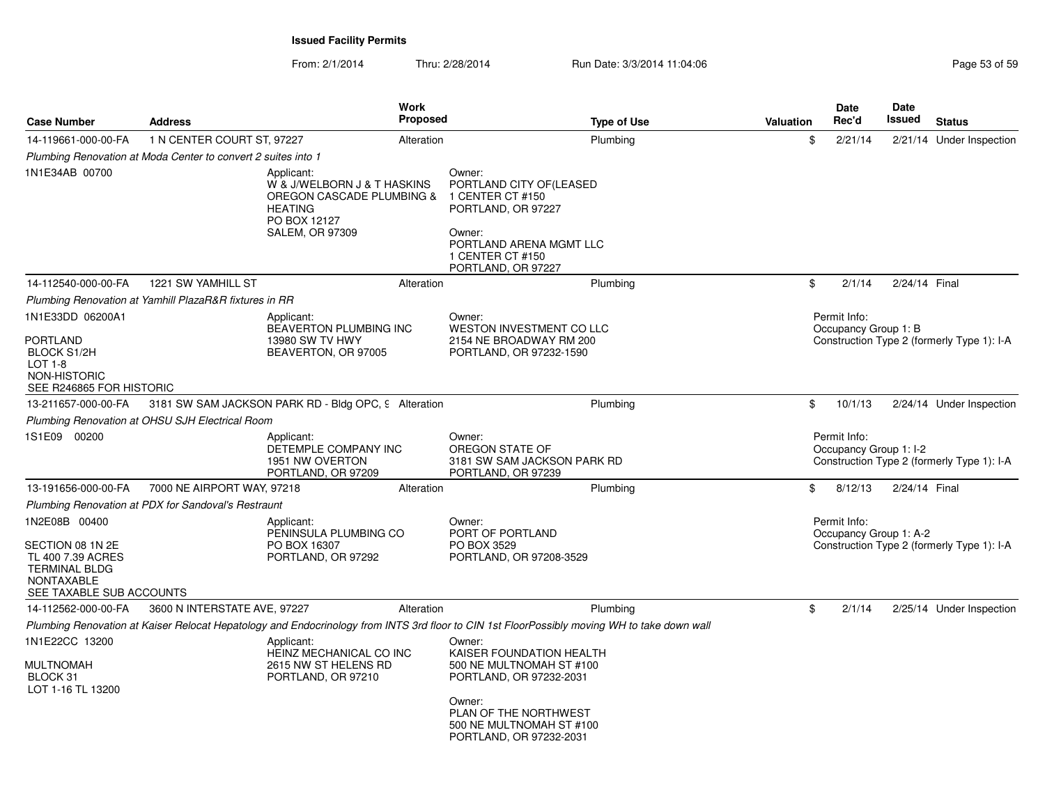# Issued Facility Permits

From: 2/1/2014 Thru: 2/28/2014 Run Date: 3/3/2014 11:04:06

| Case Number | Address | Work Proposed | Type of Use | Valuation | Date Rec'd | Date Issued | Status |
|---|---|---|---|---|---|---|---|
| 14-119661-000-00-FA | 1 N CENTER COURT ST, 97227 | Alteration | Plumbing | $ | 2/21/14 | 2/21/14 | Under Inspection |

*Plumbing Renovation at Moda Center to convert 2 suites into 1*

1N1E34AB 00700

Applicant:
W & J/WELBORN J & T HASKINS
OREGON CASCADE PLUMBING & HEATING
PO BOX 12127
SALEM, OR 97309

Owner:
PORTLAND CITY OF(LEASED
1 CENTER CT #150
PORTLAND, OR 97227

Owner:
PORTLAND ARENA MGMT LLC
1 CENTER CT #150
PORTLAND, OR 97227

| Case Number | Address | Work Proposed | Type of Use | Valuation | Date Rec'd | Date Issued | Status |
|---|---|---|---|---|---|---|---|
| 14-112540-000-00-FA | 1221 SW YAMHILL ST | Alteration | Plumbing | $ | 2/1/14 | 2/24/14 | Final |

*Plumbing Renovation at Yamhill PlazaR&R fixtures in RR*

1N1E33DD 06200A1

PORTLAND
BLOCK S1/2H
LOT 1-8
NON-HISTORIC
SEE R246865 FOR HISTORIC

Applicant:
BEAVERTON PLUMBING INC
13980 SW TV HWY
BEAVERTON, OR 97005

Owner:
WESTON INVESTMENT CO LLC
2154 NE BROADWAY RM 200
PORTLAND, OR 97232-1590

Permit Info:
Occupancy Group 1: B
Construction Type 2 (formerly Type 1): I-A

| Case Number | Address | Work Proposed | Type of Use | Valuation | Date Rec'd | Date Issued | Status |
|---|---|---|---|---|---|---|---|
| 13-211657-000-00-FA | 3181 SW SAM JACKSON PARK RD - Bldg OPC, 9 | Alteration | Plumbing | $ | 10/1/13 | 2/24/14 | Under Inspection |

*Plumbing Renovation at OHSU SJH Electrical Room*

1S1E09 00200

Applicant:
DETEMPLE COMPANY INC
1951 NW OVERTON
PORTLAND, OR 97209

Owner:
OREGON STATE OF
3181 SW SAM JACKSON PARK RD
PORTLAND, OR 97239

Permit Info:
Occupancy Group 1: I-2
Construction Type 2 (formerly Type 1): I-A

| Case Number | Address | Work Proposed | Type of Use | Valuation | Date Rec'd | Date Issued | Status |
|---|---|---|---|---|---|---|---|
| 13-191656-000-00-FA | 7000 NE AIRPORT WAY, 97218 | Alteration | Plumbing | $ | 8/12/13 | 2/24/14 | Final |

*Plumbing Renovation at PDX for Sandoval's Restraunt*

1N2E08B 00400

SECTION 08 1N 2E
TL 400 7.39 ACRES
TERMINAL BLDG
NONTAXABLE
SEE TAXABLE SUB ACCOUNTS

Applicant:
PENINSULA PLUMBING CO
PO BOX 16307
PORTLAND, OR 97292

Owner:
PORT OF PORTLAND
PO BOX 3529
PORTLAND, OR 97208-3529

Permit Info:
Occupancy Group 1: A-2
Construction Type 2 (formerly Type 1): I-A

| Case Number | Address | Work Proposed | Type of Use | Valuation | Date Rec'd | Date Issued | Status |
|---|---|---|---|---|---|---|---|
| 14-112562-000-00-FA | 3600 N INTERSTATE AVE, 97227 | Alteration | Plumbing | $ | 2/1/14 | 2/25/14 | Under Inspection |

*Plumbing Renovation at Kaiser Relocat Hepatology and Endocrinology from INTS 3rd floor to CIN 1st FloorPossibly moving WH to take down wall*

1N1E22CC 13200

MULTNOMAH
BLOCK 31
LOT 1-16 TL 13200

Applicant:
HEINZ MECHANICAL CO INC
2615 NW ST HELENS RD
PORTLAND, OR 97210

Owner:
KAISER FOUNDATION HEALTH
500 NE MULTNOMAH ST #100
PORTLAND, OR 97232-2031

Owner:
PLAN OF THE NORTHWEST
500 NE MULTNOMAH ST #100
PORTLAND, OR 97232-2031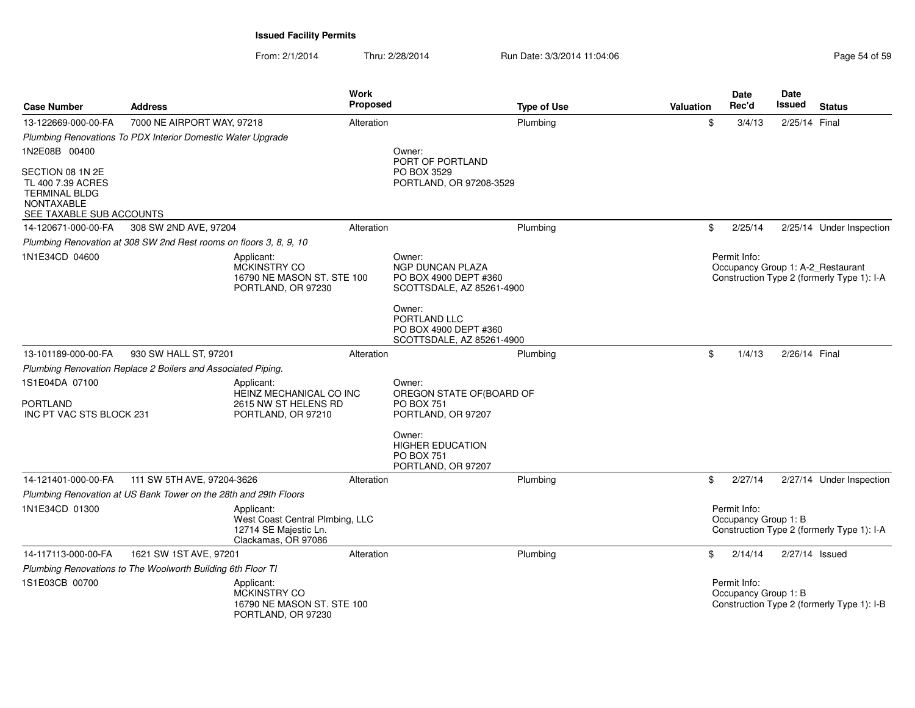**Issued Facility Permits**

From: 2/1/2014 Thru: 2/28/2014 Run Date: 3/3/2014 11:04:06

| Case Number | Address | Work Proposed | Type of Use | Valuation | Date Rec'd | Date Issued | Status |
|---|---|---|---|---|---|---|---|
| 13-122669-000-00-FA | 7000 NE AIRPORT WAY, 97218 | Alteration | Plumbing | $ | 3/4/13 | 2/25/14 | Final |

*Plumbing Renovations To PDX Interior Domestic Water Upgrade*

1N2E08B 00400

SECTION 08 1N 2E
TL 400 7.39 ACRES
TERMINAL BLDG
NONTAXABLE
SEE TAXABLE SUB ACCOUNTS

Owner:
PORT OF PORTLAND
PO BOX 3529
PORTLAND, OR 97208-3529

| Case Number | Address | Work Proposed | Type of Use | Valuation | Date Rec'd | Date Issued | Status |
|---|---|---|---|---|---|---|---|
| 14-120671-000-00-FA | 308 SW 2ND AVE, 97204 | Alteration | Plumbing | $ | 2/25/14 | 2/25/14 | Under Inspection |

*Plumbing Renovation at 308 SW 2nd Rest rooms on floors 3, 8, 9, 10*

1N1E34CD 04600

Applicant:
MCKINSTRY CO
16790 NE MASON ST. STE 100
PORTLAND, OR 97230

Owner:
NGP DUNCAN PLAZA
PO BOX 4900 DEPT #360
SCOTTSDALE, AZ 85261-4900

Owner:
PORTLAND LLC
PO BOX 4900 DEPT #360
SCOTTSDALE, AZ 85261-4900

Permit Info:
Occupancy Group 1: A-2_Restaurant
Construction Type 2 (formerly Type 1): I-A

| Case Number | Address | Work Proposed | Type of Use | Valuation | Date Rec'd | Date Issued | Status |
|---|---|---|---|---|---|---|---|
| 13-101189-000-00-FA | 930 SW HALL ST, 97201 | Alteration | Plumbing | $ | 1/4/13 | 2/26/14 | Final |

*Plumbing Renovation Replace 2 Boilers and Associated Piping.*

1S1E04DA 07100

PORTLAND
INC PT VAC STS BLOCK 231

Applicant:
HEINZ MECHANICAL CO INC
2615 NW ST HELENS RD
PORTLAND, OR 97210

Owner:
OREGON STATE OF(BOARD OF
PO BOX 751
PORTLAND, OR 97207

Owner:
HIGHER EDUCATION
PO BOX 751
PORTLAND, OR 97207

| Case Number | Address | Work Proposed | Type of Use | Valuation | Date Rec'd | Date Issued | Status |
|---|---|---|---|---|---|---|---|
| 14-121401-000-00-FA | 111 SW 5TH AVE, 97204-3626 | Alteration | Plumbing | $ | 2/27/14 | 2/27/14 | Under Inspection |

*Plumbing Renovation at US Bank Tower on the 28th and 29th Floors*

1N1E34CD 01300

Applicant:
West Coast Central Plmbing, LLC
12714 SE Majestic Ln.
Clackamas, OR 97086

Permit Info:
Occupancy Group 1: B
Construction Type 2 (formerly Type 1): I-A

| Case Number | Address | Work Proposed | Type of Use | Valuation | Date Rec'd | Date Issued | Status |
|---|---|---|---|---|---|---|---|
| 14-117113-000-00-FA | 1621 SW 1ST AVE, 97201 | Alteration | Plumbing | $ | 2/14/14 | 2/27/14 | Issued |

*Plumbing Renovations to The Woolworth Building 6th Floor TI*

1S1E03CB 00700

Applicant:
MCKINSTRY CO
16790 NE MASON ST. STE 100
PORTLAND, OR 97230

Permit Info:
Occupancy Group 1: B
Construction Type 2 (formerly Type 1): I-B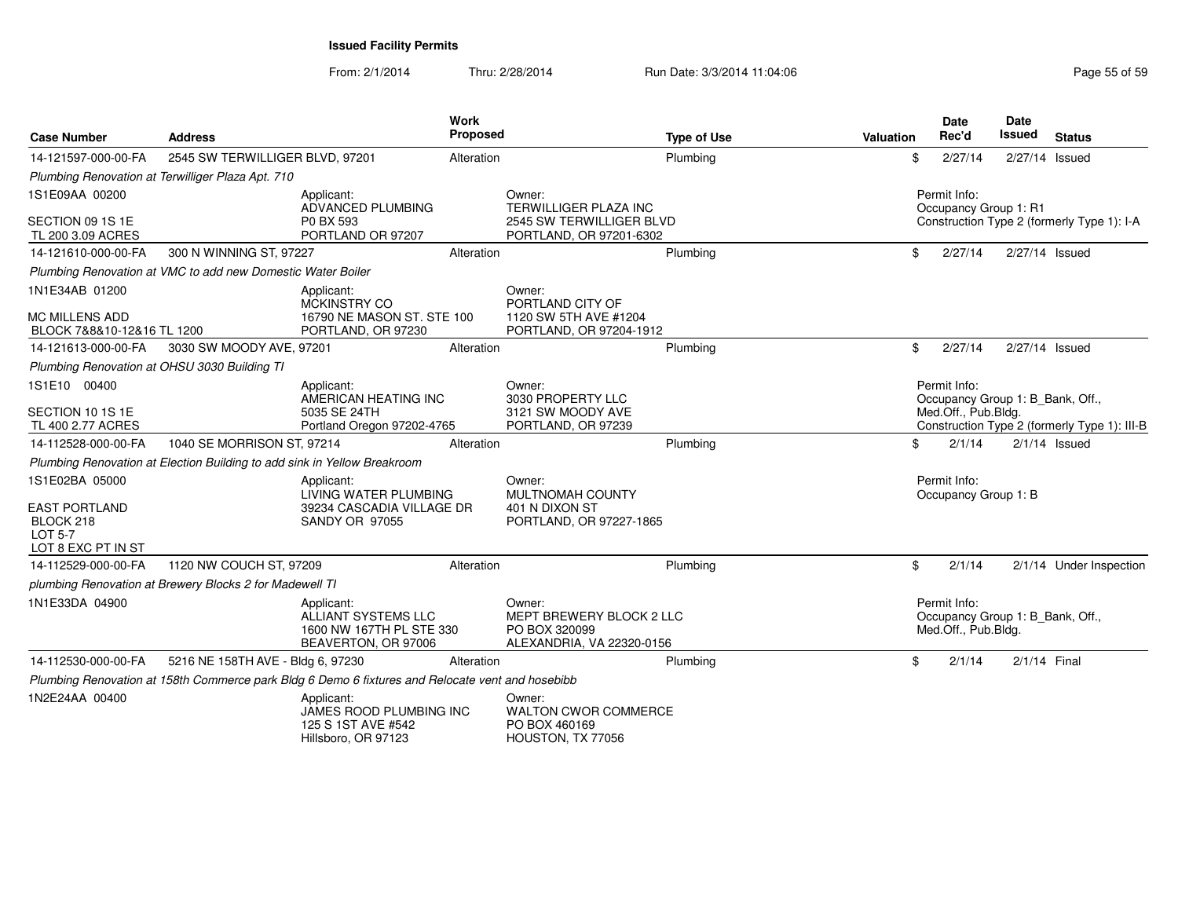**Issued Facility Permits**

From: 2/1/2014 Thru: 2/28/2014 Run Date: 3/3/2014 11:04:06

| Case Number | Address | Work Proposed | Type of Use | Valuation | Date Rec'd | Date Issued | Status |
|---|---|---|---|---|---|---|---|
| 14-121597-000-00-FA | 2545 SW TERWILLIGER BLVD, 97201 | Alteration | Plumbing | $ | 2/27/14 | 2/27/14 | Issued |

*Plumbing Renovation at Terwilliger Plaza Apt. 710*

1S1E09AA 00200
SECTION 09 1S 1E
TL 200 3.09 ACRES

Applicant:
ADVANCED PLUMBING
P0 BX 593
PORTLAND OR 97207

Owner:
TERWILLIGER PLAZA INC
2545 SW TERWILLIGER BLVD
PORTLAND, OR 97201-6302

Permit Info:
Occupancy Group 1: R1
Construction Type 2 (formerly Type 1): I-A

| Case Number | Address | Work Proposed | Type of Use | Valuation | Date Rec'd | Date Issued | Status |
|---|---|---|---|---|---|---|---|
| 14-121610-000-00-FA | 300 N WINNING ST, 97227 | Alteration | Plumbing | $ | 2/27/14 | 2/27/14 | Issued |

*Plumbing Renovation at VMC to add new Domestic Water Boiler*

1N1E34AB 01200
MC MILLENS ADD
BLOCK 7&8&10-12&16 TL 1200

Applicant:
MCKINSTRY CO
16790 NE MASON ST. STE 100
PORTLAND, OR 97230

Owner:
PORTLAND CITY OF
1120 SW 5TH AVE #1204
PORTLAND, OR 97204-1912

| Case Number | Address | Work Proposed | Type of Use | Valuation | Date Rec'd | Date Issued | Status |
|---|---|---|---|---|---|---|---|
| 14-121613-000-00-FA | 3030 SW MOODY AVE, 97201 | Alteration | Plumbing | $ | 2/27/14 | 2/27/14 | Issued |

*Plumbing Renovation at OHSU 3030 Building TI*

1S1E10 00400
SECTION 10 1S 1E
TL 400 2.77 ACRES

Applicant:
AMERICAN HEATING INC
5035 SE 24TH
Portland Oregon 97202-4765

Owner:
3030 PROPERTY LLC
3121 SW MOODY AVE
PORTLAND, OR 97239

Permit Info:
Occupancy Group 1: B_Bank, Off., Med.Off., Pub.Bldg.
Construction Type 2 (formerly Type 1): III-B

| Case Number | Address | Work Proposed | Type of Use | Valuation | Date Rec'd | Date Issued | Status |
|---|---|---|---|---|---|---|---|
| 14-112528-000-00-FA | 1040 SE MORRISON ST, 97214 | Alteration | Plumbing | $ | 2/1/14 | 2/1/14 | Issued |

*Plumbing Renovation at Election Building to add sink in Yellow Breakroom*

1S1E02BA 05000
EAST PORTLAND
BLOCK 218
LOT 5-7
LOT 8 EXC PT IN ST

Applicant:
LIVING WATER PLUMBING
39234 CASCADIA VILLAGE DR
SANDY OR 97055

Owner:
MULTNOMAH COUNTY
401 N DIXON ST
PORTLAND, OR 97227-1865

Permit Info:
Occupancy Group 1: B

| Case Number | Address | Work Proposed | Type of Use | Valuation | Date Rec'd | Date Issued | Status |
|---|---|---|---|---|---|---|---|
| 14-112529-000-00-FA | 1120 NW COUCH ST, 97209 | Alteration | Plumbing | $ | 2/1/14 | 2/1/14 | Under Inspection |

*plumbing Renovation at Brewery Blocks 2 for Madewell TI*

1N1E33DA 04900

Applicant:
ALLIANT SYSTEMS LLC
1600 NW 167TH PL STE 330
BEAVERTON, OR 97006

Owner:
MEPT BREWERY BLOCK 2 LLC
PO BOX 320099
ALEXANDRIA, VA 22320-0156

Permit Info:
Occupancy Group 1: B_Bank, Off., Med.Off., Pub.Bldg.

| Case Number | Address | Work Proposed | Type of Use | Valuation | Date Rec'd | Date Issued | Status |
|---|---|---|---|---|---|---|---|
| 14-112530-000-00-FA | 5216 NE 158TH AVE - Bldg 6, 97230 | Alteration | Plumbing | $ | 2/1/14 | 2/1/14 | Final |

*Plumbing Renovation at 158th Commerce park Bldg 6 Demo 6 fixtures and Relocate vent and hosebibb*

1N2E24AA 00400

Applicant:
JAMES ROOD PLUMBING INC
125 S 1ST AVE #542
Hillsboro, OR 97123

Owner:
WALTON CWOR COMMERCE
PO BOX 460169
HOUSTON, TX 77056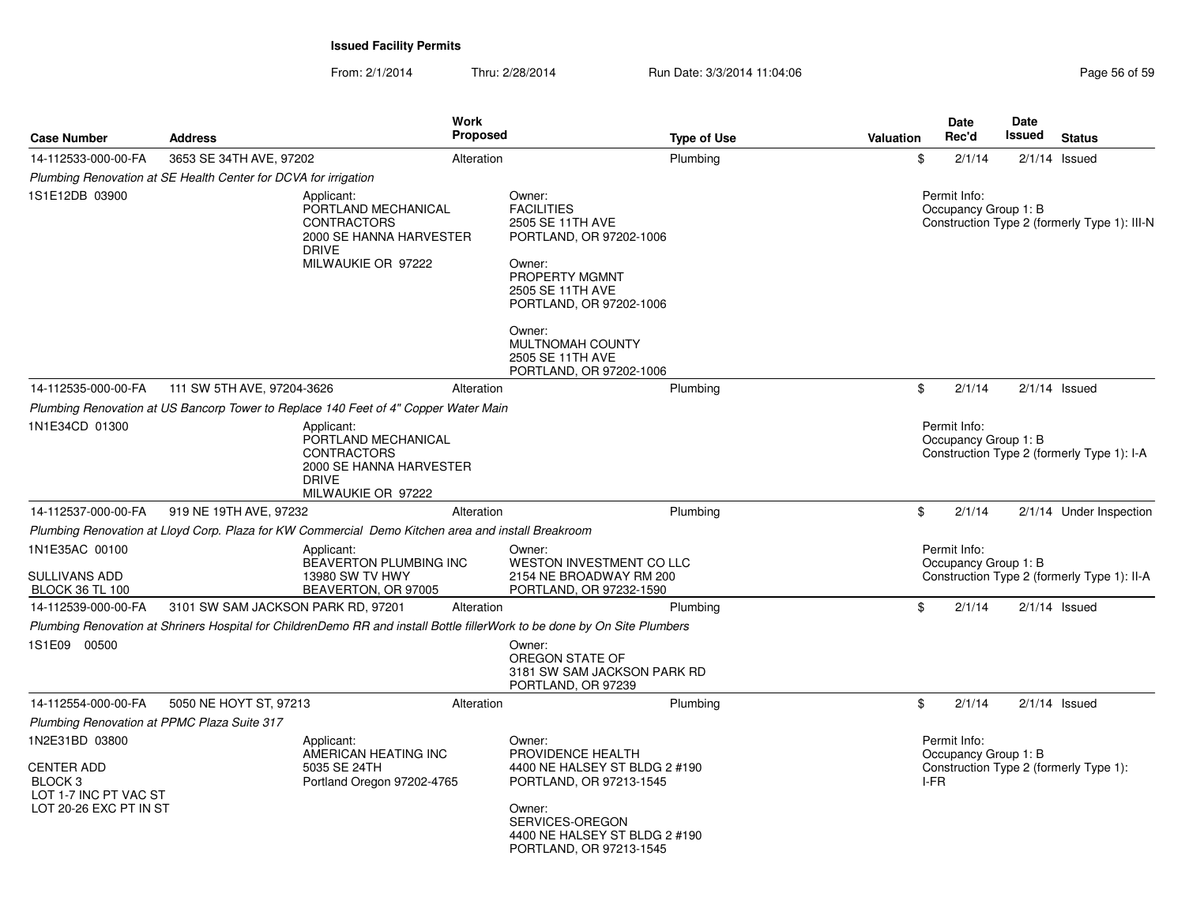**Issued Facility Permits**

From: 2/1/2014 Thru: 2/28/2014 Run Date: 3/3/2014 11:04:06

| Case Number | Address | Work Proposed | Type of Use | Valuation | Date Rec'd | Date Issued | Status |
|---|---|---|---|---|---|---|---|
| 14-112533-000-00-FA | 3653 SE 34TH AVE, 97202 | Alteration | Plumbing | $ | 2/1/14 | 2/1/14 | Issued |

*Plumbing Renovation at SE Health Center for DCVA for irrigation*

1S1E12DB 03900

Applicant:
PORTLAND MECHANICAL CONTRACTORS
2000 SE HANNA HARVESTER DRIVE
MILWAUKIE OR 97222

Owner:
FACILITIES
2505 SE 11TH AVE
PORTLAND, OR 97202-1006

Owner:
PROPERTY MGMNT
2505 SE 11TH AVE
PORTLAND, OR 97202-1006

Owner:
MULTNOMAH COUNTY
2505 SE 11TH AVE
PORTLAND, OR 97202-1006

Permit Info:
Occupancy Group 1: B
Construction Type 2 (formerly Type 1): III-N

| Case Number | Address | Work Proposed | Type of Use | Valuation | Date Rec'd | Date Issued | Status |
|---|---|---|---|---|---|---|---|
| 14-112535-000-00-FA | 111 SW 5TH AVE, 97204-3626 | Alteration | Plumbing | $ | 2/1/14 | 2/1/14 | Issued |

*Plumbing Renovation at US Bancorp Tower to Replace 140 Feet of 4" Copper Water Main*

1N1E34CD 01300

Applicant:
PORTLAND MECHANICAL CONTRACTORS
2000 SE HANNA HARVESTER DRIVE
MILWAUKIE OR 97222

Permit Info:
Occupancy Group 1: B
Construction Type 2 (formerly Type 1): I-A

| Case Number | Address | Work Proposed | Type of Use | Valuation | Date Rec'd | Date Issued | Status |
|---|---|---|---|---|---|---|---|
| 14-112537-000-00-FA | 919 NE 19TH AVE, 97232 | Alteration | Plumbing | $ | 2/1/14 | 2/1/14 | Under Inspection |

*Plumbing Renovation at Lloyd Corp. Plaza for KW Commercial Demo Kitchen area and install Breakroom*

1N1E35AC 00100
SULLIVANS ADD
BLOCK 36 TL 100

Applicant:
BEAVERTON PLUMBING INC
13980 SW TV HWY
BEAVERTON, OR 97005

Owner:
WESTON INVESTMENT CO LLC
2154 NE BROADWAY RM 200
PORTLAND, OR 97232-1590

Permit Info:
Occupancy Group 1: B
Construction Type 2 (formerly Type 1): II-A

| Case Number | Address | Work Proposed | Type of Use | Valuation | Date Rec'd | Date Issued | Status |
|---|---|---|---|---|---|---|---|
| 14-112539-000-00-FA | 3101 SW SAM JACKSON PARK RD, 97201 | Alteration | Plumbing | $ | 2/1/14 | 2/1/14 | Issued |

*Plumbing Renovation at Shriners Hospital for ChildrenDemo RR and install Bottle fillerWork to be done by On Site Plumbers*

1S1E09 00500

Owner:
OREGON STATE OF
3181 SW SAM JACKSON PARK RD
PORTLAND, OR 97239

| Case Number | Address | Work Proposed | Type of Use | Valuation | Date Rec'd | Date Issued | Status |
|---|---|---|---|---|---|---|---|
| 14-112554-000-00-FA | 5050 NE HOYT ST, 97213 | Alteration | Plumbing | $ | 2/1/14 | 2/1/14 | Issued |

*Plumbing Renovation at PPMC Plaza Suite 317*

1N2E31BD 03800
CENTER ADD
BLOCK 3
LOT 1-7 INC PT VAC ST
LOT 20-26 EXC PT IN ST

Applicant:
AMERICAN HEATING INC
5035 SE 24TH
Portland Oregon 97202-4765

Owner:
PROVIDENCE HEALTH
4400 NE HALSEY ST BLDG 2 #190
PORTLAND, OR 97213-1545

Owner:
SERVICES-OREGON
4400 NE HALSEY ST BLDG 2 #190
PORTLAND, OR 97213-1545

Permit Info:
Occupancy Group 1: B
Construction Type 2 (formerly Type 1): I-FR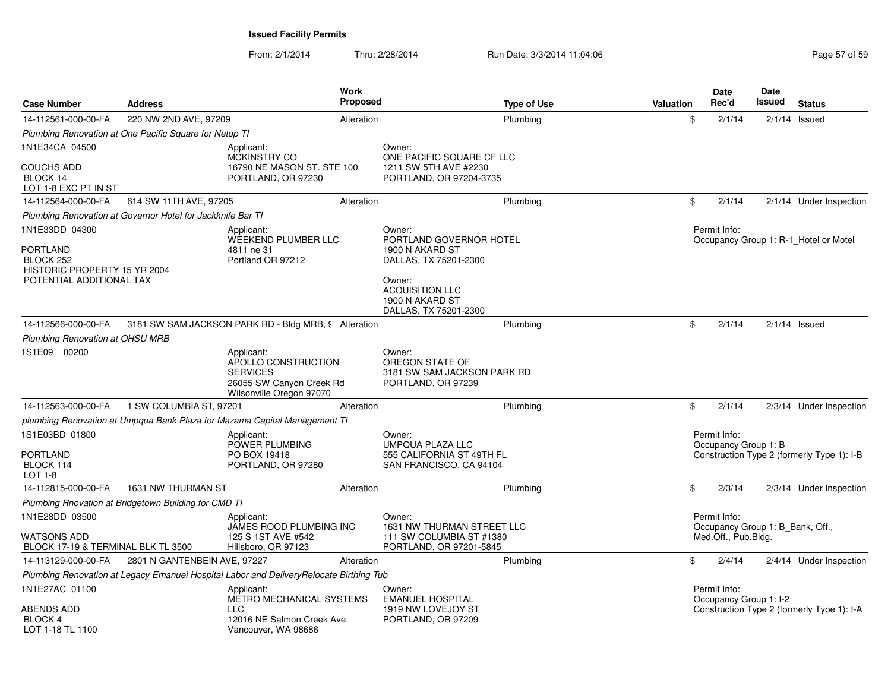# Issued Facility Permits

From: 2/1/2014 Thru: 2/28/2014 Run Date: 3/3/2014 11:04:06

| Case Number | Address | Work Proposed | Type of Use | Valuation | Date Rec'd | Date Issued | Status |
|---|---|---|---|---|---|---|---|
| 14-112561-000-00-FA | 220 NW 2ND AVE, 97209 | Alteration | Plumbing | $ | 2/1/14 | 2/1/14 | Issued |
| *Plumbing Renovation at One Pacific Square for Netop TI* | | | | | | | |
| 1N1E34CA 04500<br>COUCHS ADD<br>BLOCK 14<br>LOT 1-8 EXC PT IN ST | Applicant:<br>MCKINSTRY CO<br>16790 NE MASON ST. STE 100<br>PORTLAND, OR 97230 | | Owner:<br>ONE PACIFIC SQUARE CF LLC<br>1211 SW 5TH AVE #2230<br>PORTLAND, OR 97204-3735 | | | | |
| 14-112564-000-00-FA | 614 SW 11TH AVE, 97205 | Alteration | Plumbing | $ | 2/1/14 | 2/1/14 | Under Inspection |
| *Plumbing Renovation at Governor Hotel for Jackknife Bar TI* | | | | | | | |
| 1N1E33DD 04300<br>PORTLAND<br>BLOCK 252<br>HISTORIC PROPERTY 15 YR 2004<br>POTENTIAL ADDITIONAL TAX | Applicant:<br>WEEKEND PLUMBER LLC<br>4811 ne 31<br>Portland OR 97212 | | Owner:<br>PORTLAND GOVERNOR HOTEL<br>1900 N AKARD ST<br>DALLAS, TX 75201-2300<br>Owner:<br>ACQUISITION LLC<br>1900 N AKARD ST<br>DALLAS, TX 75201-2300 | | Permit Info:<br>Occupancy Group 1: R-1_Hotel or Motel | | |
| 14-112566-000-00-FA | 3181 SW SAM JACKSON PARK RD - Bldg MRB, 9 | Alteration | Plumbing | $ | 2/1/14 | 2/1/14 | Issued |
| *Plumbing Renovation at OHSU MRB* | | | | | | | |
| 1S1E09 00200 | Applicant:<br>APOLLO CONSTRUCTION SERVICES<br>26055 SW Canyon Creek Rd<br>Wilsonville Oregon 97070 | | Owner:<br>OREGON STATE OF<br>3181 SW SAM JACKSON PARK RD<br>PORTLAND, OR 97239 | | | | |
| 14-112563-000-00-FA | 1 SW COLUMBIA ST, 97201 | Alteration | Plumbing | $ | 2/1/14 | 2/3/14 | Under Inspection |
| *plumbing Renovation at Umpqua Bank Plaza for Mazama Capital Management TI* | | | | | | | |
| 1S1E03BD 01800<br>PORTLAND<br>BLOCK 114<br>LOT 1-8 | Applicant:<br>POWER PLUMBING<br>PO BOX 19418<br>PORTLAND, OR 97280 | | Owner:<br>UMPQUA PLAZA LLC<br>555 CALIFORNIA ST 49TH FL<br>SAN FRANCISCO, CA 94104 | | Permit Info:<br>Occupancy Group 1: B<br>Construction Type 2 (formerly Type 1): I-B | | |
| 14-112815-000-00-FA | 1631 NW THURMAN ST | Alteration | Plumbing | $ | 2/3/14 | 2/3/14 | Under Inspection |
| *Plumbing Rnovation at Bridgetown Building for CMD TI* | | | | | | | |
| 1N1E28DD 03500<br>WATSONS ADD<br>BLOCK 17-19 & TERMINAL BLK TL 3500 | Applicant:<br>JAMES ROOD PLUMBING INC<br>125 S 1ST AVE #542<br>Hillsboro, OR 97123 | | Owner:<br>1631 NW THURMAN STREET LLC<br>111 SW COLUMBIA ST #1380<br>PORTLAND, OR 97201-5845 | | Permit Info:<br>Occupancy Group 1: B_Bank, Off., Med.Off., Pub.Bldg. | | |
| 14-113129-000-00-FA | 2801 N GANTENBEIN AVE, 97227 | Alteration | Plumbing | $ | 2/4/14 | 2/4/14 | Under Inspection |
| *Plumbing Renovation at Legacy Emanuel Hospital Labor and DeliveryRelocate Birthing Tub* | | | | | | | |
| 1N1E27AC 01100<br>ABENDS ADD<br>BLOCK 4<br>LOT 1-18 TL 1100 | Applicant:<br>METRO MECHANICAL SYSTEMS LLC<br>12016 NE Salmon Creek Ave.<br>Vancouver, WA 98686 | | Owner:<br>EMANUEL HOSPITAL<br>1919 NW LOVEJOY ST<br>PORTLAND, OR 97209 | | Permit Info:<br>Occupancy Group 1: I-2<br>Construction Type 2 (formerly Type 1): I-A | | |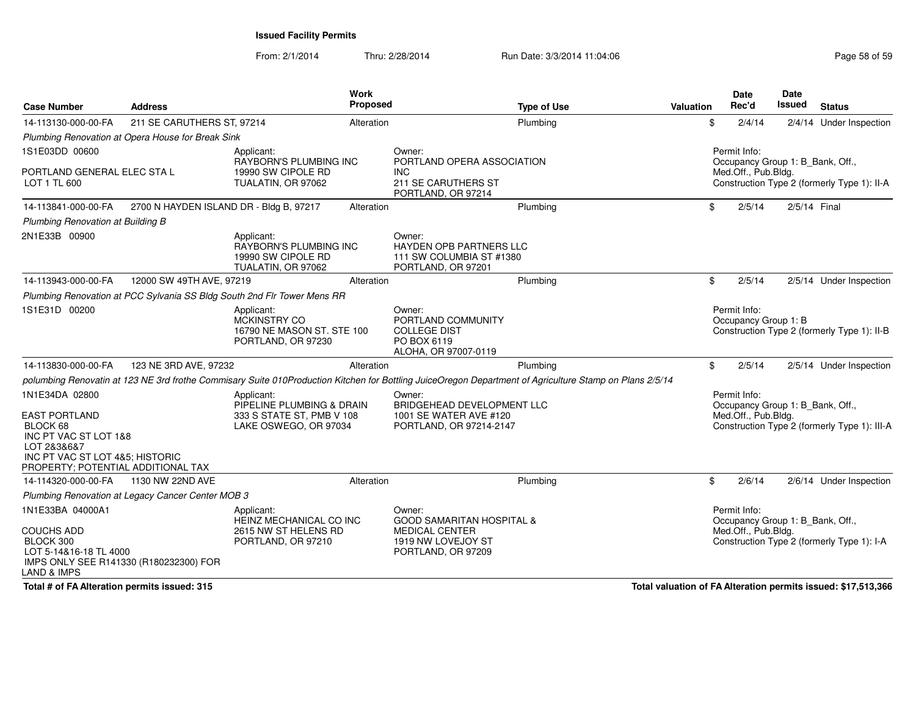**Issued Facility Permits**

From: 2/1/2014 Thru: 2/28/2014 Run Date: 3/3/2014 11:04:06

| Case Number | Address | Work Proposed | Type of Use | Valuation | Date Rec'd | Date Issued | Status |
|---|---|---|---|---|---|---|---|
| 14-113130-000-00-FA | 211 SE CARUTHERS ST, 97214 | Alteration | Plumbing | $ | 2/4/14 | 2/4/14 | Under Inspection |

*Plumbing Renovation at Opera House for Break Sink*

1S1E03DD 00600

PORTLAND GENERAL ELEC STA L
LOT 1 TL 600

Applicant:
RAYBORN'S PLUMBING INC
19990 SW CIPOLE RD
TUALATIN, OR 97062

Owner:
PORTLAND OPERA ASSOCIATION INC
211 SE CARUTHERS ST
PORTLAND, OR 97214

Permit Info:
Occupancy Group 1: B_Bank, Off., Med.Off., Pub.Bldg.
Construction Type 2 (formerly Type 1): II-A

| Case Number | Address | Work Proposed | Type of Use | Valuation | Date Rec'd | Date Issued | Status |
|---|---|---|---|---|---|---|---|
| 14-113841-000-00-FA | 2700 N HAYDEN ISLAND DR - Bldg B, 97217 | Alteration | Plumbing | $ | 2/5/14 | 2/5/14 | Final |

*Plumbing Renovation at Building B*

2N1E33B 00900

Applicant:
RAYBORN'S PLUMBING INC
19990 SW CIPOLE RD
TUALATIN, OR 97062

Owner:
HAYDEN OPB PARTNERS LLC
111 SW COLUMBIA ST #1380
PORTLAND, OR 97201

| Case Number | Address | Work Proposed | Type of Use | Valuation | Date Rec'd | Date Issued | Status |
|---|---|---|---|---|---|---|---|
| 14-113943-000-00-FA | 12000 SW 49TH AVE, 97219 | Alteration | Plumbing | $ | 2/5/14 | 2/5/14 | Under Inspection |

*Plumbing Renovation at PCC Sylvania SS Bldg South 2nd Flr Tower Mens RR*

1S1E31D 00200

Applicant:
MCKINSTRY CO
16790 NE MASON ST. STE 100
PORTLAND, OR 97230

Owner:
PORTLAND COMMUNITY COLLEGE DIST
PO BOX 6119
ALOHA, OR 97007-0119

Permit Info:
Occupancy Group 1: B
Construction Type 2 (formerly Type 1): II-B

| Case Number | Address | Work Proposed | Type of Use | Valuation | Date Rec'd | Date Issued | Status |
|---|---|---|---|---|---|---|---|
| 14-113830-000-00-FA | 123 NE 3RD AVE, 97232 | Alteration | Plumbing | $ | 2/5/14 | 2/5/14 | Under Inspection |

*polumbing Renovatin at 123 NE 3rd frothe Commisary Suite 010Production Kitchen for Bottling JuiceOregon Department of Agriculture Stamp on Plans 2/5/14*

1N1E34DA 02800

EAST PORTLAND
BLOCK 68
INC PT VAC ST LOT 1&8
LOT 2&3&6&7
INC PT VAC ST LOT 4&5; HISTORIC PROPERTY; POTENTIAL ADDITIONAL TAX

Applicant:
PIPELINE PLUMBING & DRAIN
333 S STATE ST, PMB V 108
LAKE OSWEGO, OR 97034

Owner:
BRIDGEHEAD DEVELOPMENT LLC
1001 SE WATER AVE #120
PORTLAND, OR 97214-2147

Permit Info:
Occupancy Group 1: B_Bank, Off., Med.Off., Pub.Bldg.
Construction Type 2 (formerly Type 1): III-A

| Case Number | Address | Work Proposed | Type of Use | Valuation | Date Rec'd | Date Issued | Status |
|---|---|---|---|---|---|---|---|
| 14-114320-000-00-FA | 1130 NW 22ND AVE | Alteration | Plumbing | $ | 2/6/14 | 2/6/14 | Under Inspection |

*Plumbing Renovation at Legacy Cancer Center MOB 3*

1N1E33BA 04000A1

COUCHS ADD
BLOCK 300
LOT 5-14&16-18 TL 4000
IMPS ONLY SEE R141330 (R180232300) FOR LAND & IMPS

Applicant:
HEINZ MECHANICAL CO INC
2615 NW ST HELENS RD
PORTLAND, OR 97210

Owner:
GOOD SAMARITAN HOSPITAL & MEDICAL CENTER
1919 NW LOVEJOY ST
PORTLAND, OR 97209

Permit Info:
Occupancy Group 1: B_Bank, Off., Med.Off., Pub.Bldg.
Construction Type 2 (formerly Type 1): I-A

**Total # of FA Alteration permits issued: 315**

**Total valuation of FA Alteration permits issued: $17,513,366**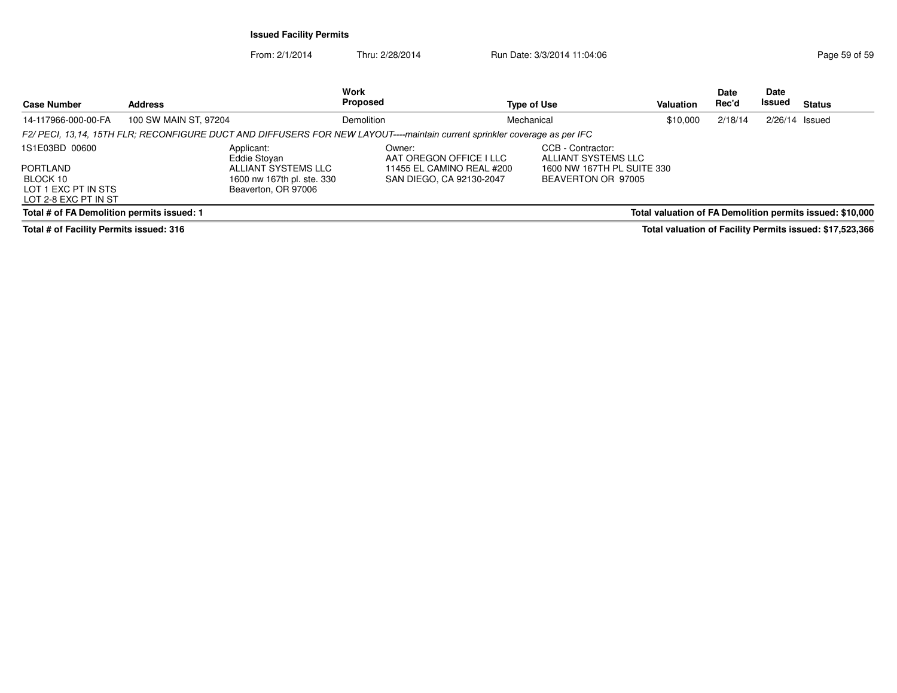**Issued Facility Permits**

From: 2/1/2014 Thru: 2/28/2014 Run Date: 3/3/2014 11:04:06

| Case Number | Address | Work Proposed | Type of Use | Valuation | Date Rec'd | Date Issued | Status |
|---|---|---|---|---|---|---|---|
| 14-117966-000-00-FA | 100 SW MAIN ST, 97204 | Demolition | Mechanical | $10,000 | 2/18/14 | 2/26/14 | Issued |

*F2/ PECI, 13,14, 15TH FLR; RECONFIGURE DUCT AND DIFFUSERS FOR NEW LAYOUT----maintain current sprinkler coverage as per IFC*

| | Applicant: | Owner: | CCB - Contractor: |
|---|---|---|---|
| 1S1E03BD 00600 | Eddie Stoyan | AAT OREGON OFFICE I LLC | ALLIANT SYSTEMS LLC |
| PORTLAND | ALLIANT SYSTEMS LLC | 11455 EL CAMINO REAL #200 | 1600 NW 167TH PL SUITE 330 |
| BLOCK 10 | 1600 nw 167th pl. ste. 330 | SAN DIEGO, CA 92130-2047 | BEAVERTON OR 97005 |
| LOT 1 EXC PT IN STS | Beaverton, OR 97006 | | |
| LOT 2-8 EXC PT IN ST | | | |

**Total # of FA Demolition permits issued: 1** — **Total valuation of FA Demolition permits issued: $10,000**

**Total # of Facility Permits issued: 316** — **Total valuation of Facility Permits issued: $17,523,366**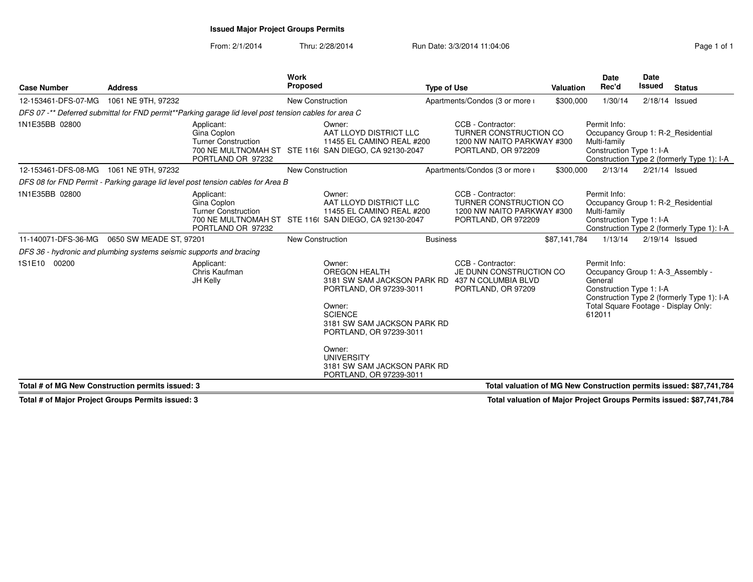# Issued Major Project Groups Permits

From: 2/1/2014 Thru: 2/28/2014 Run Date: 3/3/2014 11:04:06

| Case Number | Address | Work Proposed | Type of Use | Valuation | Date Rec'd | Date Issued | Status |
|---|---|---|---|---|---|---|---|
| 12-153461-DFS-07-MG | 1061 NE 9TH, 97232 | New Construction | Apartments/Condos (3 or more ι | $300,000 | 1/30/14 | 2/18/14 | Issued |

*DFS 07 -** Deferred submittal for FND permit**Parking garage lid level post tension cables for area C*

1N1E35BB 02800

Applicant: Gina Coplon, Turner Construction, 700 NE MULTNOMAH ST STE 116( PORTLAND OR 97232

Owner: AAT LLOYD DISTRICT LLC, 11455 EL CAMINO REAL #200, SAN DIEGO, CA 92130-2047

CCB - Contractor: TURNER CONSTRUCTION CO, 1200 NW NAITO PARKWAY #300, PORTLAND, OR 972209

Permit Info: Occupancy Group 1: R-2_Residential Multi-family; Construction Type 1: I-A; Construction Type 2 (formerly Type 1): I-A

| Case Number | Address | Work Proposed | Type of Use | Valuation | Date Rec'd | Date Issued | Status |
|---|---|---|---|---|---|---|---|
| 12-153461-DFS-08-MG | 1061 NE 9TH, 97232 | New Construction | Apartments/Condos (3 or more ι | $300,000 | 2/13/14 | 2/21/14 | Issued |

*DFS 08 for FND Permit - Parking garage lid level post tension cables for Area B*

1N1E35BB 02800

Applicant: Gina Coplon, Turner Construction, 700 NE MULTNOMAH ST STE 116( PORTLAND OR 97232

Owner: AAT LLOYD DISTRICT LLC, 11455 EL CAMINO REAL #200, SAN DIEGO, CA 92130-2047

CCB - Contractor: TURNER CONSTRUCTION CO, 1200 NW NAITO PARKWAY #300, PORTLAND, OR 972209

Permit Info: Occupancy Group 1: R-2_Residential Multi-family; Construction Type 1: I-A; Construction Type 2 (formerly Type 1): I-A

| Case Number | Address | Work Proposed | Type of Use | Valuation | Date Rec'd | Date Issued | Status |
|---|---|---|---|---|---|---|---|
| 11-140071-DFS-36-MG | 0650 SW MEADE ST, 97201 | New Construction | Business | $87,141,784 | 1/13/14 | 2/19/14 | Issued |

*DFS 36 - hydronic and plumbing systems seismic supports and bracing*

1S1E10 00200

Applicant: Chris Kaufman, JH Kelly

Owner: OREGON HEALTH, 3181 SW SAM JACKSON PARK RD, PORTLAND, OR 97239-3011

Owner: SCIENCE, 3181 SW SAM JACKSON PARK RD, PORTLAND, OR 97239-3011

Owner: UNIVERSITY, 3181 SW SAM JACKSON PARK RD, PORTLAND, OR 97239-3011

CCB - Contractor: JE DUNN CONSTRUCTION CO, 437 N COLUMBIA BLVD, PORTLAND, OR 97209

Permit Info: Occupancy Group 1: A-3_Assembly - General; Construction Type 1: I-A; Construction Type 2 (formerly Type 1): I-A; Total Square Footage - Display Only: 612011

**Total # of MG New Construction permits issued: 3** — **Total valuation of MG New Construction permits issued: $87,741,784**

**Total # of Major Project Groups Permits issued: 3** — **Total valuation of Major Project Groups Permits issued: $87,741,784**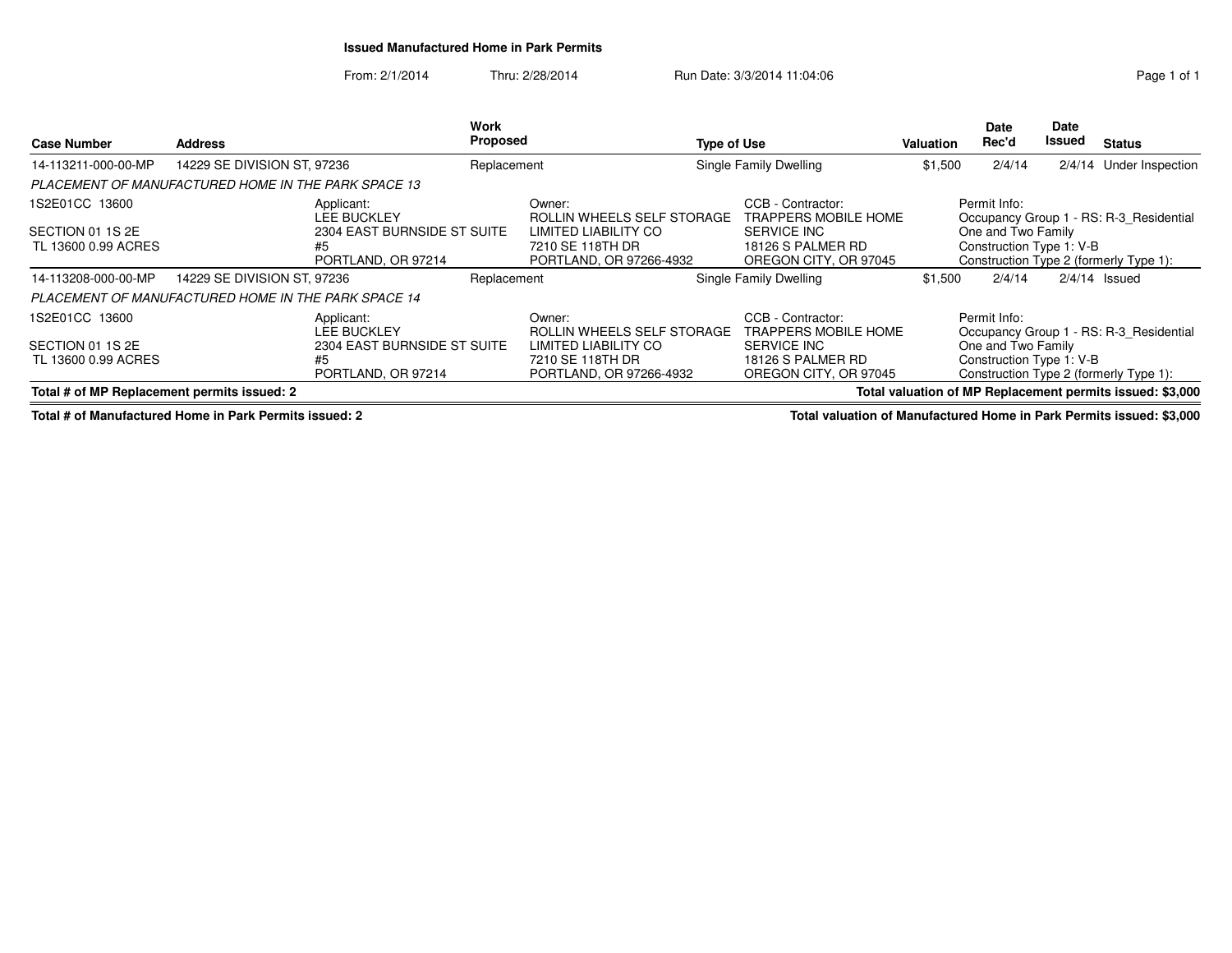**Issued Manufactured Home in Park Permits**

From: 2/1/2014 Thru: 2/28/2014 Run Date: 3/3/2014 11:04:06

| Case Number | Address | Work Proposed | Type of Use | Valuation | Date Rec'd | Date Issued | Status |
|---|---|---|---|---|---|---|---|
| 14-113211-000-00-MP | 14229 SE DIVISION ST, 97236 | Replacement | Single Family Dwelling | $1,500 | 2/4/14 | 2/4/14 | Under Inspection |

*PLACEMENT OF MANUFACTURED HOME IN THE PARK SPACE 13*

1S2E01CC 13600
SECTION 01 1S 2E
TL 13600 0.99 ACRES

Applicant:
LEE BUCKLEY
2304 EAST BURNSIDE ST SUITE #5
PORTLAND, OR 97214

Owner:
ROLLIN WHEELS SELF STORAGE LIMITED LIABILITY CO
7210 SE 118TH DR
PORTLAND, OR 97266-4932

CCB - Contractor:
TRAPPERS MOBILE HOME SERVICE INC
18126 S PALMER RD
OREGON CITY, OR 97045

Permit Info:
Occupancy Group 1 - RS: R-3_Residential One and Two Family
Construction Type 1: V-B
Construction Type 2 (formerly Type 1):

| Case Number | Address | Work Proposed | Type of Use | Valuation | Date Rec'd | Date Issued | Status |
|---|---|---|---|---|---|---|---|
| 14-113208-000-00-MP | 14229 SE DIVISION ST, 97236 | Replacement | Single Family Dwelling | $1,500 | 2/4/14 | 2/4/14 | Issued |

*PLACEMENT OF MANUFACTURED HOME IN THE PARK SPACE 14*

1S2E01CC 13600
SECTION 01 1S 2E
TL 13600 0.99 ACRES

Applicant:
LEE BUCKLEY
2304 EAST BURNSIDE ST SUITE #5
PORTLAND, OR 97214

Owner:
ROLLIN WHEELS SELF STORAGE LIMITED LIABILITY CO
7210 SE 118TH DR
PORTLAND, OR 97266-4932

CCB - Contractor:
TRAPPERS MOBILE HOME SERVICE INC
18126 S PALMER RD
OREGON CITY, OR 97045

Permit Info:
Occupancy Group 1 - RS: R-3_Residential One and Two Family
Construction Type 1: V-B
Construction Type 2 (formerly Type 1):

**Total # of MP Replacement permits issued: 2** — **Total valuation of MP Replacement permits issued: $3,000**

**Total # of Manufactured Home in Park Permits issued: 2** — **Total valuation of Manufactured Home in Park Permits issued: $3,000**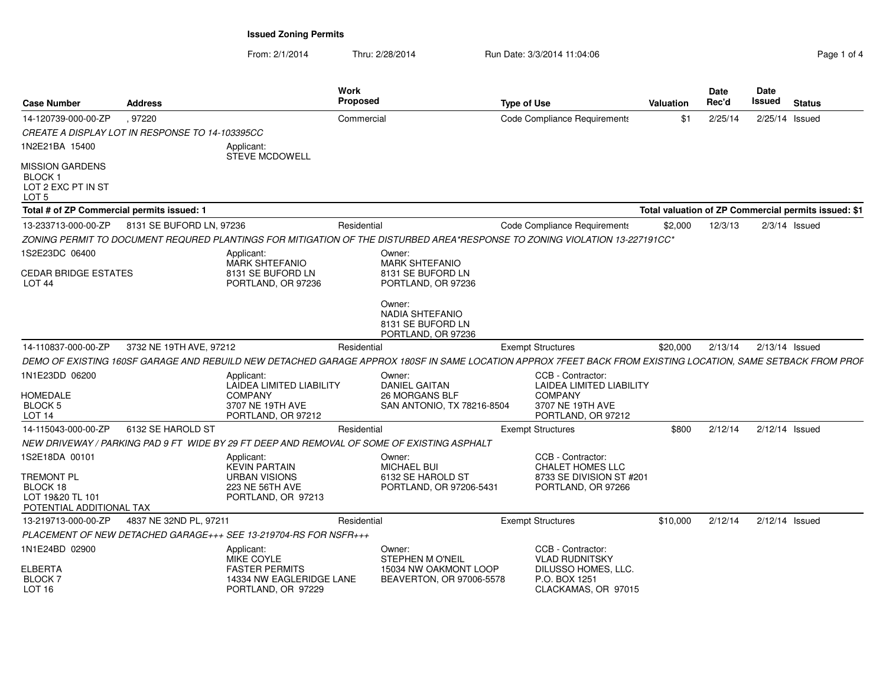**Issued Zoning Permits**

From: 2/1/2014 Thru: 2/28/2014 Run Date: 3/3/2014 11:04:06

| Case Number | Address | Work Proposed | Type of Use | Valuation | Date Rec'd | Date Issued | Status |
|---|---|---|---|---|---|---|---|
| 14-120739-000-00-ZP | , 97220 | Commercial | Code Compliance Requirements | $1 | 2/25/14 | 2/25/14 | Issued |

*CREATE A DISPLAY LOT IN RESPONSE TO 14-103395CC*

1N2E21BA 15400

MISSION GARDENS
BLOCK 1
LOT 2 EXC PT IN ST
LOT 5

Applicant:
STEVE MCDOWELL

**Total # of ZP Commercial permits issued: 1** — **Total valuation of ZP Commercial permits issued: $1**

| Case Number | Address | Work Proposed | Type of Use | Valuation | Date Rec'd | Date Issued | Status |
|---|---|---|---|---|---|---|---|
| 13-233713-000-00-ZP | 8131 SE BUFORD LN, 97236 | Residential | Code Compliance Requirements | $2,000 | 12/3/13 | 2/3/14 | Issued |

*ZONING PERMIT TO DOCUMENT REQURED PLANTINGS FOR MITIGATION OF THE DISTURBED AREA*RESPONSE TO ZONING VIOLATION 13-227191CC*

1S2E23DC 06400

CEDAR BRIDGE ESTATES
LOT 44

Applicant:
MARK SHTEFANIO
8131 SE BUFORD LN
PORTLAND, OR 97236

Owner:
MARK SHTEFANIO
8131 SE BUFORD LN
PORTLAND, OR 97236

Owner:
NADIA SHTEFANIO
8131 SE BUFORD LN
PORTLAND, OR 97236

| Case Number | Address | Work Proposed | Type of Use | Valuation | Date Rec'd | Date Issued | Status |
|---|---|---|---|---|---|---|---|
| 14-110837-000-00-ZP | 3732 NE 19TH AVE, 97212 | Residential | Exempt Structures | $20,000 | 2/13/14 | 2/13/14 | Issued |

*DEMO OF EXISTING 160SF GARAGE AND REBUILD NEW DETACHED GARAGE APPROX 180SF IN SAME LOCATION APPROX 7FEET BACK FROM EXISTING LOCATION, SAME SETBACK FROM PROF*

1N1E23DD 06200

HOMEDALE
BLOCK 5
LOT 14

Applicant:
LAIDEA LIMITED LIABILITY COMPANY
3707 NE 19TH AVE
PORTLAND, OR 97212

Owner:
DANIEL GAITAN
26 MORGANS BLF
SAN ANTONIO, TX 78216-8504

CCB - Contractor:
LAIDEA LIMITED LIABILITY COMPANY
3707 NE 19TH AVE
PORTLAND, OR 97212

| Case Number | Address | Work Proposed | Type of Use | Valuation | Date Rec'd | Date Issued | Status |
|---|---|---|---|---|---|---|---|
| 14-115043-000-00-ZP | 6132 SE HAROLD ST | Residential | Exempt Structures | $800 | 2/12/14 | 2/12/14 | Issued |

*NEW DRIVEWAY / PARKING PAD 9 FT WIDE BY 29 FT DEEP AND REMOVAL OF SOME OF EXISTING ASPHALT*

1S2E18DA 00101

TREMONT PL
BLOCK 18
LOT 19&20 TL 101
POTENTIAL ADDITIONAL TAX

Applicant:
KEVIN PARTAIN
URBAN VISIONS
223 NE 56TH AVE
PORTLAND, OR 97213

Owner:
MICHAEL BUI
6132 SE HAROLD ST
PORTLAND, OR 97206-5431

CCB - Contractor:
CHALET HOMES LLC
8733 SE DIVISION ST #201
PORTLAND, OR 97266

| Case Number | Address | Work Proposed | Type of Use | Valuation | Date Rec'd | Date Issued | Status |
|---|---|---|---|---|---|---|---|
| 13-219713-000-00-ZP | 4837 NE 32ND PL, 97211 | Residential | Exempt Structures | $10,000 | 2/12/14 | 2/12/14 | Issued |

*PLACEMENT OF NEW DETACHED GARAGE+++ SEE 13-219704-RS FOR NSFR+++*

1N1E24BD 02900

ELBERTA
BLOCK 7
LOT 16

Applicant:
MIKE COYLE
FASTER PERMITS
14334 NW EAGLERIDGE LANE
PORTLAND, OR 97229

Owner:
STEPHEN M O'NEIL
15034 NW OAKMONT LOOP
BEAVERTON, OR 97006-5578

CCB - Contractor:
VLAD RUDNITSKY
DILUSSO HOMES, LLC.
P.O. BOX 1251
CLACKAMAS, OR 97015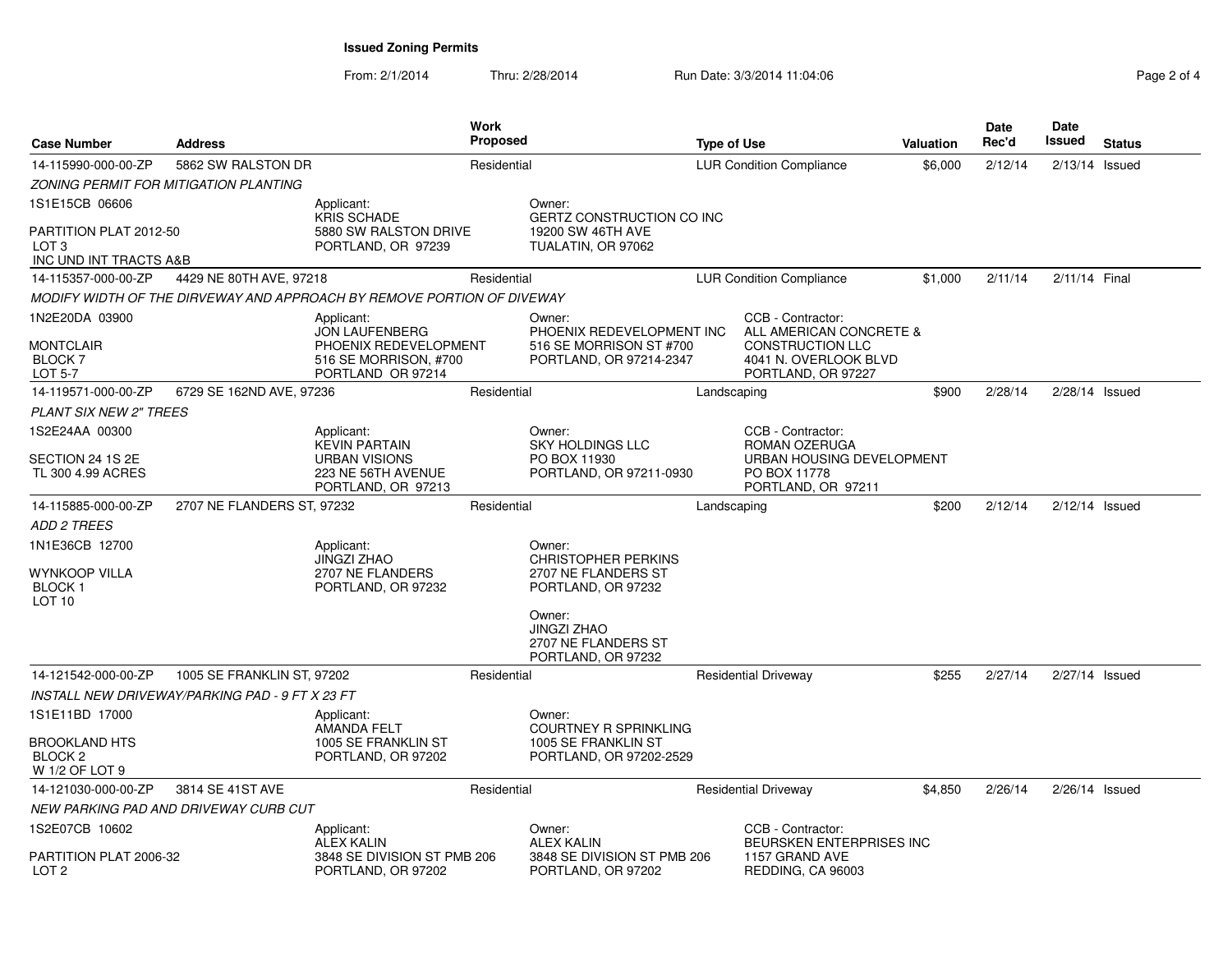**Issued Zoning Permits**

From: 2/1/2014 Thru: 2/28/2014 Run Date: 3/3/2014 11:04:06

| Case Number | Address | Work Proposed | Type of Use | Valuation | Date Rec'd | Date Issued | Status |
|---|---|---|---|---|---|---|---|
| 14-115990-000-00-ZP | 5862 SW RALSTON DR | Residential | LUR Condition Compliance | $6,000 | 2/12/14 | 2/13/14 | Issued |
| *ZONING PERMIT FOR MITIGATION PLANTING* | | | | | | | |
| 1S1E15CB 06606<br>PARTITION PLAT 2012-50<br>LOT 3<br>INC UND INT TRACTS A&B | Applicant:<br>KRIS SCHADE<br>5880 SW RALSTON DRIVE<br>PORTLAND, OR 97239 | Owner:<br>GERTZ CONSTRUCTION CO INC<br>19200 SW 46TH AVE<br>TUALATIN, OR 97062 | | | | | |
| 14-115357-000-00-ZP | 4429 NE 80TH AVE, 97218 | Residential | LUR Condition Compliance | $1,000 | 2/11/14 | 2/11/14 | Final |
| *MODIFY WIDTH OF THE DIRVEWAY AND APPROACH BY REMOVE PORTION OF DIVEWAY* | | | | | | | |
| 1N2E20DA 03900<br>MONTCLAIR<br>BLOCK 7<br>LOT 5-7 | Applicant:<br>JON LAUFENBERG<br>PHOENIX REDEVELOPMENT<br>516 SE MORRISON, #700<br>PORTLAND OR 97214 | Owner:<br>PHOENIX REDEVELOPMENT INC<br>516 SE MORRISON ST #700<br>PORTLAND, OR 97214-2347 | CCB - Contractor:<br>ALL AMERICAN CONCRETE &<br>CONSTRUCTION LLC<br>4041 N. OVERLOOK BLVD<br>PORTLAND, OR 97227 | | | | |
| 14-119571-000-00-ZP | 6729 SE 162ND AVE, 97236 | Residential | Landscaping | $900 | 2/28/14 | 2/28/14 | Issued |
| *PLANT SIX NEW 2" TREES* | | | | | | | |
| 1S2E24AA 00300<br>SECTION 24 1S 2E<br>TL 300 4.99 ACRES | Applicant:<br>KEVIN PARTAIN<br>URBAN VISIONS<br>223 NE 56TH AVENUE<br>PORTLAND, OR 97213 | Owner:<br>SKY HOLDINGS LLC<br>PO BOX 11930<br>PORTLAND, OR 97211-0930 | CCB - Contractor:<br>ROMAN OZERUGA<br>URBAN HOUSING DEVELOPMENT<br>PO BOX 11778<br>PORTLAND, OR 97211 | | | | |
| 14-115885-000-00-ZP | 2707 NE FLANDERS ST, 97232 | Residential | Landscaping | $200 | 2/12/14 | 2/12/14 | Issued |
| *ADD 2 TREES* | | | | | | | |
| 1N1E36CB 12700<br>WYNKOOP VILLA<br>BLOCK 1<br>LOT 10 | Applicant:<br>JINGZI ZHAO<br>2707 NE FLANDERS<br>PORTLAND, OR 97232 | Owner:<br>CHRISTOPHER PERKINS<br>2707 NE FLANDERS ST<br>PORTLAND, OR 97232<br>Owner:<br>JINGZI ZHAO<br>2707 NE FLANDERS ST<br>PORTLAND, OR 97232 | | | | | |
| 14-121542-000-00-ZP | 1005 SE FRANKLIN ST, 97202 | Residential | Residential Driveway | $255 | 2/27/14 | 2/27/14 | Issued |
| *INSTALL NEW DRIVEWAY/PARKING PAD - 9 FT X 23 FT* | | | | | | | |
| 1S1E11BD 17000<br>BROOKLAND HTS<br>BLOCK 2<br>W 1/2 OF LOT 9 | Applicant:<br>AMANDA FELT<br>1005 SE FRANKLIN ST<br>PORTLAND, OR 97202 | Owner:<br>COURTNEY R SPRINKLING<br>1005 SE FRANKLIN ST<br>PORTLAND, OR 97202-2529 | | | | | |
| 14-121030-000-00-ZP | 3814 SE 41ST AVE | Residential | Residential Driveway | $4,850 | 2/26/14 | 2/26/14 | Issued |
| *NEW PARKING PAD AND DRIVEWAY CURB CUT* | | | | | | | |
| 1S2E07CB 10602<br>PARTITION PLAT 2006-32<br>LOT 2 | Applicant:<br>ALEX KALIN<br>3848 SE DIVISION ST PMB 206<br>PORTLAND, OR 97202 | Owner:<br>ALEX KALIN<br>3848 SE DIVISION ST PMB 206<br>PORTLAND, OR 97202 | CCB - Contractor:<br>BEURSKEN ENTERPRISES INC<br>1157 GRAND AVE<br>REDDING, CA 96003 | | | | |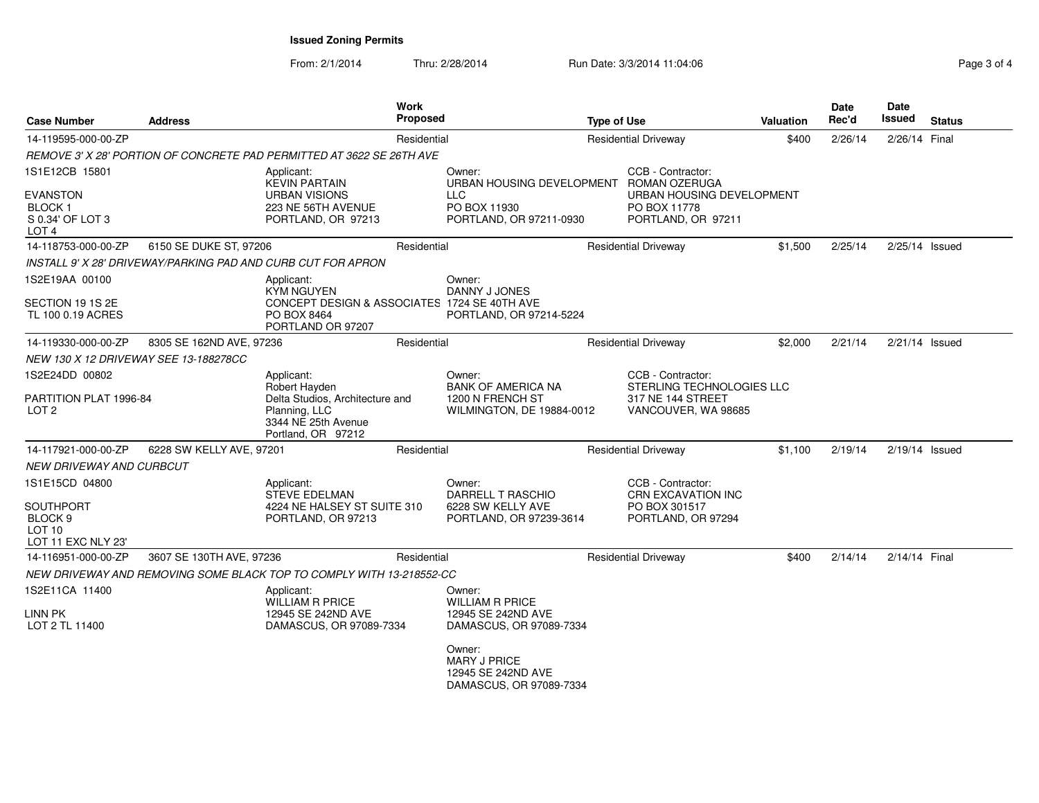# Issued Zoning Permits

From: 2/1/2014 Thru: 2/28/2014 Run Date: 3/3/2014 11:04:06

| Case Number | Address | Work Proposed | Type of Use | Valuation | Date Rec'd | Date Issued | Status |
|---|---|---|---|---|---|---|---|
| 14-119595-000-00-ZP | | Residential | Residential Driveway | $400 | 2/26/14 | 2/26/14 | Final |
| REMOVE 3' X 28' PORTION OF CONCRETE PAD PERMITTED AT 3622 SE 26TH AVE | | | | | | | |
| 1S1E12CB 15801<br>EVANSTON<br>BLOCK 1<br>S 0.34' OF LOT 3<br>LOT 4 | Applicant:<br>KEVIN PARTAIN<br>URBAN VISIONS<br>223 NE 56TH AVENUE<br>PORTLAND, OR 97213 | Owner:<br>URBAN HOUSING DEVELOPMENT LLC<br>PO BOX 11930<br>PORTLAND, OR 97211-0930 | CCB - Contractor:<br>ROMAN OZERUGA<br>URBAN HOUSING DEVELOPMENT<br>PO BOX 11778<br>PORTLAND, OR 97211 | | | | |
| 14-118753-000-00-ZP | 6150 SE DUKE ST, 97206 | Residential | Residential Driveway | $1,500 | 2/25/14 | 2/25/14 | Issued |
| INSTALL 9' X 28' DRIVEWAY/PARKING PAD AND CURB CUT FOR APRON | | | | | | | |
| 1S2E19AA 00100<br>SECTION 19 1S 2E<br>TL 100 0.19 ACRES | Applicant:<br>KYM NGUYEN<br>CONCEPT DESIGN & ASSOCIATES<br>PO BOX 8464<br>PORTLAND OR 97207 | Owner:<br>DANNY J JONES<br>1724 SE 40TH AVE<br>PORTLAND, OR 97214-5224 | | | | | |
| 14-119330-000-00-ZP | 8305 SE 162ND AVE, 97236 | Residential | Residential Driveway | $2,000 | 2/21/14 | 2/21/14 | Issued |
| NEW 130 X 12 DRIVEWAY SEE 13-188278CC | | | | | | | |
| 1S2E24DD 00802<br>PARTITION PLAT 1996-84<br>LOT 2 | Applicant:<br>Robert Hayden<br>Delta Studios, Architecture and Planning, LLC<br>3344 NE 25th Avenue<br>Portland, OR 97212 | Owner:<br>BANK OF AMERICA NA<br>1200 N FRENCH ST<br>WILMINGTON, DE 19884-0012 | CCB - Contractor:<br>STERLING TECHNOLOGIES LLC<br>317 NE 144 STREET<br>VANCOUVER, WA 98685 | | | | |
| 14-117921-000-00-ZP | 6228 SW KELLY AVE, 97201 | Residential | Residential Driveway | $1,100 | 2/19/14 | 2/19/14 | Issued |
| NEW DRIVEWAY AND CURBCUT | | | | | | | |
| 1S1E15CD 04800<br>SOUTHPORT<br>BLOCK 9<br>LOT 10<br>LOT 11 EXC NLY 23' | Applicant:<br>STEVE EDELMAN<br>4224 NE HALSEY ST SUITE 310<br>PORTLAND, OR 97213 | Owner:<br>DARRELL T RASCHIO<br>6228 SW KELLY AVE<br>PORTLAND, OR 97239-3614 | CCB - Contractor:<br>CRN EXCAVATION INC<br>PO BOX 301517<br>PORTLAND, OR 97294 | | | | |
| 14-116951-000-00-ZP | 3607 SE 130TH AVE, 97236 | Residential | Residential Driveway | $400 | 2/14/14 | 2/14/14 | Final |
| NEW DRIVEWAY AND REMOVING SOME BLACK TOP TO COMPLY WITH 13-218552-CC | | | | | | | |
| 1S2E11CA 11400<br>LINN PK<br>LOT 2 TL 11400 | Applicant:<br>WILLIAM R PRICE<br>12945 SE 242ND AVE<br>DAMASCUS, OR 97089-7334 | Owner:<br>WILLIAM R PRICE<br>12945 SE 242ND AVE<br>DAMASCUS, OR 97089-7334<br>Owner:<br>MARY J PRICE<br>12945 SE 242ND AVE<br>DAMASCUS, OR 97089-7334 | | | | | |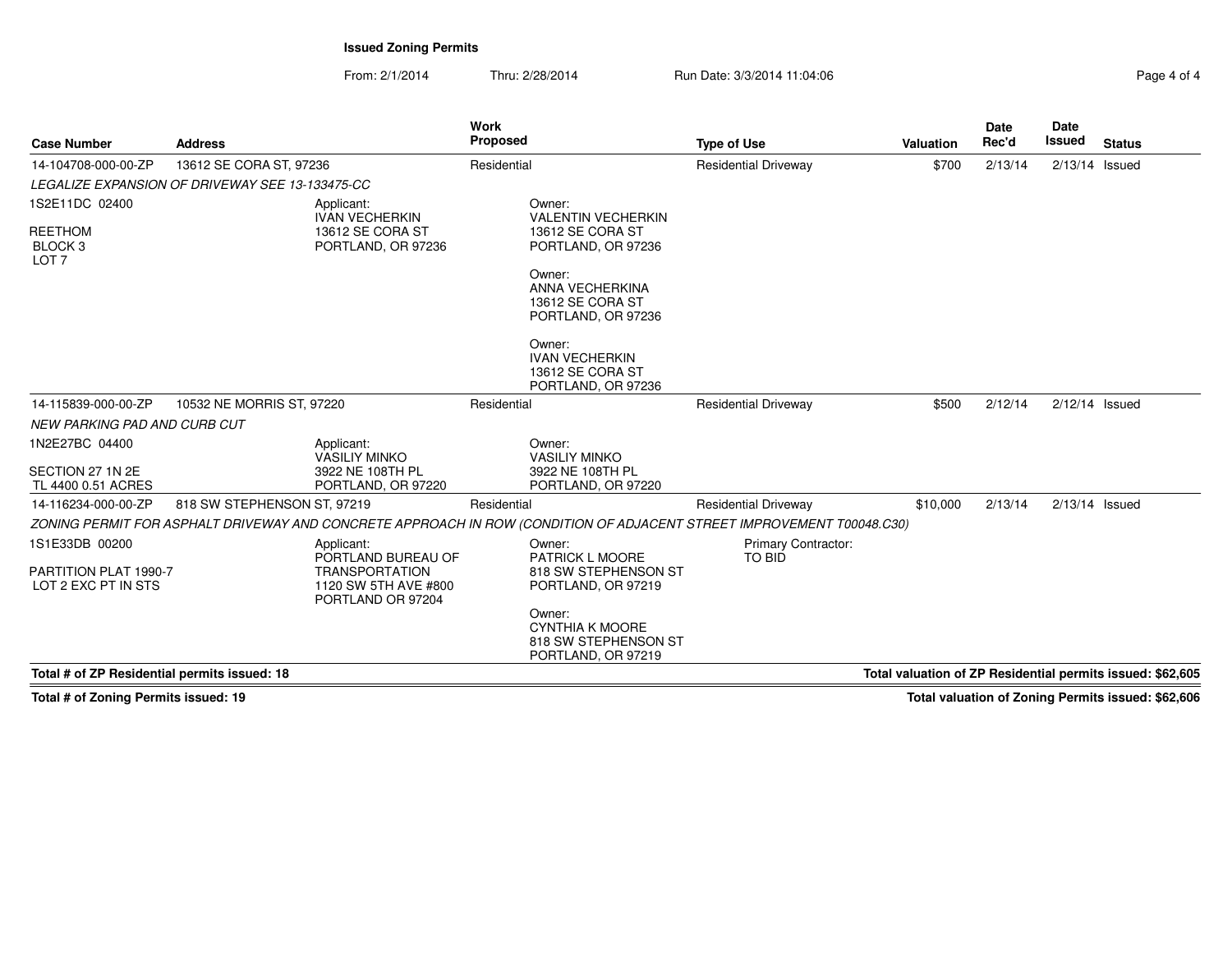**Issued Zoning Permits**

From: 2/1/2014 Thru: 2/28/2014 Run Date: 3/3/2014 11:04:06

| Case Number | Address | Work Proposed | Type of Use | Valuation | Date Rec'd | Date Issued | Status |
|---|---|---|---|---|---|---|---|
| 14-104708-000-00-ZP | 13612 SE CORA ST, 97236 | Residential | Residential Driveway | $700 | 2/13/14 | 2/13/14 | Issued |
| *LEGALIZE EXPANSION OF DRIVEWAY SEE 13-133475-CC* | | | | | | | |
| 1S2E11DC 02400<br>REETHOM<br>BLOCK 3<br>LOT 7 | Applicant:<br>IVAN VECHERKIN<br>13612 SE CORA ST<br>PORTLAND, OR 97236 | Owner:<br>VALENTIN VECHERKIN<br>13612 SE CORA ST<br>PORTLAND, OR 97236<br>Owner:<br>ANNA VECHERKINA<br>13612 SE CORA ST<br>PORTLAND, OR 97236<br>Owner:<br>IVAN VECHERKIN<br>13612 SE CORA ST<br>PORTLAND, OR 97236 | | | | | |
| 14-115839-000-00-ZP | 10532 NE MORRIS ST, 97220 | Residential | Residential Driveway | $500 | 2/12/14 | 2/12/14 | Issued |
| *NEW PARKING PAD AND CURB CUT* | | | | | | | |
| 1N2E27BC 04400<br>SECTION 27 1N 2E<br>TL 4400 0.51 ACRES | Applicant:<br>VASILIY MINKO<br>3922 NE 108TH PL<br>PORTLAND, OR 97220 | Owner:<br>VASILIY MINKO<br>3922 NE 108TH PL<br>PORTLAND, OR 97220 | | | | | |
| 14-116234-000-00-ZP | 818 SW STEPHENSON ST, 97219 | Residential | Residential Driveway | $10,000 | 2/13/14 | 2/13/14 | Issued |
| *ZONING PERMIT FOR ASPHALT DRIVEWAY AND CONCRETE APPROACH IN ROW (CONDITION OF ADJACENT STREET IMPROVEMENT T00048.C30)* | | | | | | | |
| 1S1E33DB 00200<br>PARTITION PLAT 1990-7<br>LOT 2 EXC PT IN STS | Applicant:<br>PORTLAND BUREAU OF TRANSPORTATION<br>1120 SW 5TH AVE #800<br>PORTLAND OR 97204 | Owner:<br>PATRICK L MOORE<br>818 SW STEPHENSON ST<br>PORTLAND, OR 97219<br>Owner:<br>CYNTHIA K MOORE<br>818 SW STEPHENSON ST<br>PORTLAND, OR 97219 | Primary Contractor:<br>TO BID | | | | |

**Total # of ZP Residential permits issued: 18** — **Total valuation of ZP Residential permits issued: $62,605**

**Total # of Zoning Permits issued: 19** — **Total valuation of Zoning Permits issued: $62,606**